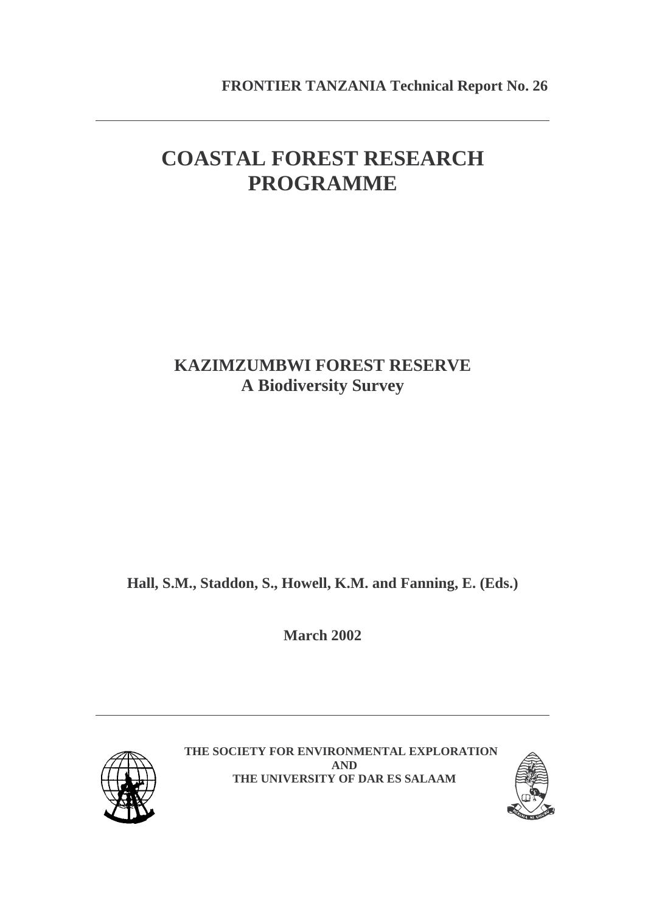**FRONTIER TANZANIA Technical Report No. 26**

# COASTAL FOREST RESEARCH PROGRAMME

## KAZIMZUMBWI FOREST RESERVE
## A Biodiversity Survey

**Hall, S.M., Staddon, S., Howell, K.M. and Fanning, E. (Eds.)**

**March 2002**

**THE SOCIETY FOR ENVIRONMENTAL EXPLORATION**
**AND**
**THE UNIVERSITY OF DAR ES SALAAM**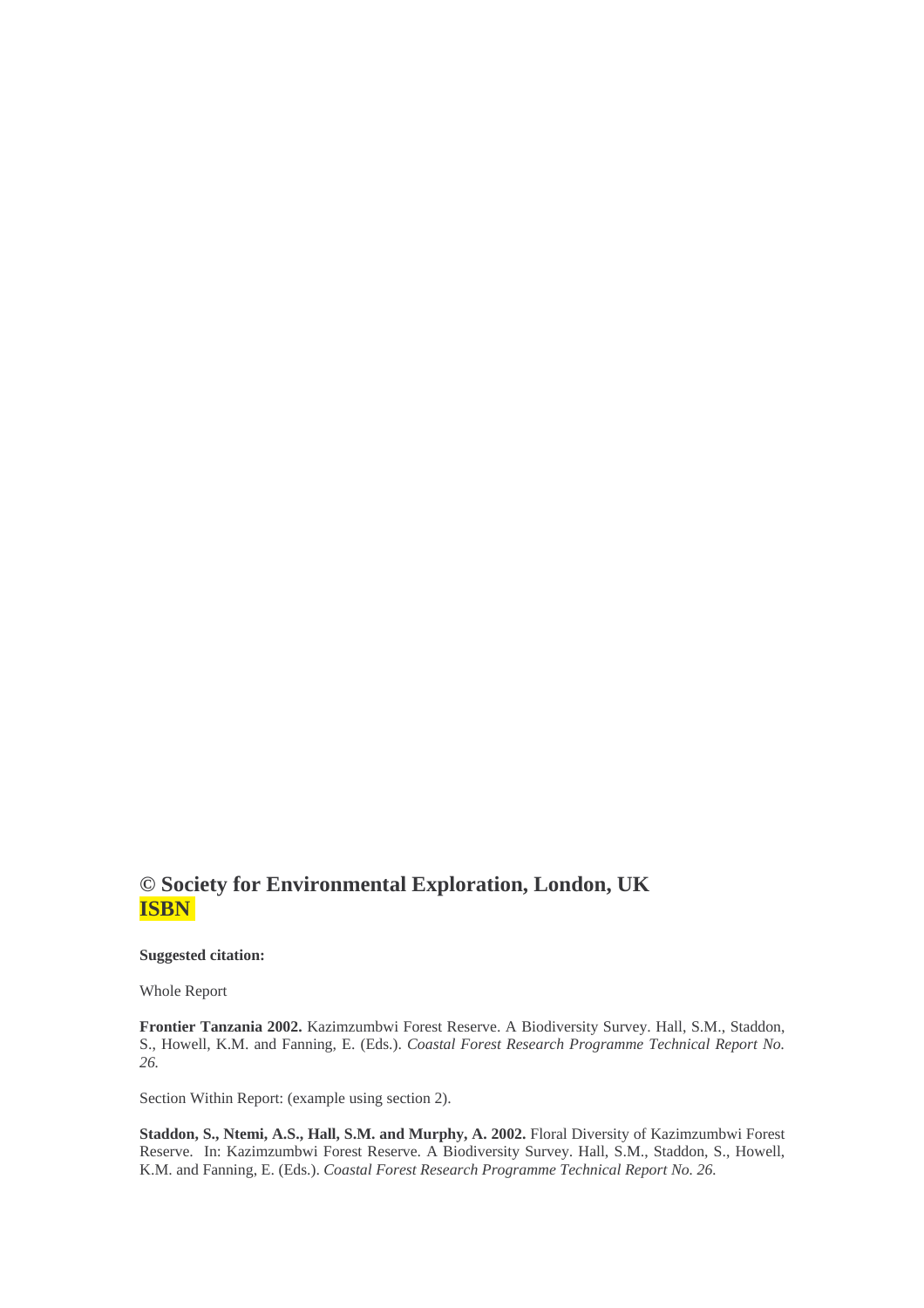**© Society for Environmental Exploration, London, UK**
**ISBN**

**Suggested citation:**

Whole Report

**Frontier Tanzania 2002.** Kazimzumbwi Forest Reserve. A Biodiversity Survey. Hall, S.M., Staddon, S., Howell, K.M. and Fanning, E. (Eds.). *Coastal Forest Research Programme Technical Report No. 26.*

Section Within Report: (example using section 2).

**Staddon, S., Ntemi, A.S., Hall, S.M. and Murphy, A. 2002.** Floral Diversity of Kazimzumbwi Forest Reserve. In: Kazimzumbwi Forest Reserve. A Biodiversity Survey. Hall, S.M., Staddon, S., Howell, K.M. and Fanning, E. (Eds.). *Coastal Forest Research Programme Technical Report No. 26.*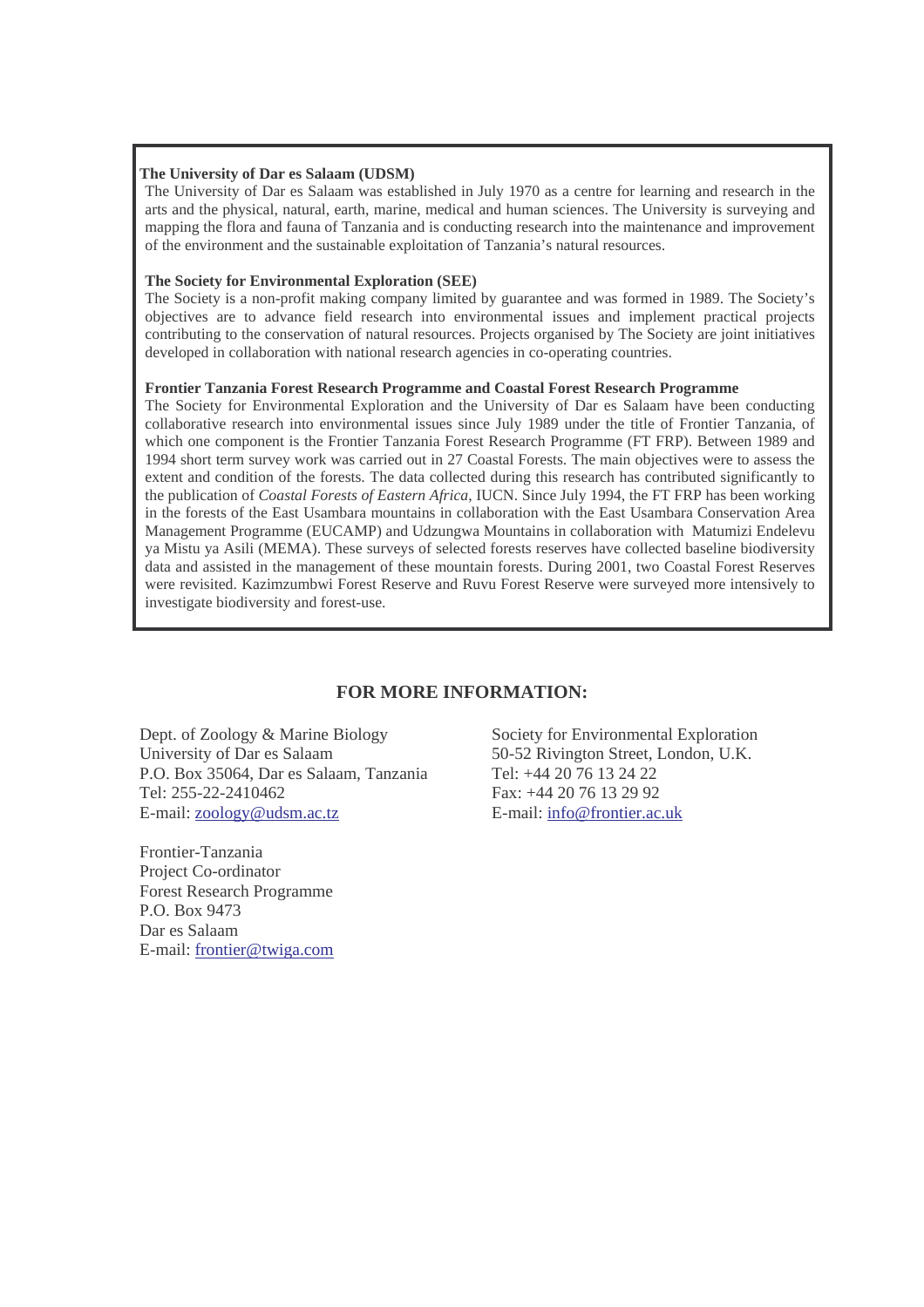**The University of Dar es Salaam (UDSM)**

The University of Dar es Salaam was established in July 1970 as a centre for learning and research in the arts and the physical, natural, earth, marine, medical and human sciences. The University is surveying and mapping the flora and fauna of Tanzania and is conducting research into the maintenance and improvement of the environment and the sustainable exploitation of Tanzania's natural resources.

**The Society for Environmental Exploration (SEE)**

The Society is a non-profit making company limited by guarantee and was formed in 1989. The Society's objectives are to advance field research into environmental issues and implement practical projects contributing to the conservation of natural resources. Projects organised by The Society are joint initiatives developed in collaboration with national research agencies in co-operating countries.

**Frontier Tanzania Forest Research Programme and Coastal Forest Research Programme**

The Society for Environmental Exploration and the University of Dar es Salaam have been conducting collaborative research into environmental issues since July 1989 under the title of Frontier Tanzania, of which one component is the Frontier Tanzania Forest Research Programme (FT FRP). Between 1989 and 1994 short term survey work was carried out in 27 Coastal Forests. The main objectives were to assess the extent and condition of the forests. The data collected during this research has contributed significantly to the publication of *Coastal Forests of Eastern Africa*, IUCN. Since July 1994, the FT FRP has been working in the forests of the East Usambara mountains in collaboration with the East Usambara Conservation Area Management Programme (EUCAMP) and Udzungwa Mountains in collaboration with Matumizi Endelevu ya Mistu ya Asili (MEMA). These surveys of selected forests reserves have collected baseline biodiversity data and assisted in the management of these mountain forests. During 2001, two Coastal Forest Reserves were revisited. Kazimzumbwi Forest Reserve and Ruvu Forest Reserve were surveyed more intensively to investigate biodiversity and forest-use.

## FOR MORE INFORMATION:

Dept. of Zoology & Marine Biology
University of Dar es Salaam
P.O. Box 35064, Dar es Salaam, Tanzania
Tel: 255-22-2410462
E-mail: zoology@udsm.ac.tz

Society for Environmental Exploration
50-52 Rivington Street, London, U.K.
Tel: +44 20 76 13 24 22
Fax: +44 20 76 13 29 92
E-mail: info@frontier.ac.uk

Frontier-Tanzania
Project Co-ordinator
Forest Research Programme
P.O. Box 9473
Dar es Salaam
E-mail: frontier@twiga.com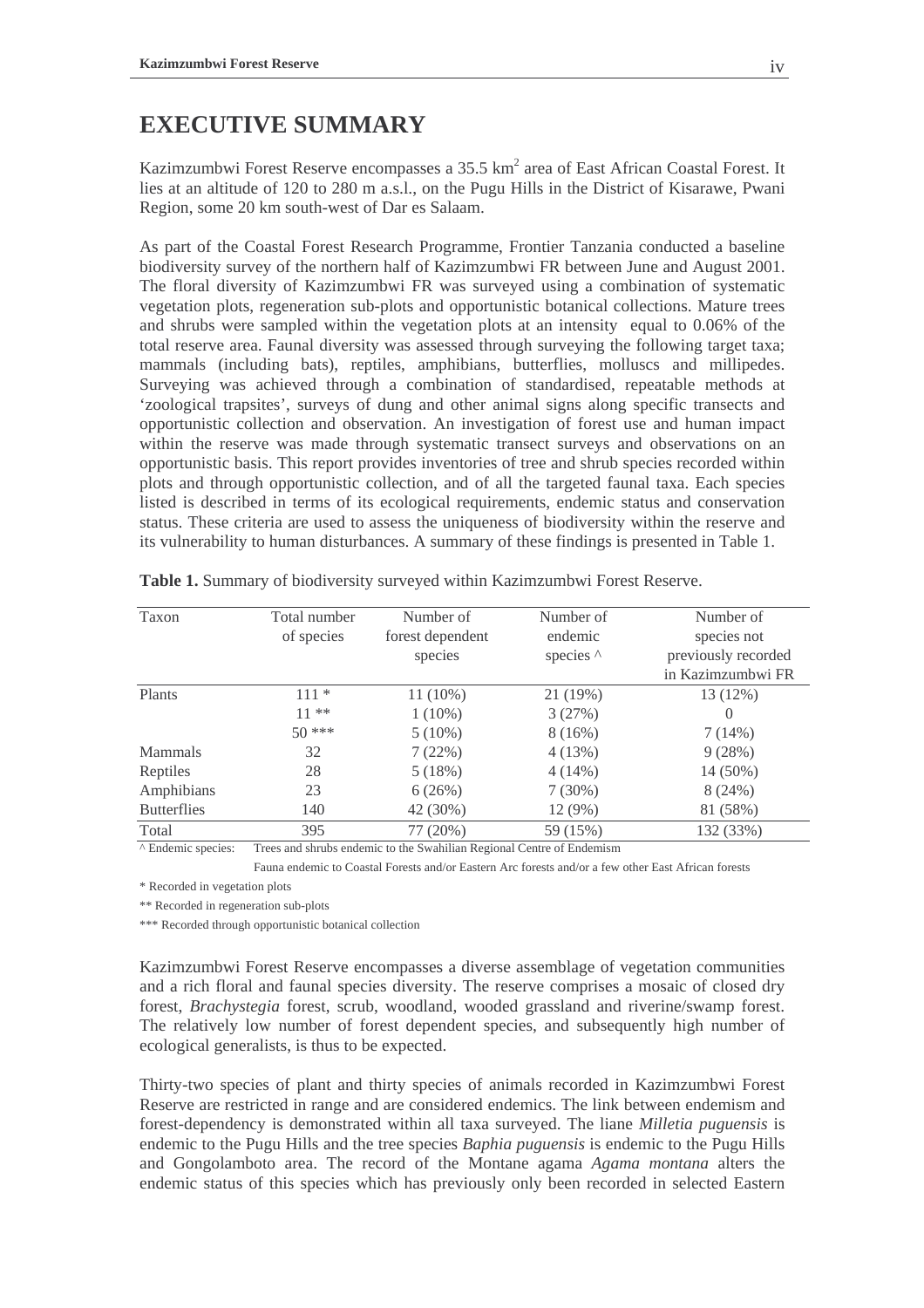# EXECUTIVE SUMMARY

Kazimzumbwi Forest Reserve encompasses a 35.5 km$^2$ area of East African Coastal Forest. It lies at an altitude of 120 to 280 m a.s.l., on the Pugu Hills in the District of Kisarawe, Pwani Region, some 20 km south-west of Dar es Salaam.

As part of the Coastal Forest Research Programme, Frontier Tanzania conducted a baseline biodiversity survey of the northern half of Kazimzumbwi FR between June and August 2001. The floral diversity of Kazimzumbwi FR was surveyed using a combination of systematic vegetation plots, regeneration sub-plots and opportunistic botanical collections. Mature trees and shrubs were sampled within the vegetation plots at an intensity equal to 0.06% of the total reserve area. Faunal diversity was assessed through surveying the following target taxa; mammals (including bats), reptiles, amphibians, butterflies, molluscs and millipedes. Surveying was achieved through a combination of standardised, repeatable methods at 'zoological trapsites', surveys of dung and other animal signs along specific transects and opportunistic collection and observation. An investigation of forest use and human impact within the reserve was made through systematic transect surveys and observations on an opportunistic basis. This report provides inventories of tree and shrub species recorded within plots and through opportunistic collection, and of all the targeted faunal taxa. Each species listed is described in terms of its ecological requirements, endemic status and conservation status. These criteria are used to assess the uniqueness of biodiversity within the reserve and its vulnerability to human disturbances. A summary of these findings is presented in Table 1.

**Table 1.** Summary of biodiversity surveyed within Kazimzumbwi Forest Reserve.

| Taxon | Total number of species | Number of forest dependent species | Number of endemic species ^ | Number of species not previously recorded in Kazimzumbwi FR |
|---|---|---|---|---|
| Plants | 111 * | 11 (10%) | 21 (19%) | 13 (12%) |
| | 11 ** | 1 (10%) | 3 (27%) | 0 |
| | 50 *** | 5 (10%) | 8 (16%) | 7 (14%) |
| Mammals | 32 | 7 (22%) | 4 (13%) | 9 (28%) |
| Reptiles | 28 | 5 (18%) | 4 (14%) | 14 (50%) |
| Amphibians | 23 | 6 (26%) | 7 (30%) | 8 (24%) |
| Butterflies | 140 | 42 (30%) | 12 (9%) | 81 (58%) |
| Total | 395 | 77 (20%) | 59 (15%) | 132 (33%) |

^ Endemic species: Trees and shrubs endemic to the Swahilian Regional Centre of Endemism

Fauna endemic to Coastal Forests and/or Eastern Arc forests and/or a few other East African forests

* Recorded in vegetation plots

** Recorded in regeneration sub-plots

*** Recorded through opportunistic botanical collection

Kazimzumbwi Forest Reserve encompasses a diverse assemblage of vegetation communities and a rich floral and faunal species diversity. The reserve comprises a mosaic of closed dry forest, *Brachystegia* forest, scrub, woodland, wooded grassland and riverine/swamp forest. The relatively low number of forest dependent species, and subsequently high number of ecological generalists, is thus to be expected.

Thirty-two species of plant and thirty species of animals recorded in Kazimzumbwi Forest Reserve are restricted in range and are considered endemics. The link between endemism and forest-dependency is demonstrated within all taxa surveyed. The liane *Milletia puguensis* is endemic to the Pugu Hills and the tree species *Baphia puguensis* is endemic to the Pugu Hills and Gongolamboto area. The record of the Montane agama *Agama montana* alters the endemic status of this species which has previously only been recorded in selected Eastern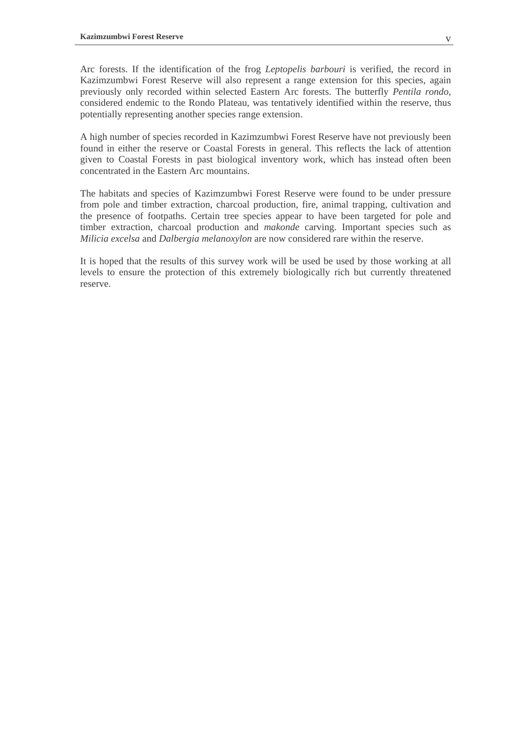Arc forests. If the identification of the frog *Leptopelis barbouri* is verified, the record in Kazimzumbwi Forest Reserve will also represent a range extension for this species, again previously only recorded within selected Eastern Arc forests. The butterfly *Pentila rondo*, considered endemic to the Rondo Plateau, was tentatively identified within the reserve, thus potentially representing another species range extension.

A high number of species recorded in Kazimzumbwi Forest Reserve have not previously been found in either the reserve or Coastal Forests in general. This reflects the lack of attention given to Coastal Forests in past biological inventory work, which has instead often been concentrated in the Eastern Arc mountains.

The habitats and species of Kazimzumbwi Forest Reserve were found to be under pressure from pole and timber extraction, charcoal production, fire, animal trapping, cultivation and the presence of footpaths. Certain tree species appear to have been targeted for pole and timber extraction, charcoal production and *makonde* carving. Important species such as *Milicia excelsa* and *Dalbergia melanoxylon* are now considered rare within the reserve.

It is hoped that the results of this survey work will be used be used by those working at all levels to ensure the protection of this extremely biologically rich but currently threatened reserve.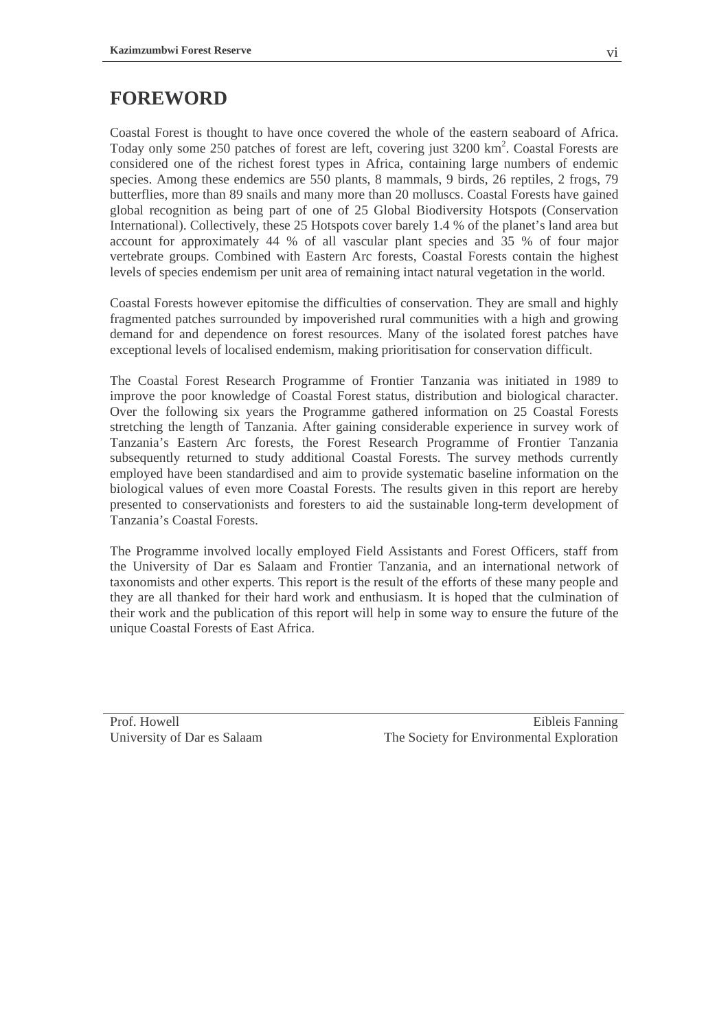# FOREWORD

Coastal Forest is thought to have once covered the whole of the eastern seaboard of Africa. Today only some 250 patches of forest are left, covering just 3200 $km^2$. Coastal Forests are considered one of the richest forest types in Africa, containing large numbers of endemic species. Among these endemics are 550 plants, 8 mammals, 9 birds, 26 reptiles, 2 frogs, 79 butterflies, more than 89 snails and many more than 20 molluscs. Coastal Forests have gained global recognition as being part of one of 25 Global Biodiversity Hotspots (Conservation International). Collectively, these 25 Hotspots cover barely 1.4 % of the planet's land area but account for approximately 44 % of all vascular plant species and 35 % of four major vertebrate groups. Combined with Eastern Arc forests, Coastal Forests contain the highest levels of species endemism per unit area of remaining intact natural vegetation in the world.

Coastal Forests however epitomise the difficulties of conservation. They are small and highly fragmented patches surrounded by impoverished rural communities with a high and growing demand for and dependence on forest resources. Many of the isolated forest patches have exceptional levels of localised endemism, making prioritisation for conservation difficult.

The Coastal Forest Research Programme of Frontier Tanzania was initiated in 1989 to improve the poor knowledge of Coastal Forest status, distribution and biological character. Over the following six years the Programme gathered information on 25 Coastal Forests stretching the length of Tanzania. After gaining considerable experience in survey work of Tanzania's Eastern Arc forests, the Forest Research Programme of Frontier Tanzania subsequently returned to study additional Coastal Forests. The survey methods currently employed have been standardised and aim to provide systematic baseline information on the biological values of even more Coastal Forests. The results given in this report are hereby presented to conservationists and foresters to aid the sustainable long-term development of Tanzania's Coastal Forests.

The Programme involved locally employed Field Assistants and Forest Officers, staff from the University of Dar es Salaam and Frontier Tanzania, and an international network of taxonomists and other experts. This report is the result of the efforts of these many people and they are all thanked for their hard work and enthusiasm. It is hoped that the culmination of their work and the publication of this report will help in some way to ensure the future of the unique Coastal Forests of East Africa.

Prof. Howell
University of Dar es Salaam

Eibleis Fanning
The Society for Environmental Exploration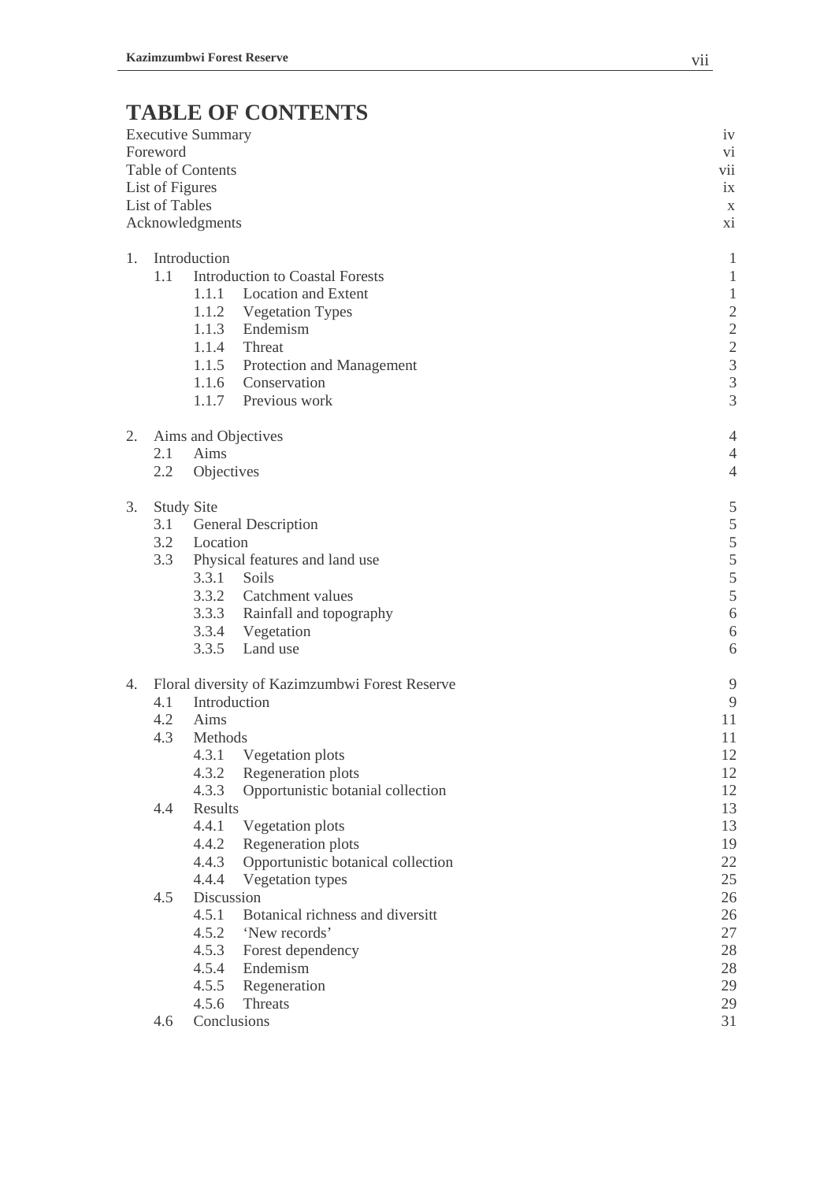# TABLE OF CONTENTS

| | |
|---|---|
| Executive Summary | iv |
| Foreword | vi |
| Table of Contents | vii |
| List of Figures | ix |
| List of Tables | x |
| Acknowledgments | xi |
| | |
| 1. Introduction | 1 |
| 1.1 Introduction to Coastal Forests | 1 |
| 1.1.1 Location and Extent | 1 |
| 1.1.2 Vegetation Types | 2 |
| 1.1.3 Endemism | 2 |
| 1.1.4 Threat | 2 |
| 1.1.5 Protection and Management | 3 |
| 1.1.6 Conservation | 3 |
| 1.1.7 Previous work | 3 |
| | |
| 2. Aims and Objectives | 4 |
| 2.1 Aims | 4 |
| 2.2 Objectives | 4 |
| | |
| 3. Study Site | 5 |
| 3.1 General Description | 5 |
| 3.2 Location | 5 |
| 3.3 Physical features and land use | 5 |
| 3.3.1 Soils | 5 |
| 3.3.2 Catchment values | 5 |
| 3.3.3 Rainfall and topography | 6 |
| 3.3.4 Vegetation | 6 |
| 3.3.5 Land use | 6 |
| | |
| 4. Floral diversity of Kazimzumbwi Forest Reserve | 9 |
| 4.1 Introduction | 9 |
| 4.2 Aims | 11 |
| 4.3 Methods | 11 |
| 4.3.1 Vegetation plots | 12 |
| 4.3.2 Regeneration plots | 12 |
| 4.3.3 Opportunistic botanial collection | 12 |
| 4.4 Results | 13 |
| 4.4.1 Vegetation plots | 13 |
| 4.4.2 Regeneration plots | 19 |
| 4.4.3 Opportunistic botanical collection | 22 |
| 4.4.4 Vegetation types | 25 |
| 4.5 Discussion | 26 |
| 4.5.1 Botanical richness and diversitt | 26 |
| 4.5.2 'New records' | 27 |
| 4.5.3 Forest dependency | 28 |
| 4.5.4 Endemism | 28 |
| 4.5.5 Regeneration | 29 |
| 4.5.6 Threats | 29 |
| 4.6 Conclusions | 31 |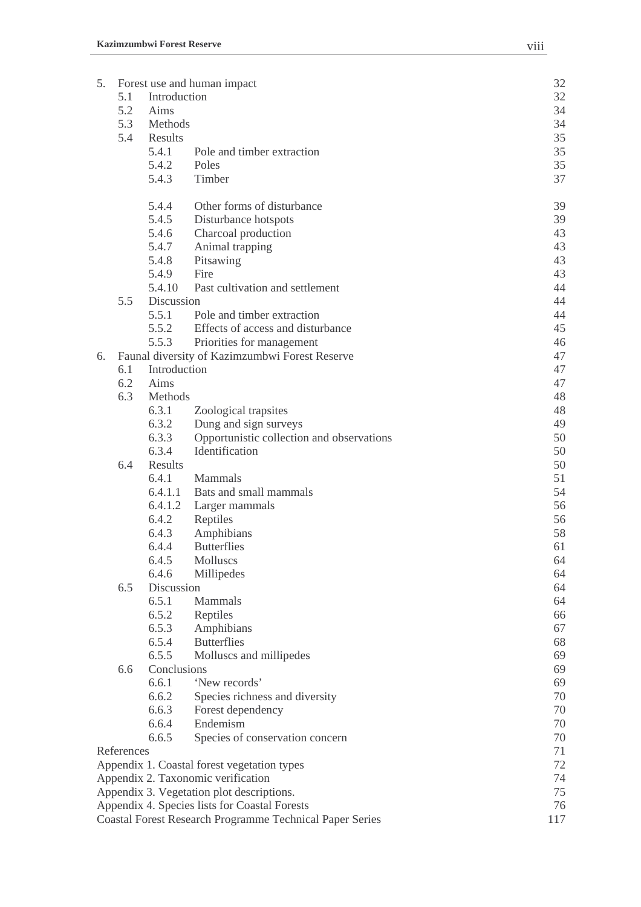| | | | |
|---|---|---|---|
| 5. | Forest use and human impact | | 32 |
| | 5.1 | Introduction | 32 |
| | 5.2 | Aims | 34 |
| | 5.3 | Methods | 34 |
| | 5.4 | Results | 35 |
| | | 5.4.1 Pole and timber extraction | 35 |
| | | 5.4.2 Poles | 35 |
| | | 5.4.3 Timber | 37 |
| | | 5.4.4 Other forms of disturbance | 39 |
| | | 5.4.5 Disturbance hotspots | 39 |
| | | 5.4.6 Charcoal production | 43 |
| | | 5.4.7 Animal trapping | 43 |
| | | 5.4.8 Pitsawing | 43 |
| | | 5.4.9 Fire | 43 |
| | | 5.4.10 Past cultivation and settlement | 44 |
| | 5.5 | Discussion | 44 |
| | | 5.5.1 Pole and timber extraction | 44 |
| | | 5.5.2 Effects of access and disturbance | 45 |
| | | 5.5.3 Priorities for management | 46 |
| 6. | Faunal diversity of Kazimzumbwi Forest Reserve | | 47 |
| | 6.1 | Introduction | 47 |
| | 6.2 | Aims | 47 |
| | 6.3 | Methods | 48 |
| | | 6.3.1 Zoological trapsites | 48 |
| | | 6.3.2 Dung and sign surveys | 49 |
| | | 6.3.3 Opportunistic collection and observations | 50 |
| | | 6.3.4 Identification | 50 |
| | 6.4 | Results | 50 |
| | | 6.4.1 Mammals | 51 |
| | | 6.4.1.1 Bats and small mammals | 54 |
| | | 6.4.1.2 Larger mammals | 56 |
| | | 6.4.2 Reptiles | 56 |
| | | 6.4.3 Amphibians | 58 |
| | | 6.4.4 Butterflies | 61 |
| | | 6.4.5 Molluscs | 64 |
| | | 6.4.6 Millipedes | 64 |
| | 6.5 | Discussion | 64 |
| | | 6.5.1 Mammals | 64 |
| | | 6.5.2 Reptiles | 66 |
| | | 6.5.3 Amphibians | 67 |
| | | 6.5.4 Butterflies | 68 |
| | | 6.5.5 Molluscs and millipedes | 69 |
| | 6.6 | Conclusions | 69 |
| | | 6.6.1 'New records' | 69 |
| | | 6.6.2 Species richness and diversity | 70 |
| | | 6.6.3 Forest dependency | 70 |
| | | 6.6.4 Endemism | 70 |
| | | 6.6.5 Species of conservation concern | 70 |
| References | | | 71 |
| Appendix 1. Coastal forest vegetation types | | | 72 |
| Appendix 2. Taxonomic verification | | | 74 |
| Appendix 3. Vegetation plot descriptions. | | | 75 |
| Appendix 4. Species lists for Coastal Forests | | | 76 |
| Coastal Forest Research Programme Technical Paper Series | | | 117 |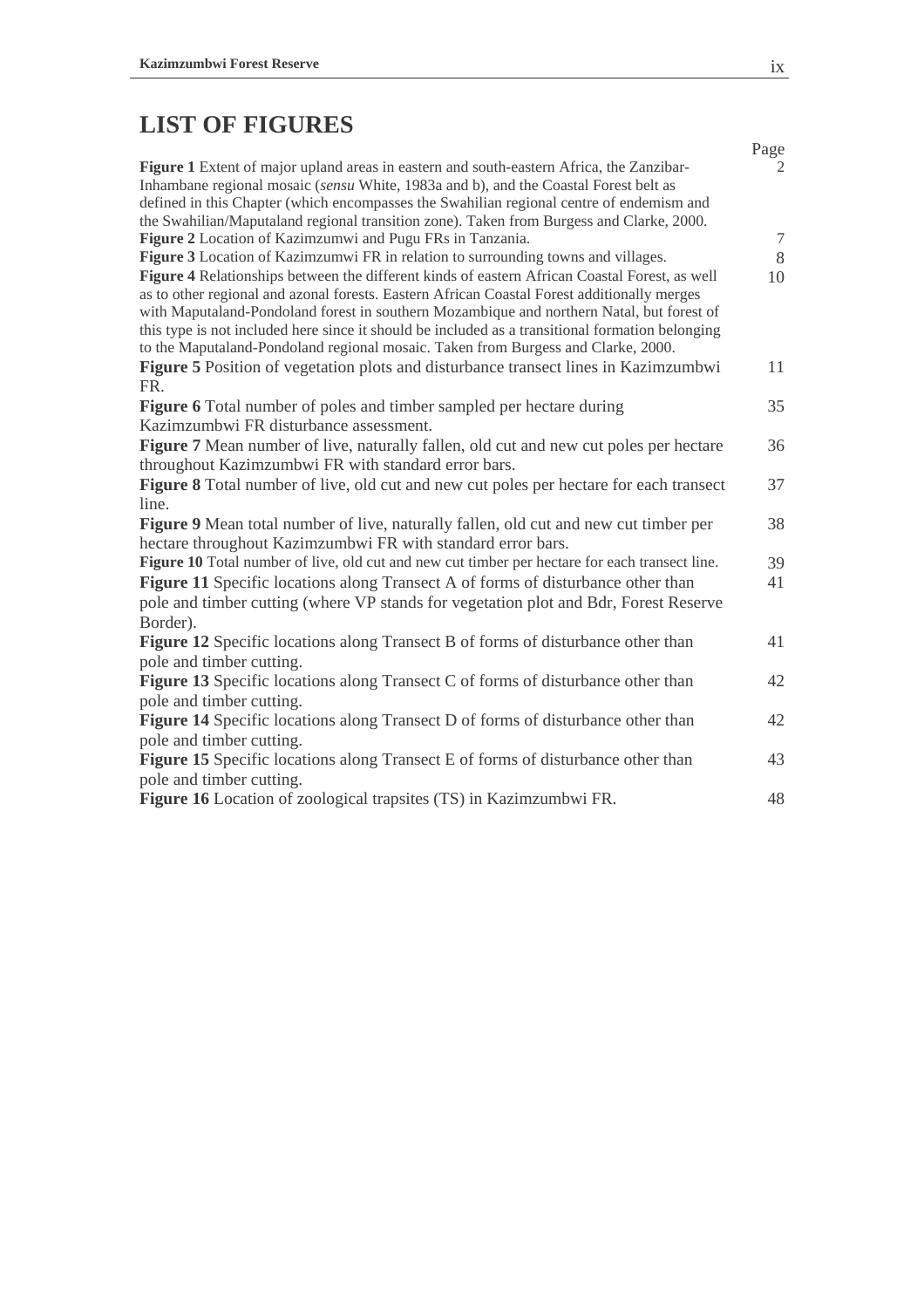# LIST OF FIGURES

| | Page |
|---|---|
| **Figure 1** Extent of major upland areas in eastern and south-eastern Africa, the Zanzibar-Inhambane regional mosaic (*sensu* White, 1983a and b), and the Coastal Forest belt as defined in this Chapter (which encompasses the Swahilian regional centre of endemism and the Swahilian/Maputaland regional transition zone). Taken from Burgess and Clarke, 2000. | 2 |
| **Figure 2** Location of Kazimzumwi and Pugu FRs in Tanzania. | 7 |
| **Figure 3** Location of Kazimzumwi FR in relation to surrounding towns and villages. | 8 |
| **Figure 4** Relationships between the different kinds of eastern African Coastal Forest, as well as to other regional and azonal forests. Eastern African Coastal Forest additionally merges with Maputaland-Pondoland forest in southern Mozambique and northern Natal, but forest of this type is not included here since it should be included as a transitional formation belonging to the Maputaland-Pondoland regional mosaic. Taken from Burgess and Clarke, 2000. | 10 |
| **Figure 5** Position of vegetation plots and disturbance transect lines in Kazimzumbwi FR. | 11 |
| **Figure 6** Total number of poles and timber sampled per hectare during Kazimzumbwi FR disturbance assessment. | 35 |
| **Figure 7** Mean number of live, naturally fallen, old cut and new cut poles per hectare throughout Kazimzumbwi FR with standard error bars. | 36 |
| **Figure 8** Total number of live, old cut and new cut poles per hectare for each transect line. | 37 |
| **Figure 9** Mean total number of live, naturally fallen, old cut and new cut timber per hectare throughout Kazimzumbwi FR with standard error bars. | 38 |
| **Figure 10** Total number of live, old cut and new cut timber per hectare for each transect line. | 39 |
| **Figure 11** Specific locations along Transect A of forms of disturbance other than pole and timber cutting (where VP stands for vegetation plot and Bdr, Forest Reserve Border). | 41 |
| **Figure 12** Specific locations along Transect B of forms of disturbance other than pole and timber cutting. | 41 |
| **Figure 13** Specific locations along Transect C of forms of disturbance other than pole and timber cutting. | 42 |
| **Figure 14** Specific locations along Transect D of forms of disturbance other than pole and timber cutting. | 42 |
| **Figure 15** Specific locations along Transect E of forms of disturbance other than pole and timber cutting. | 43 |
| **Figure 16** Location of zoological trapsites (TS) in Kazimzumbwi FR. | 48 |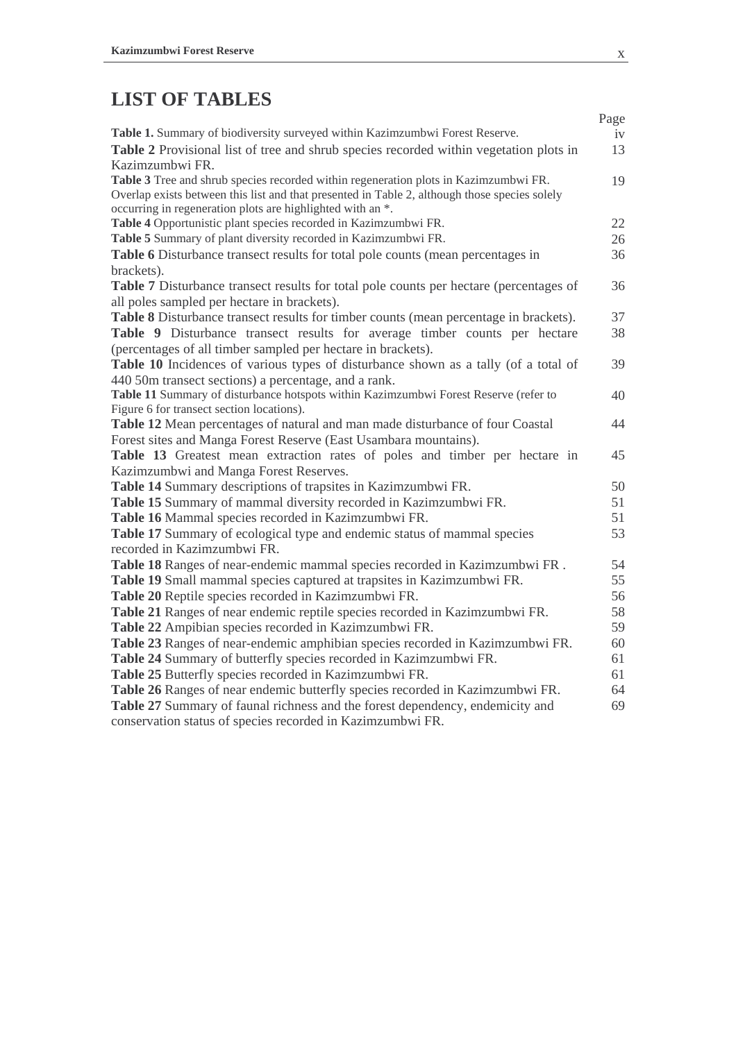# LIST OF TABLES

| | Page |
|---|---|
| **Table 1.** Summary of biodiversity surveyed within Kazimzumbwi Forest Reserve. | iv |
| **Table 2** Provisional list of tree and shrub species recorded within vegetation plots in Kazimzumbwi FR. | 13 |
| **Table 3** Tree and shrub species recorded within regeneration plots in Kazimzumbwi FR. Overlap exists between this list and that presented in Table 2, although those species solely occurring in regeneration plots are highlighted with an *. | 19 |
| **Table 4** Opportunistic plant species recorded in Kazimzumbwi FR. | 22 |
| **Table 5** Summary of plant diversity recorded in Kazimzumbwi FR. | 26 |
| **Table 6** Disturbance transect results for total pole counts (mean percentages in brackets). | 36 |
| **Table 7** Disturbance transect results for total pole counts per hectare (percentages of all poles sampled per hectare in brackets). | 36 |
| **Table 8** Disturbance transect results for timber counts (mean percentage in brackets). | 37 |
| **Table 9** Disturbance transect results for average timber counts per hectare (percentages of all timber sampled per hectare in brackets). | 38 |
| **Table 10** Incidences of various types of disturbance shown as a tally (of a total of 440 50m transect sections) a percentage, and a rank. | 39 |
| **Table 11** Summary of disturbance hotspots within Kazimzumbwi Forest Reserve (refer to Figure 6 for transect section locations). | 40 |
| **Table 12** Mean percentages of natural and man made disturbance of four Coastal Forest sites and Manga Forest Reserve (East Usambara mountains). | 44 |
| **Table 13** Greatest mean extraction rates of poles and timber per hectare in Kazimzumbwi and Manga Forest Reserves. | 45 |
| **Table 14** Summary descriptions of trapsites in Kazimzumbwi FR. | 50 |
| **Table 15** Summary of mammal diversity recorded in Kazimzumbwi FR. | 51 |
| **Table 16** Mammal species recorded in Kazimzumbwi FR. | 51 |
| **Table 17** Summary of ecological type and endemic status of mammal species recorded in Kazimzumbwi FR. | 53 |
| **Table 18** Ranges of near-endemic mammal species recorded in Kazimzumbwi FR . | 54 |
| **Table 19** Small mammal species captured at trapsites in Kazimzumbwi FR. | 55 |
| **Table 20** Reptile species recorded in Kazimzumbwi FR. | 56 |
| **Table 21** Ranges of near endemic reptile species recorded in Kazimzumbwi FR. | 58 |
| **Table 22** Ampibian species recorded in Kazimzumbwi FR. | 59 |
| **Table 23** Ranges of near-endemic amphibian species recorded in Kazimzumbwi FR. | 60 |
| **Table 24** Summary of butterfly species recorded in Kazimzumbwi FR. | 61 |
| **Table 25** Butterfly species recorded in Kazimzumbwi FR. | 61 |
| **Table 26** Ranges of near endemic butterfly species recorded in Kazimzumbwi FR. | 64 |
| **Table 27** Summary of faunal richness and the forest dependency, endemicity and conservation status of species recorded in Kazimzumbwi FR. | 69 |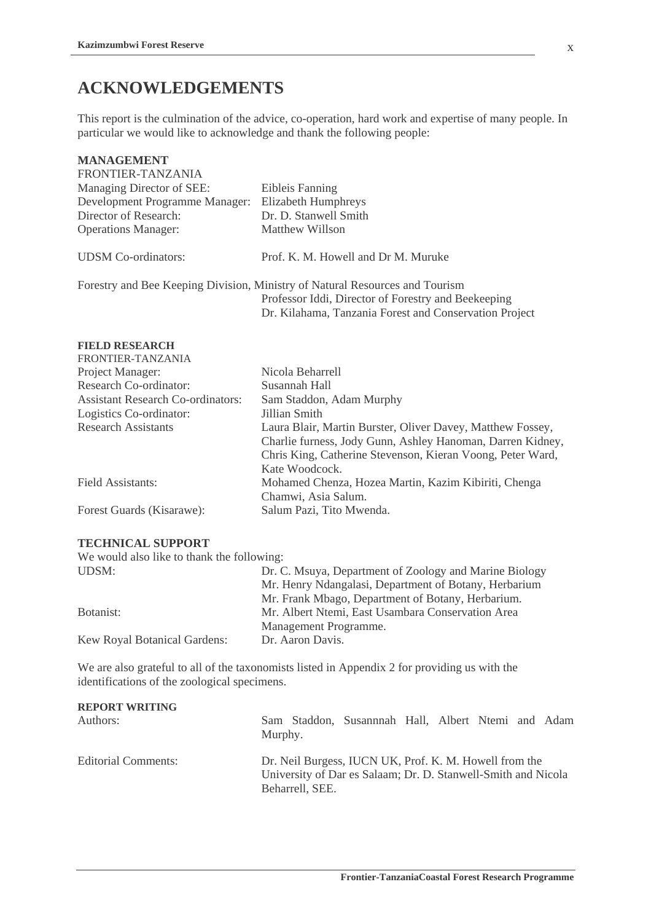# ACKNOWLEDGEMENTS

This report is the culmination of the advice, co-operation, hard work and expertise of many people. In particular we would like to acknowledge and thank the following people:

**MANAGEMENT**

FRONTIER-TANZANIA

| | |
|---|---|
| Managing Director of SEE: | Eibleis Fanning |
| Development Programme Manager: | Elizabeth Humphreys |
| Director of Research: | Dr. D. Stanwell Smith |
| Operations Manager: | Matthew Willson |
| UDSM Co-ordinators: | Prof. K. M. Howell and Dr M. Muruke |

Forestry and Bee Keeping Division, Ministry of Natural Resources and Tourism
Professor Iddi, Director of Forestry and Beekeeping
Dr. Kilahama, Tanzania Forest and Conservation Project

**FIELD RESEARCH**

FRONTIER-TANZANIA

| | |
|---|---|
| Project Manager: | Nicola Beharrell |
| Research Co-ordinator: | Susannah Hall |
| Assistant Research Co-ordinators: | Sam Staddon, Adam Murphy |
| Logistics Co-ordinator: | Jillian Smith |
| Research Assistants | Laura Blair, Martin Burster, Oliver Davey, Matthew Fossey, Charlie furness, Jody Gunn, Ashley Hanoman, Darren Kidney, Chris King, Catherine Stevenson, Kieran Voong, Peter Ward, Kate Woodcock. |
| Field Assistants: | Mohamed Chenza, Hozea Martin, Kazim Kibiriti, Chenga Chamwi, Asia Salum. |
| Forest Guards (Kisarawe): | Salum Pazi, Tito Mwenda. |

**TECHNICAL SUPPORT**

We would also like to thank the following:

| | |
|---|---|
| UDSM: | Dr. C. Msuya, Department of Zoology and Marine Biology<br>Mr. Henry Ndangalasi, Department of Botany, Herbarium<br>Mr. Frank Mbago, Department of Botany, Herbarium. |
| Botanist: | Mr. Albert Ntemi, East Usambara Conservation Area Management Programme. |
| Kew Royal Botanical Gardens: | Dr. Aaron Davis. |

We are also grateful to all of the taxonomists listed in Appendix 2 for providing us with the identifications of the zoological specimens.

**REPORT WRITING**

| | |
|---|---|
| Authors: | Sam Staddon, Susannnah Hall, Albert Ntemi and Adam Murphy. |
| Editorial Comments: | Dr. Neil Burgess, IUCN UK, Prof. K. M. Howell from the University of Dar es Salaam; Dr. D. Stanwell-Smith and Nicola Beharrell, SEE. |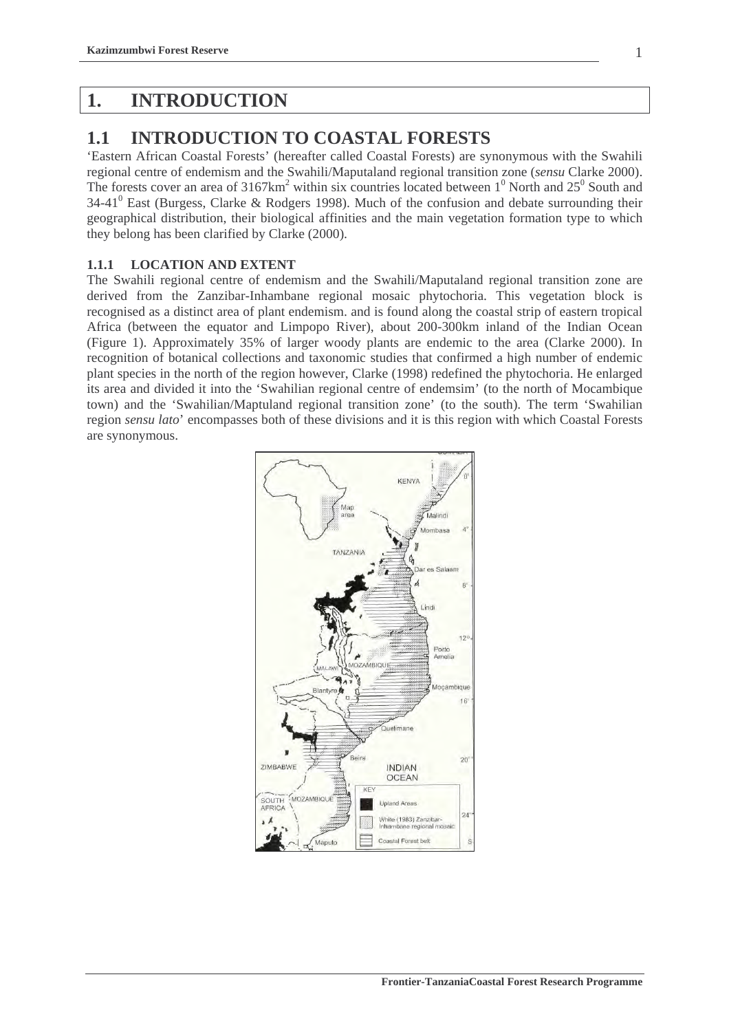# 1. INTRODUCTION

## 1.1 INTRODUCTION TO COASTAL FORESTS

'Eastern African Coastal Forests' (hereafter called Coastal Forests) are synonymous with the Swahili regional centre of endemism and the Swahili/Maputaland regional transition zone (*sensu* Clarke 2000). The forests cover an area of 3167km$^2$ within six countries located between $1^0$ North and $25^0$ South and $34\text{-}41^0$ East (Burgess, Clarke & Rodgers 1998). Much of the confusion and debate surrounding their geographical distribution, their biological affinities and the main vegetation formation type to which they belong has been clarified by Clarke (2000).

### 1.1.1 LOCATION AND EXTENT

The Swahili regional centre of endemism and the Swahili/Maputaland regional transition zone are derived from the Zanzibar-Inhambane regional mosaic phytochoria. This vegetation block is recognised as a distinct area of plant endemism. and is found along the coastal strip of eastern tropical Africa (between the equator and Limpopo River), about 200-300km inland of the Indian Ocean (Figure 1). Approximately 35% of larger woody plants are endemic to the area (Clarke 2000). In recognition of botanical collections and taxonomic studies that confirmed a high number of endemic plant species in the north of the region however, Clarke (1998) redefined the phytochoria. He enlarged its area and divided it into the 'Swahilian regional centre of endemsim' (to the north of Mocambique town) and the 'Swahilian/Maptuland regional transition zone' (to the south). The term 'Swahilian region *sensu lato*' encompasses both of these divisions and it is this region with which Coastal Forests are synonymous.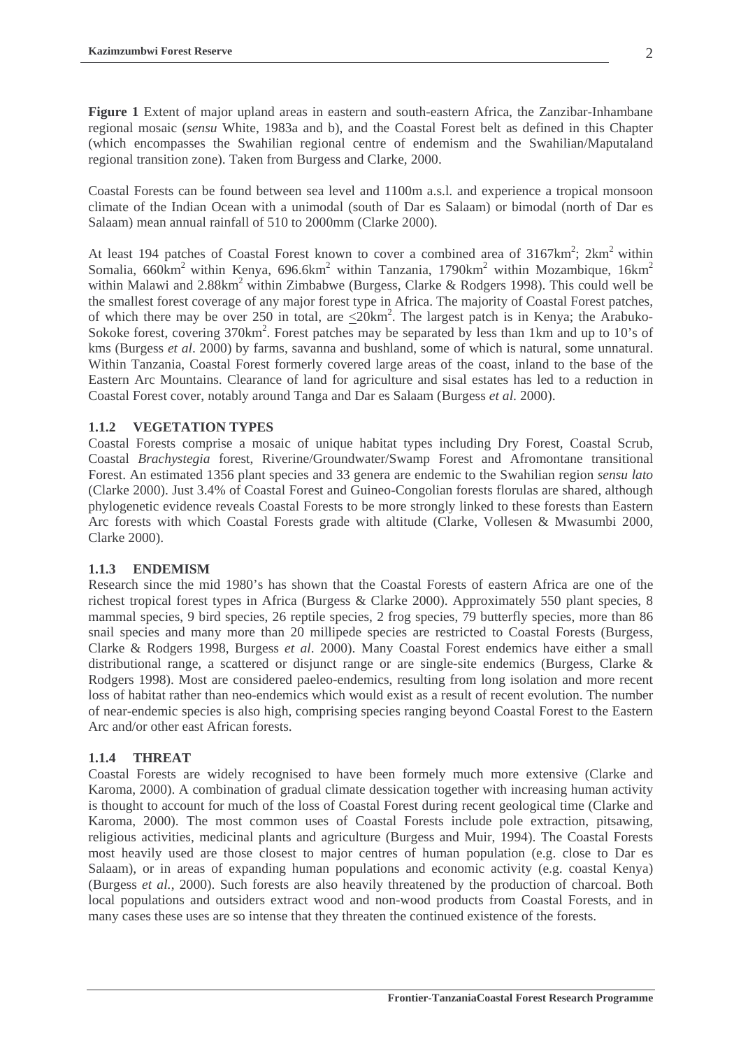**Figure 1** Extent of major upland areas in eastern and south-eastern Africa, the Zanzibar-Inhambane regional mosaic (*sensu* White, 1983a and b), and the Coastal Forest belt as defined in this Chapter (which encompasses the Swahilian regional centre of endemism and the Swahilian/Maputaland regional transition zone). Taken from Burgess and Clarke, 2000.

Coastal Forests can be found between sea level and 1100m a.s.l. and experience a tropical monsoon climate of the Indian Ocean with a unimodal (south of Dar es Salaam) or bimodal (north of Dar es Salaam) mean annual rainfall of 510 to 2000mm (Clarke 2000).

At least 194 patches of Coastal Forest known to cover a combined area of 3167km$^2$; 2km$^2$ within Somalia, 660km$^2$ within Kenya, 696.6km$^2$ within Tanzania, 1790km$^2$ within Mozambique, 16km$^2$ within Malawi and 2.88km$^2$ within Zimbabwe (Burgess, Clarke & Rodgers 1998). This could well be the smallest forest coverage of any major forest type in Africa. The majority of Coastal Forest patches, of which there may be over 250 in total, are $\leq$20km$^2$. The largest patch is in Kenya; the Arabuko-Sokoke forest, covering 370km$^2$. Forest patches may be separated by less than 1km and up to 10's of kms (Burgess *et al*. 2000) by farms, savanna and bushland, some of which is natural, some unnatural. Within Tanzania, Coastal Forest formerly covered large areas of the coast, inland to the base of the Eastern Arc Mountains. Clearance of land for agriculture and sisal estates has led to a reduction in Coastal Forest cover, notably around Tanga and Dar es Salaam (Burgess *et al*. 2000).

### 1.1.2 VEGETATION TYPES

Coastal Forests comprise a mosaic of unique habitat types including Dry Forest, Coastal Scrub, Coastal *Brachystegia* forest, Riverine/Groundwater/Swamp Forest and Afromontane transitional Forest. An estimated 1356 plant species and 33 genera are endemic to the Swahilian region *sensu lato* (Clarke 2000). Just 3.4% of Coastal Forest and Guineo-Congolian forests florulas are shared, although phylogenetic evidence reveals Coastal Forests to be more strongly linked to these forests than Eastern Arc forests with which Coastal Forests grade with altitude (Clarke, Vollesen & Mwasumbi 2000, Clarke 2000).

### 1.1.3 ENDEMISM

Research since the mid 1980's has shown that the Coastal Forests of eastern Africa are one of the richest tropical forest types in Africa (Burgess & Clarke 2000). Approximately 550 plant species, 8 mammal species, 9 bird species, 26 reptile species, 2 frog species, 79 butterfly species, more than 86 snail species and many more than 20 millipede species are restricted to Coastal Forests (Burgess, Clarke & Rodgers 1998, Burgess *et al*. 2000). Many Coastal Forest endemics have either a small distributional range, a scattered or disjunct range or are single-site endemics (Burgess, Clarke & Rodgers 1998). Most are considered paeleo-endemics, resulting from long isolation and more recent loss of habitat rather than neo-endemics which would exist as a result of recent evolution. The number of near-endemic species is also high, comprising species ranging beyond Coastal Forest to the Eastern Arc and/or other east African forests.

### 1.1.4 THREAT

Coastal Forests are widely recognised to have been formely much more extensive (Clarke and Karoma, 2000). A combination of gradual climate dessication together with increasing human activity is thought to account for much of the loss of Coastal Forest during recent geological time (Clarke and Karoma, 2000). The most common uses of Coastal Forests include pole extraction, pitsawing, religious activities, medicinal plants and agriculture (Burgess and Muir, 1994). The Coastal Forests most heavily used are those closest to major centres of human population (e.g. close to Dar es Salaam), or in areas of expanding human populations and economic activity (e.g. coastal Kenya) (Burgess *et al.*, 2000). Such forests are also heavily threatened by the production of charcoal. Both local populations and outsiders extract wood and non-wood products from Coastal Forests, and in many cases these uses are so intense that they threaten the continued existence of the forests.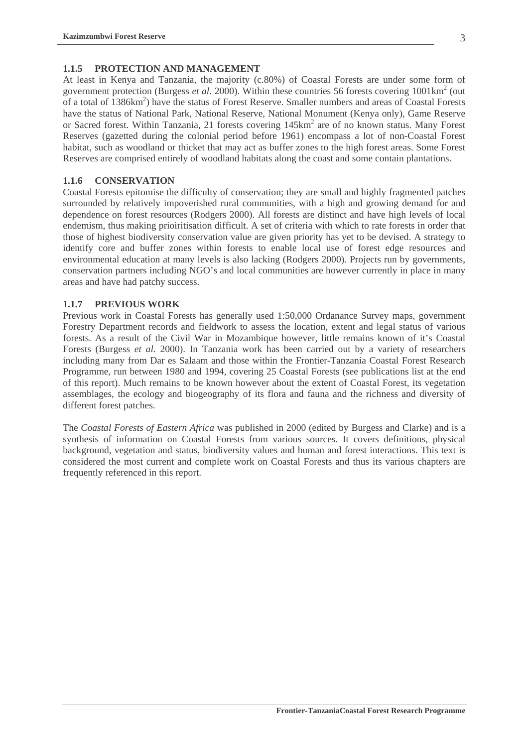### 1.1.5 PROTECTION AND MANAGEMENT

At least in Kenya and Tanzania, the majority (c.80%) of Coastal Forests are under some form of government protection (Burgess *et al*. 2000). Within these countries 56 forests covering 1001km$^2$ (out of a total of 1386km$^2$) have the status of Forest Reserve. Smaller numbers and areas of Coastal Forests have the status of National Park, National Reserve, National Monument (Kenya only), Game Reserve or Sacred forest. Within Tanzania, 21 forests covering 145km$^2$ are of no known status. Many Forest Reserves (gazetted during the colonial period before 1961) encompass a lot of non-Coastal Forest habitat, such as woodland or thicket that may act as buffer zones to the high forest areas. Some Forest Reserves are comprised entirely of woodland habitats along the coast and some contain plantations.

### 1.1.6 CONSERVATION

Coastal Forests epitomise the difficulty of conservation; they are small and highly fragmented patches surrounded by relatively impoverished rural communities, with a high and growing demand for and dependence on forest resources (Rodgers 2000). All forests are distinct and have high levels of local endemism, thus making prioiritisation difficult. A set of criteria with which to rate forests in order that those of highest biodiversity conservation value are given priority has yet to be devised. A strategy to identify core and buffer zones within forests to enable local use of forest edge resources and environmental education at many levels is also lacking (Rodgers 2000). Projects run by governments, conservation partners including NGO's and local communities are however currently in place in many areas and have had patchy success.

### 1.1.7 PREVIOUS WORK

Previous work in Coastal Forests has generally used 1:50,000 Ordanance Survey maps, government Forestry Department records and fieldwork to assess the location, extent and legal status of various forests. As a result of the Civil War in Mozambique however, little remains known of it's Coastal Forests (Burgess *et al*. 2000). In Tanzania work has been carried out by a variety of researchers including many from Dar es Salaam and those within the Frontier-Tanzania Coastal Forest Research Programme, run between 1980 and 1994, covering 25 Coastal Forests (see publications list at the end of this report). Much remains to be known however about the extent of Coastal Forest, its vegetation assemblages, the ecology and biogeography of its flora and fauna and the richness and diversity of different forest patches.

The *Coastal Forests of Eastern Africa* was published in 2000 (edited by Burgess and Clarke) and is a synthesis of information on Coastal Forests from various sources. It covers definitions, physical background, vegetation and status, biodiversity values and human and forest interactions. This text is considered the most current and complete work on Coastal Forests and thus its various chapters are frequently referenced in this report.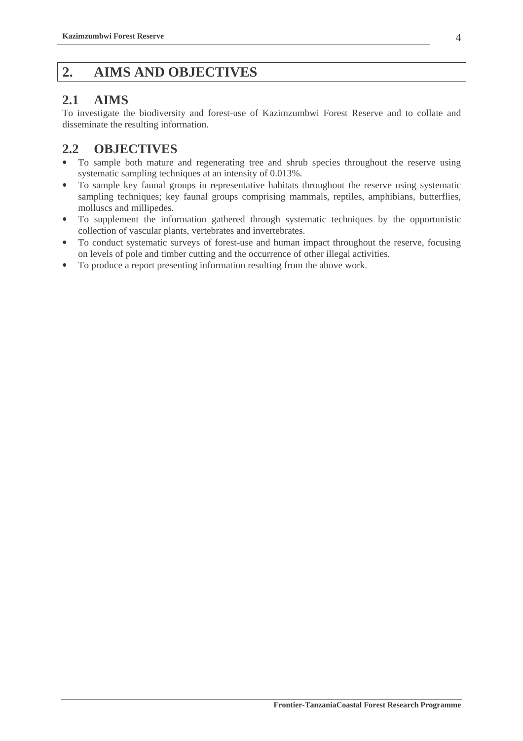# 2. AIMS AND OBJECTIVES

## 2.1 AIMS

To investigate the biodiversity and forest-use of Kazimzumbwi Forest Reserve and to collate and disseminate the resulting information.

## 2.2 OBJECTIVES

- To sample both mature and regenerating tree and shrub species throughout the reserve using systematic sampling techniques at an intensity of 0.013%.
- To sample key faunal groups in representative habitats throughout the reserve using systematic sampling techniques; key faunal groups comprising mammals, reptiles, amphibians, butterflies, molluscs and millipedes.
- To supplement the information gathered through systematic techniques by the opportunistic collection of vascular plants, vertebrates and invertebrates.
- To conduct systematic surveys of forest-use and human impact throughout the reserve, focusing on levels of pole and timber cutting and the occurrence of other illegal activities.
- To produce a report presenting information resulting from the above work.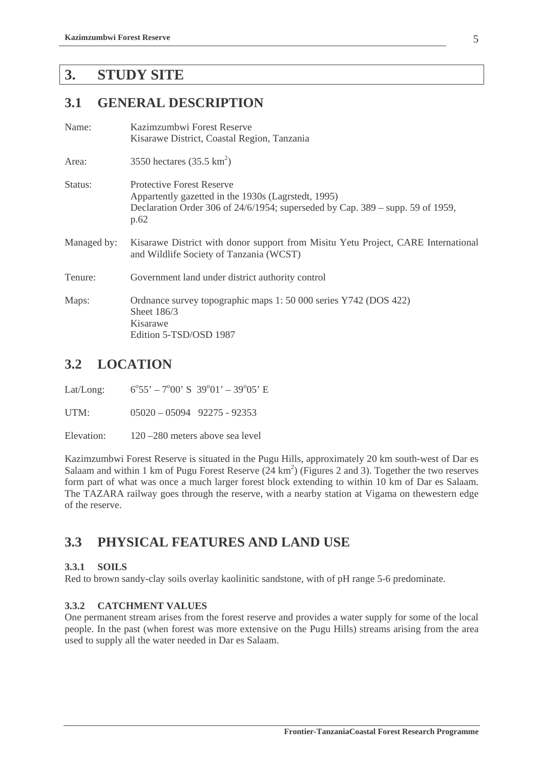# 3. STUDY SITE

## 3.1 GENERAL DESCRIPTION

| | |
|---|---|
| Name: | Kazimzumbwi Forest Reserve<br>Kisarawe District, Coastal Region, Tanzania |
| Area: | 3550 hectares (35.5 $km^2$) |
| Status: | Protective Forest Reserve<br>Appartently gazetted in the 1930s (Lagrstedt, 1995)<br>Declaration Order 306 of 24/6/1954; superseded by Cap. 389 – supp. 59 of 1959, p.62 |
| Managed by: | Kisarawe District with donor support from Misitu Yetu Project, CARE International and Wildlife Society of Tanzania (WCST) |
| Tenure: | Government land under district authority control |
| Maps: | Ordnance survey topographic maps 1: 50 000 series Y742 (DOS 422)<br>Sheet 186/3<br>Kisarawe<br>Edition 5-TSD/OSD 1987 |

## 3.2 LOCATION

| | |
|---|---|
| Lat/Long: | 6°55' – 7°00' S 39°01' – 39°05' E |
| UTM: | 05020 – 05094 92275 - 92353 |
| Elevation: | 120 –280 meters above sea level |

Kazimzumbwi Forest Reserve is situated in the Pugu Hills, approximately 20 km south-west of Dar es Salaam and within 1 km of Pugu Forest Reserve (24 $km^2$) (Figures 2 and 3). Together the two reserves form part of what was once a much larger forest block extending to within 10 km of Dar es Salaam. The TAZARA railway goes through the reserve, with a nearby station at Vigama on thewestern edge of the reserve.

## 3.3 PHYSICAL FEATURES AND LAND USE

### 3.3.1 SOILS

Red to brown sandy-clay soils overlay kaolinitic sandstone, with of pH range 5-6 predominate.

### 3.3.2 CATCHMENT VALUES

One permanent stream arises from the forest reserve and provides a water supply for some of the local people. In the past (when forest was more extensive on the Pugu Hills) streams arising from the area used to supply all the water needed in Dar es Salaam.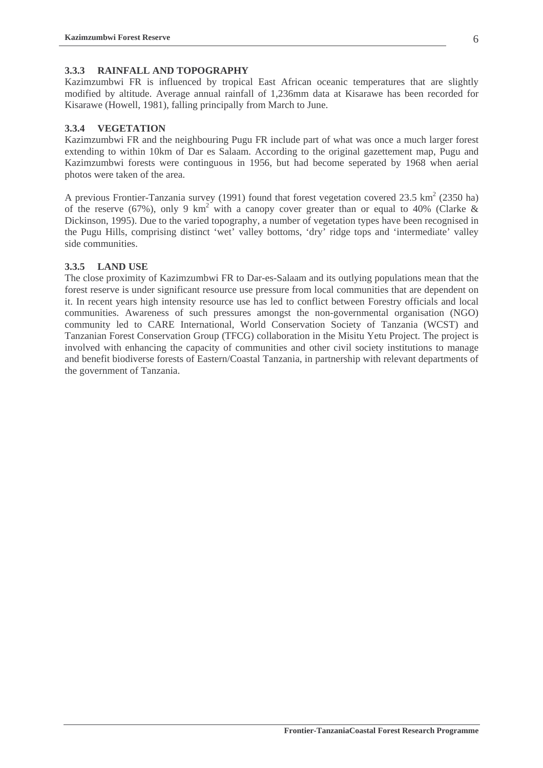### 3.3.3 RAINFALL AND TOPOGRAPHY

Kazimzumbwi FR is influenced by tropical East African oceanic temperatures that are slightly modified by altitude. Average annual rainfall of 1,236mm data at Kisarawe has been recorded for Kisarawe (Howell, 1981), falling principally from March to June.

### 3.3.4 VEGETATION

Kazimzumbwi FR and the neighbouring Pugu FR include part of what was once a much larger forest extending to within 10km of Dar es Salaam. According to the original gazettement map, Pugu and Kazimzumbwi forests were continguous in 1956, but had become seperated by 1968 when aerial photos were taken of the area.

A previous Frontier-Tanzania survey (1991) found that forest vegetation covered 23.5 $km^2$ (2350 ha) of the reserve (67%), only 9 $km^2$ with a canopy cover greater than or equal to 40% (Clarke & Dickinson, 1995). Due to the varied topography, a number of vegetation types have been recognised in the Pugu Hills, comprising distinct 'wet' valley bottoms, 'dry' ridge tops and 'intermediate' valley side communities.

### 3.3.5 LAND USE

The close proximity of Kazimzumbwi FR to Dar-es-Salaam and its outlying populations mean that the forest reserve is under significant resource use pressure from local communities that are dependent on it. In recent years high intensity resource use has led to conflict between Forestry officials and local communities. Awareness of such pressures amongst the non-governmental organisation (NGO) community led to CARE International, World Conservation Society of Tanzania (WCST) and Tanzanian Forest Conservation Group (TFCG) collaboration in the Misitu Yetu Project. The project is involved with enhancing the capacity of communities and other civil society institutions to manage and benefit biodiverse forests of Eastern/Coastal Tanzania, in partnership with relevant departments of the government of Tanzania.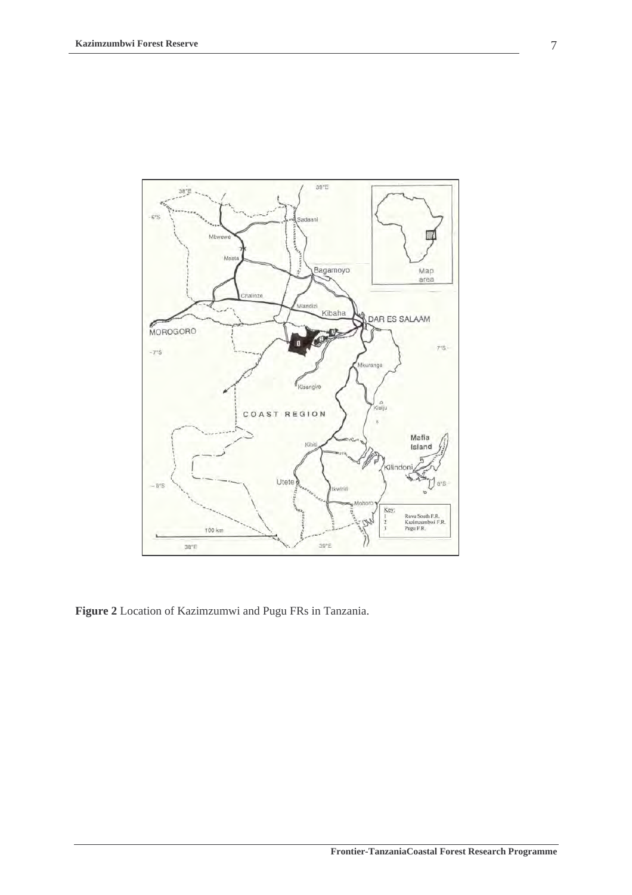**Figure 2** Location of Kazimzumwi and Pugu FRs in Tanzania.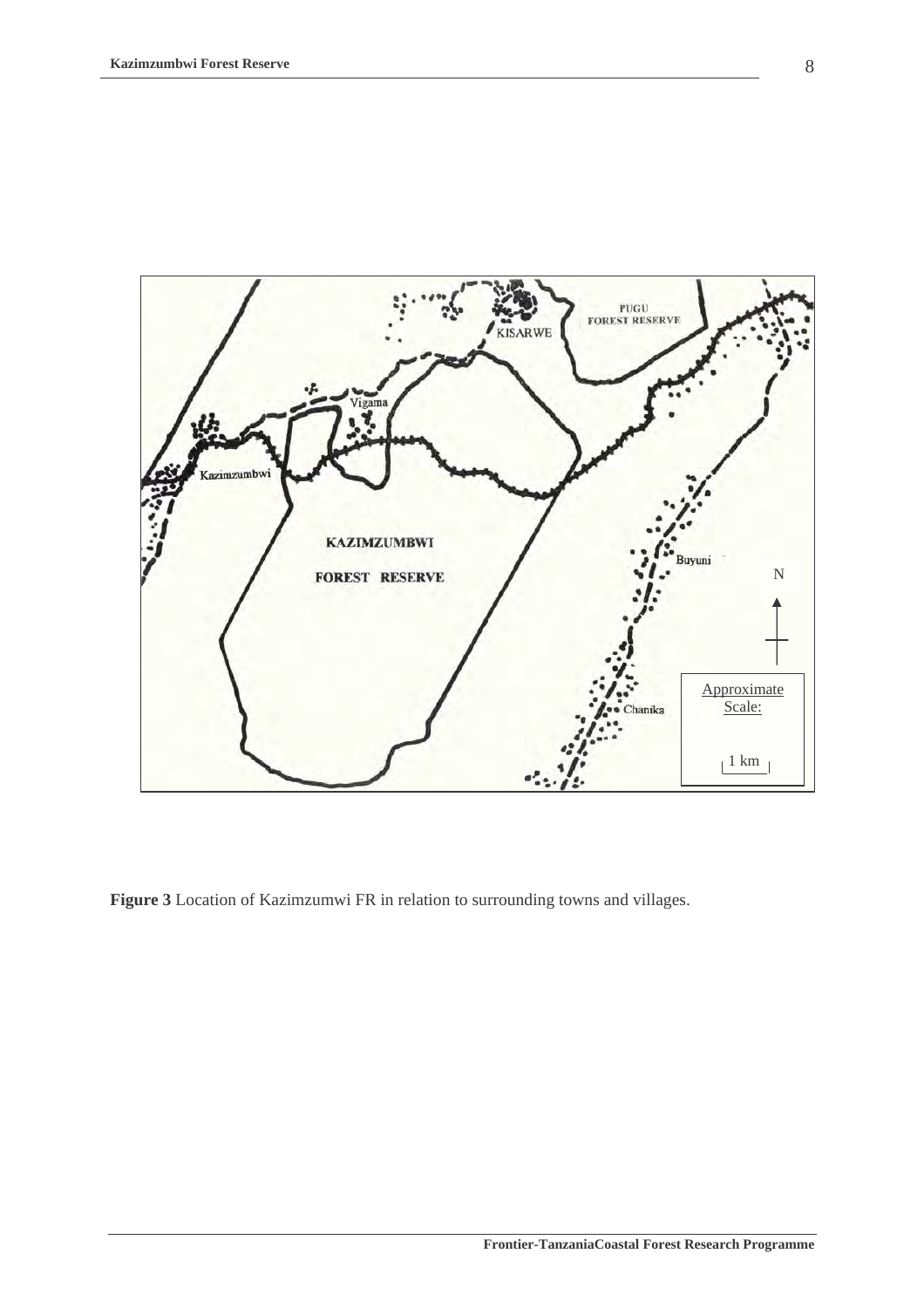**Figure 3** Location of Kazimzumwi FR in relation to surrounding towns and villages.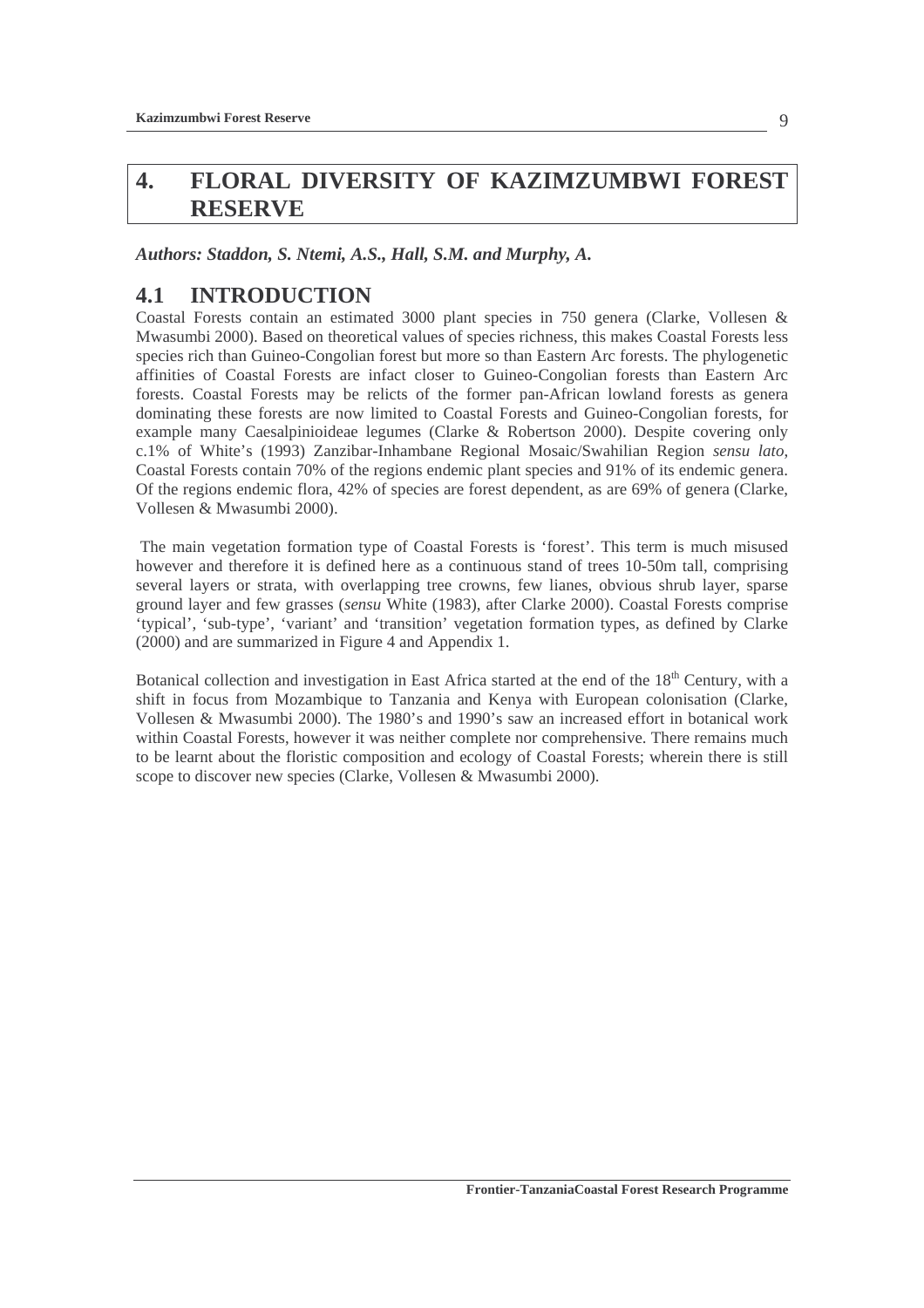# 4. FLORAL DIVERSITY OF KAZIMZUMBWI FOREST RESERVE

***Authors: Staddon, S. Ntemi, A.S., Hall, S.M. and Murphy, A.***

## 4.1 INTRODUCTION

Coastal Forests contain an estimated 3000 plant species in 750 genera (Clarke, Vollesen & Mwasumbi 2000). Based on theoretical values of species richness, this makes Coastal Forests less species rich than Guineo-Congolian forest but more so than Eastern Arc forests. The phylogenetic affinities of Coastal Forests are infact closer to Guineo-Congolian forests than Eastern Arc forests. Coastal Forests may be relicts of the former pan-African lowland forests as genera dominating these forests are now limited to Coastal Forests and Guineo-Congolian forests, for example many Caesalpinioideae legumes (Clarke & Robertson 2000). Despite covering only c.1% of White's (1993) Zanzibar-Inhambane Regional Mosaic/Swahilian Region *sensu lato*, Coastal Forests contain 70% of the regions endemic plant species and 91% of its endemic genera. Of the regions endemic flora, 42% of species are forest dependent, as are 69% of genera (Clarke, Vollesen & Mwasumbi 2000).

The main vegetation formation type of Coastal Forests is 'forest'. This term is much misused however and therefore it is defined here as a continuous stand of trees 10-50m tall, comprising several layers or strata, with overlapping tree crowns, few lianes, obvious shrub layer, sparse ground layer and few grasses (*sensu* White (1983), after Clarke 2000). Coastal Forests comprise 'typical', 'sub-type', 'variant' and 'transition' vegetation formation types, as defined by Clarke (2000) and are summarized in Figure 4 and Appendix 1.

Botanical collection and investigation in East Africa started at the end of the 18th Century, with a shift in focus from Mozambique to Tanzania and Kenya with European colonisation (Clarke, Vollesen & Mwasumbi 2000). The 1980's and 1990's saw an increased effort in botanical work within Coastal Forests, however it was neither complete nor comprehensive. There remains much to be learnt about the floristic composition and ecology of Coastal Forests; wherein there is still scope to discover new species (Clarke, Vollesen & Mwasumbi 2000).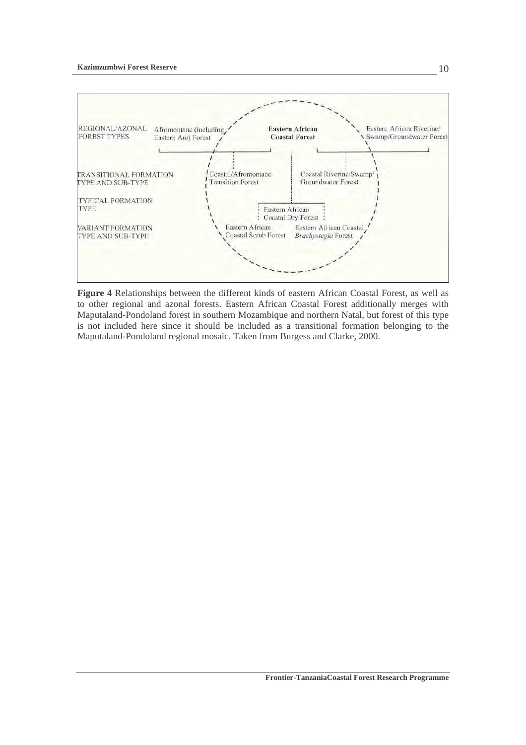REGIONAL/AZONAL FOREST TYPES: Afromontane (including Eastern Arc) Forest | **Eastern African Coastal Forest** | Eastern African Riverine/ Swamp/Groundwater Forest

TRANSITIONAL FORMATION TYPE AND SUB-TYPE: Coastal/Afromontane Transition Forest | Coastal Riverine/Swamp/ Groundwater Forest

TYPICAL FORMATION TYPE: Eastern African Coastal Dry Forest

VARIANT FORMATION TYPE AND SUB-TYPE: Eastern African Coastal Scrub Forest | Eastern African Coastal *Brachystegia* Forest

**Figure 4** Relationships between the different kinds of eastern African Coastal Forest, as well as to other regional and azonal forests. Eastern African Coastal Forest additionally merges with Maputaland-Pondoland forest in southern Mozambique and northern Natal, but forest of this type is not included here since it should be included as a transitional formation belonging to the Maputaland-Pondoland regional mosaic. Taken from Burgess and Clarke, 2000.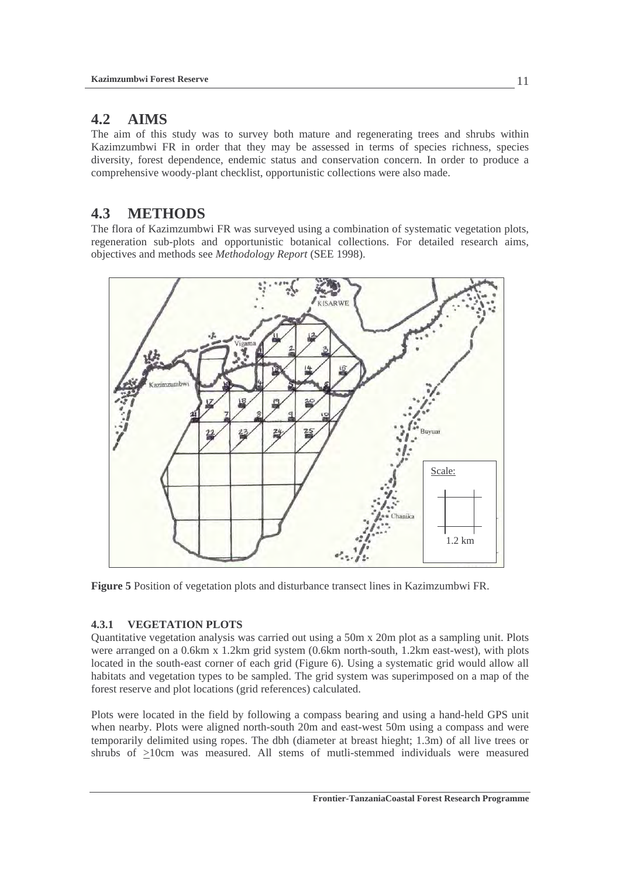## 4.2 AIMS

The aim of this study was to survey both mature and regenerating trees and shrubs within Kazimzumbwi FR in order that they may be assessed in terms of species richness, species diversity, forest dependence, endemic status and conservation concern. In order to produce a comprehensive woody-plant checklist, opportunistic collections were also made.

## 4.3 METHODS

The flora of Kazimzumbwi FR was surveyed using a combination of systematic vegetation plots, regeneration sub-plots and opportunistic botanical collections. For detailed research aims, objectives and methods see *Methodology Report* (SEE 1998).

**Figure 5** Position of vegetation plots and disturbance transect lines in Kazimzumbwi FR.

### 4.3.1 VEGETATION PLOTS

Quantitative vegetation analysis was carried out using a 50m x 20m plot as a sampling unit. Plots were arranged on a 0.6km x 1.2km grid system (0.6km north-south, 1.2km east-west), with plots located in the south-east corner of each grid (Figure 6). Using a systematic grid would allow all habitats and vegetation types to be sampled. The grid system was superimposed on a map of the forest reserve and plot locations (grid references) calculated.

Plots were located in the field by following a compass bearing and using a hand-held GPS unit when nearby. Plots were aligned north-south 20m and east-west 50m using a compass and were temporarily delimited using ropes. The dbh (diameter at breast hieght; 1.3m) of all live trees or shrubs of $\geq$10cm was measured. All stems of mutli-stemmed individuals were measured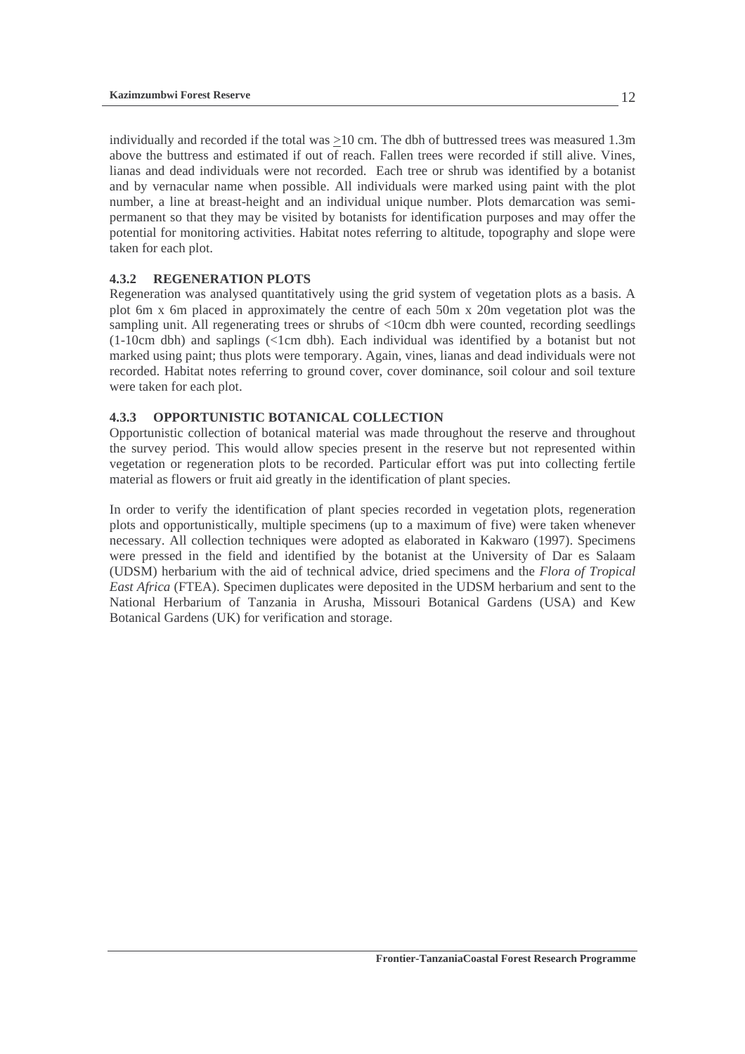individually and recorded if the total was $\geq$10 cm. The dbh of buttressed trees was measured 1.3m above the buttress and estimated if out of reach. Fallen trees were recorded if still alive. Vines, lianas and dead individuals were not recorded. Each tree or shrub was identified by a botanist and by vernacular name when possible. All individuals were marked using paint with the plot number, a line at breast-height and an individual unique number. Plots demarcation was semi-permanent so that they may be visited by botanists for identification purposes and may offer the potential for monitoring activities. Habitat notes referring to altitude, topography and slope were taken for each plot.

### 4.3.2 REGENERATION PLOTS

Regeneration was analysed quantitatively using the grid system of vegetation plots as a basis. A plot 6m x 6m placed in approximately the centre of each 50m x 20m vegetation plot was the sampling unit. All regenerating trees or shrubs of <10cm dbh were counted, recording seedlings (1-10cm dbh) and saplings (<1cm dbh). Each individual was identified by a botanist but not marked using paint; thus plots were temporary. Again, vines, lianas and dead individuals were not recorded. Habitat notes referring to ground cover, cover dominance, soil colour and soil texture were taken for each plot.

### 4.3.3 OPPORTUNISTIC BOTANICAL COLLECTION

Opportunistic collection of botanical material was made throughout the reserve and throughout the survey period. This would allow species present in the reserve but not represented within vegetation or regeneration plots to be recorded. Particular effort was put into collecting fertile material as flowers or fruit aid greatly in the identification of plant species.

In order to verify the identification of plant species recorded in vegetation plots, regeneration plots and opportunistically, multiple specimens (up to a maximum of five) were taken whenever necessary. All collection techniques were adopted as elaborated in Kakwaro (1997). Specimens were pressed in the field and identified by the botanist at the University of Dar es Salaam (UDSM) herbarium with the aid of technical advice, dried specimens and the *Flora of Tropical East Africa* (FTEA). Specimen duplicates were deposited in the UDSM herbarium and sent to the National Herbarium of Tanzania in Arusha, Missouri Botanical Gardens (USA) and Kew Botanical Gardens (UK) for verification and storage.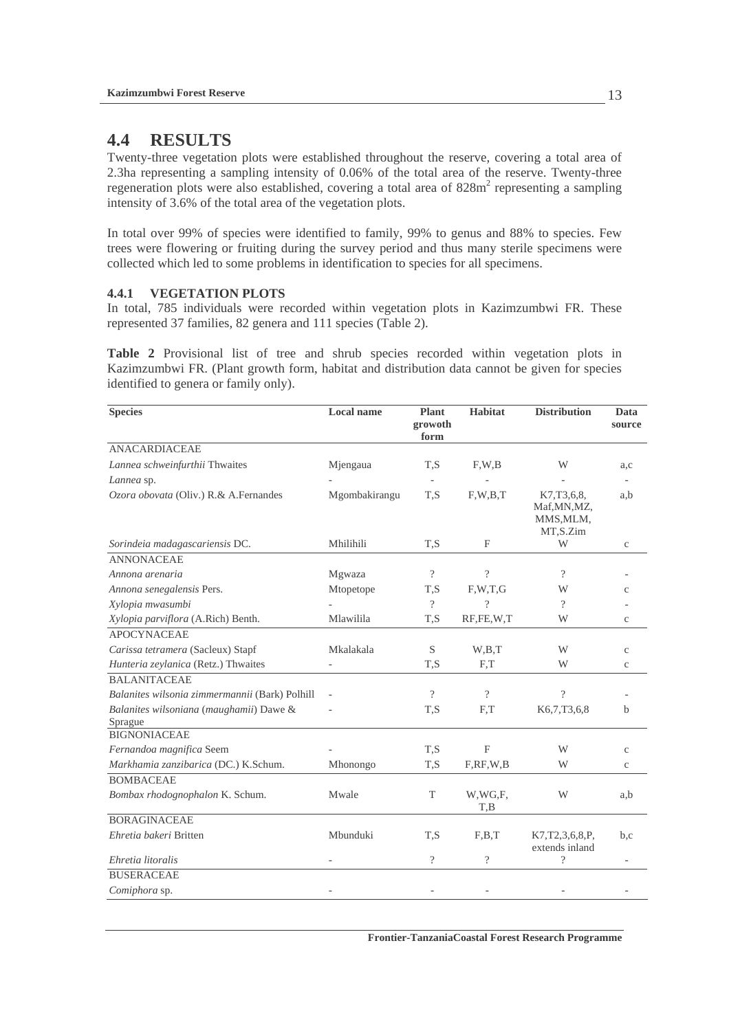## 4.4 RESULTS

Twenty-three vegetation plots were established throughout the reserve, covering a total area of 2.3ha representing a sampling intensity of 0.06% of the total area of the reserve. Twenty-three regeneration plots were also established, covering a total area of 828m$^2$ representing a sampling intensity of 3.6% of the total area of the vegetation plots.

In total over 99% of species were identified to family, 99% to genus and 88% to species. Few trees were flowering or fruiting during the survey period and thus many sterile specimens were collected which led to some problems in identification to species for all specimens.

### 4.4.1 VEGETATION PLOTS

In total, 785 individuals were recorded within vegetation plots in Kazimzumbwi FR. These represented 37 families, 82 genera and 111 species (Table 2).

**Table 2** Provisional list of tree and shrub species recorded within vegetation plots in Kazimzumbwi FR. (Plant growth form, habitat and distribution data cannot be given for species identified to genera or family only).

| Species | Local name | Plant growoth form | Habitat | Distribution | Data source |
|---|---|---|---|---|---|
| ANACARDIACEAE | | | | | |
| *Lannea schweinfurthii* Thwaites | Mjengaua | T,S | F,W,B | W | a,c |
| *Lannea* sp. | - | - | - | - | - |
| *Ozora obovata* (Oliv.) R.& A.Fernandes | Mgombakirangu | T,S | F,W,B,T | K7,T3,6,8, Maf,MN,MZ, MMS,MLM, MT,S.Zim | a,b |
| *Sorindeia madagascariensis* DC. | Mhilihili | T,S | F | W | c |
| ANNONACEAE | | | | | |
| *Annona arenaria* | Mgwaza | ? | ? | ? | - |
| *Annona senegalensis* Pers. | Mtopetope | T,S | F,W,T,G | W | c |
| *Xylopia mwasumbi* | - | ? | ? | ? | - |
| *Xylopia parviflora* (A.Rich) Benth. | Mlawilila | T,S | RF,FE,W,T | W | c |
| APOCYNACEAE | | | | | |
| *Carissa tetramera* (Sacleux) Stapf | Mkalakala | S | W,B,T | W | c |
| *Hunteria zeylanica* (Retz.) Thwaites | - | T,S | F,T | W | c |
| BALANITACEAE | | | | | |
| *Balanites wilsonia zimmermannii* (Bark) Polhill | - | ? | ? | ? | - |
| *Balanites wilsoniana* (*maughamii*) Dawe & Sprague | - | T,S | F,T | K6,7,T3,6,8 | b |
| BIGNONIACEAE | | | | | |
| *Fernandoa magnifica* Seem | - | T,S | F | W | c |
| *Markhamia zanzibarica* (DC.) K.Schum. | Mhonongo | T,S | F,RF,W,B | W | c |
| BOMBACEAE | | | | | |
| *Bombax rhodognophalon* K. Schum. | Mwale | T | W,WG,F, T,B | W | a,b |
| BORAGINACEAE | | | | | |
| *Ehretia bakeri* Britten | Mbunduki | T,S | F,B,T | K7,T2,3,6,8,P, extends inland | b,c |
| *Ehretia litoralis* | - | ? | ? | ? | - |
| BUSERACEAE | | | | | |
| *Comiphora* sp. | - | - | - | - | - |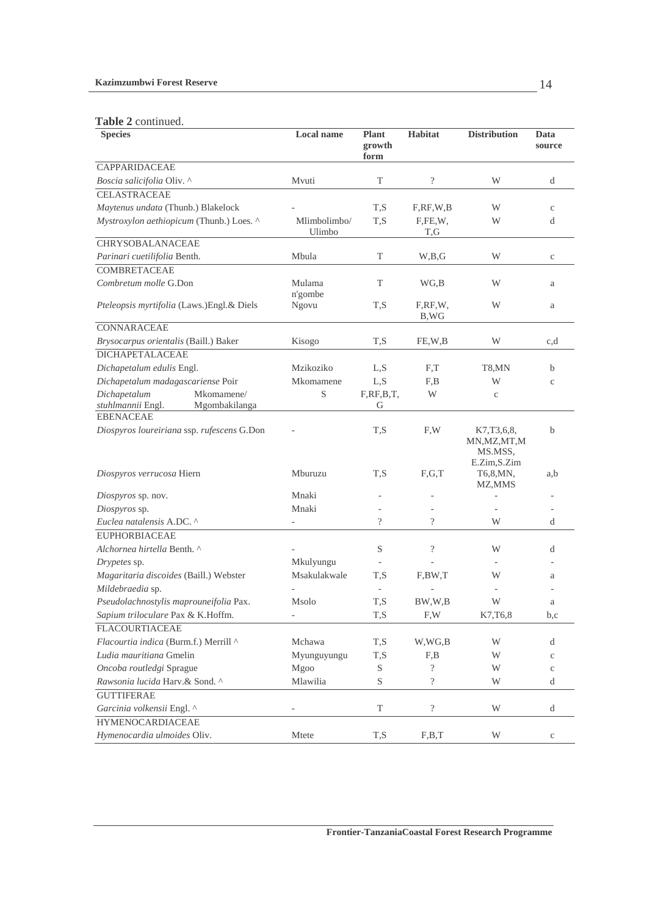**Table 2** continued.

| Species | Local name | Plant growth form | Habitat | Distribution | Data source |
|---|---|---|---|---|---|
| CAPPARIDACEAE | | | | | |
| *Boscia salicifolia* Oliv. ^ | Mvuti | T | ? | W | d |
| CELASTRACEAE | | | | | |
| *Maytenus undata* (Thunb.) Blakelock | - | T,S | F,RF,W,B | W | c |
| *Mystroxylon aethiopicum* (Thunb.) Loes. ^ | Mlimbolimbo/ Ulimbo | T,S | F,FE,W, T,G | W | d |
| CHRYSOBALANACEAE | | | | | |
| *Parinari cuetilifolia* Benth. | Mbula | T | W,B,G | W | c |
| COMBRETACEAE | | | | | |
| *Combretum molle* G.Don | Mulama n'gombe | T | WG,B | W | a |
| *Pteleopsis myrtifolia* (Laws.)Engl.& Diels | Ngovu | T,S | F,RF,W, B,WG | W | a |
| CONNARACEAE | | | | | |
| *Brysocarpus orientalis* (Baill.) Baker | Kisogo | T,S | FE,W,B | W | c,d |
| DICHAPETALACEAE | | | | | |
| *Dichapetalum edulis* Engl. | Mzikoziko | L,S | F,T | T8,MN | b |
| *Dichapetalum madagascariense* Poir | Mkomamene | L,S | F,B | W | c |
| *Dichapetalum stuhlmannii* Engl. | Mkomamene/ Mgombakilanga | S | F,RF,B,T, G | W | c |
| EBENACEAE | | | | | |
| *Diospyros loureiriana* ssp. *rufescens* G.Don | - | T,S | F,W | K7,T3,6,8, MN,MZ,MT,M MS.MSS, E.Zim,S.Zim | b |
| *Diospyros verrucosa* Hiern | Mburuzu | T,S | F,G,T | T6,8,MN, MZ,MMS | a,b |
| *Diospyros* sp. nov. | Mnaki | - | - | - | - |
| *Diospyros* sp. | Mnaki | - | - | - | - |
| *Euclea natalensis* A.DC. ^ | - | ? | ? | W | d |
| EUPHORBIACEAE | | | | | |
| *Alchornea hirtella* Benth. ^ | - | S | ? | W | d |
| *Drypetes* sp. | Mkulyungu | - | - | - | - |
| *Magaritaria discoides* (Baill.) Webster | Msakulakwale | T,S | F,BW,T | W | a |
| *Mildebraedia* sp. | - | - | - | - | - |
| *Pseudolachnostylis maprouneifolia* Pax. | Msolo | T,S | BW,W,B | W | a |
| *Sapium triloculare* Pax & K.Hoffm. | - | T,S | F,W | K7,T6,8 | b,c |
| FLACOURTIACEAE | | | | | |
| *Flacourtia indica* (Burm.f.) Merrill ^ | Mchawa | T,S | W,WG,B | W | d |
| *Ludia mauritiana* Gmelin | Myunguyungu | T,S | F,B | W | c |
| *Oncoba routledgi* Sprague | Mgoo | S | ? | W | c |
| *Rawsonia lucida* Harv.& Sond. ^ | Mlawilia | S | ? | W | d |
| GUTTIFERAE | | | | | |
| *Garcinia volkensii* Engl. ^ | - | T | ? | W | d |
| HYMENOCARDIACEAE | | | | | |
| *Hymenocardia ulmoides* Oliv. | Mtete | T,S | F,B,T | W | c |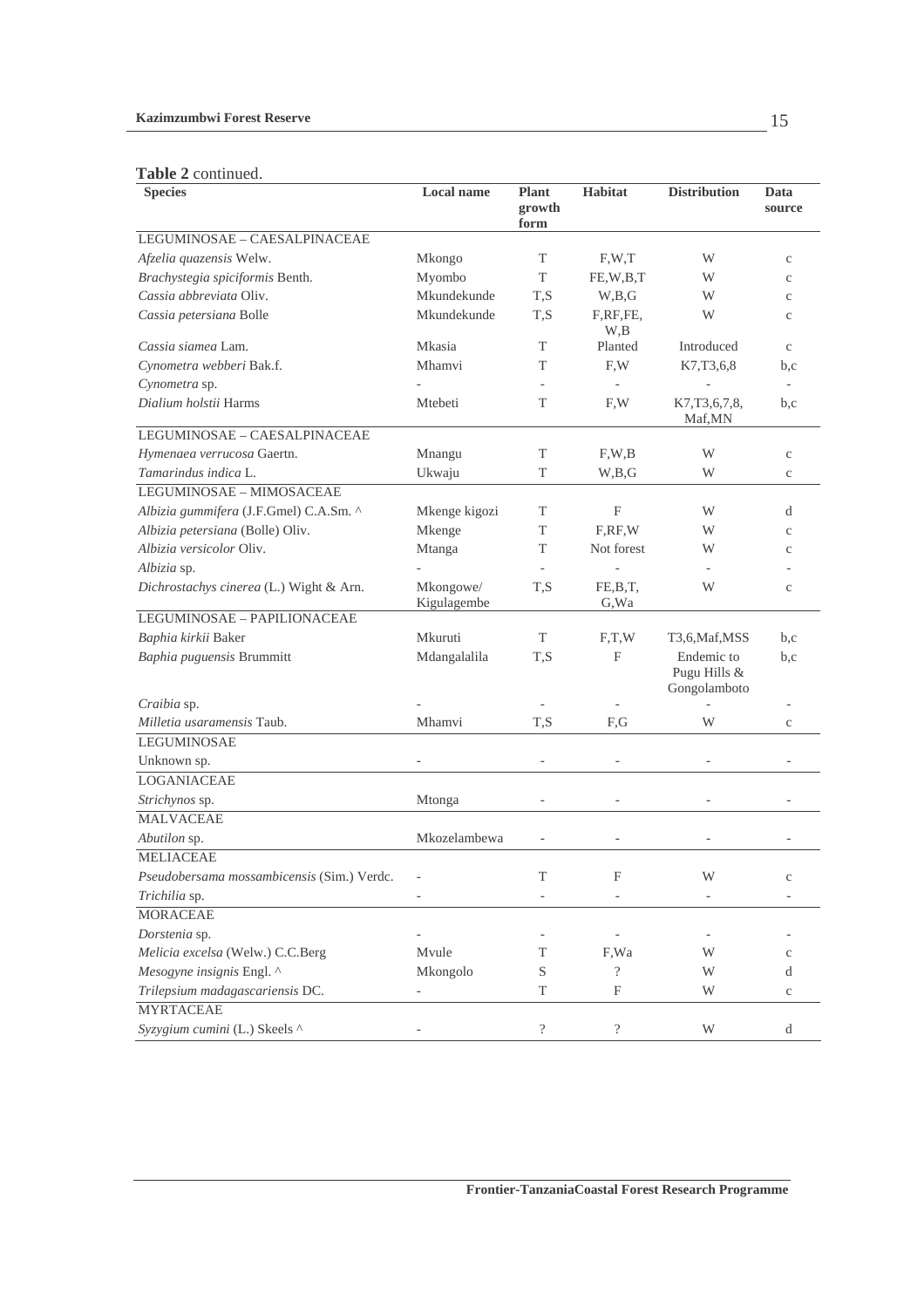**Table 2** continued.

| Species | Local name | Plant growth form | Habitat | Distribution | Data source |
|---|---|---|---|---|---|
| LEGUMINOSAE – CAESALPINACEAE | | | | | |
| *Afzelia quazensis* Welw. | Mkongo | T | F,W,T | W | c |
| *Brachystegia spiciformis* Benth. | Myombo | T | FE,W,B,T | W | c |
| *Cassia abbreviata* Oliv. | Mkundekunde | T,S | W,B,G | W | c |
| *Cassia petersiana* Bolle | Mkundekunde | T,S | F,RF,FE, W,B | W | c |
| *Cassia siamea* Lam. | Mkasia | T | Planted | Introduced | c |
| *Cynometra webberi* Bak.f. | Mhamvi | T | F,W | K7,T3,6,8 | b,c |
| *Cynometra* sp. | - | - | - | - | - |
| *Dialium holstii* Harms | Mtebeti | T | F,W | K7,T3,6,7,8, Maf,MN | b,c |
| LEGUMINOSAE – CAESALPINACEAE | | | | | |
| *Hymenaea verrucosa* Gaertn. | Mnangu | T | F,W,B | W | c |
| *Tamarindus indica* L. | Ukwaju | T | W,B,G | W | c |
| LEGUMINOSAE – MIMOSACEAE | | | | | |
| *Albizia gummifera* (J.F.Gmel) C.A.Sm. ^ | Mkenge kigozi | T | F | W | d |
| *Albizia petersiana* (Bolle) Oliv. | Mkenge | T | F,RF,W | W | c |
| *Albizia versicolor* Oliv. | Mtanga | T | Not forest | W | c |
| *Albizia* sp. | - | - | - | - | - |
| *Dichrostachys cinerea* (L.) Wight & Arn. | Mkongowe/ Kigulagembe | T,S | FE,B,T, G,Wa | W | c |
| LEGUMINOSAE – PAPILIONACEAE | | | | | |
| *Baphia kirkii* Baker | Mkuruti | T | F,T,W | T3,6,Maf,MSS | b,c |
| *Baphia puguensis* Brummitt | Mdangalalila | T,S | F | Endemic to Pugu Hills & Gongolamboto | b,c |
| *Craibia* sp. | - | - | - | - | - |
| *Milletia usaramensis* Taub. | Mhamvi | T,S | F,G | W | c |
| LEGUMINOSAE | | | | | |
| Unknown sp. | - | - | - | - | - |
| LOGANIACEAE | | | | | |
| *Strichynos* sp. | Mtonga | - | - | - | - |
| MALVACEAE | | | | | |
| *Abutilon* sp. | Mkozelambewa | - | - | - | - |
| MELIACEAE | | | | | |
| *Pseudobersama mossambicensis* (Sim.) Verdc. | - | T | F | W | c |
| *Trichilia* sp. | - | - | - | - | - |
| MORACEAE | | | | | |
| *Dorstenia* sp. | - | - | - | - | - |
| *Melicia excelsa* (Welw.) C.C.Berg | Mvule | T | F,Wa | W | c |
| *Mesogyne insignis* Engl. ^ | Mkongolo | S | ? | W | d |
| *Trilepsium madagascariensis* DC. | - | T | F | W | c |
| MYRTACEAE | | | | | |
| *Syzygium cumini* (L.) Skeels ^ | - | ? | ? | W | d |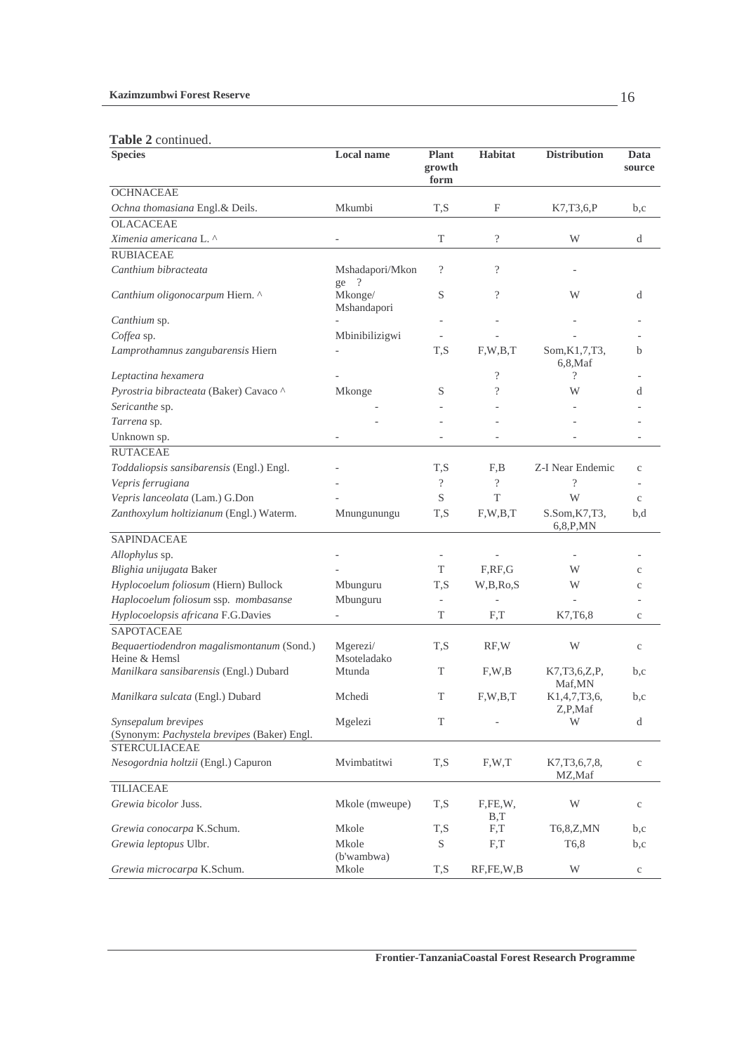**Table 2** continued.

| Species | Local name | Plant growth form | Habitat | Distribution | Data source |
|---|---|---|---|---|---|
| OCHNACEAE | | | | | |
| *Ochna thomasiana* Engl.& Deils. | Mkumbi | T,S | F | K7,T3,6,P | b,c |
| OLACACEAE | | | | | |
| *Ximenia americana* L. ^ | - | T | ? | W | d |
| RUBIACEAE | | | | | |
| *Canthium bibracteata* | Mshadapori/Mkonge ? | ? | ? | - | |
| *Canthium oligonocarpum* Hiern. ^ | Mkonge/ Mshandapori | S | ? | W | d |
| *Canthium* sp. | - | - | - | - | - |
| *Coffea* sp. | Mbinibilizigwi | - | - | - | - |
| *Lamprothamnus zangubarensis* Hiern | - | T,S | F,W,B,T | Som,K1,7,T3, 6,8,Maf | b |
| *Leptactina hexamera* | - | | ? | ? | - |
| *Pyrostria bibracteata* (Baker) Cavaco ^ | Mkonge | S | ? | W | d |
| *Sericanthe* sp. | - | - | - | - | - |
| *Tarrena* sp. | - | - | - | - | - |
| Unknown sp. | - | - | - | - | - |
| RUTACEAE | | | | | |
| *Toddaliopsis sansibarensis* (Engl.) Engl. | - | T,S | F,B | Z-I Near Endemic | c |
| *Vepris ferrugiana* | - | ? | ? | ? | - |
| *Vepris lanceolata* (Lam.) G.Don | - | S | T | W | c |
| *Zanthoxylum holtizianum* (Engl.) Waterm. | Mnungunungu | T,S | F,W,B,T | S.Som,K7,T3, 6,8,P,MN | b,d |
| SAPINDACEAE | | | | | |
| *Allophylus* sp. | - | - | - | - | - |
| *Blighia unijugata* Baker | - | T | F,RF,G | W | c |
| *Hyplocoelum foliosum* (Hiern) Bullock | Mbunguru | T,S | W,B,Ro,S | W | c |
| *Haplocoelum foliosum* ssp. *mombasanse* | Mbunguru | - | - | - | - |
| *Hyplocoelopsis africana* F.G.Davies | - | T | F,T | K7,T6,8 | c |
| SAPOTACEAE | | | | | |
| *Bequaertiodendron magalismontanum* (Sond.) Heine & Hemsl | Mgerezi/ Msoteladako | T,S | RF,W | W | c |
| *Manilkara sansibarensis* (Engl.) Dubard | Mtunda | T | F,W,B | K7,T3,6,Z,P, Maf,MN | b,c |
| *Manilkara sulcata* (Engl.) Dubard | Mchedi | T | F,W,B,T | K1,4,7,T3,6, Z,P,Maf | b,c |
| *Synsepalum brevipes* (Synonym: *Pachystela brevipes* (Baker) Engl. | Mgelezi | T | - | W | d |
| STERCULIACEAE | | | | | |
| *Nesogordnia holtzii* (Engl.) Capuron | Mvimbatitwi | T,S | F,W,T | K7,T3,6,7,8, MZ,Maf | c |
| TILIACEAE | | | | | |
| *Grewia bicolor* Juss. | Mkole (mweupe) | T,S | F,FE,W, B,T | W | c |
| *Grewia conocarpa* K.Schum. | Mkole | T,S | F,T | T6,8,Z,MN | b,c |
| *Grewia leptopus* Ulbr. | Mkole (b'wambwa) | S | F,T | T6,8 | b,c |
| *Grewia microcarpa* K.Schum. | Mkole | T,S | RF,FE,W,B | W | c |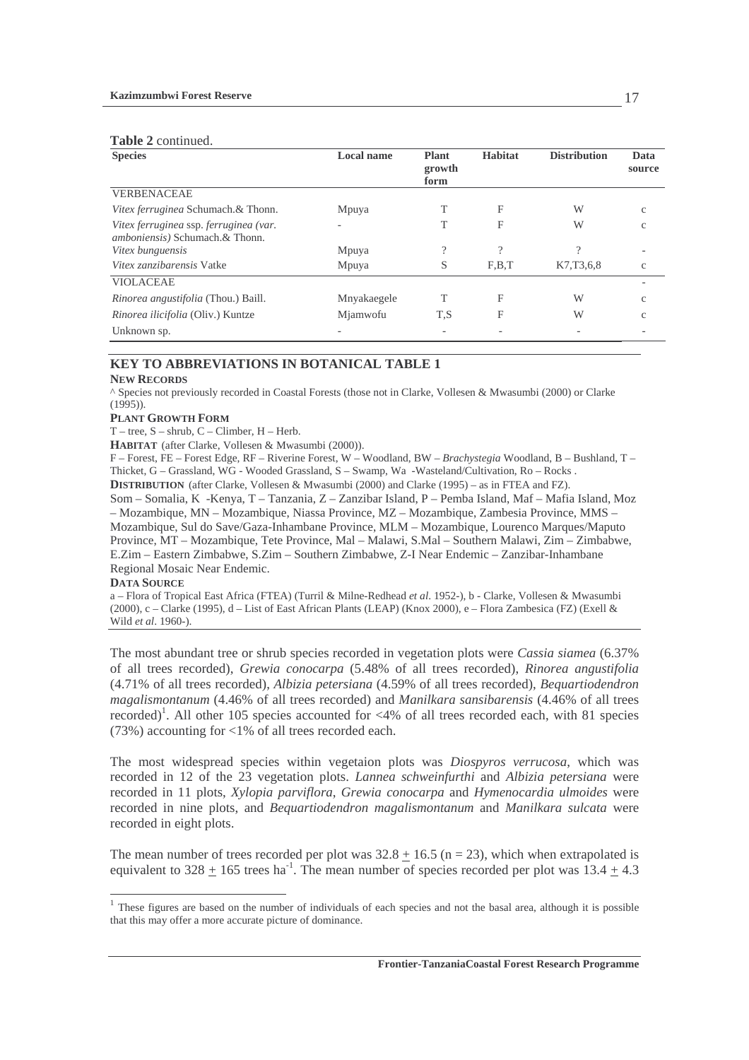**Table 2** continued.

| Species | Local name | Plant growth form | Habitat | Distribution | Data source |
|---|---|---|---|---|---|
| VERBENACEAE | | | | | |
| *Vitex ferruginea* Schumach.& Thonn. | Mpuya | T | F | W | c |
| *Vitex ferruginea* ssp. *ferruginea (var. amboniensis)* Schumach.& Thonn. | - | T | F | W | c |
| *Vitex bunguensis* | Mpuya | ? | ? | ? | - |
| *Vitex zanzibarensis* Vatke | Mpuya | S | F,B,T | K7,T3,6,8 | c |
| VIOLACEAE | | | | | - |
| *Rinorea angustifolia* (Thou.) Baill. | Mnyakaegele | T | F | W | c |
| *Rinorea ilicifolia* (Oliv.) Kuntze | Mjamwofu | T,S | F | W | c |
| Unknown sp. | - | - | - | - | - |

### KEY TO ABBREVIATIONS IN BOTANICAL TABLE 1

**NEW RECORDS**

^ Species not previously recorded in Coastal Forests (those not in Clarke, Vollesen & Mwasumbi (2000) or Clarke (1995)).

**PLANT GROWTH FORM**

T – tree, S – shrub, C – Climber, H – Herb.

**HABITAT** (after Clarke, Vollesen & Mwasumbi (2000)).

F – Forest, FE – Forest Edge, RF – Riverine Forest, W – Woodland, BW – *Brachystegia* Woodland, B – Bushland, T – Thicket, G – Grassland, WG - Wooded Grassland, S – Swamp, Wa -Wasteland/Cultivation, Ro – Rocks .

**DISTRIBUTION** (after Clarke, Vollesen & Mwasumbi (2000) and Clarke (1995) – as in FTEA and FZ).

Som – Somalia, K -Kenya, T – Tanzania, Z – Zanzibar Island, P – Pemba Island, Maf – Mafia Island, Moz – Mozambique, MN – Mozambique, Niassa Province, MZ – Mozambique, Zambesia Province, MMS – Mozambique, Sul do Save/Gaza-Inhambane Province, MLM – Mozambique, Lourenco Marques/Maputo Province, MT – Mozambique, Tete Province, Mal – Malawi, S.Mal – Southern Malawi, Zim – Zimbabwe, E.Zim – Eastern Zimbabwe, S.Zim – Southern Zimbabwe, Z-I Near Endemic – Zanzibar-Inhambane Regional Mosaic Near Endemic.

**DATA SOURCE**

a – Flora of Tropical East Africa (FTEA) (Turril & Milne-Redhead *et al*. 1952-), b - Clarke, Vollesen & Mwasumbi (2000), c – Clarke (1995), d – List of East African Plants (LEAP) (Knox 2000), e – Flora Zambesica (FZ) (Exell & Wild *et al*. 1960-).

The most abundant tree or shrub species recorded in vegetation plots were *Cassia siamea* (6.37% of all trees recorded), *Grewia conocarpa* (5.48% of all trees recorded), *Rinorea angustifolia* (4.71% of all trees recorded), *Albizia petersiana* (4.59% of all trees recorded), *Bequartiodendron magalismontanum* (4.46% of all trees recorded) and *Manilkara sansibarensis* (4.46% of all trees recorded)[1]. All other 105 species accounted for <4% of all trees recorded each, with 81 species (73%) accounting for <1% of all trees recorded each.

The most widespread species within vegetaion plots was *Diospyros verrucosa*, which was recorded in 12 of the 23 vegetation plots. *Lannea schweinfurthi* and *Albizia petersiana* were recorded in 11 plots, *Xylopia parviflora*, *Grewia conocarpa* and *Hymenocardia ulmoides* were recorded in nine plots, and *Bequartiodendron magalismontanum* and *Manilkara sulcata* were recorded in eight plots.

The mean number of trees recorded per plot was $32.8 \pm 16.5$ (n = 23), which when extrapolated is equivalent to $328 \pm 165$ trees ha$^{-1}$. The mean number of species recorded per plot was $13.4 \pm 4.3$

[1] These figures are based on the number of individuals of each species and not the basal area, although it is possible that this may offer a more accurate picture of dominance.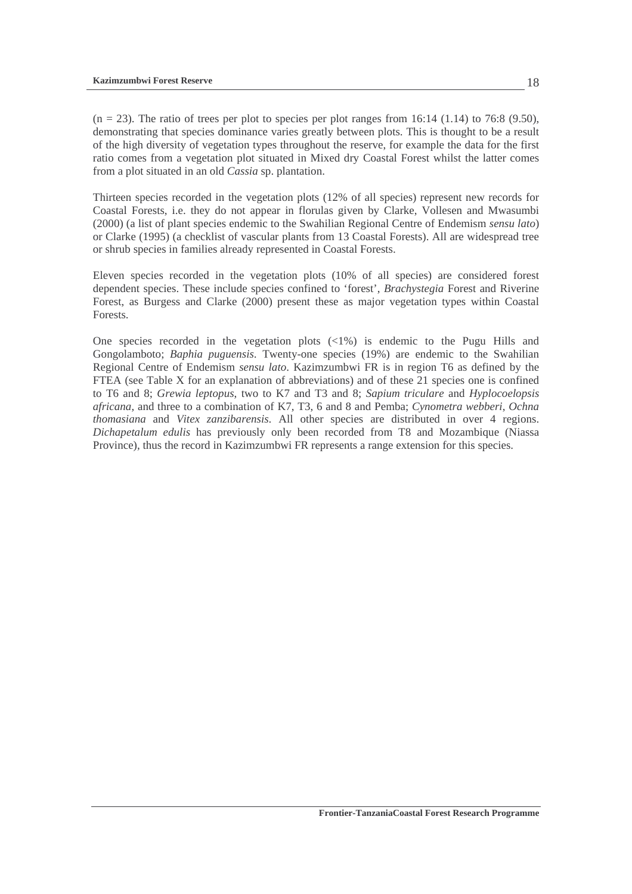(n = 23). The ratio of trees per plot to species per plot ranges from 16:14 (1.14) to 76:8 (9.50), demonstrating that species dominance varies greatly between plots. This is thought to be a result of the high diversity of vegetation types throughout the reserve, for example the data for the first ratio comes from a vegetation plot situated in Mixed dry Coastal Forest whilst the latter comes from a plot situated in an old *Cassia* sp. plantation.

Thirteen species recorded in the vegetation plots (12% of all species) represent new records for Coastal Forests, i.e. they do not appear in florulas given by Clarke, Vollesen and Mwasumbi (2000) (a list of plant species endemic to the Swahilian Regional Centre of Endemism *sensu lato*) or Clarke (1995) (a checklist of vascular plants from 13 Coastal Forests). All are widespread tree or shrub species in families already represented in Coastal Forests.

Eleven species recorded in the vegetation plots (10% of all species) are considered forest dependent species. These include species confined to 'forest', *Brachystegia* Forest and Riverine Forest, as Burgess and Clarke (2000) present these as major vegetation types within Coastal Forests.

One species recorded in the vegetation plots (<1%) is endemic to the Pugu Hills and Gongolamboto; *Baphia puguensis*. Twenty-one species (19%) are endemic to the Swahilian Regional Centre of Endemism *sensu lato*. Kazimzumbwi FR is in region T6 as defined by the FTEA (see Table X for an explanation of abbreviations) and of these 21 species one is confined to T6 and 8; *Grewia leptopus*, two to K7 and T3 and 8; *Sapium triculare* and *Hyplocoelopsis africana*, and three to a combination of K7, T3, 6 and 8 and Pemba; *Cynometra webberi*, *Ochna thomasiana* and *Vitex zanzibarensis*. All other species are distributed in over 4 regions. *Dichapetalum edulis* has previously only been recorded from T8 and Mozambique (Niassa Province), thus the record in Kazimzumbwi FR represents a range extension for this species.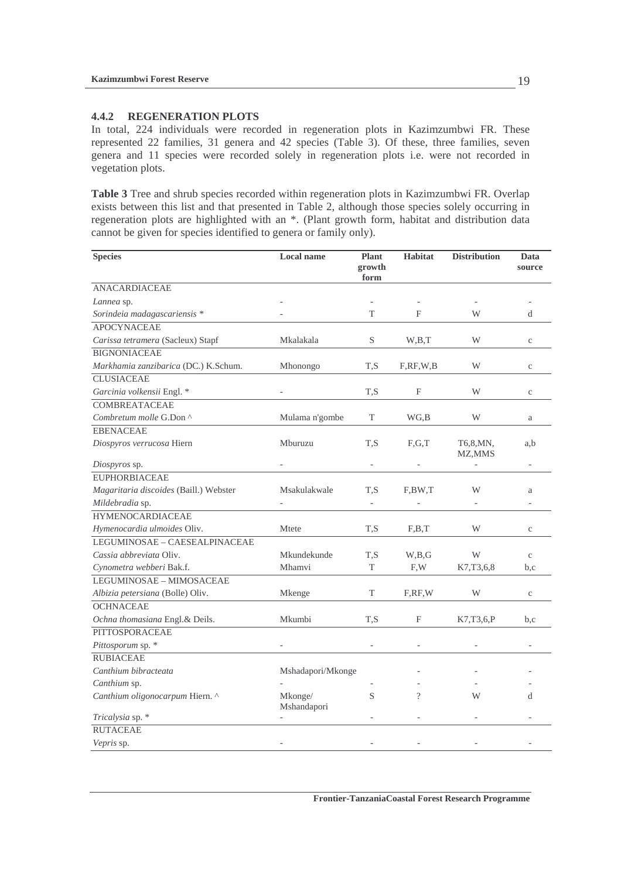#### 4.4.2 REGENERATION PLOTS

In total, 224 individuals were recorded in regeneration plots in Kazimzumbwi FR. These represented 22 families, 31 genera and 42 species (Table 3). Of these, three families, seven genera and 11 species were recorded solely in regeneration plots i.e. were not recorded in vegetation plots.

**Table 3** Tree and shrub species recorded within regeneration plots in Kazimzumbwi FR. Overlap exists between this list and that presented in Table 2, although those species solely occurring in regeneration plots are highlighted with an *. (Plant growth form, habitat and distribution data cannot be given for species identified to genera or family only).

| Species | Local name | Plant growth form | Habitat | Distribution | Data source |
|---|---|---|---|---|---|
| ANACARDIACEAE | | | | | |
| *Lannea* sp. | - | - | - | - | - |
| *Sorindeia madagascariensis* * | - | T | F | W | d |
| APOCYNACEAE | | | | | |
| *Carissa tetramera* (Sacleux) Stapf | Mkalakala | S | W,B,T | W | c |
| BIGNONIACEAE | | | | | |
| *Markhamia zanzibarica* (DC.) K.Schum. | Mhonongo | T,S | F,RF,W,B | W | c |
| CLUSIACEAE | | | | | |
| *Garcinia volkensii* Engl. * | - | T,S | F | W | c |
| COMBREATACEAE | | | | | |
| *Combretum molle* G.Don ^ | Mulama n'gombe | T | WG,B | W | a |
| EBENACEAE | | | | | |
| *Diospyros verrucosa* Hiern | Mburuzu | T,S | F,G,T | T6,8,MN, MZ,MMS | a,b |
| *Diospyros* sp. | - | - | - | - | - |
| EUPHORBIACEAE | | | | | |
| *Magaritaria discoides* (Baill.) Webster | Msakulakwale | T,S | F,BW,T | W | a |
| *Mildebradia* sp. | - | - | - | - | - |
| HYMENOCARDIACEAE | | | | | |
| *Hymenocardia ulmoides* Oliv. | Mtete | T,S | F,B,T | W | c |
| LEGUMINOSAE – CAESEALPINACEAE | | | | | |
| *Cassia abbreviata* Oliv. | Mkundekunde | T,S | W,B,G | W | c |
| *Cynometra webberi* Bak.f. | Mhamvi | T | F,W | K7,T3,6,8 | b,c |
| LEGUMINOSAE – MIMOSACEAE | | | | | |
| *Albizia petersiana* (Bolle) Oliv. | Mkenge | T | F,RF,W | W | c |
| OCHNACEAE | | | | | |
| *Ochna thomasiana* Engl.& Deils. | Mkumbi | T,S | F | K7,T3,6,P | b,c |
| PITTOSPORACEAE | | | | | |
| *Pittosporum* sp. * | - | - | - | - | - |
| RUBIACEAE | | | | | |
| *Canthium bibracteata* | Mshadapori/Mkonge | | - | - | - |
| *Canthium* sp. | - | - | - | - | - |
| *Canthium oligonocarpum* Hiern. ^ | Mkonge/ Mshandapori | S | ? | W | d |
| *Tricalysia* sp. * | - | - | - | - | - |
| RUTACEAE | | | | | |
| *Vepris* sp. | - | - | - | - | - |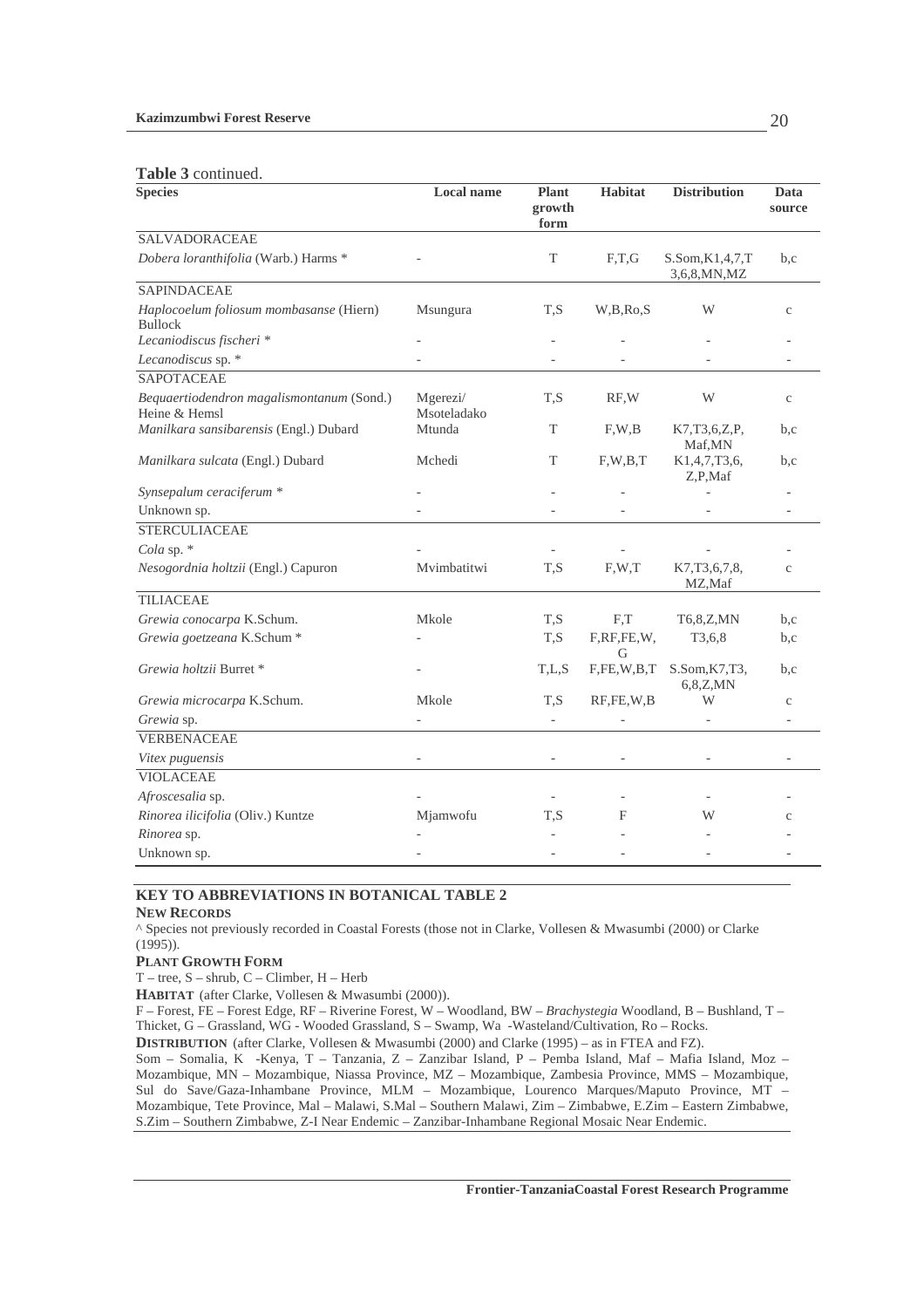**Table 3** continued.

| Species | Local name | Plant growth form | Habitat | Distribution | Data source |
|---|---|---|---|---|---|
| SALVADORACEAE | | | | | |
| *Dobera loranthifolia* (Warb.) Harms * | - | T | F,T,G | S.Som,K1,4,7,T 3,6,8,MN,MZ | b,c |
| SAPINDACEAE | | | | | |
| *Haplocoelum foliosum mombasanse* (Hiern) Bullock | Msungura | T,S | W,B,Ro,S | W | c |
| *Lecaniodiscus fischeri* * | - | - | - | - | - |
| *Lecanodiscus* sp. * | - | - | - | - | - |
| SAPOTACEAE | | | | | |
| *Bequaertiodendron magalismontanum* (Sond.) Heine & Hemsl | Mgerezi/ Msoteladako | T,S | RF,W | W | c |
| *Manilkara sansibarensis* (Engl.) Dubard | Mtunda | T | F,W,B | K7,T3,6,Z,P, Maf,MN | b,c |
| *Manilkara sulcata* (Engl.) Dubard | Mchedi | T | F,W,B,T | K1,4,7,T3,6, Z,P,Maf | b,c |
| *Synsepalum ceraciferum* * | - | - | - | - | - |
| Unknown sp. | - | - | - | - | - |
| STERCULIACEAE | | | | | |
| *Cola* sp. * | - | - | - | - | - |
| *Nesogordnia holtzii* (Engl.) Capuron | Mvimbatitwi | T,S | F,W,T | K7,T3,6,7,8, MZ,Maf | c |
| TILIACEAE | | | | | |
| *Grewia conocarpa* K.Schum. | Mkole | T,S | F,T | T6,8,Z,MN | b,c |
| *Grewia goetzeana* K.Schum * | - | T,S | F,RF,FE,W, G | T3,6,8 | b,c |
| *Grewia holtzii* Burret * | - | T,L,S | F,FE,W,B,T | S.Som,K7,T3, 6,8,Z,MN | b,c |
| *Grewia microcarpa* K.Schum. | Mkole | T,S | RF,FE,W,B | W | c |
| *Grewia* sp. | - | - | - | - | - |
| VERBENACEAE | | | | | |
| *Vitex puguensis* | - | - | - | - | - |
| VIOLACEAE | | | | | |
| *Afroscesalia* sp. | - | - | - | - | - |
| *Rinorea ilicifolia* (Oliv.) Kuntze | Mjamwofu | T,S | F | W | c |
| *Rinorea* sp. | - | - | - | - | - |
| Unknown sp. | - | - | - | - | - |

**KEY TO ABBREVIATIONS IN BOTANICAL TABLE 2**

**NEW RECORDS**

^ Species not previously recorded in Coastal Forests (those not in Clarke, Vollesen & Mwasumbi (2000) or Clarke (1995)).

**PLANT GROWTH FORM**

T – tree, S – shrub, C – Climber, H – Herb

**HABITAT** (after Clarke, Vollesen & Mwasumbi (2000)).

F – Forest, FE – Forest Edge, RF – Riverine Forest, W – Woodland, BW – *Brachystegia* Woodland, B – Bushland, T – Thicket, G – Grassland, WG - Wooded Grassland, S – Swamp, Wa -Wasteland/Cultivation, Ro – Rocks.

**DISTRIBUTION** (after Clarke, Vollesen & Mwasumbi (2000) and Clarke (1995) – as in FTEA and FZ).

Som – Somalia, K -Kenya, T – Tanzania, Z – Zanzibar Island, P – Pemba Island, Maf – Mafia Island, Moz – Mozambique, MN – Mozambique, Niassa Province, MZ – Mozambique, Zambesia Province, MMS – Mozambique, Sul do Save/Gaza-Inhambane Province, MLM – Mozambique, Lourenco Marques/Maputo Province, MT – Mozambique, Tete Province, Mal – Malawi, S.Mal – Southern Malawi, Zim – Zimbabwe, E.Zim – Eastern Zimbabwe, S.Zim – Southern Zimbabwe, Z-I Near Endemic – Zanzibar-Inhambane Regional Mosaic Near Endemic.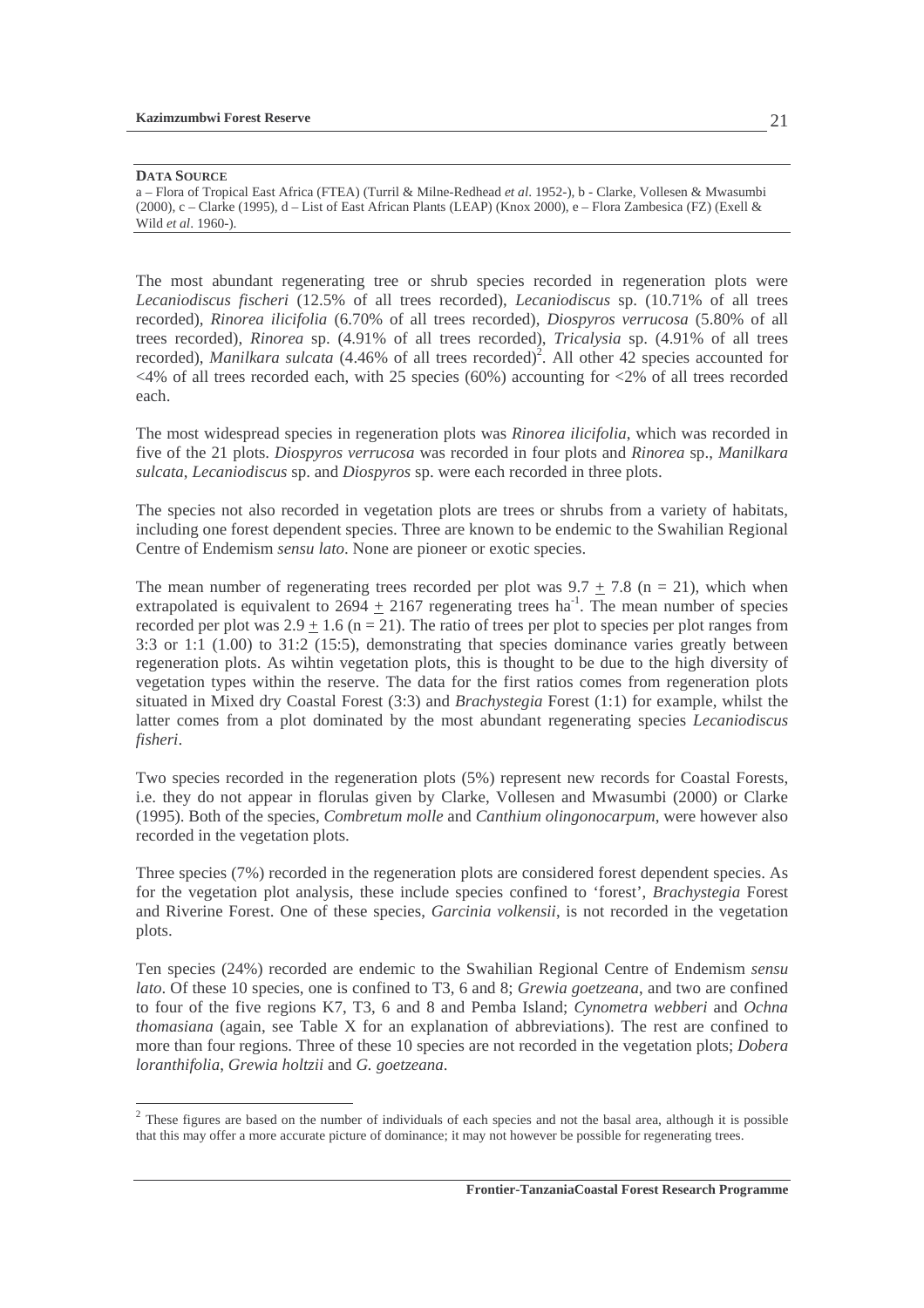**DATA SOURCE**

a – Flora of Tropical East Africa (FTEA) (Turril & Milne-Redhead *et al.* 1952-), b - Clarke, Vollesen & Mwasumbi (2000), c – Clarke (1995), d – List of East African Plants (LEAP) (Knox 2000), e – Flora Zambesica (FZ) (Exell & Wild *et al*. 1960-).

The most abundant regenerating tree or shrub species recorded in regeneration plots were *Lecaniodiscus fischeri* (12.5% of all trees recorded), *Lecaniodiscus* sp. (10.71% of all trees recorded), *Rinorea ilicifolia* (6.70% of all trees recorded), *Diospyros verrucosa* (5.80% of all trees recorded), *Rinorea* sp. (4.91% of all trees recorded), *Tricalysia* sp. (4.91% of all trees recorded), *Manilkara sulcata* (4.46% of all trees recorded)[2]. All other 42 species accounted for <4% of all trees recorded each, with 25 species (60%) accounting for <2% of all trees recorded each.

The most widespread species in regeneration plots was *Rinorea ilicifolia*, which was recorded in five of the 21 plots. *Diospyros verrucosa* was recorded in four plots and *Rinorea* sp., *Manilkara sulcata*, *Lecaniodiscus* sp. and *Diospyros* sp. were each recorded in three plots.

The species not also recorded in vegetation plots are trees or shrubs from a variety of habitats, including one forest dependent species. Three are known to be endemic to the Swahilian Regional Centre of Endemism *sensu lato*. None are pioneer or exotic species.

The mean number of regenerating trees recorded per plot was $9.7 \pm 7.8$ (n = 21), which when extrapolated is equivalent to $2694 \pm 2167$ regenerating trees $ha^{-1}$. The mean number of species recorded per plot was $2.9 \pm 1.6$ (n = 21). The ratio of trees per plot to species per plot ranges from 3:3 or 1:1 (1.00) to 31:2 (15:5), demonstrating that species dominance varies greatly between regeneration plots. As wihtin vegetation plots, this is thought to be due to the high diversity of vegetation types within the reserve. The data for the first ratios comes from regeneration plots situated in Mixed dry Coastal Forest (3:3) and *Brachystegia* Forest (1:1) for example, whilst the latter comes from a plot dominated by the most abundant regenerating species *Lecaniodiscus fisheri*.

Two species recorded in the regeneration plots (5%) represent new records for Coastal Forests, i.e. they do not appear in florulas given by Clarke, Vollesen and Mwasumbi (2000) or Clarke (1995). Both of the species, *Combretum molle* and *Canthium olingonocarpum*, were however also recorded in the vegetation plots.

Three species (7%) recorded in the regeneration plots are considered forest dependent species. As for the vegetation plot analysis, these include species confined to 'forest', *Brachystegia* Forest and Riverine Forest. One of these species, *Garcinia volkensii*, is not recorded in the vegetation plots.

Ten species (24%) recorded are endemic to the Swahilian Regional Centre of Endemism *sensu lato*. Of these 10 species, one is confined to T3, 6 and 8; *Grewia goetzeana*, and two are confined to four of the five regions K7, T3, 6 and 8 and Pemba Island; *Cynometra webberi* and *Ochna thomasiana* (again, see Table X for an explanation of abbreviations). The rest are confined to more than four regions. Three of these 10 species are not recorded in the vegetation plots; *Dobera loranthifolia*, *Grewia holtzii* and *G. goetzeana*.

[2] These figures are based on the number of individuals of each species and not the basal area, although it is possible that this may offer a more accurate picture of dominance; it may not however be possible for regenerating trees.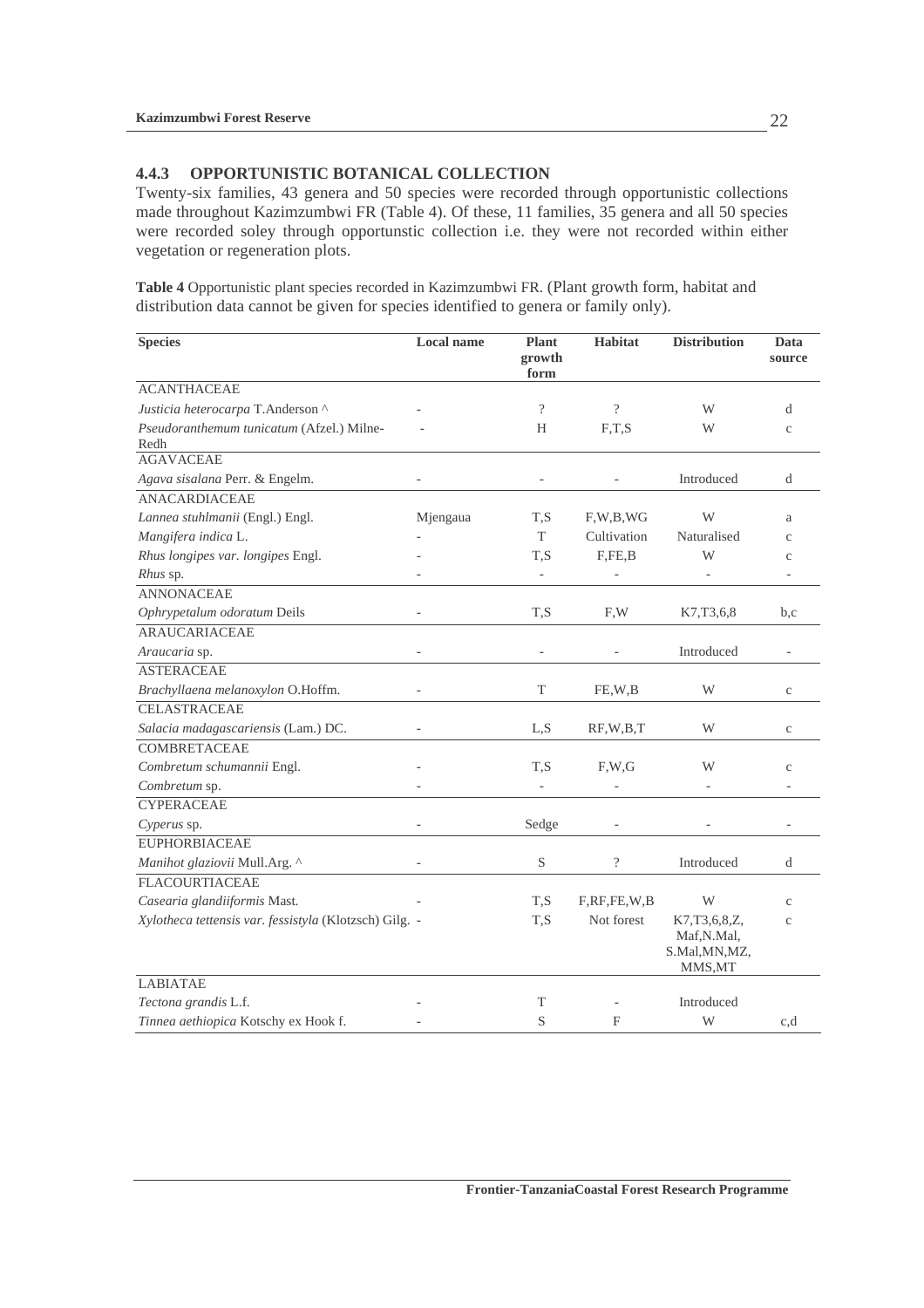### 4.4.3 OPPORTUNISTIC BOTANICAL COLLECTION

Twenty-six families, 43 genera and 50 species were recorded through opportunistic collections made throughout Kazimzumbwi FR (Table 4). Of these, 11 families, 35 genera and all 50 species were recorded soley through opportunstic collection i.e. they were not recorded within either vegetation or regeneration plots.

**Table 4** Opportunistic plant species recorded in Kazimzumbwi FR. (Plant growth form, habitat and distribution data cannot be given for species identified to genera or family only).

| Species | Local name | Plant growth form | Habitat | Distribution | Data source |
|---|---|---|---|---|---|
| ACANTHACEAE | | | | | |
| *Justicia heterocarpa* T.Anderson ^ | - | ? | ? | W | d |
| *Pseudoranthemum tunicatum* (Afzel.) Milne-Redh | - | H | F,T,S | W | c |
| AGAVACEAE | | | | | |
| *Agava sisalana* Perr. & Engelm. | - | - | - | Introduced | d |
| ANACARDIACEAE | | | | | |
| *Lannea stuhlmanii* (Engl.) Engl. | Mjengaua | T,S | F,W,B,WG | W | a |
| *Mangifera indica* L. | - | T | Cultivation | Naturalised | c |
| *Rhus longipes var. longipes* Engl. | - | T,S | F,FE,B | W | c |
| *Rhus* sp. | - | - | - | - | - |
| ANNONACEAE | | | | | |
| *Ophrypetalum odoratum* Deils | - | T,S | F,W | K7,T3,6,8 | b,c |
| ARAUCARIACEAE | | | | | |
| *Araucaria* sp. | - | - | - | Introduced | - |
| ASTERACEAE | | | | | |
| *Brachyllaena melanoxylon* O.Hoffm. | - | T | FE,W,B | W | c |
| CELASTRACEAE | | | | | |
| *Salacia madagascariensis* (Lam.) DC. | - | L,S | RF,W,B,T | W | c |
| COMBRETACEAE | | | | | |
| *Combretum schumannii* Engl. | - | T,S | F,W,G | W | c |
| *Combretum* sp. | - | - | - | - | - |
| CYPERACEAE | | | | | |
| *Cyperus* sp. | - | Sedge | - | - | - |
| EUPHORBIACEAE | | | | | |
| *Manihot glaziovii* Mull.Arg. ^ | - | S | ? | Introduced | d |
| FLACOURTIACEAE | | | | | |
| *Casearia glandiiformis* Mast. | - | T,S | F,RF,FE,W,B | W | c |
| *Xylotheca tettensis var. fessistyla* (Klotzsch) Gilg. | - | T,S | Not forest | K7,T3,6,8,Z, Maf,N.Mal, S.Mal,MN,MZ, MMS,MT | c |
| LABIATAE | | | | | |
| *Tectona grandis* L.f. | - | T | - | Introduced | |
| *Tinnea aethiopica* Kotschy ex Hook f. | - | S | F | W | c,d |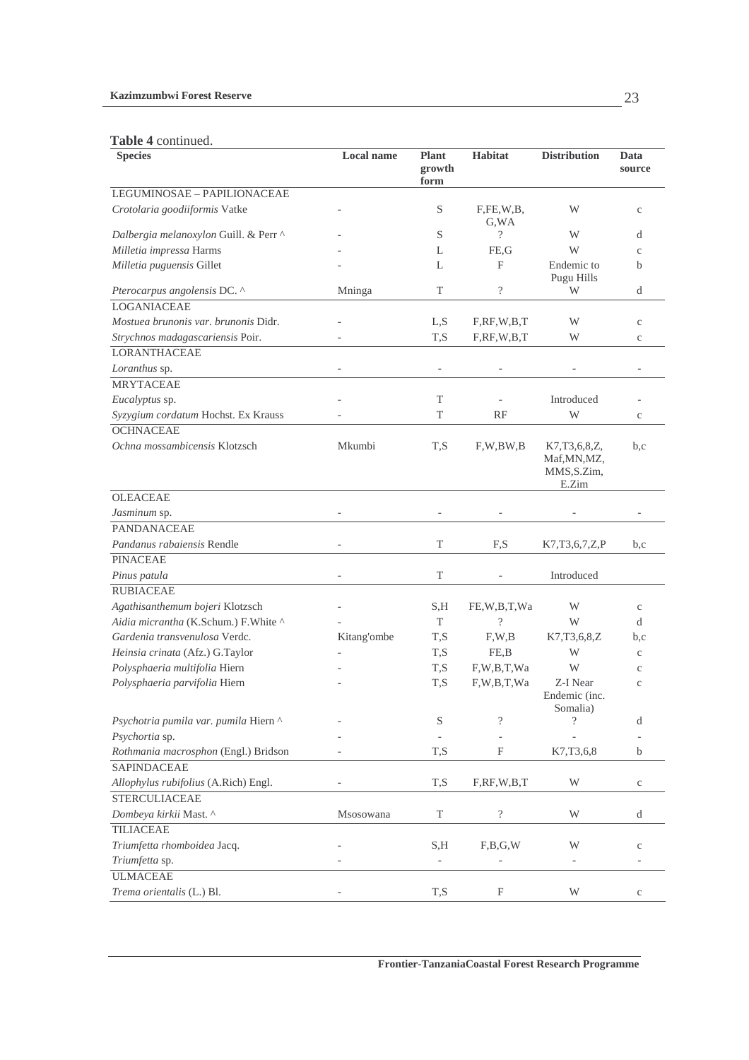**Table 4** continued.

| Species | Local name | Plant growth form | Habitat | Distribution | Data source |
|---|---|---|---|---|---|
| LEGUMINOSAE – PAPILIONACEAE | | | | | |
| *Crotolaria goodiiformis* Vatke | - | S | F,FE,W,B, G,WA | W | c |
| *Dalbergia melanoxylon* Guill. & Perr ^ | - | S | ? | W | d |
| *Milletia impressa* Harms | - | L | FE,G | W | c |
| *Milletia puguensis* Gillet | - | L | F | Endemic to Pugu Hills | b |
| *Pterocarpus angolensis* DC. ^ | Mninga | T | ? | W | d |
| LOGANIACEAE | | | | | |
| *Mostuea brunonis var. brunonis* Didr. | - | L,S | F,RF,W,B,T | W | c |
| *Strychnos madagascariensis* Poir. | - | T,S | F,RF,W,B,T | W | c |
| LORANTHACEAE | | | | | |
| *Loranthus* sp. | - | - | - | - | - |
| MRYTACEAE | | | | | |
| *Eucalyptus* sp. | - | T | - | Introduced | - |
| *Syzygium cordatum* Hochst. Ex Krauss | - | T | RF | W | c |
| OCHNACEAE | | | | | |
| *Ochna mossambicensis* Klotzsch | Mkumbi | T,S | F,W,BW,B | K7,T3,6,8,Z, Maf,MN,MZ, MMS,S.Zim, E.Zim | b,c |
| OLEACEAE | | | | | |
| *Jasminum* sp. | - | - | - | - | - |
| PANDANACEAE | | | | | |
| *Pandanus rabaiensis* Rendle | - | T | F,S | K7,T3,6,7,Z,P | b,c |
| PINACEAE | | | | | |
| *Pinus patula* | - | T | - | Introduced | |
| RUBIACEAE | | | | | |
| *Agathisanthemum bojeri* Klotzsch | - | S,H | FE,W,B,T,Wa | W | c |
| *Aidia micrantha* (K.Schum.) F.White ^ | - | T | ? | W | d |
| *Gardenia transvenulosa* Verdc. | Kitang'ombe | T,S | F,W,B | K7,T3,6,8,Z | b,c |
| *Heinsia crinata* (Afz.) G.Taylor | - | T,S | FE,B | W | c |
| *Polysphaeria multifolia* Hiern | - | T,S | F,W,B,T,Wa | W | c |
| *Polysphaeria parvifolia* Hiern | - | T,S | F,W,B,T,Wa | Z-I Near Endemic (inc. Somalia) | c |
| *Psychotria pumila var. pumila* Hiern ^ | - | S | ? | ? | d |
| *Psychortia* sp. | - | - | - | - | - |
| *Rothmania macrosphon* (Engl.) Bridson | - | T,S | F | K7,T3,6,8 | b |
| SAPINDACEAE | | | | | |
| *Allophylus rubifolius* (A.Rich) Engl. | - | T,S | F,RF,W,B,T | W | c |
| STERCULIACEAE | | | | | |
| *Dombeya kirkii* Mast. ^ | Msosowana | T | ? | W | d |
| TILIACEAE | | | | | |
| *Triumfetta rhomboidea* Jacq. | - | S,H | F,B,G,W | W | c |
| *Triumfetta* sp. | - | - | - | - | - |
| ULMACEAE | | | | | |
| *Trema orientalis* (L.) Bl. | - | T,S | F | W | c |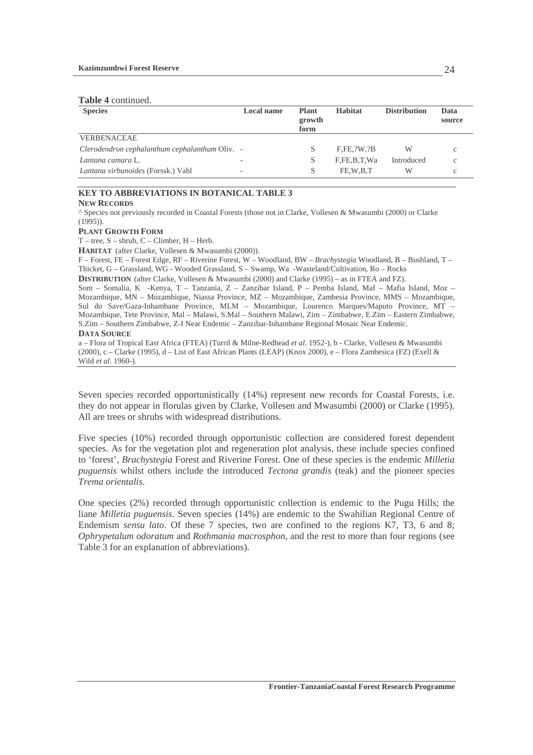**Table 4** continued.

| Species | Local name | Plant growth form | Habitat | Distribution | Data source |
|---|---|---|---|---|---|
| VERBENACEAE | | | | | |
| *Clerodendron cephalanthum cephalanthum* Oliv. | - | S | F,FE,?W,?B | W | c |
| *Lantana camara* L. | - | S | F,FE,B,T,Wa | Introduced | c |
| *Lantana virbunoides* (Forssk.) Vahl | - | S | FE,W,B,T | W | c |

**KEY TO ABBREVIATIONS IN BOTANICAL TABLE 3**

**NEW RECORDS**

^ Species not previously recorded in Coastal Forests (those not in Clarke, Vollesen & Mwasumbi (2000) or Clarke (1995)).

**PLANT GROWTH FORM**

T – tree, S – shrub, C – Climber, H – Herb.

**HABITAT** (after Clarke, Vollesen & Mwasumbi (2000)).

F – Forest, FE – Forest Edge, RF – Riverine Forest, W – Woodland, BW – *Brachystegia* Woodland, B – Bushland, T – Thicket, G – Grassland, WG - Wooded Grassland, S – Swamp, Wa -Wasteland/Cultivation, Ro – Rocks

**DISTRIBUTION** (after Clarke, Vollesen & Mwasumbi (2000) and Clarke (1995) – as in FTEA and FZ).

Som – Somalia, K -Kenya, T – Tanzania, Z – Zanzibar Island, P – Pemba Island, Maf – Mafia Island, Moz – Mozambique, MN – Mozambique, Niassa Province, MZ – Mozambique, Zambesia Province, MMS – Mozambique, Sul do Save/Gaza-Inhambane Province, MLM – Mozambique, Lourenco Marques/Maputo Province, MT – Mozambique, Tete Province, Mal – Malawi, S.Mal – Southern Malawi, Zim – Zimbabwe, E.Zim – Eastern Zimbabwe, S.Zim – Southern Zimbabwe, Z-I Near Endemic – Zanzibar-Inhambane Regional Mosaic Near Endemic.

**DATA SOURCE**

a – Flora of Tropical East Africa (FTEA) (Turril & Milne-Redhead *et al*. 1952-), b - Clarke, Vollesen & Mwasumbi (2000), c – Clarke (1995), d – List of East African Plants (LEAP) (Knox 2000), e – Flora Zambesica (FZ) (Exell & Wild *et al*. 1960-).

Seven species recorded opportunistically (14%) represent new records for Coastal Forests, i.e. they do not appear in florulas given by Clarke, Vollesen and Mwasumbi (2000) or Clarke (1995). All are trees or shrubs with widespread distributions.

Five species (10%) recorded through opportunistic collection are considered forest dependent species. As for the vegetation plot and regeneration plot analysis, these include species confined to 'forest', *Brachystegia* Forest and Riverine Forest. One of these species is the endemic *Milletia puguensis* whilst others include the introduced *Tectona grandis* (teak) and the pioneer species *Trema orientalis*.

One species (2%) recorded through opportunistic collection is endemic to the Pugu Hills; the liane *Milletia puguensis*. Seven species (14%) are endemic to the Swahilian Regional Centre of Endemism *sensu lato*. Of these 7 species, two are confined to the regions K7, T3, 6 and 8; *Ophrypetalum odoratum* and *Rothmania macrosphon*, and the rest to more than four regions (see Table 3 for an explanation of abbreviations).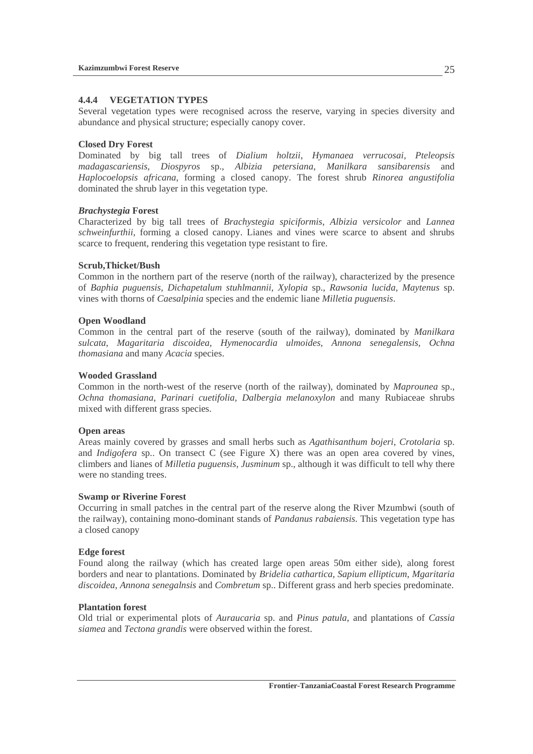### 4.4.4 VEGETATION TYPES

Several vegetation types were recognised across the reserve, varying in species diversity and abundance and physical structure; especially canopy cover.

**Closed Dry Forest**

Dominated by big tall trees of *Dialium holtzii*, *Hymanaea verrucosai*, *Pteleopsis madagascariensis*, *Diospyros* sp., *Albizia petersiana*, *Manilkara sansibarensis* and *Haplocoelopsis africana*, forming a closed canopy. The forest shrub *Rinorea angustifolia* dominated the shrub layer in this vegetation type.

***Brachystegia* Forest**

Characterized by big tall trees of *Brachystegia spiciformis*, *Albizia versicolor* and *Lannea schweinfurthii*, forming a closed canopy. Lianes and vines were scarce to absent and shrubs scarce to frequent, rendering this vegetation type resistant to fire.

**Scrub,Thicket/Bush**

Common in the northern part of the reserve (north of the railway), characterized by the presence of *Baphia puguensis, Dichapetalum stuhlmannii, Xylopia* sp., *Rawsonia lucida*, *Maytenus* sp. vines with thorns of *Caesalpinia* species and the endemic liane *Milletia puguensis*.

**Open Woodland**

Common in the central part of the reserve (south of the railway), dominated by *Manilkara sulcata, Magaritaria discoidea, Hymenocardia ulmoides, Annona senegalensis, Ochna thomasiana* and many *Acacia* species.

**Wooded Grassland**

Common in the north-west of the reserve (north of the railway), dominated by *Maprounea* sp., *Ochna thomasiana, Parinari cuetifolia*, *Dalbergia melanoxylon* and many Rubiaceae shrubs mixed with different grass species.

**Open areas**

Areas mainly covered by grasses and small herbs such as *Agathisanthum bojeri*, *Crotolaria* sp. and *Indigofera* sp.. On transect C (see Figure X) there was an open area covered by vines, climbers and lianes of *Milletia puguensis*, *Jusminum* sp., although it was difficult to tell why there were no standing trees.

**Swamp or Riverine Forest**

Occurring in small patches in the central part of the reserve along the River Mzumbwi (south of the railway), containing mono-dominant stands of *Pandanus rabaiensis*. This vegetation type has a closed canopy

**Edge forest**

Found along the railway (which has created large open areas 50m either side), along forest borders and near to plantations. Dominated by *Bridelia cathartica, Sapium ellipticum, Mgaritaria discoidea*, *Annona senegalnsis* and *Combretum* sp.. Different grass and herb species predominate.

**Plantation forest**

Old trial or experimental plots of *Auraucaria* sp. and *Pinus patula*, and plantations of *Cassia siamea* and *Tectona grandis* were observed within the forest.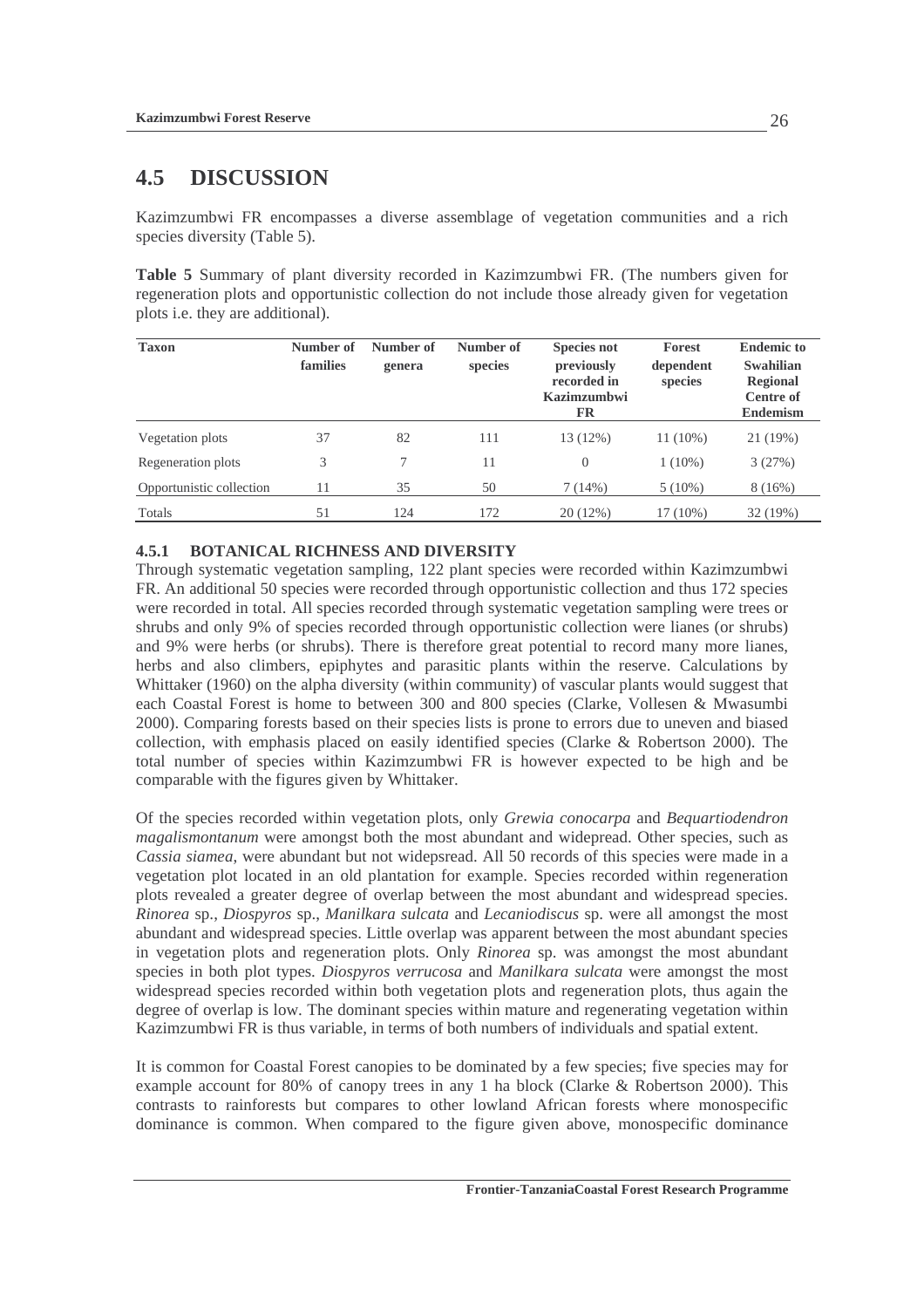## 4.5 DISCUSSION

Kazimzumbwi FR encompasses a diverse assemblage of vegetation communities and a rich species diversity (Table 5).

**Table 5** Summary of plant diversity recorded in Kazimzumbwi FR. (The numbers given for regeneration plots and opportunistic collection do not include those already given for vegetation plots i.e. they are additional).

| Taxon | Number of families | Number of genera | Number of species | Species not previously recorded in Kazimzumbwi FR | Forest dependent species | Endemic to Swahilian Regional Centre of Endemism |
|---|---|---|---|---|---|---|
| Vegetation plots | 37 | 82 | 111 | 13 (12%) | 11 (10%) | 21 (19%) |
| Regeneration plots | 3 | 7 | 11 | 0 | 1 (10%) | 3 (27%) |
| Opportunistic collection | 11 | 35 | 50 | 7 (14%) | 5 (10%) | 8 (16%) |
| Totals | 51 | 124 | 172 | 20 (12%) | 17 (10%) | 32 (19%) |

### 4.5.1 BOTANICAL RICHNESS AND DIVERSITY

Through systematic vegetation sampling, 122 plant species were recorded within Kazimzumbwi FR. An additional 50 species were recorded through opportunistic collection and thus 172 species were recorded in total. All species recorded through systematic vegetation sampling were trees or shrubs and only 9% of species recorded through opportunistic collection were lianes (or shrubs) and 9% were herbs (or shrubs). There is therefore great potential to record many more lianes, herbs and also climbers, epiphytes and parasitic plants within the reserve. Calculations by Whittaker (1960) on the alpha diversity (within community) of vascular plants would suggest that each Coastal Forest is home to between 300 and 800 species (Clarke, Vollesen & Mwasumbi 2000). Comparing forests based on their species lists is prone to errors due to uneven and biased collection, with emphasis placed on easily identified species (Clarke & Robertson 2000). The total number of species within Kazimzumbwi FR is however expected to be high and be comparable with the figures given by Whittaker.

Of the species recorded within vegetation plots, only *Grewia conocarpa* and *Bequartiodendron magalismontanum* were amongst both the most abundant and widepread. Other species, such as *Cassia siamea*, were abundant but not widepsread. All 50 records of this species were made in a vegetation plot located in an old plantation for example. Species recorded within regeneration plots revealed a greater degree of overlap between the most abundant and widespread species. *Rinorea* sp., *Diospyros* sp., *Manilkara sulcata* and *Lecaniodiscus* sp. were all amongst the most abundant and widespread species. Little overlap was apparent between the most abundant species in vegetation plots and regeneration plots. Only *Rinorea* sp. was amongst the most abundant species in both plot types. *Diospyros verrucosa* and *Manilkara sulcata* were amongst the most widespread species recorded within both vegetation plots and regeneration plots, thus again the degree of overlap is low. The dominant species within mature and regenerating vegetation within Kazimzumbwi FR is thus variable, in terms of both numbers of individuals and spatial extent.

It is common for Coastal Forest canopies to be dominated by a few species; five species may for example account for 80% of canopy trees in any 1 ha block (Clarke & Robertson 2000). This contrasts to rainforests but compares to other lowland African forests where monospecific dominance is common. When compared to the figure given above, monospecific dominance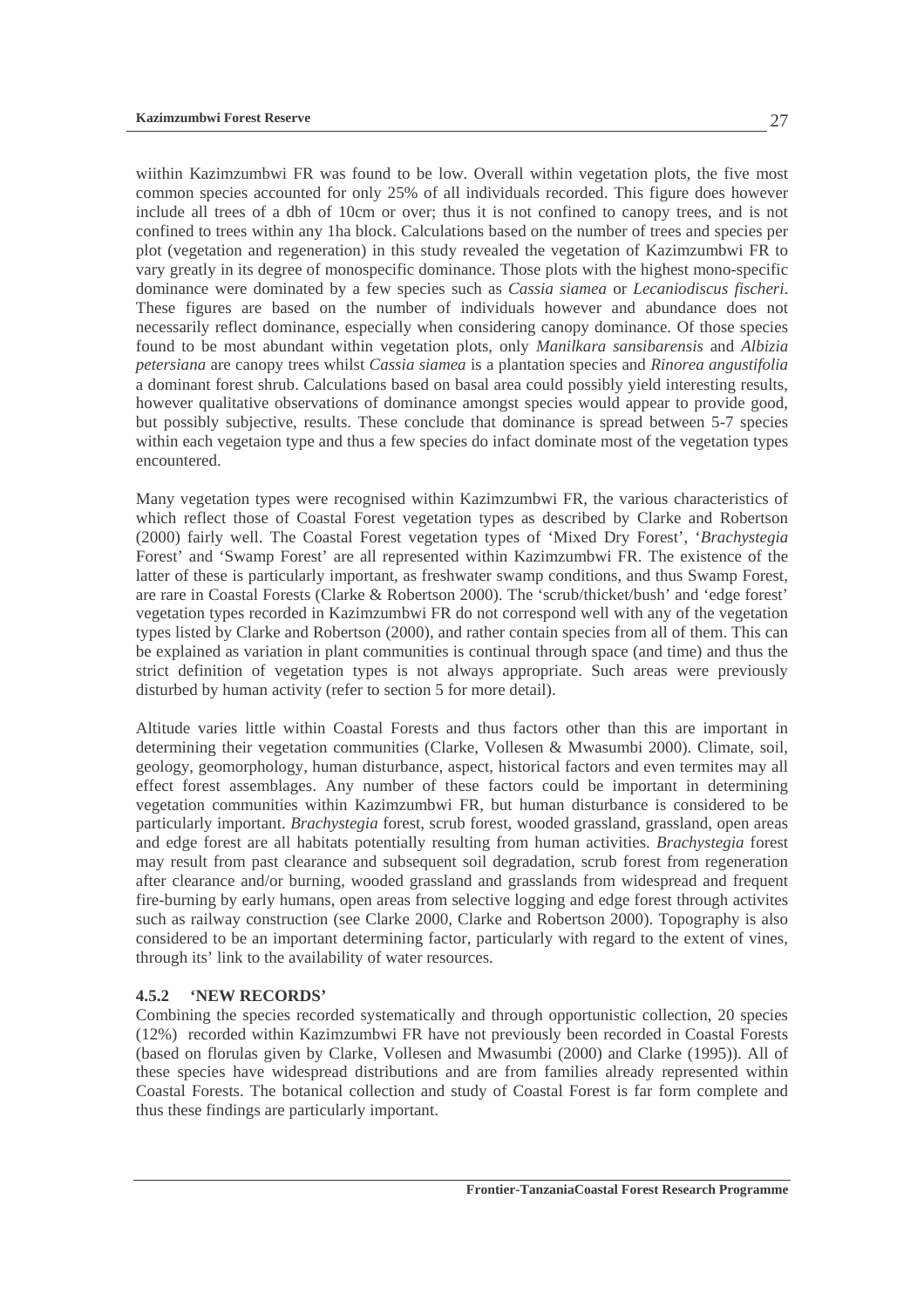wiithin Kazimzumbwi FR was found to be low. Overall within vegetation plots, the five most common species accounted for only 25% of all individuals recorded. This figure does however include all trees of a dbh of 10cm or over; thus it is not confined to canopy trees, and is not confined to trees within any 1ha block. Calculations based on the number of trees and species per plot (vegetation and regeneration) in this study revealed the vegetation of Kazimzumbwi FR to vary greatly in its degree of monospecific dominance. Those plots with the highest mono-specific dominance were dominated by a few species such as *Cassia siamea* or *Lecaniodiscus fischeri*. These figures are based on the number of individuals however and abundance does not necessarily reflect dominance, especially when considering canopy dominance. Of those species found to be most abundant within vegetation plots, only *Manilkara sansibarensis* and *Albizia petersiana* are canopy trees whilst *Cassia siamea* is a plantation species and *Rinorea angustifolia* a dominant forest shrub. Calculations based on basal area could possibly yield interesting results, however qualitative observations of dominance amongst species would appear to provide good, but possibly subjective, results. These conclude that dominance is spread between 5-7 species within each vegetaion type and thus a few species do infact dominate most of the vegetation types encountered.

Many vegetation types were recognised within Kazimzumbwi FR, the various characteristics of which reflect those of Coastal Forest vegetation types as described by Clarke and Robertson (2000) fairly well. The Coastal Forest vegetation types of 'Mixed Dry Forest', '*Brachystegia* Forest' and 'Swamp Forest' are all represented within Kazimzumbwi FR. The existence of the latter of these is particularly important, as freshwater swamp conditions, and thus Swamp Forest, are rare in Coastal Forests (Clarke & Robertson 2000). The 'scrub/thicket/bush' and 'edge forest' vegetation types recorded in Kazimzumbwi FR do not correspond well with any of the vegetation types listed by Clarke and Robertson (2000), and rather contain species from all of them. This can be explained as variation in plant communities is continual through space (and time) and thus the strict definition of vegetation types is not always appropriate. Such areas were previously disturbed by human activity (refer to section 5 for more detail).

Altitude varies little within Coastal Forests and thus factors other than this are important in determining their vegetation communities (Clarke, Vollesen & Mwasumbi 2000). Climate, soil, geology, geomorphology, human disturbance, aspect, historical factors and even termites may all effect forest assemblages. Any number of these factors could be important in determining vegetation communities within Kazimzumbwi FR, but human disturbance is considered to be particularly important. *Brachystegia* forest, scrub forest, wooded grassland, grassland, open areas and edge forest are all habitats potentially resulting from human activities. *Brachystegia* forest may result from past clearance and subsequent soil degradation, scrub forest from regeneration after clearance and/or burning, wooded grassland and grasslands from widespread and frequent fire-burning by early humans, open areas from selective logging and edge forest through activites such as railway construction (see Clarke 2000, Clarke and Robertson 2000). Topography is also considered to be an important determining factor, particularly with regard to the extent of vines, through its' link to the availability of water resources.

#### 4.5.2 'NEW RECORDS'

Combining the species recorded systematically and through opportunistic collection, 20 species (12%) recorded within Kazimzumbwi FR have not previously been recorded in Coastal Forests (based on florulas given by Clarke, Vollesen and Mwasumbi (2000) and Clarke (1995)). All of these species have widespread distributions and are from families already represented within Coastal Forests. The botanical collection and study of Coastal Forest is far form complete and thus these findings are particularly important.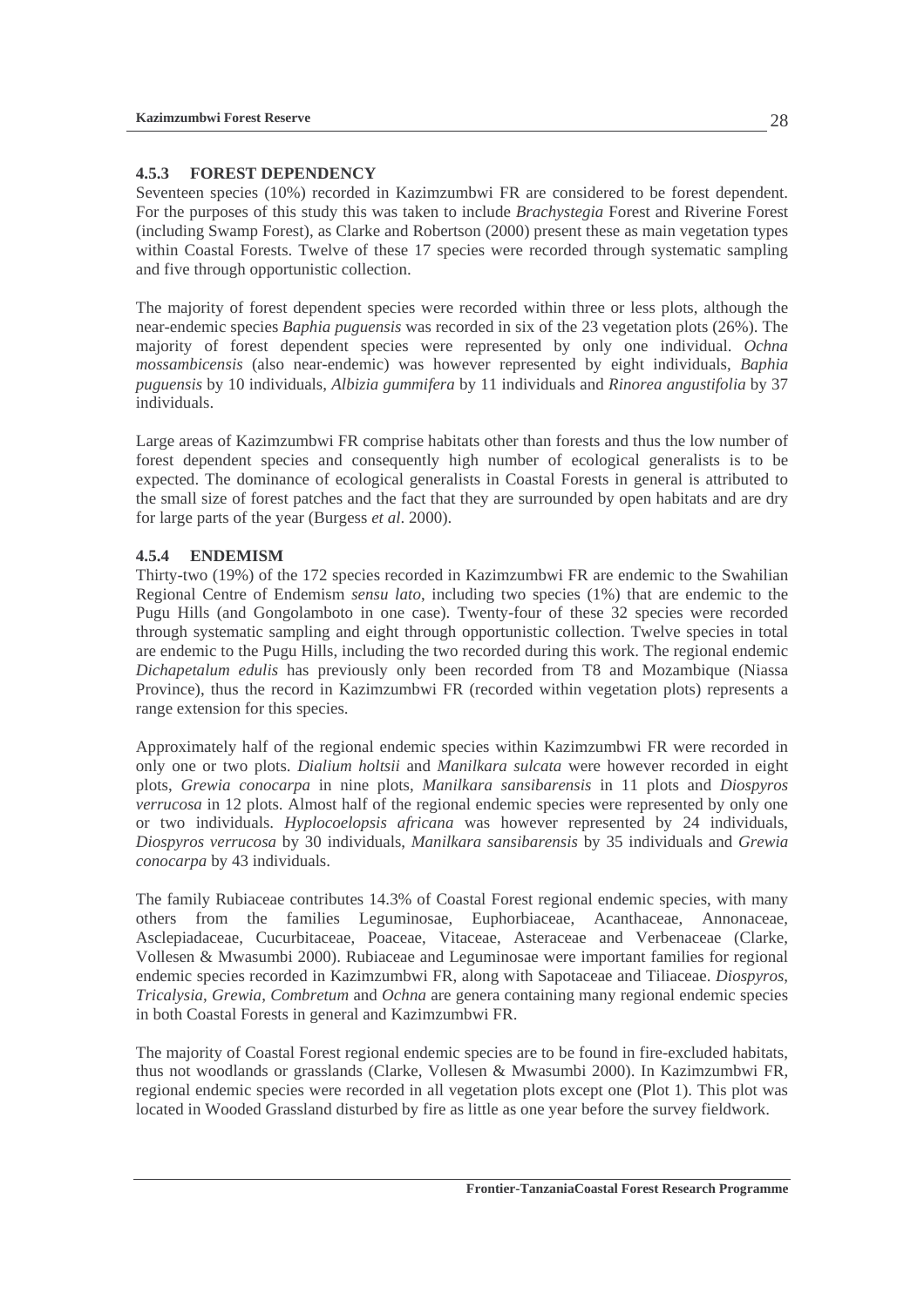### 4.5.3 FOREST DEPENDENCY

Seventeen species (10%) recorded in Kazimzumbwi FR are considered to be forest dependent. For the purposes of this study this was taken to include *Brachystegia* Forest and Riverine Forest (including Swamp Forest), as Clarke and Robertson (2000) present these as main vegetation types within Coastal Forests. Twelve of these 17 species were recorded through systematic sampling and five through opportunistic collection.

The majority of forest dependent species were recorded within three or less plots, although the near-endemic species *Baphia puguensis* was recorded in six of the 23 vegetation plots (26%). The majority of forest dependent species were represented by only one individual. *Ochna mossambicensis* (also near-endemic) was however represented by eight individuals, *Baphia puguensis* by 10 individuals, *Albizia gummifera* by 11 individuals and *Rinorea angustifolia* by 37 individuals.

Large areas of Kazimzumbwi FR comprise habitats other than forests and thus the low number of forest dependent species and consequently high number of ecological generalists is to be expected. The dominance of ecological generalists in Coastal Forests in general is attributed to the small size of forest patches and the fact that they are surrounded by open habitats and are dry for large parts of the year (Burgess *et al*. 2000).

### 4.5.4 ENDEMISM

Thirty-two (19%) of the 172 species recorded in Kazimzumbwi FR are endemic to the Swahilian Regional Centre of Endemism *sensu lato*, including two species (1%) that are endemic to the Pugu Hills (and Gongolamboto in one case). Twenty-four of these 32 species were recorded through systematic sampling and eight through opportunistic collection. Twelve species in total are endemic to the Pugu Hills, including the two recorded during this work. The regional endemic *Dichapetalum edulis* has previously only been recorded from T8 and Mozambique (Niassa Province), thus the record in Kazimzumbwi FR (recorded within vegetation plots) represents a range extension for this species.

Approximately half of the regional endemic species within Kazimzumbwi FR were recorded in only one or two plots. *Dialium holtsii* and *Manilkara sulcata* were however recorded in eight plots, *Grewia conocarpa* in nine plots, *Manilkara sansibarensis* in 11 plots and *Diospyros verrucosa* in 12 plots. Almost half of the regional endemic species were represented by only one or two individuals. *Hyplocoelopsis africana* was however represented by 24 individuals, *Diospyros verrucosa* by 30 individuals, *Manilkara sansibarensis* by 35 individuals and *Grewia conocarpa* by 43 individuals.

The family Rubiaceae contributes 14.3% of Coastal Forest regional endemic species, with many others from the families Leguminosae, Euphorbiaceae, Acanthaceae, Annonaceae, Asclepiadaceae, Cucurbitaceae, Poaceae, Vitaceae, Asteraceae and Verbenaceae (Clarke, Vollesen & Mwasumbi 2000). Rubiaceae and Leguminosae were important families for regional endemic species recorded in Kazimzumbwi FR, along with Sapotaceae and Tiliaceae. *Diospyros*, *Tricalysia*, *Grewia*, *Combretum* and *Ochna* are genera containing many regional endemic species in both Coastal Forests in general and Kazimzumbwi FR.

The majority of Coastal Forest regional endemic species are to be found in fire-excluded habitats, thus not woodlands or grasslands (Clarke, Vollesen & Mwasumbi 2000). In Kazimzumbwi FR, regional endemic species were recorded in all vegetation plots except one (Plot 1). This plot was located in Wooded Grassland disturbed by fire as little as one year before the survey fieldwork.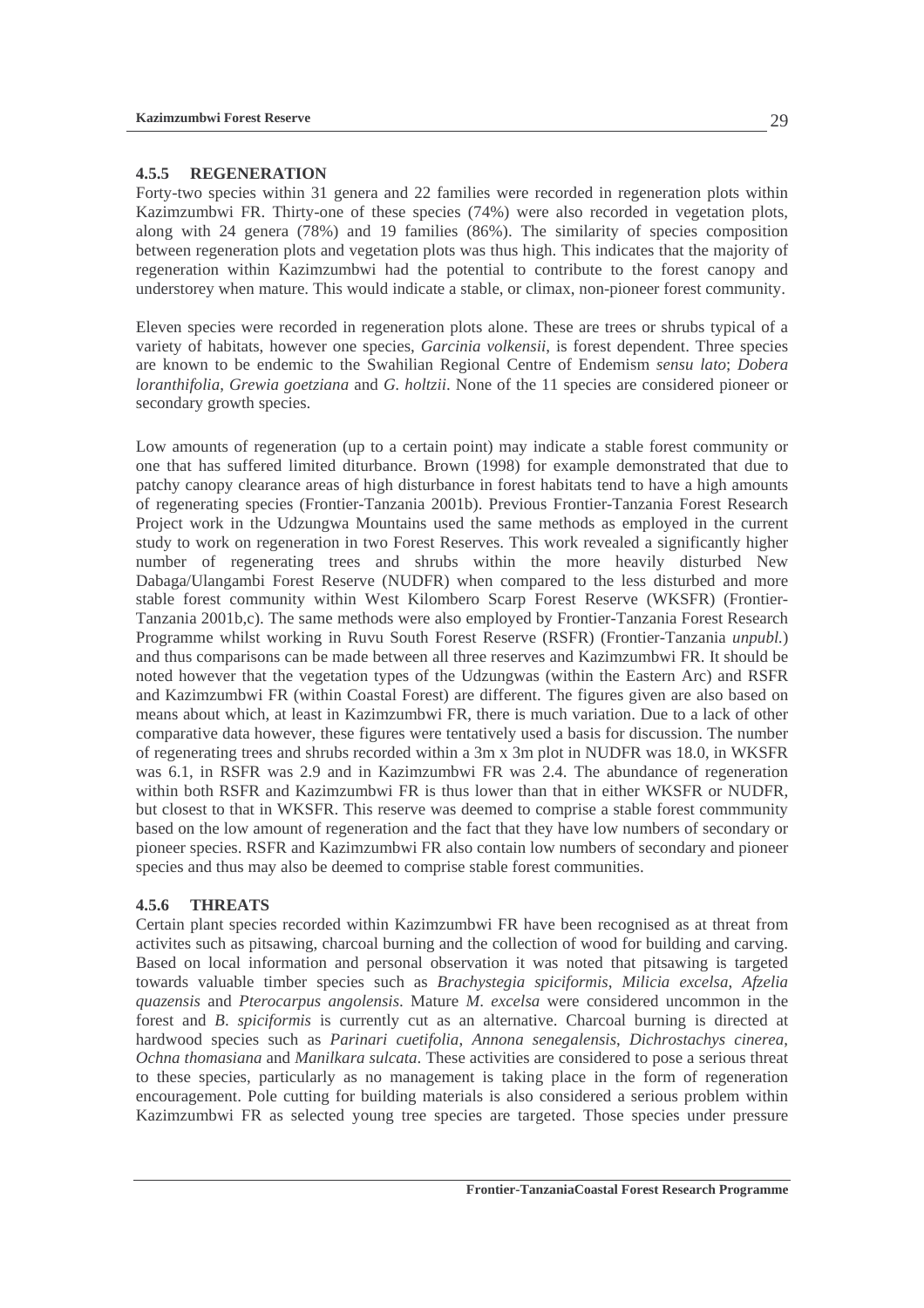### 4.5.5 REGENERATION

Forty-two species within 31 genera and 22 families were recorded in regeneration plots within Kazimzumbwi FR. Thirty-one of these species (74%) were also recorded in vegetation plots, along with 24 genera (78%) and 19 families (86%). The similarity of species composition between regeneration plots and vegetation plots was thus high. This indicates that the majority of regeneration within Kazimzumbwi had the potential to contribute to the forest canopy and understorey when mature. This would indicate a stable, or climax, non-pioneer forest community.

Eleven species were recorded in regeneration plots alone. These are trees or shrubs typical of a variety of habitats, however one species, *Garcinia volkensii*, is forest dependent. Three species are known to be endemic to the Swahilian Regional Centre of Endemism *sensu lato*; *Dobera loranthifolia*, *Grewia goetziana* and *G. holtzii*. None of the 11 species are considered pioneer or secondary growth species.

Low amounts of regeneration (up to a certain point) may indicate a stable forest community or one that has suffered limited diturbance. Brown (1998) for example demonstrated that due to patchy canopy clearance areas of high disturbance in forest habitats tend to have a high amounts of regenerating species (Frontier-Tanzania 2001b). Previous Frontier-Tanzania Forest Research Project work in the Udzungwa Mountains used the same methods as employed in the current study to work on regeneration in two Forest Reserves. This work revealed a significantly higher number of regenerating trees and shrubs within the more heavily disturbed New Dabaga/Ulangambi Forest Reserve (NUDFR) when compared to the less disturbed and more stable forest community within West Kilombero Scarp Forest Reserve (WKSFR) (Frontier-Tanzania 2001b,c). The same methods were also employed by Frontier-Tanzania Forest Research Programme whilst working in Ruvu South Forest Reserve (RSFR) (Frontier-Tanzania *unpubl.*) and thus comparisons can be made between all three reserves and Kazimzumbwi FR. It should be noted however that the vegetation types of the Udzungwas (within the Eastern Arc) and RSFR and Kazimzumbwi FR (within Coastal Forest) are different. The figures given are also based on means about which, at least in Kazimzumbwi FR, there is much variation. Due to a lack of other comparative data however, these figures were tentatively used a basis for discussion. The number of regenerating trees and shrubs recorded within a 3m x 3m plot in NUDFR was 18.0, in WKSFR was 6.1, in RSFR was 2.9 and in Kazimzumbwi FR was 2.4. The abundance of regeneration within both RSFR and Kazimzumbwi FR is thus lower than that in either WKSFR or NUDFR, but closest to that in WKSFR. This reserve was deemed to comprise a stable forest commmunity based on the low amount of regeneration and the fact that they have low numbers of secondary or pioneer species. RSFR and Kazimzumbwi FR also contain low numbers of secondary and pioneer species and thus may also be deemed to comprise stable forest communities.

### 4.5.6 THREATS

Certain plant species recorded within Kazimzumbwi FR have been recognised as at threat from activites such as pitsawing, charcoal burning and the collection of wood for building and carving. Based on local information and personal observation it was noted that pitsawing is targeted towards valuable timber species such as *Brachystegia spiciformis*, *Milicia excelsa*, *Afzelia quazensis* and *Pterocarpus angolensis*. Mature *M. excelsa* were considered uncommon in the forest and *B. spiciformis* is currently cut as an alternative. Charcoal burning is directed at hardwood species such as *Parinari cuetifolia*, *Annona senegalensis*, *Dichrostachys cinerea*, *Ochna thomasiana* and *Manilkara sulcata*. These activities are considered to pose a serious threat to these species, particularly as no management is taking place in the form of regeneration encouragement. Pole cutting for building materials is also considered a serious problem within Kazimzumbwi FR as selected young tree species are targeted. Those species under pressure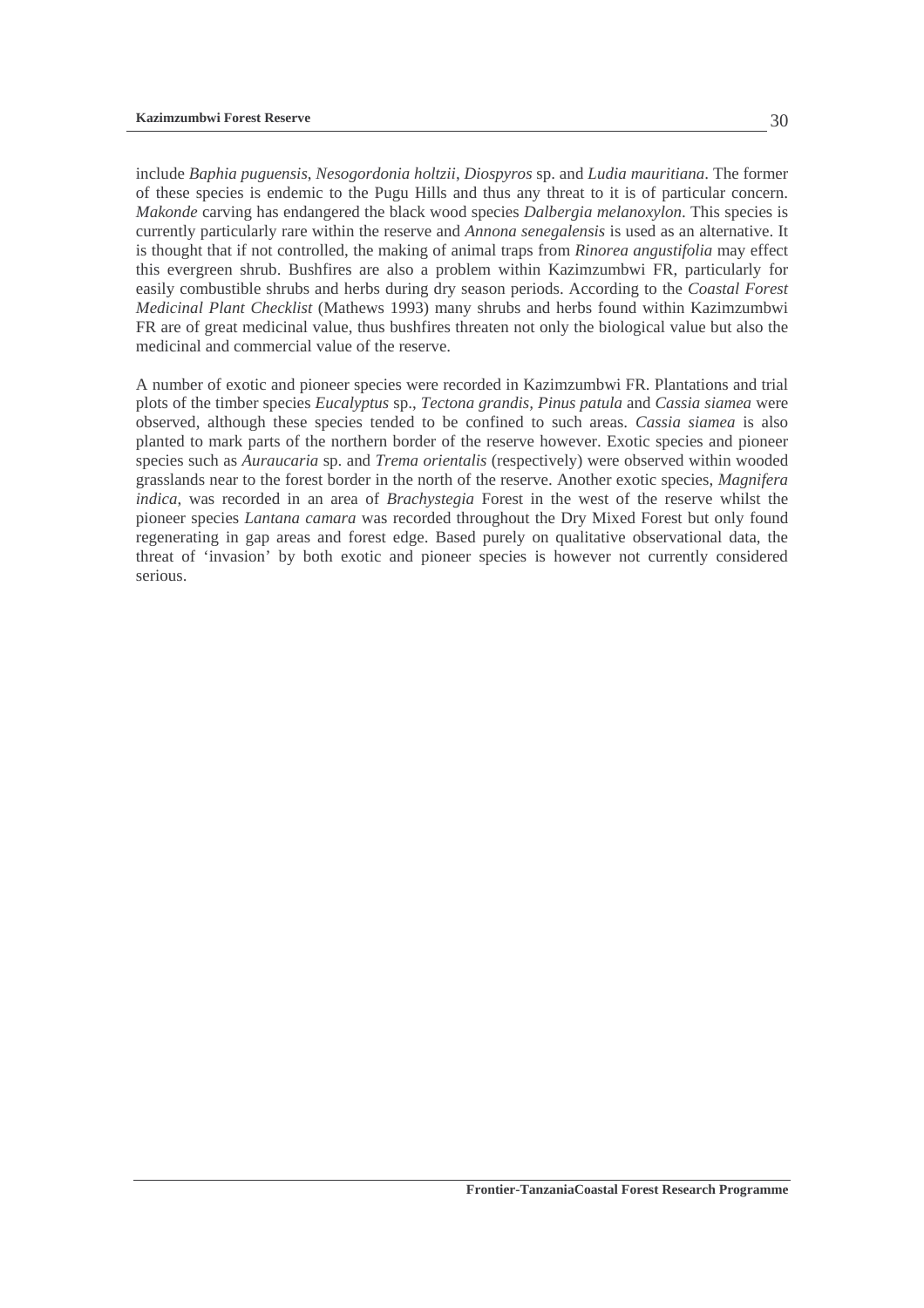include *Baphia puguensis*, *Nesogordonia holtzii*, *Diospyros* sp. and *Ludia mauritiana*. The former of these species is endemic to the Pugu Hills and thus any threat to it is of particular concern. *Makonde* carving has endangered the black wood species *Dalbergia melanoxylon*. This species is currently particularly rare within the reserve and *Annona senegalensis* is used as an alternative. It is thought that if not controlled, the making of animal traps from *Rinorea angustifolia* may effect this evergreen shrub. Bushfires are also a problem within Kazimzumbwi FR, particularly for easily combustible shrubs and herbs during dry season periods. According to the *Coastal Forest Medicinal Plant Checklist* (Mathews 1993) many shrubs and herbs found within Kazimzumbwi FR are of great medicinal value, thus bushfires threaten not only the biological value but also the medicinal and commercial value of the reserve.

A number of exotic and pioneer species were recorded in Kazimzumbwi FR. Plantations and trial plots of the timber species *Eucalyptus* sp., *Tectona grandis, Pinus patula* and *Cassia siamea* were observed, although these species tended to be confined to such areas. *Cassia siamea* is also planted to mark parts of the northern border of the reserve however. Exotic species and pioneer species such as *Auraucaria* sp. and *Trema orientalis* (respectively) were observed within wooded grasslands near to the forest border in the north of the reserve. Another exotic species, *Magnifera indica*, was recorded in an area of *Brachystegia* Forest in the west of the reserve whilst the pioneer species *Lantana camara* was recorded throughout the Dry Mixed Forest but only found regenerating in gap areas and forest edge. Based purely on qualitative observational data, the threat of 'invasion' by both exotic and pioneer species is however not currently considered serious.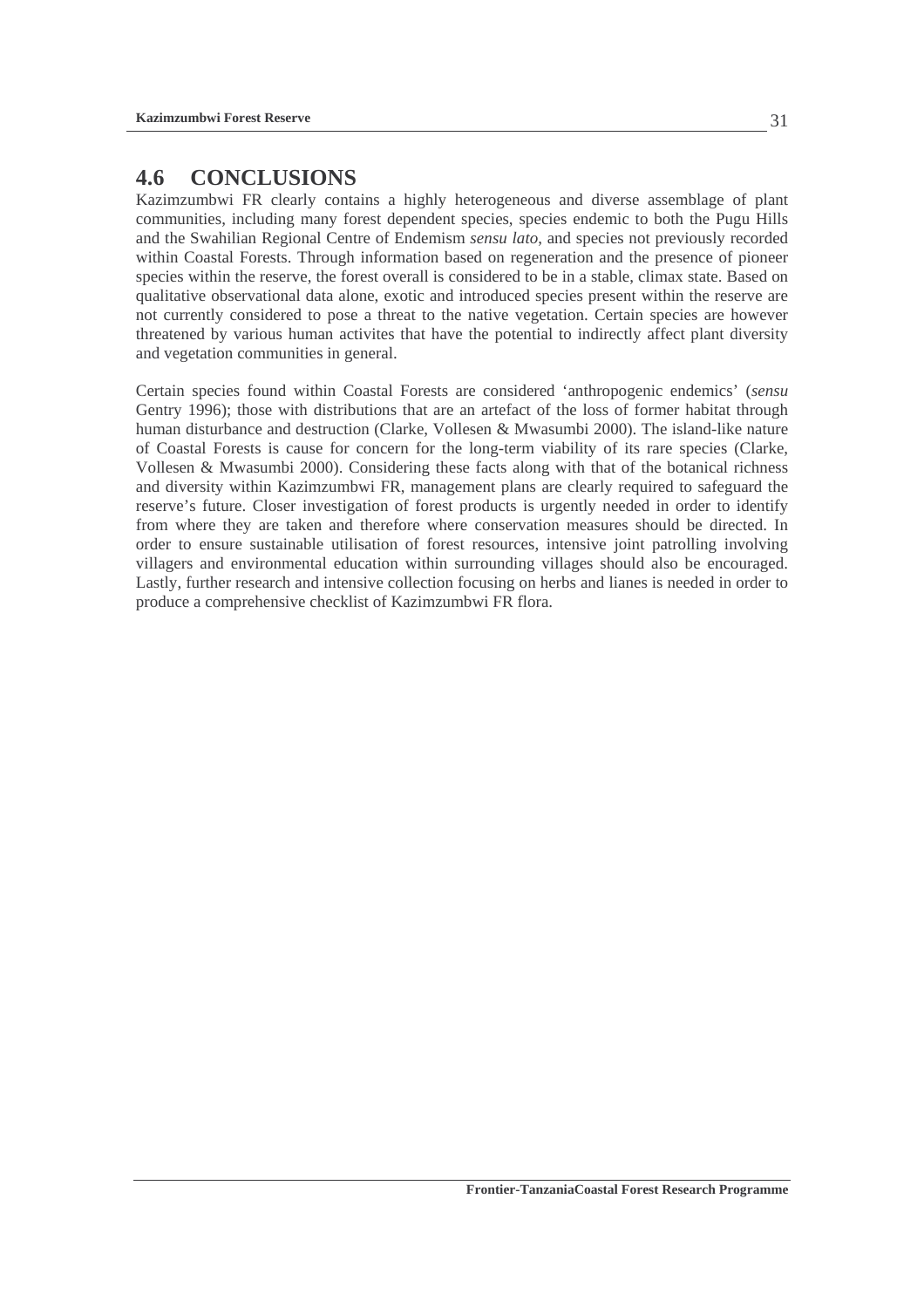## 4.6 CONCLUSIONS

Kazimzumbwi FR clearly contains a highly heterogeneous and diverse assemblage of plant communities, including many forest dependent species, species endemic to both the Pugu Hills and the Swahilian Regional Centre of Endemism *sensu lato*, and species not previously recorded within Coastal Forests. Through information based on regeneration and the presence of pioneer species within the reserve, the forest overall is considered to be in a stable, climax state. Based on qualitative observational data alone, exotic and introduced species present within the reserve are not currently considered to pose a threat to the native vegetation. Certain species are however threatened by various human activites that have the potential to indirectly affect plant diversity and vegetation communities in general.

Certain species found within Coastal Forests are considered 'anthropogenic endemics' (*sensu* Gentry 1996); those with distributions that are an artefact of the loss of former habitat through human disturbance and destruction (Clarke, Vollesen & Mwasumbi 2000). The island-like nature of Coastal Forests is cause for concern for the long-term viability of its rare species (Clarke, Vollesen & Mwasumbi 2000). Considering these facts along with that of the botanical richness and diversity within Kazimzumbwi FR, management plans are clearly required to safeguard the reserve's future. Closer investigation of forest products is urgently needed in order to identify from where they are taken and therefore where conservation measures should be directed. In order to ensure sustainable utilisation of forest resources, intensive joint patrolling involving villagers and environmental education within surrounding villages should also be encouraged. Lastly, further research and intensive collection focusing on herbs and lianes is needed in order to produce a comprehensive checklist of Kazimzumbwi FR flora.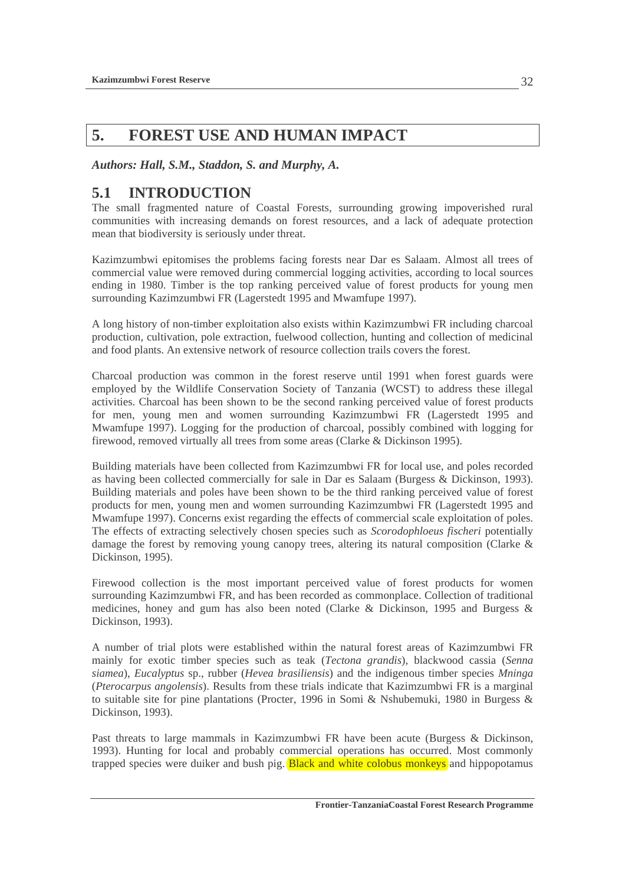# 5. FOREST USE AND HUMAN IMPACT

***Authors: Hall, S.M., Staddon, S. and Murphy, A.***

## 5.1 INTRODUCTION

The small fragmented nature of Coastal Forests, surrounding growing impoverished rural communities with increasing demands on forest resources, and a lack of adequate protection mean that biodiversity is seriously under threat.

Kazimzumbwi epitomises the problems facing forests near Dar es Salaam. Almost all trees of commercial value were removed during commercial logging activities, according to local sources ending in 1980. Timber is the top ranking perceived value of forest products for young men surrounding Kazimzumbwi FR (Lagerstedt 1995 and Mwamfupe 1997).

A long history of non-timber exploitation also exists within Kazimzumbwi FR including charcoal production, cultivation, pole extraction, fuelwood collection, hunting and collection of medicinal and food plants. An extensive network of resource collection trails covers the forest.

Charcoal production was common in the forest reserve until 1991 when forest guards were employed by the Wildlife Conservation Society of Tanzania (WCST) to address these illegal activities. Charcoal has been shown to be the second ranking perceived value of forest products for men, young men and women surrounding Kazimzumbwi FR (Lagerstedt 1995 and Mwamfupe 1997). Logging for the production of charcoal, possibly combined with logging for firewood, removed virtually all trees from some areas (Clarke & Dickinson 1995).

Building materials have been collected from Kazimzumbwi FR for local use, and poles recorded as having been collected commercially for sale in Dar es Salaam (Burgess & Dickinson, 1993). Building materials and poles have been shown to be the third ranking perceived value of forest products for men, young men and women surrounding Kazimzumbwi FR (Lagerstedt 1995 and Mwamfupe 1997). Concerns exist regarding the effects of commercial scale exploitation of poles. The effects of extracting selectively chosen species such as *Scorodophloeus fischeri* potentially damage the forest by removing young canopy trees, altering its natural composition (Clarke & Dickinson, 1995).

Firewood collection is the most important perceived value of forest products for women surrounding Kazimzumbwi FR, and has been recorded as commonplace. Collection of traditional medicines, honey and gum has also been noted (Clarke & Dickinson, 1995 and Burgess & Dickinson, 1993).

A number of trial plots were established within the natural forest areas of Kazimzumbwi FR mainly for exotic timber species such as teak (*Tectona grandis*), blackwood cassia (*Senna siamea*), *Eucalyptus* sp., rubber (*Hevea brasiliensis*) and the indigenous timber species *Mninga* (*Pterocarpus angolensis*). Results from these trials indicate that Kazimzumbwi FR is a marginal to suitable site for pine plantations (Procter, 1996 in Somi & Nshubemuki, 1980 in Burgess & Dickinson, 1993).

Past threats to large mammals in Kazimzumbwi FR have been acute (Burgess & Dickinson, 1993). Hunting for local and probably commercial operations has occurred. Most commonly trapped species were duiker and bush pig. Black and white colobus monkeys and hippopotamus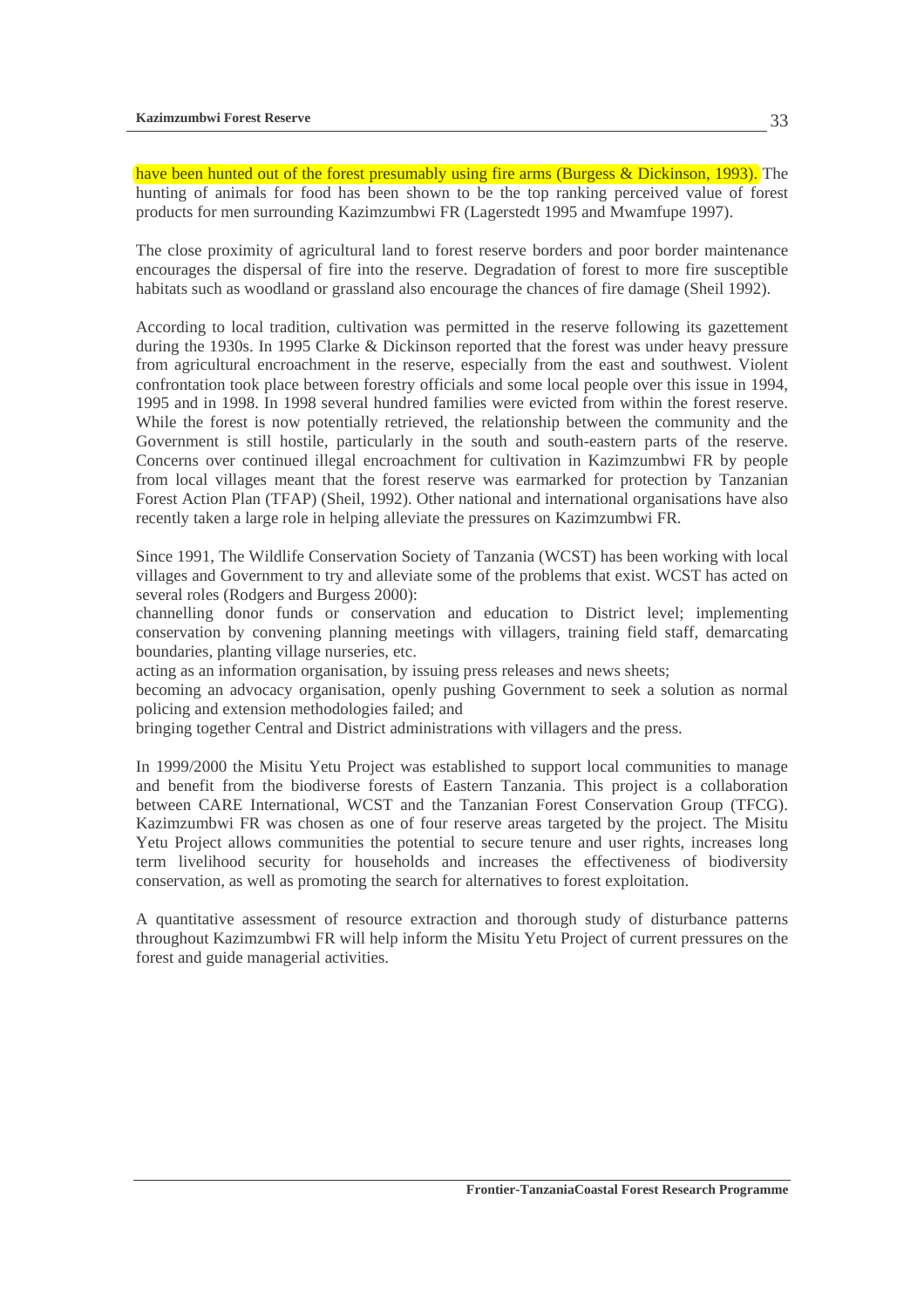have been hunted out of the forest presumably using fire arms (Burgess & Dickinson, 1993). The hunting of animals for food has been shown to be the top ranking perceived value of forest products for men surrounding Kazimzumbwi FR (Lagerstedt 1995 and Mwamfupe 1997).

The close proximity of agricultural land to forest reserve borders and poor border maintenance encourages the dispersal of fire into the reserve. Degradation of forest to more fire susceptible habitats such as woodland or grassland also encourage the chances of fire damage (Sheil 1992).

According to local tradition, cultivation was permitted in the reserve following its gazettement during the 1930s. In 1995 Clarke & Dickinson reported that the forest was under heavy pressure from agricultural encroachment in the reserve, especially from the east and southwest. Violent confrontation took place between forestry officials and some local people over this issue in 1994, 1995 and in 1998. In 1998 several hundred families were evicted from within the forest reserve. While the forest is now potentially retrieved, the relationship between the community and the Government is still hostile, particularly in the south and south-eastern parts of the reserve. Concerns over continued illegal encroachment for cultivation in Kazimzumbwi FR by people from local villages meant that the forest reserve was earmarked for protection by Tanzanian Forest Action Plan (TFAP) (Sheil, 1992). Other national and international organisations have also recently taken a large role in helping alleviate the pressures on Kazimzumbwi FR.

Since 1991, The Wildlife Conservation Society of Tanzania (WCST) has been working with local villages and Government to try and alleviate some of the problems that exist. WCST has acted on several roles (Rodgers and Burgess 2000):

channelling donor funds or conservation and education to District level; implementing conservation by convening planning meetings with villagers, training field staff, demarcating boundaries, planting village nurseries, etc.

acting as an information organisation, by issuing press releases and news sheets;

becoming an advocacy organisation, openly pushing Government to seek a solution as normal policing and extension methodologies failed; and

bringing together Central and District administrations with villagers and the press.

In 1999/2000 the Misitu Yetu Project was established to support local communities to manage and benefit from the biodiverse forests of Eastern Tanzania. This project is a collaboration between CARE International, WCST and the Tanzanian Forest Conservation Group (TFCG). Kazimzumbwi FR was chosen as one of four reserve areas targeted by the project. The Misitu Yetu Project allows communities the potential to secure tenure and user rights, increases long term livelihood security for households and increases the effectiveness of biodiversity conservation, as well as promoting the search for alternatives to forest exploitation.

A quantitative assessment of resource extraction and thorough study of disturbance patterns throughout Kazimzumbwi FR will help inform the Misitu Yetu Project of current pressures on the forest and guide managerial activities.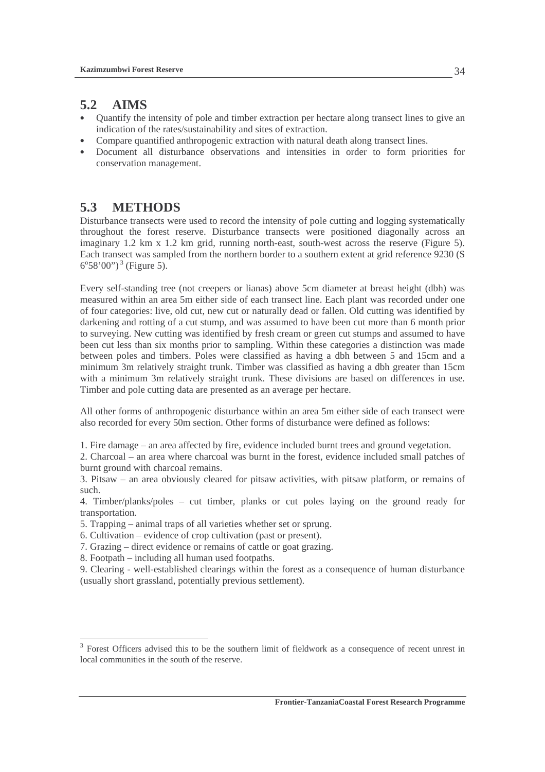## 5.2 AIMS

- Quantify the intensity of pole and timber extraction per hectare along transect lines to give an indication of the rates/sustainability and sites of extraction.
- Compare quantified anthropogenic extraction with natural death along transect lines.
- Document all disturbance observations and intensities in order to form priorities for conservation management.

## 5.3 METHODS

Disturbance transects were used to record the intensity of pole cutting and logging systematically throughout the forest reserve. Disturbance transects were positioned diagonally across an imaginary 1.2 km x 1.2 km grid, running north-east, south-west across the reserve (Figure 5). Each transect was sampled from the northern border to a southern extent at grid reference 9230 (S $6^{o}$58'00")[3] (Figure 5).

Every self-standing tree (not creepers or lianas) above 5cm diameter at breast height (dbh) was measured within an area 5m either side of each transect line. Each plant was recorded under one of four categories: live, old cut, new cut or naturally dead or fallen. Old cutting was identified by darkening and rotting of a cut stump, and was assumed to have been cut more than 6 month prior to surveying. New cutting was identified by fresh cream or green cut stumps and assumed to have been cut less than six months prior to sampling. Within these categories a distinction was made between poles and timbers. Poles were classified as having a dbh between 5 and 15cm and a minimum 3m relatively straight trunk. Timber was classified as having a dbh greater than 15cm with a minimum 3m relatively straight trunk. These divisions are based on differences in use. Timber and pole cutting data are presented as an average per hectare.

All other forms of anthropogenic disturbance within an area 5m either side of each transect were also recorded for every 50m section. Other forms of disturbance were defined as follows:

1. Fire damage – an area affected by fire, evidence included burnt trees and ground vegetation.
2. Charcoal – an area where charcoal was burnt in the forest, evidence included small patches of burnt ground with charcoal remains.
3. Pitsaw – an area obviously cleared for pitsaw activities, with pitsaw platform, or remains of such.
4. Timber/planks/poles – cut timber, planks or cut poles laying on the ground ready for transportation.
5. Trapping – animal traps of all varieties whether set or sprung.
6. Cultivation – evidence of crop cultivation (past or present).
7. Grazing – direct evidence or remains of cattle or goat grazing.
8. Footpath – including all human used footpaths.
9. Clearing - well-established clearings within the forest as a consequence of human disturbance (usually short grassland, potentially previous settlement).

[3] Forest Officers advised this to be the southern limit of fieldwork as a consequence of recent unrest in local communities in the south of the reserve.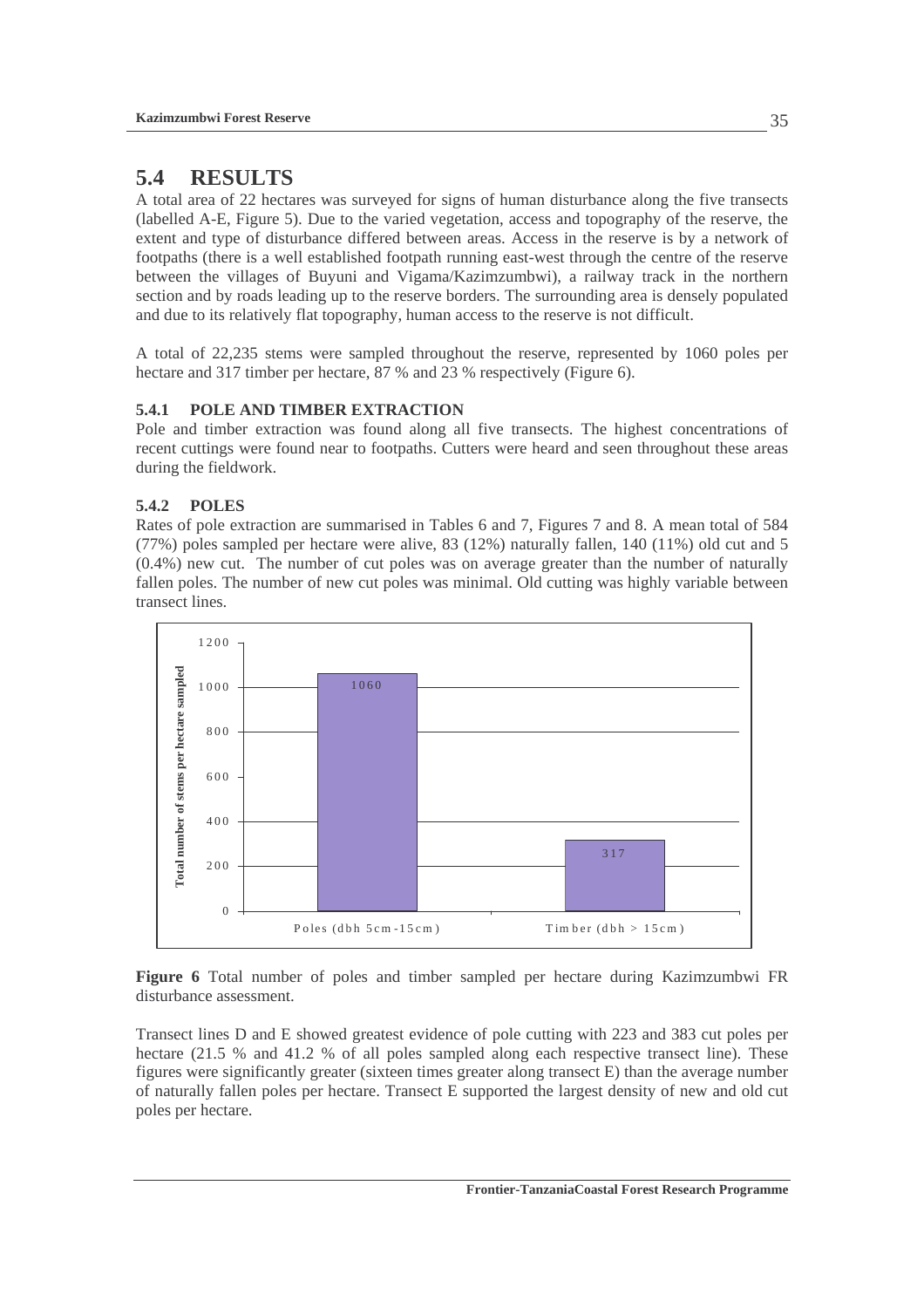## 5.4 RESULTS

A total area of 22 hectares was surveyed for signs of human disturbance along the five transects (labelled A-E, Figure 5). Due to the varied vegetation, access and topography of the reserve, the extent and type of disturbance differed between areas. Access in the reserve is by a network of footpaths (there is a well established footpath running east-west through the centre of the reserve between the villages of Buyuni and Vigama/Kazimzumbwi), a railway track in the northern section and by roads leading up to the reserve borders. The surrounding area is densely populated and due to its relatively flat topography, human access to the reserve is not difficult.

A total of 22,235 stems were sampled throughout the reserve, represented by 1060 poles per hectare and 317 timber per hectare, 87 % and 23 % respectively (Figure 6).

### 5.4.1 POLE AND TIMBER EXTRACTION

Pole and timber extraction was found along all five transects. The highest concentrations of recent cuttings were found near to footpaths. Cutters were heard and seen throughout these areas during the fieldwork.

### 5.4.2 POLES

Rates of pole extraction are summarised in Tables 6 and 7, Figures 7 and 8. A mean total of 584 (77%) poles sampled per hectare were alive, 83 (12%) naturally fallen, 140 (11%) old cut and 5 (0.4%) new cut. The number of cut poles was on average greater than the number of naturally fallen poles. The number of new cut poles was minimal. Old cutting was highly variable between transect lines.

| | Total number of stems per hectare sampled |
|---|---|
| Poles (dbh 5cm-15cm) | 1060 |
| Timber (dbh > 15cm) | 317 |

**Figure 6** Total number of poles and timber sampled per hectare during Kazimzumbwi FR disturbance assessment.

Transect lines D and E showed greatest evidence of pole cutting with 223 and 383 cut poles per hectare (21.5 % and 41.2 % of all poles sampled along each respective transect line). These figures were significantly greater (sixteen times greater along transect E) than the average number of naturally fallen poles per hectare. Transect E supported the largest density of new and old cut poles per hectare.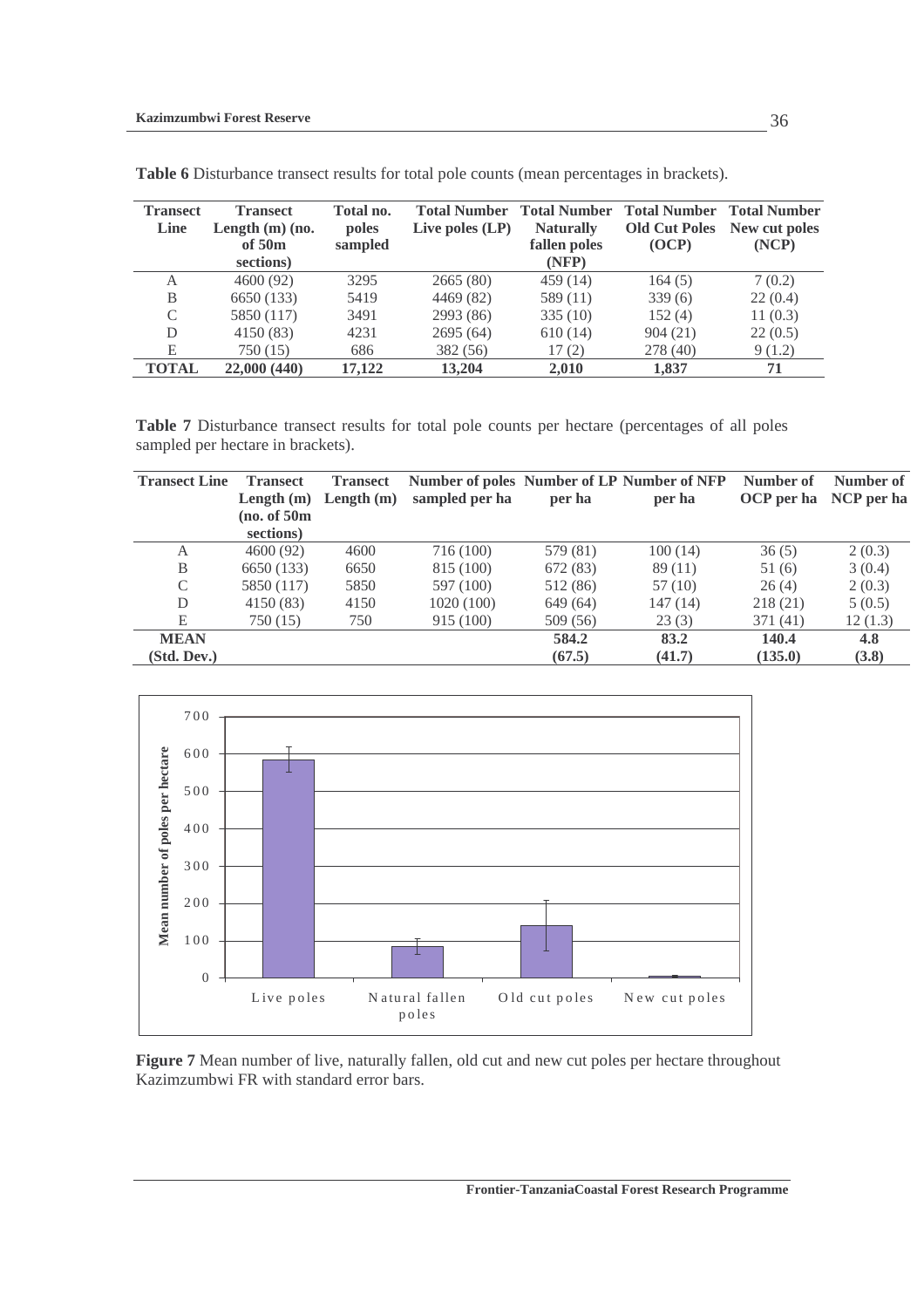**Table 6** Disturbance transect results for total pole counts (mean percentages in brackets).

| Transect Line | Transect Length (m) (no. of 50m sections) | Total no. poles sampled | Total Number Live poles (LP) | Total Number Naturally fallen poles (NFP) | Total Number Old Cut Poles (OCP) | Total Number New cut poles (NCP) |
|---|---|---|---|---|---|---|
| A | 4600 (92) | 3295 | 2665 (80) | 459 (14) | 164 (5) | 7 (0.2) |
| B | 6650 (133) | 5419 | 4469 (82) | 589 (11) | 339 (6) | 22 (0.4) |
| C | 5850 (117) | 3491 | 2993 (86) | 335 (10) | 152 (4) | 11 (0.3) |
| D | 4150 (83) | 4231 | 2695 (64) | 610 (14) | 904 (21) | 22 (0.5) |
| E | 750 (15) | 686 | 382 (56) | 17 (2) | 278 (40) | 9 (1.2) |
| **TOTAL** | **22,000 (440)** | **17,122** | **13,204** | **2,010** | **1,837** | **71** |

**Table 7** Disturbance transect results for total pole counts per hectare (percentages of all poles sampled per hectare in brackets).

| Transect Line | Transect Length (m) (no. of 50m sections) | Transect Length (m) | Number of poles sampled per ha | Number of LP per ha | Number of NFP per ha | Number of OCP per ha | Number of NCP per ha |
|---|---|---|---|---|---|---|---|
| A | 4600 (92) | 4600 | 716 (100) | 579 (81) | 100 (14) | 36 (5) | 2 (0.3) |
| B | 6650 (133) | 6650 | 815 (100) | 672 (83) | 89 (11) | 51 (6) | 3 (0.4) |
| C | 5850 (117) | 5850 | 597 (100) | 512 (86) | 57 (10) | 26 (4) | 2 (0.3) |
| D | 4150 (83) | 4150 | 1020 (100) | 649 (64) | 147 (14) | 218 (21) | 5 (0.5) |
| E | 750 (15) | 750 | 915 (100) | 509 (56) | 23 (3) | 371 (41) | 12 (1.3) |
| **MEAN (Std. Dev.)** | | | | **584.2 (67.5)** | **83.2 (41.7)** | **140.4 (135.0)** | **4.8 (3.8)** |

**Figure 7** Mean number of live, naturally fallen, old cut and new cut poles per hectare throughout Kazimzumbwi FR with standard error bars.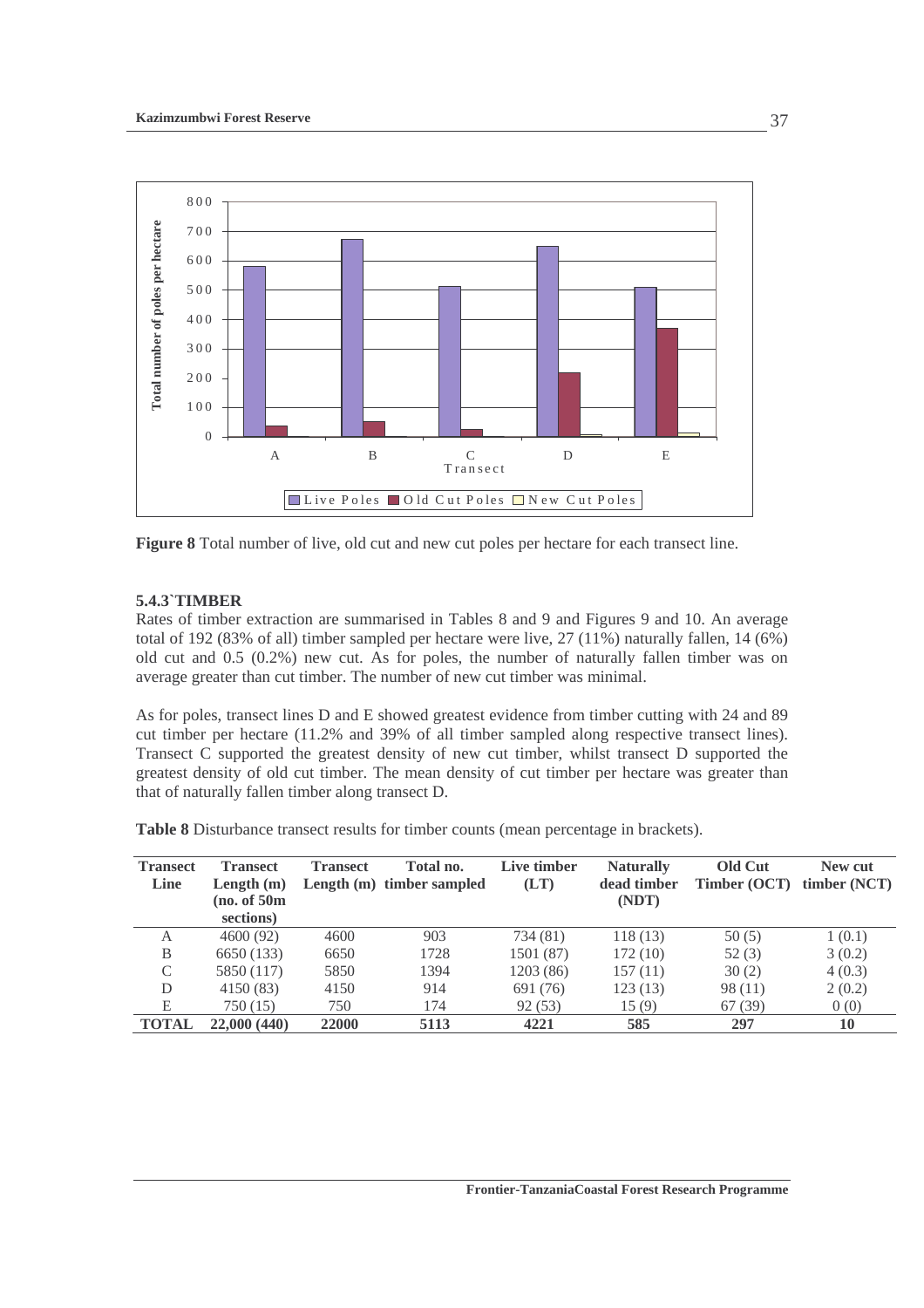**Figure 8** Total number of live, old cut and new cut poles per hectare for each transect line.

### 5.4.3`TIMBER

Rates of timber extraction are summarised in Tables 8 and 9 and Figures 9 and 10. An average total of 192 (83% of all) timber sampled per hectare were live, 27 (11%) naturally fallen, 14 (6%) old cut and 0.5 (0.2%) new cut. As for poles, the number of naturally fallen timber was on average greater than cut timber. The number of new cut timber was minimal.

As for poles, transect lines D and E showed greatest evidence from timber cutting with 24 and 89 cut timber per hectare (11.2% and 39% of all timber sampled along respective transect lines). Transect C supported the greatest density of new cut timber, whilst transect D supported the greatest density of old cut timber. The mean density of cut timber per hectare was greater than that of naturally fallen timber along transect D.

**Table 8** Disturbance transect results for timber counts (mean percentage in brackets).

| Transect Line | Transect Length (m) (no. of 50m sections) | Transect Length (m) | Total no. timber sampled | Live timber (LT) | Naturally dead timber (NDT) | Old Cut Timber (OCT) | New cut timber (NCT) |
|---|---|---|---|---|---|---|---|
| A | 4600 (92) | 4600 | 903 | 734 (81) | 118 (13) | 50 (5) | 1 (0.1) |
| B | 6650 (133) | 6650 | 1728 | 1501 (87) | 172 (10) | 52 (3) | 3 (0.2) |
| C | 5850 (117) | 5850 | 1394 | 1203 (86) | 157 (11) | 30 (2) | 4 (0.3) |
| D | 4150 (83) | 4150 | 914 | 691 (76) | 123 (13) | 98 (11) | 2 (0.2) |
| E | 750 (15) | 750 | 174 | 92 (53) | 15 (9) | 67 (39) | 0 (0) |
| **TOTAL** | **22,000 (440)** | **22000** | **5113** | **4221** | **585** | **297** | **10** |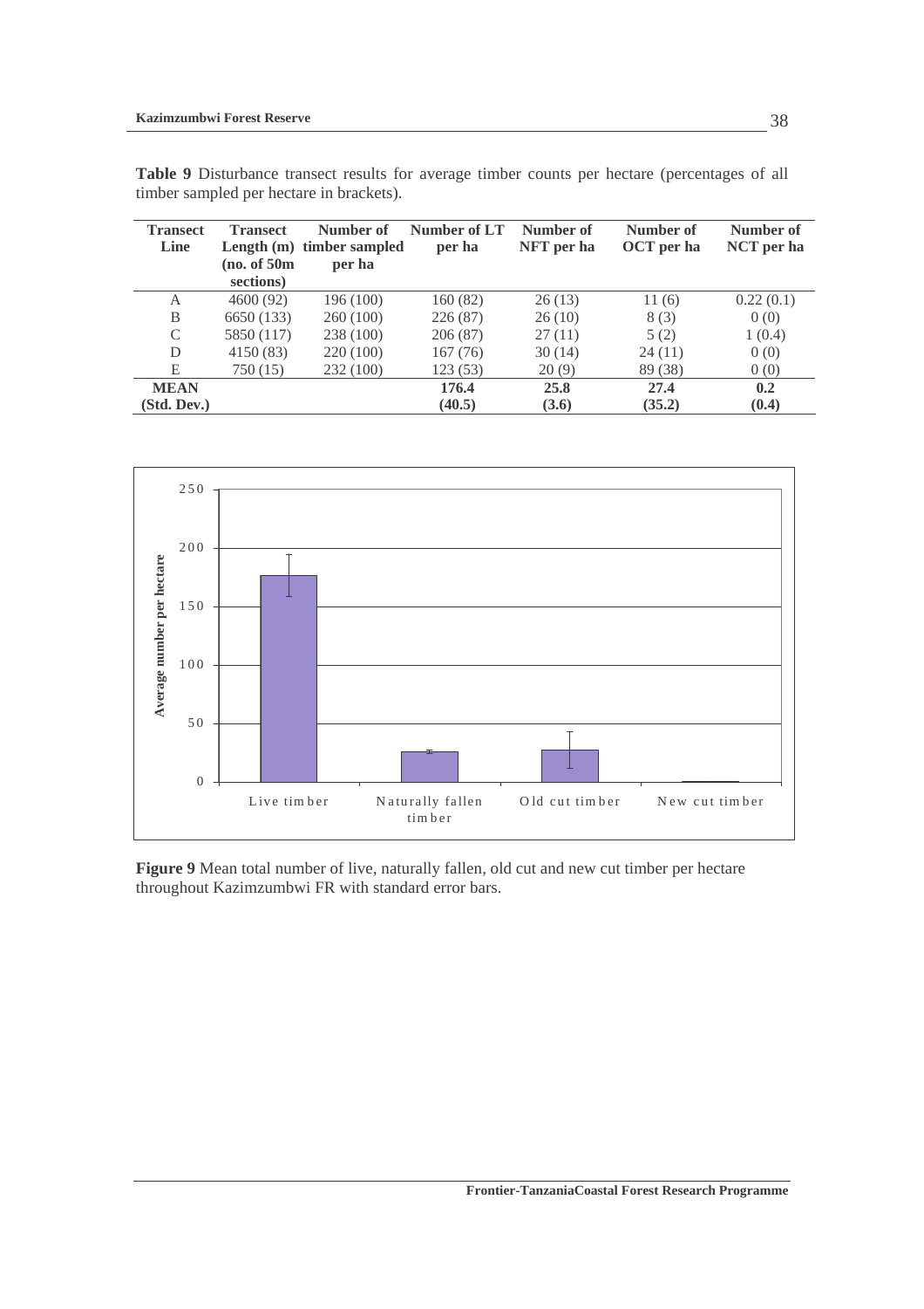**Table 9** Disturbance transect results for average timber counts per hectare (percentages of all timber sampled per hectare in brackets).

| Transect Line | Transect Length (m) (no. of 50m sections) | Number of timber sampled per ha | Number of LT per ha | Number of NFT per ha | Number of OCT per ha | Number of NCT per ha |
|---|---|---|---|---|---|---|
| A | 4600 (92) | 196 (100) | 160 (82) | 26 (13) | 11 (6) | 0.22 (0.1) |
| B | 6650 (133) | 260 (100) | 226 (87) | 26 (10) | 8 (3) | 0 (0) |
| C | 5850 (117) | 238 (100) | 206 (87) | 27 (11) | 5 (2) | 1 (0.4) |
| D | 4150 (83) | 220 (100) | 167 (76) | 30 (14) | 24 (11) | 0 (0) |
| E | 750 (15) | 232 (100) | 123 (53) | 20 (9) | 89 (38) | 0 (0) |
| **MEAN (Std. Dev.)** | | | **176.4 (40.5)** | **25.8 (3.6)** | **27.4 (35.2)** | **0.2 (0.4)** |

**Figure 9** Mean total number of live, naturally fallen, old cut and new cut timber per hectare throughout Kazimzumbwi FR with standard error bars.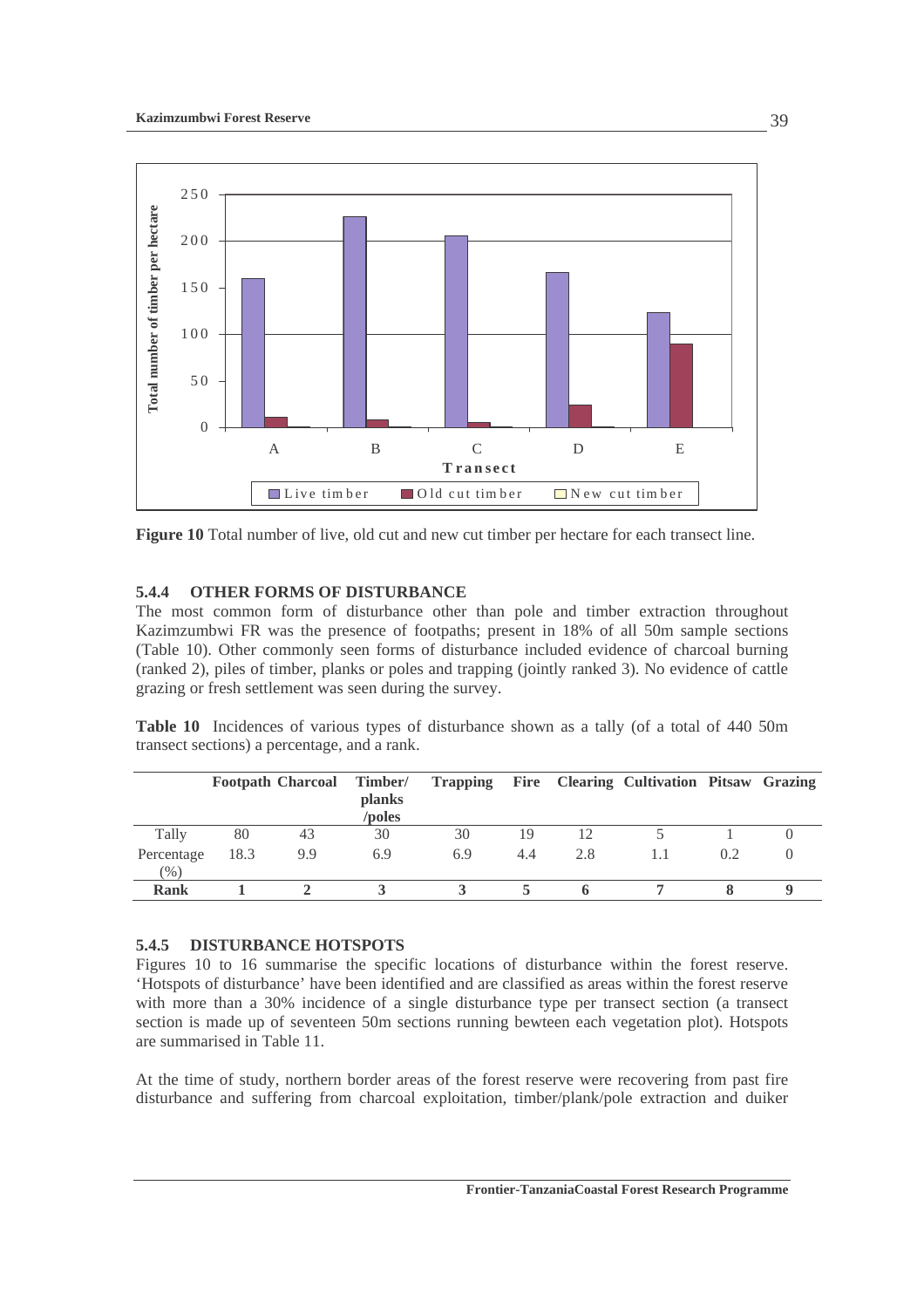**Figure 10** Total number of live, old cut and new cut timber per hectare for each transect line.

### 5.4.4 OTHER FORMS OF DISTURBANCE

The most common form of disturbance other than pole and timber extraction throughout Kazimzumbwi FR was the presence of footpaths; present in 18% of all 50m sample sections (Table 10). Other commonly seen forms of disturbance included evidence of charcoal burning (ranked 2), piles of timber, planks or poles and trapping (jointly ranked 3). No evidence of cattle grazing or fresh settlement was seen during the survey.

**Table 10** Incidences of various types of disturbance shown as a tally (of a total of 440 50m transect sections) a percentage, and a rank.

| | Footpath | Charcoal | Timber/ planks /poles | Trapping | Fire | Clearing | Cultivation | Pitsaw | Grazing |
|---|---|---|---|---|---|---|---|---|---|
| Tally | 80 | 43 | 30 | 30 | 19 | 12 | 5 | 1 | 0 |
| Percentage (%) | 18.3 | 9.9 | 6.9 | 6.9 | 4.4 | 2.8 | 1.1 | 0.2 | 0 |
| **Rank** | **1** | **2** | **3** | **3** | **5** | **6** | **7** | **8** | **9** |

### 5.4.5 DISTURBANCE HOTSPOTS

Figures 10 to 16 summarise the specific locations of disturbance within the forest reserve. 'Hotspots of disturbance' have been identified and are classified as areas within the forest reserve with more than a 30% incidence of a single disturbance type per transect section (a transect section is made up of seventeen 50m sections running bewteen each vegetation plot). Hotspots are summarised in Table 11.

At the time of study, northern border areas of the forest reserve were recovering from past fire disturbance and suffering from charcoal exploitation, timber/plank/pole extraction and duiker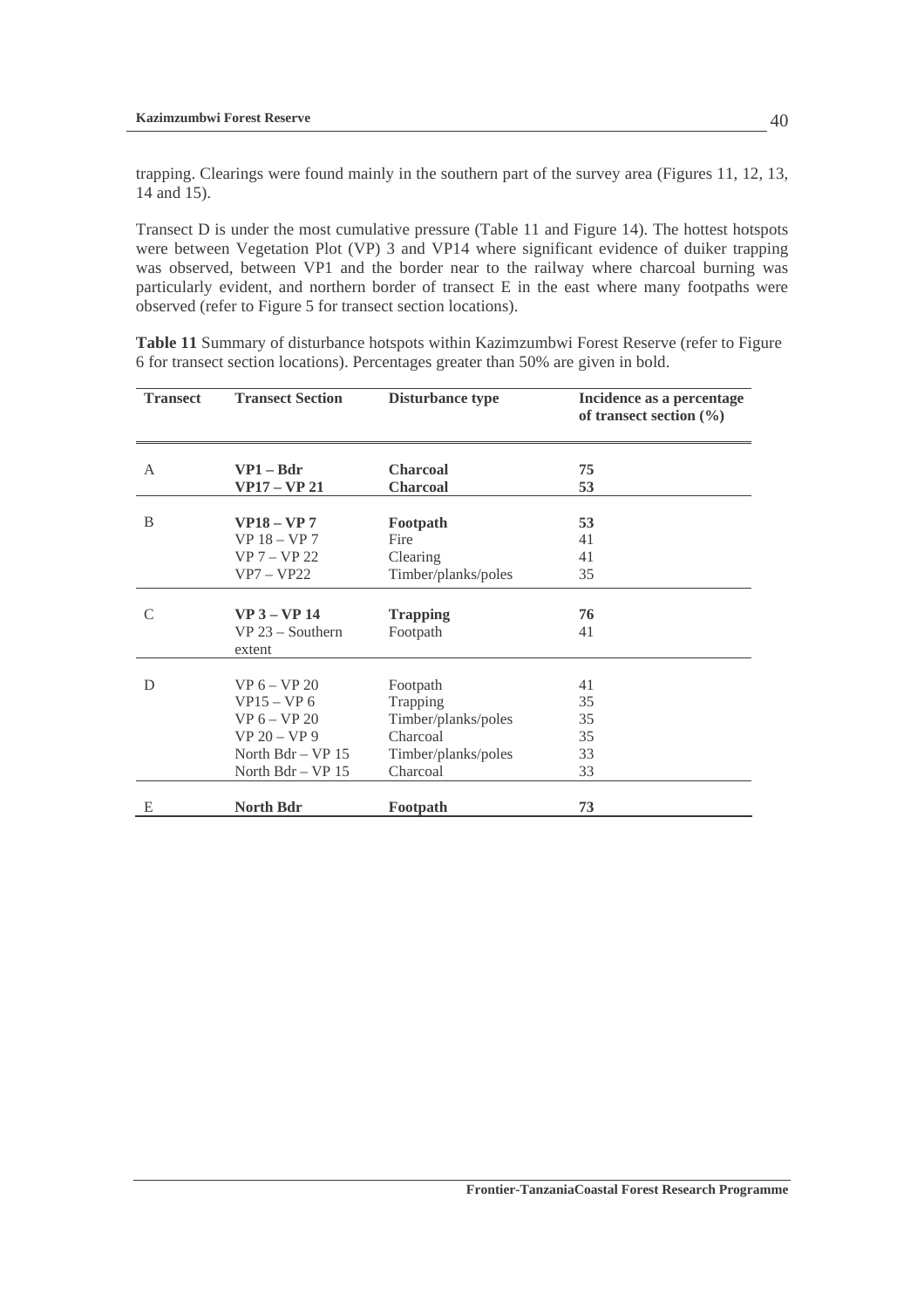trapping. Clearings were found mainly in the southern part of the survey area (Figures 11, 12, 13, 14 and 15).

Transect D is under the most cumulative pressure (Table 11 and Figure 14). The hottest hotspots were between Vegetation Plot (VP) 3 and VP14 where significant evidence of duiker trapping was observed, between VP1 and the border near to the railway where charcoal burning was particularly evident, and northern border of transect E in the east where many footpaths were observed (refer to Figure 5 for transect section locations).

**Table 11** Summary of disturbance hotspots within Kazimzumbwi Forest Reserve (refer to Figure 6 for transect section locations). Percentages greater than 50% are given in bold.

| Transect | Transect Section | Disturbance type | Incidence as a percentage of transect section (%) |
|---|---|---|---|
| A | **VP1 – Bdr** | **Charcoal** | **75** |
| | **VP17 – VP 21** | **Charcoal** | **53** |
| B | **VP18 – VP 7** | **Footpath** | **53** |
| | VP 18 – VP 7 | Fire | 41 |
| | VP 7 – VP 22 | Clearing | 41 |
| | VP7 – VP22 | Timber/planks/poles | 35 |
| C | **VP 3 – VP 14** | **Trapping** | **76** |
| | VP 23 – Southern extent | Footpath | 41 |
| D | VP 6 – VP 20 | Footpath | 41 |
| | VP15 – VP 6 | Trapping | 35 |
| | VP 6 – VP 20 | Timber/planks/poles | 35 |
| | VP 20 – VP 9 | Charcoal | 35 |
| | North Bdr – VP 15 | Timber/planks/poles | 33 |
| | North Bdr – VP 15 | Charcoal | 33 |
| E | **North Bdr** | **Footpath** | **73** |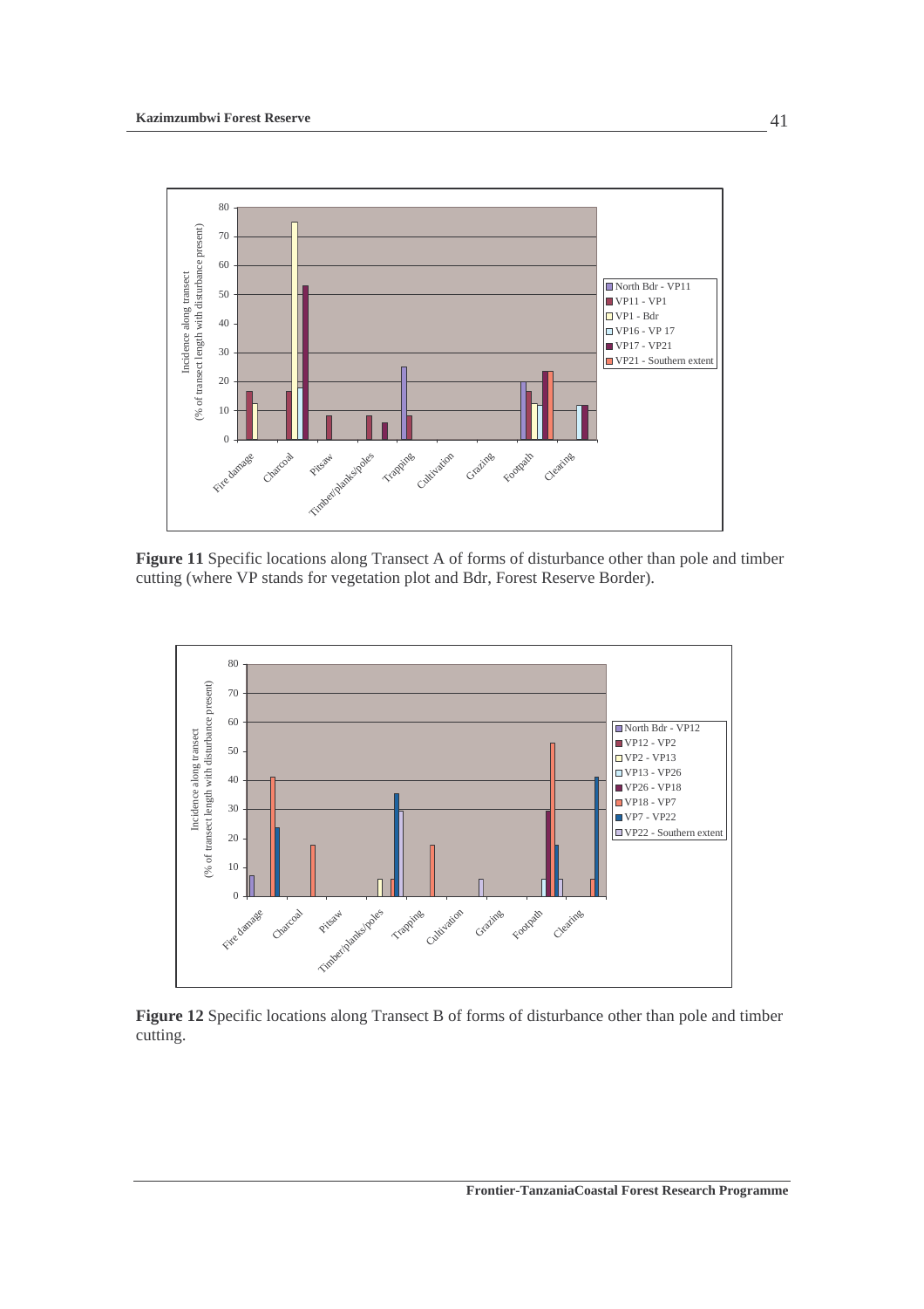**Figure 11** Specific locations along Transect A of forms of disturbance other than pole and timber cutting (where VP stands for vegetation plot and Bdr, Forest Reserve Border).

**Figure 12** Specific locations along Transect B of forms of disturbance other than pole and timber cutting.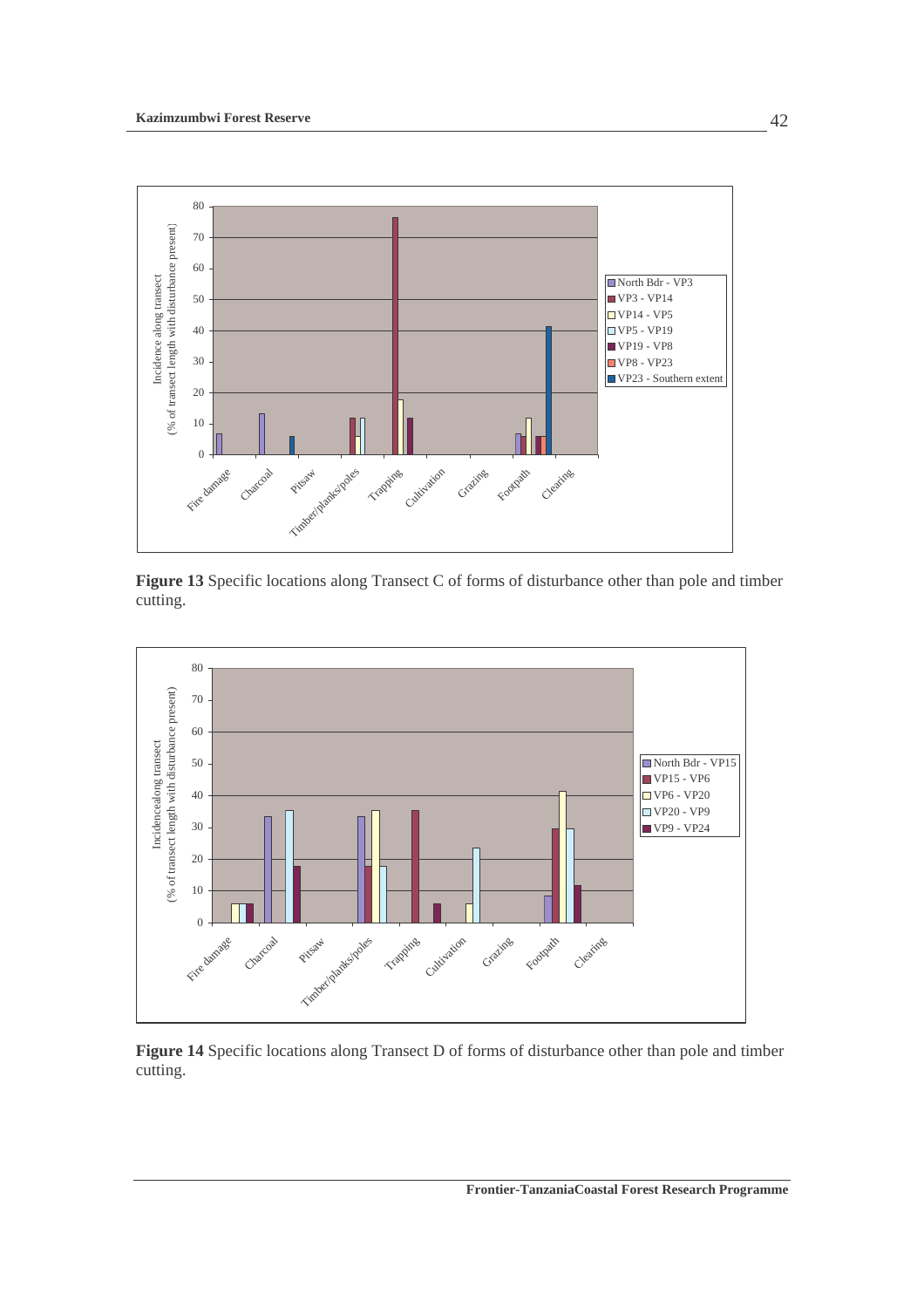Figure 13 Specific locations along Transect C of forms of disturbance other than pole and timber cutting.

Figure 14 Specific locations along Transect D of forms of disturbance other than pole and timber cutting.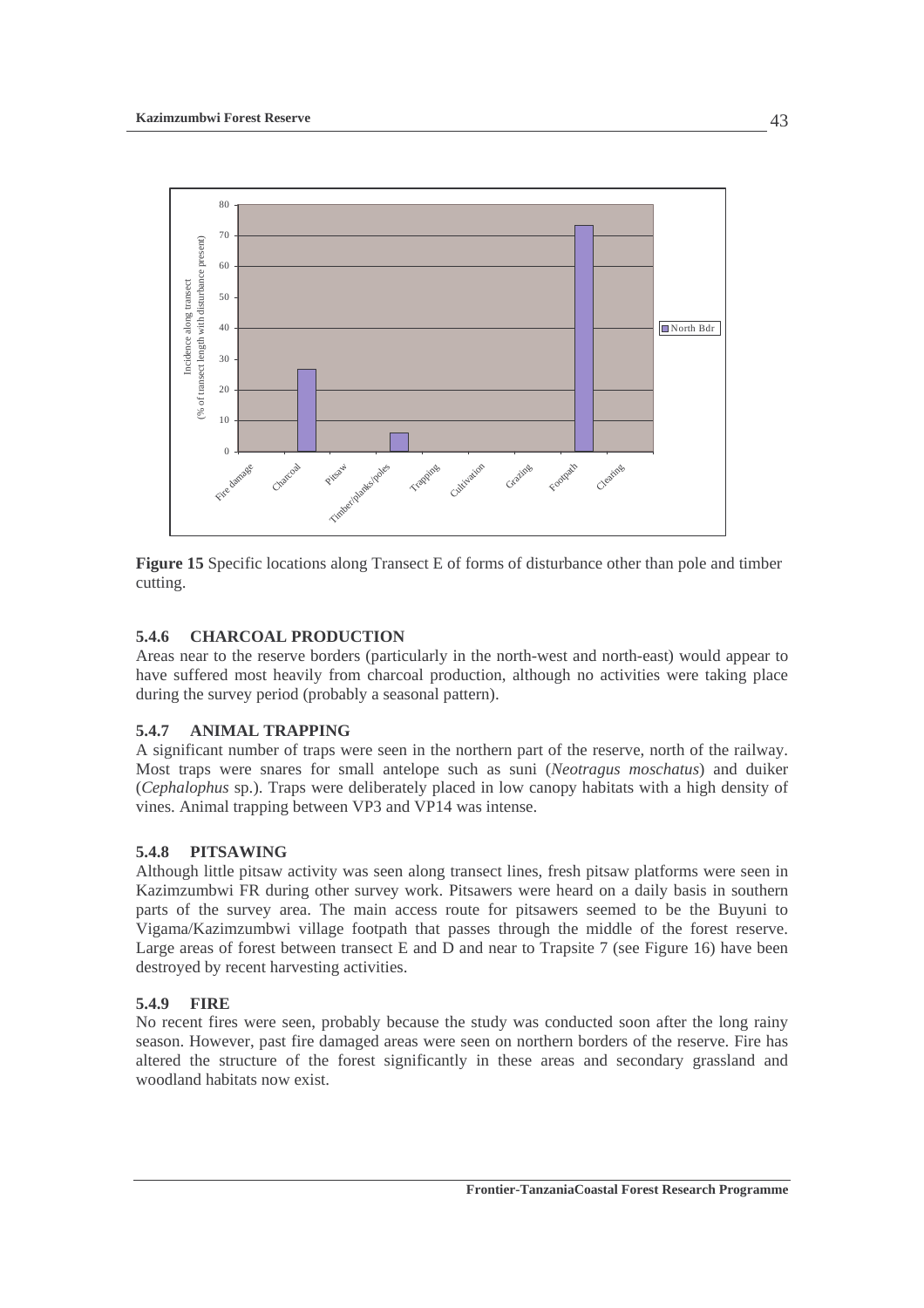**Figure 15** Specific locations along Transect E of forms of disturbance other than pole and timber cutting.

### 5.4.6 CHARCOAL PRODUCTION

Areas near to the reserve borders (particularly in the north-west and north-east) would appear to have suffered most heavily from charcoal production, although no activities were taking place during the survey period (probably a seasonal pattern).

### 5.4.7 ANIMAL TRAPPING

A significant number of traps were seen in the northern part of the reserve, north of the railway. Most traps were snares for small antelope such as suni (*Neotragus moschatus*) and duiker (*Cephalophus* sp.). Traps were deliberately placed in low canopy habitats with a high density of vines. Animal trapping between VP3 and VP14 was intense.

### 5.4.8 PITSAWING

Although little pitsaw activity was seen along transect lines, fresh pitsaw platforms were seen in Kazimzumbwi FR during other survey work. Pitsawers were heard on a daily basis in southern parts of the survey area. The main access route for pitsawers seemed to be the Buyuni to Vigama/Kazimzumbwi village footpath that passes through the middle of the forest reserve. Large areas of forest between transect E and D and near to Trapsite 7 (see Figure 16) have been destroyed by recent harvesting activities.

### 5.4.9 FIRE

No recent fires were seen, probably because the study was conducted soon after the long rainy season. However, past fire damaged areas were seen on northern borders of the reserve. Fire has altered the structure of the forest significantly in these areas and secondary grassland and woodland habitats now exist.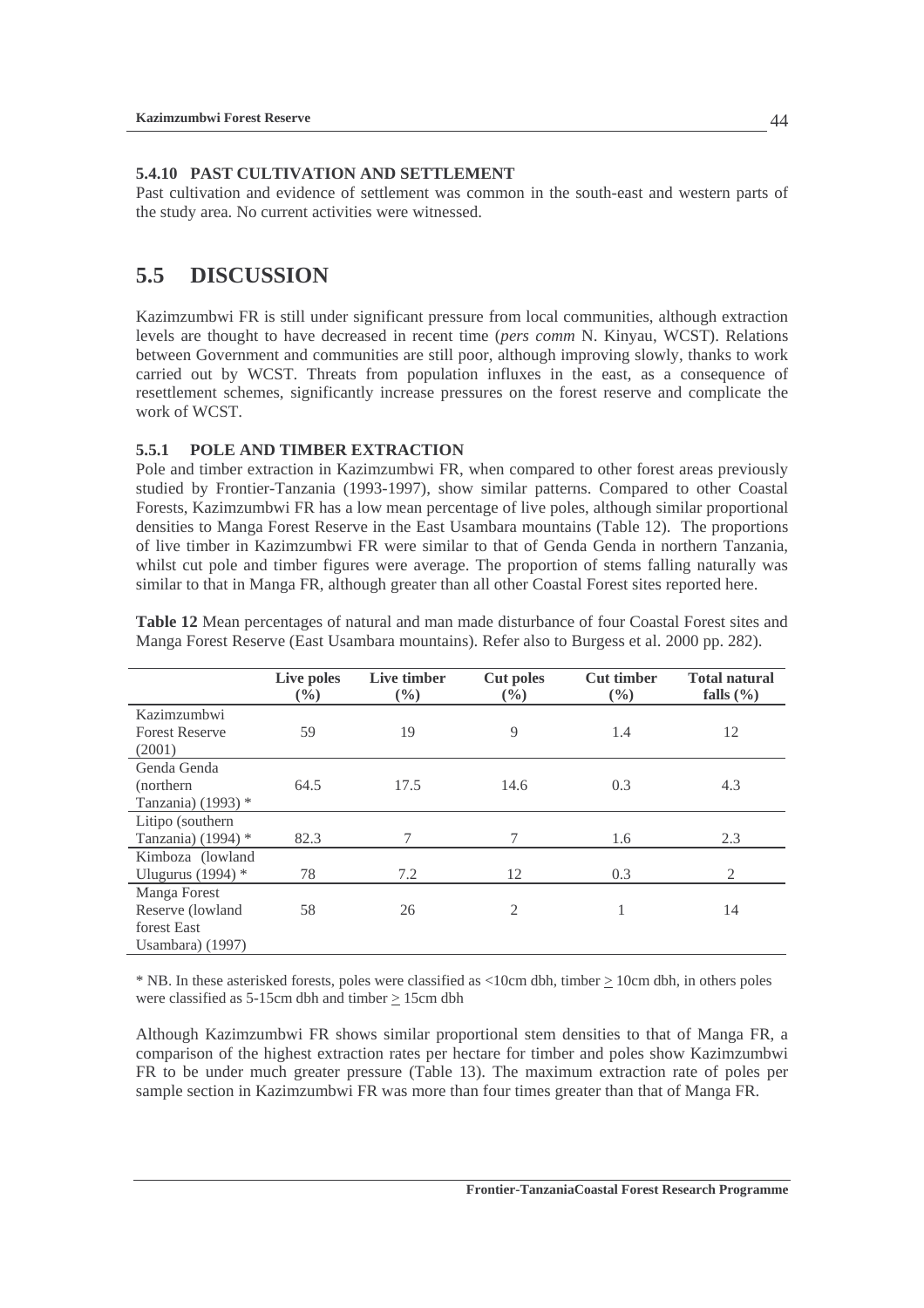#### 5.4.10 PAST CULTIVATION AND SETTLEMENT

Past cultivation and evidence of settlement was common in the south-east and western parts of the study area. No current activities were witnessed.

## 5.5 DISCUSSION

Kazimzumbwi FR is still under significant pressure from local communities, although extraction levels are thought to have decreased in recent time (*pers comm* N. Kinyau, WCST). Relations between Government and communities are still poor, although improving slowly, thanks to work carried out by WCST. Threats from population influxes in the east, as a consequence of resettlement schemes, significantly increase pressures on the forest reserve and complicate the work of WCST.

### 5.5.1 POLE AND TIMBER EXTRACTION

Pole and timber extraction in Kazimzumbwi FR, when compared to other forest areas previously studied by Frontier-Tanzania (1993-1997), show similar patterns. Compared to other Coastal Forests, Kazimzumbwi FR has a low mean percentage of live poles, although similar proportional densities to Manga Forest Reserve in the East Usambara mountains (Table 12). The proportions of live timber in Kazimzumbwi FR were similar to that of Genda Genda in northern Tanzania, whilst cut pole and timber figures were average. The proportion of stems falling naturally was similar to that in Manga FR, although greater than all other Coastal Forest sites reported here.

**Table 12** Mean percentages of natural and man made disturbance of four Coastal Forest sites and Manga Forest Reserve (East Usambara mountains). Refer also to Burgess et al. 2000 pp. 282).

| | Live poles (%) | Live timber (%) | Cut poles (%) | Cut timber (%) | Total natural falls (%) |
|---|---|---|---|---|---|
| Kazimzumbwi Forest Reserve (2001) | 59 | 19 | 9 | 1.4 | 12 |
| Genda Genda (northern Tanzania) (1993) * | 64.5 | 17.5 | 14.6 | 0.3 | 4.3 |
| Litipo (southern Tanzania) (1994) * | 82.3 | 7 | 7 | 1.6 | 2.3 |
| Kimboza (lowland Ulugurus (1994) * | 78 | 7.2 | 12 | 0.3 | 2 |
| Manga Forest Reserve (lowland forest East Usambara) (1997) | 58 | 26 | 2 | 1 | 14 |

* NB. In these asterisked forests, poles were classified as <10cm dbh, timber ≥ 10cm dbh, in others poles were classified as 5-15cm dbh and timber ≥ 15cm dbh

Although Kazimzumbwi FR shows similar proportional stem densities to that of Manga FR, a comparison of the highest extraction rates per hectare for timber and poles show Kazimzumbwi FR to be under much greater pressure (Table 13). The maximum extraction rate of poles per sample section in Kazimzumbwi FR was more than four times greater than that of Manga FR.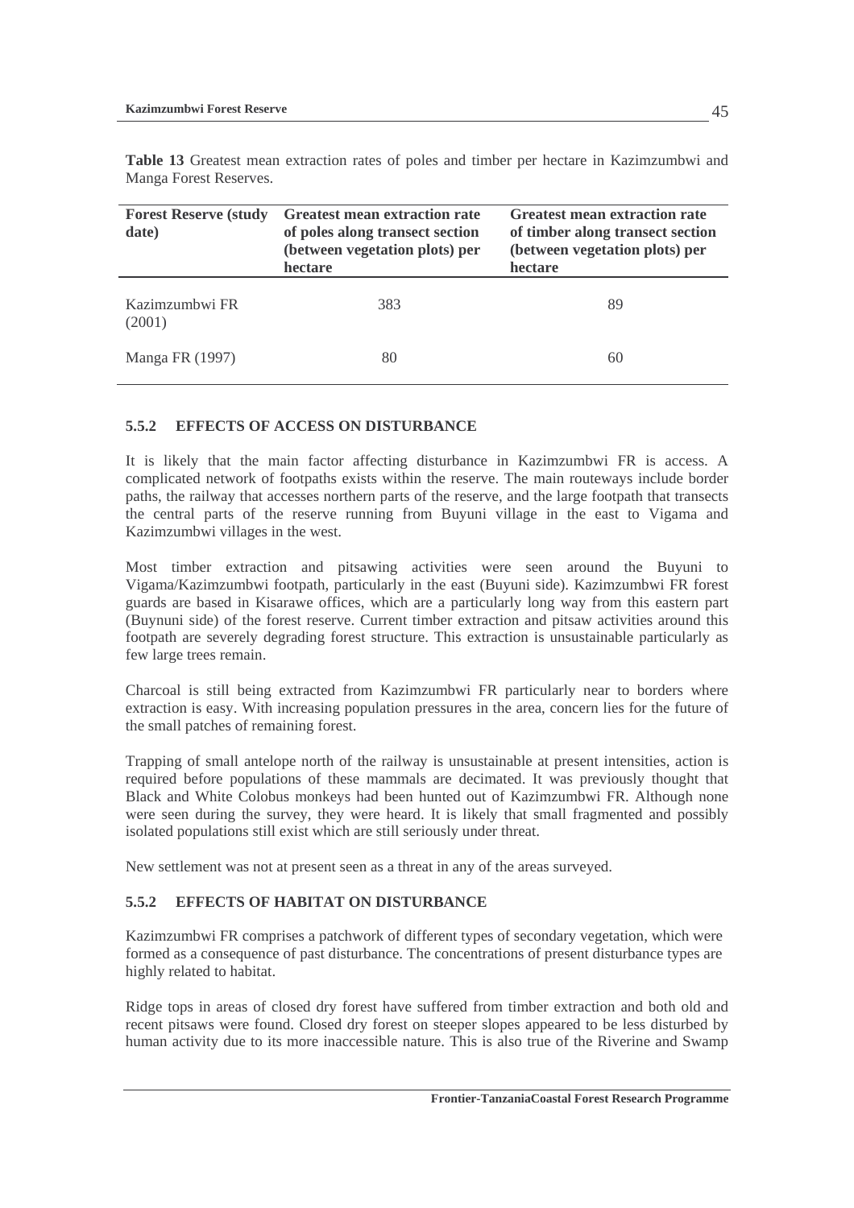**Table 13** Greatest mean extraction rates of poles and timber per hectare in Kazimzumbwi and Manga Forest Reserves.

| Forest Reserve (study date) | Greatest mean extraction rate of poles along transect section (between vegetation plots) per hectare | Greatest mean extraction rate of timber along transect section (between vegetation plots) per hectare |
|---|---|---|
| Kazimzumbwi FR (2001) | 383 | 89 |
| Manga FR (1997) | 80 | 60 |

### 5.5.2 EFFECTS OF ACCESS ON DISTURBANCE

It is likely that the main factor affecting disturbance in Kazimzumbwi FR is access. A complicated network of footpaths exists within the reserve. The main routeways include border paths, the railway that accesses northern parts of the reserve, and the large footpath that transects the central parts of the reserve running from Buyuni village in the east to Vigama and Kazimzumbwi villages in the west.

Most timber extraction and pitsawing activities were seen around the Buyuni to Vigama/Kazimzumbwi footpath, particularly in the east (Buyuni side). Kazimzumbwi FR forest guards are based in Kisarawe offices, which are a particularly long way from this eastern part (Buynuni side) of the forest reserve. Current timber extraction and pitsaw activities around this footpath are severely degrading forest structure. This extraction is unsustainable particularly as few large trees remain.

Charcoal is still being extracted from Kazimzumbwi FR particularly near to borders where extraction is easy. With increasing population pressures in the area, concern lies for the future of the small patches of remaining forest.

Trapping of small antelope north of the railway is unsustainable at present intensities, action is required before populations of these mammals are decimated. It was previously thought that Black and White Colobus monkeys had been hunted out of Kazimzumbwi FR. Although none were seen during the survey, they were heard. It is likely that small fragmented and possibly isolated populations still exist which are still seriously under threat.

New settlement was not at present seen as a threat in any of the areas surveyed.

### 5.5.2 EFFECTS OF HABITAT ON DISTURBANCE

Kazimzumbwi FR comprises a patchwork of different types of secondary vegetation, which were formed as a consequence of past disturbance. The concentrations of present disturbance types are highly related to habitat.

Ridge tops in areas of closed dry forest have suffered from timber extraction and both old and recent pitsaws were found. Closed dry forest on steeper slopes appeared to be less disturbed by human activity due to its more inaccessible nature. This is also true of the Riverine and Swamp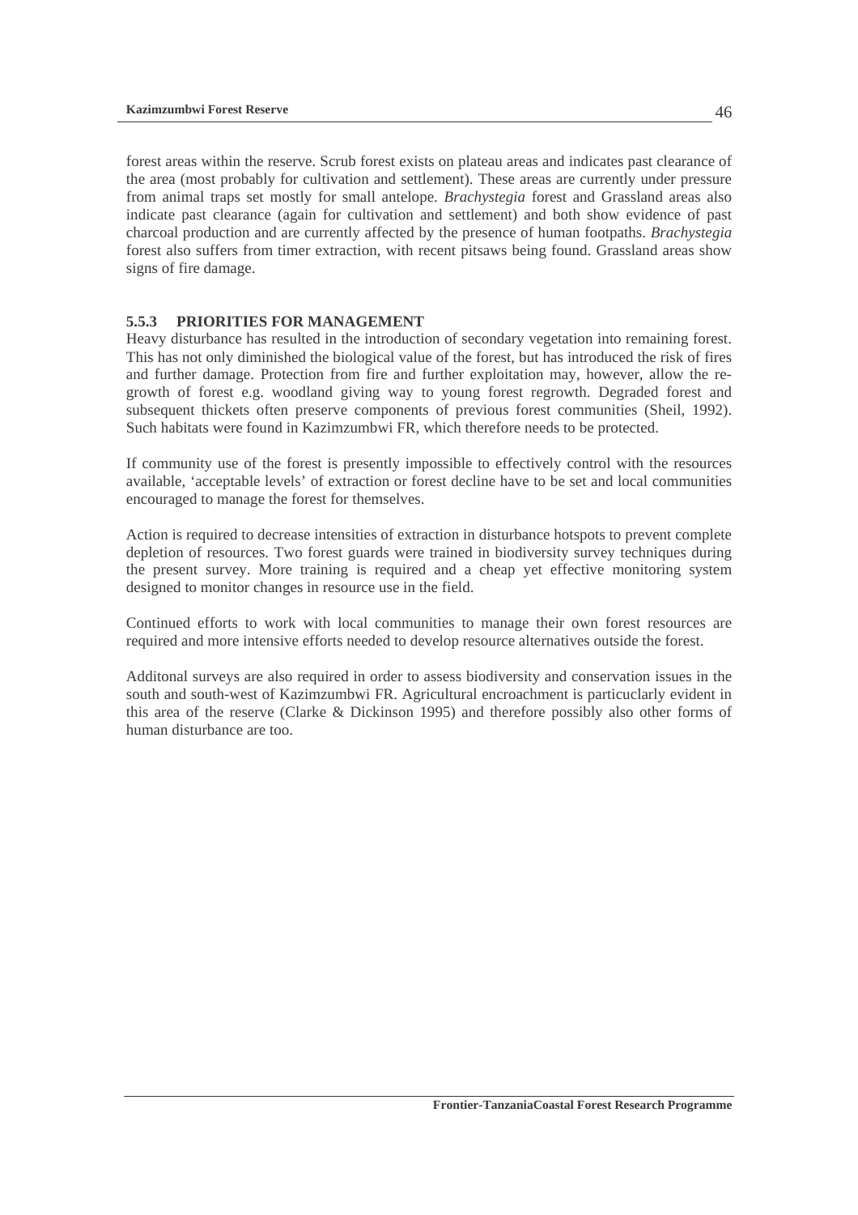forest areas within the reserve. Scrub forest exists on plateau areas and indicates past clearance of the area (most probably for cultivation and settlement). These areas are currently under pressure from animal traps set mostly for small antelope. *Brachystegia* forest and Grassland areas also indicate past clearance (again for cultivation and settlement) and both show evidence of past charcoal production and are currently affected by the presence of human footpaths. *Brachystegia* forest also suffers from timer extraction, with recent pitsaws being found. Grassland areas show signs of fire damage.

### 5.5.3 PRIORITIES FOR MANAGEMENT

Heavy disturbance has resulted in the introduction of secondary vegetation into remaining forest. This has not only diminished the biological value of the forest, but has introduced the risk of fires and further damage. Protection from fire and further exploitation may, however, allow the re-growth of forest e.g. woodland giving way to young forest regrowth. Degraded forest and subsequent thickets often preserve components of previous forest communities (Sheil, 1992). Such habitats were found in Kazimzumbwi FR, which therefore needs to be protected.

If community use of the forest is presently impossible to effectively control with the resources available, 'acceptable levels' of extraction or forest decline have to be set and local communities encouraged to manage the forest for themselves.

Action is required to decrease intensities of extraction in disturbance hotspots to prevent complete depletion of resources. Two forest guards were trained in biodiversity survey techniques during the present survey. More training is required and a cheap yet effective monitoring system designed to monitor changes in resource use in the field.

Continued efforts to work with local communities to manage their own forest resources are required and more intensive efforts needed to develop resource alternatives outside the forest.

Additonal surveys are also required in order to assess biodiversity and conservation issues in the south and south-west of Kazimzumbwi FR. Agricultural encroachment is particuclarly evident in this area of the reserve (Clarke & Dickinson 1995) and therefore possibly also other forms of human disturbance are too.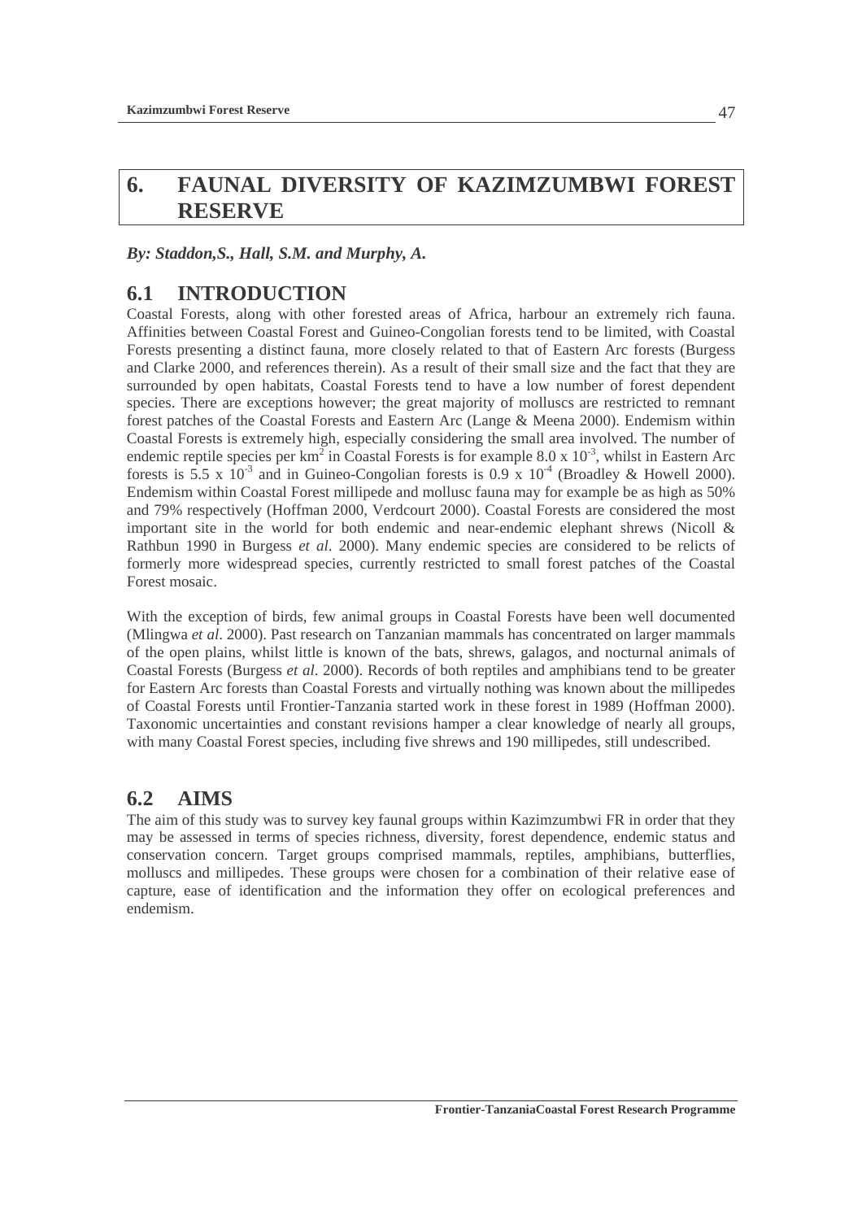# 6. FAUNAL DIVERSITY OF KAZIMZUMBWI FOREST RESERVE

***By: Staddon,S., Hall, S.M. and Murphy, A.***

## 6.1 INTRODUCTION

Coastal Forests, along with other forested areas of Africa, harbour an extremely rich fauna. Affinities between Coastal Forest and Guineo-Congolian forests tend to be limited, with Coastal Forests presenting a distinct fauna, more closely related to that of Eastern Arc forests (Burgess and Clarke 2000, and references therein). As a result of their small size and the fact that they are surrounded by open habitats, Coastal Forests tend to have a low number of forest dependent species. There are exceptions however; the great majority of molluscs are restricted to remnant forest patches of the Coastal Forests and Eastern Arc (Lange & Meena 2000). Endemism within Coastal Forests is extremely high, especially considering the small area involved. The number of endemic reptile species per $km^2$ in Coastal Forests is for example $8.0 \times 10^{-3}$, whilst in Eastern Arc forests is $5.5 \times 10^{-3}$ and in Guineo-Congolian forests is $0.9 \times 10^{-4}$ (Broadley & Howell 2000). Endemism within Coastal Forest millipede and mollusc fauna may for example be as high as 50% and 79% respectively (Hoffman 2000, Verdcourt 2000). Coastal Forests are considered the most important site in the world for both endemic and near-endemic elephant shrews (Nicoll & Rathbun 1990 in Burgess *et al*. 2000). Many endemic species are considered to be relicts of formerly more widespread species, currently restricted to small forest patches of the Coastal Forest mosaic.

With the exception of birds, few animal groups in Coastal Forests have been well documented (Mlingwa *et al*. 2000). Past research on Tanzanian mammals has concentrated on larger mammals of the open plains, whilst little is known of the bats, shrews, galagos, and nocturnal animals of Coastal Forests (Burgess *et al*. 2000). Records of both reptiles and amphibians tend to be greater for Eastern Arc forests than Coastal Forests and virtually nothing was known about the millipedes of Coastal Forests until Frontier-Tanzania started work in these forest in 1989 (Hoffman 2000). Taxonomic uncertainties and constant revisions hamper a clear knowledge of nearly all groups, with many Coastal Forest species, including five shrews and 190 millipedes, still undescribed.

## 6.2 AIMS

The aim of this study was to survey key faunal groups within Kazimzumbwi FR in order that they may be assessed in terms of species richness, diversity, forest dependence, endemic status and conservation concern. Target groups comprised mammals, reptiles, amphibians, butterflies, molluscs and millipedes. These groups were chosen for a combination of their relative ease of capture, ease of identification and the information they offer on ecological preferences and endemism.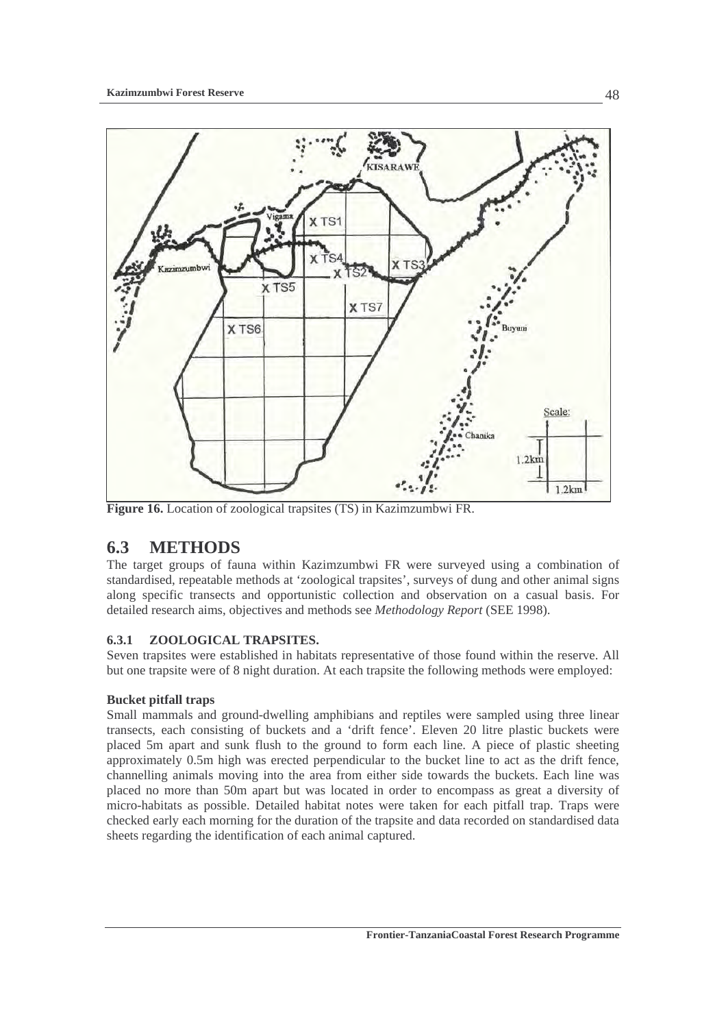**Figure 16.** Location of zoological trapsites (TS) in Kazimzumbwi FR.

## 6.3 METHODS

The target groups of fauna within Kazimzumbwi FR were surveyed using a combination of standardised, repeatable methods at 'zoological trapsites', surveys of dung and other animal signs along specific transects and opportunistic collection and observation on a casual basis. For detailed research aims, objectives and methods see *Methodology Report* (SEE 1998).

### 6.3.1 ZOOLOGICAL TRAPSITES.

Seven trapsites were established in habitats representative of those found within the reserve. All but one trapsite were of 8 night duration. At each trapsite the following methods were employed:

**Bucket pitfall traps**

Small mammals and ground-dwelling amphibians and reptiles were sampled using three linear transects, each consisting of buckets and a 'drift fence'. Eleven 20 litre plastic buckets were placed 5m apart and sunk flush to the ground to form each line. A piece of plastic sheeting approximately 0.5m high was erected perpendicular to the bucket line to act as the drift fence, channelling animals moving into the area from either side towards the buckets. Each line was placed no more than 50m apart but was located in order to encompass as great a diversity of micro-habitats as possible. Detailed habitat notes were taken for each pitfall trap. Traps were checked early each morning for the duration of the trapsite and data recorded on standardised data sheets regarding the identification of each animal captured.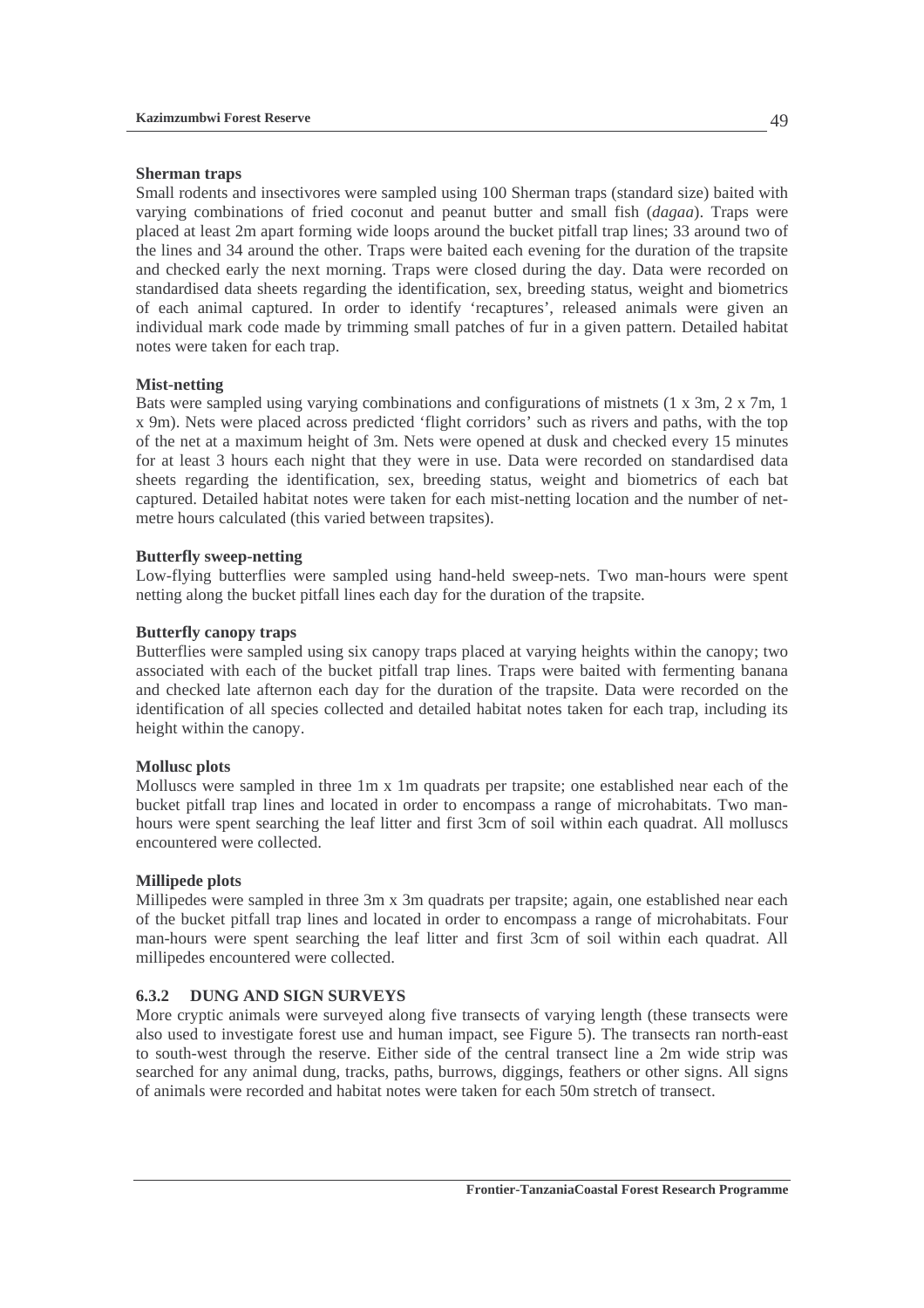**Sherman traps**

Small rodents and insectivores were sampled using 100 Sherman traps (standard size) baited with varying combinations of fried coconut and peanut butter and small fish (*dagaa*). Traps were placed at least 2m apart forming wide loops around the bucket pitfall trap lines; 33 around two of the lines and 34 around the other. Traps were baited each evening for the duration of the trapsite and checked early the next morning. Traps were closed during the day. Data were recorded on standardised data sheets regarding the identification, sex, breeding status, weight and biometrics of each animal captured. In order to identify 'recaptures', released animals were given an individual mark code made by trimming small patches of fur in a given pattern. Detailed habitat notes were taken for each trap.

**Mist-netting**

Bats were sampled using varying combinations and configurations of mistnets (1 x 3m, 2 x 7m, 1 x 9m). Nets were placed across predicted 'flight corridors' such as rivers and paths, with the top of the net at a maximum height of 3m. Nets were opened at dusk and checked every 15 minutes for at least 3 hours each night that they were in use. Data were recorded on standardised data sheets regarding the identification, sex, breeding status, weight and biometrics of each bat captured. Detailed habitat notes were taken for each mist-netting location and the number of net-metre hours calculated (this varied between trapsites).

**Butterfly sweep-netting**

Low-flying butterflies were sampled using hand-held sweep-nets. Two man-hours were spent netting along the bucket pitfall lines each day for the duration of the trapsite.

**Butterfly canopy traps**

Butterflies were sampled using six canopy traps placed at varying heights within the canopy; two associated with each of the bucket pitfall trap lines. Traps were baited with fermenting banana and checked late afternoon each day for the duration of the trapsite. Data were recorded on the identification of all species collected and detailed habitat notes taken for each trap, including its height within the canopy.

**Mollusc plots**

Molluscs were sampled in three 1m x 1m quadrats per trapsite; one established near each of the bucket pitfall trap lines and located in order to encompass a range of microhabitats. Two man-hours were spent searching the leaf litter and first 3cm of soil within each quadrat. All molluscs encountered were collected.

**Millipede plots**

Millipedes were sampled in three 3m x 3m quadrats per trapsite; again, one established near each of the bucket pitfall trap lines and located in order to encompass a range of microhabitats. Four man-hours were spent searching the leaf litter and first 3cm of soil within each quadrat. All millipedes encountered were collected.

### 6.3.2 DUNG AND SIGN SURVEYS

More cryptic animals were surveyed along five transects of varying length (these transects were also used to investigate forest use and human impact, see Figure 5). The transects ran north-east to south-west through the reserve. Either side of the central transect line a 2m wide strip was searched for any animal dung, tracks, paths, burrows, diggings, feathers or other signs. All signs of animals were recorded and habitat notes were taken for each 50m stretch of transect.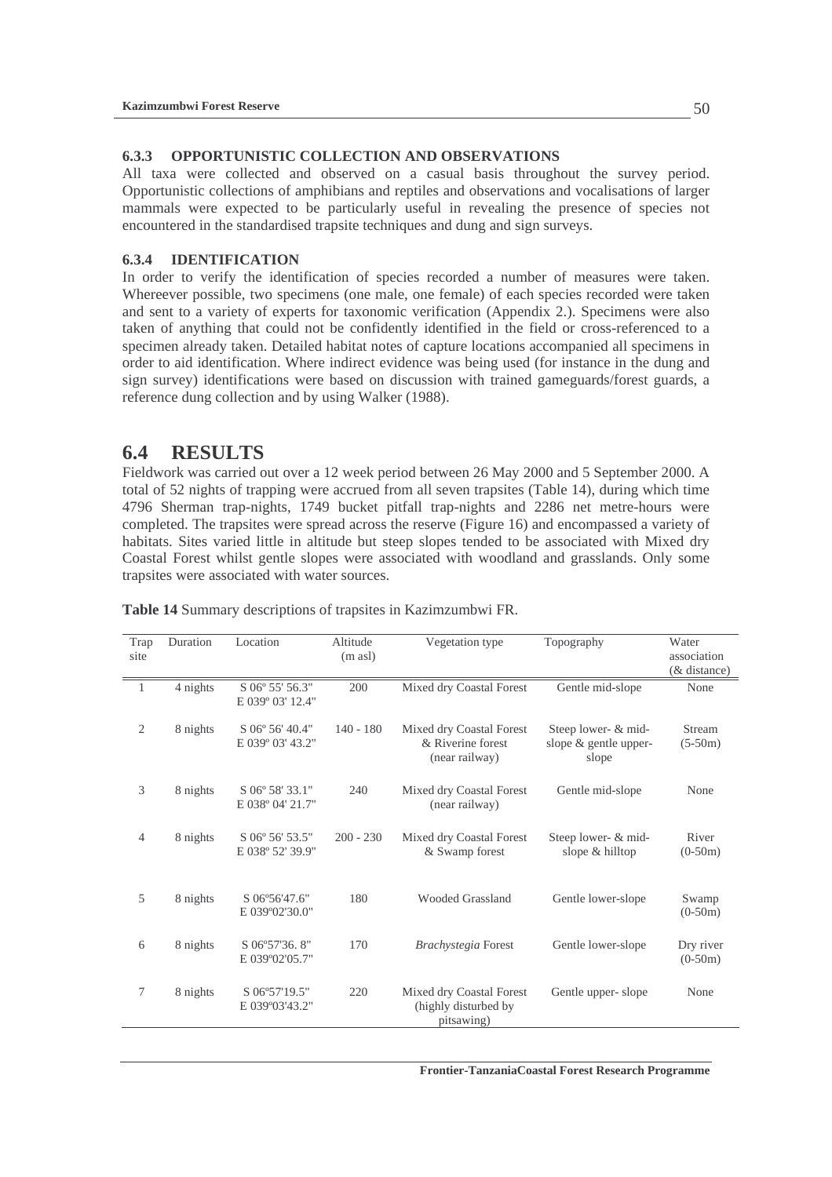### 6.3.3 OPPORTUNISTIC COLLECTION AND OBSERVATIONS

All taxa were collected and observed on a casual basis throughout the survey period. Opportunistic collections of amphibians and reptiles and observations and vocalisations of larger mammals were expected to be particularly useful in revealing the presence of species not encountered in the standardised trapsite techniques and dung and sign surveys.

### 6.3.4 IDENTIFICATION

In order to verify the identification of species recorded a number of measures were taken. Whereever possible, two specimens (one male, one female) of each species recorded were taken and sent to a variety of experts for taxonomic verification (Appendix 2.). Specimens were also taken of anything that could not be confidently identified in the field or cross-referenced to a specimen already taken. Detailed habitat notes of capture locations accompanied all specimens in order to aid identification. Where indirect evidence was being used (for instance in the dung and sign survey) identifications were based on discussion with trained gameguards/forest guards, a reference dung collection and by using Walker (1988).

## 6.4 RESULTS

Fieldwork was carried out over a 12 week period between 26 May 2000 and 5 September 2000. A total of 52 nights of trapping were accrued from all seven trapsites (Table 14), during which time 4796 Sherman trap-nights, 1749 bucket pitfall trap-nights and 2286 net metre-hours were completed. The trapsites were spread across the reserve (Figure 16) and encompassed a variety of habitats. Sites varied little in altitude but steep slopes tended to be associated with Mixed dry Coastal Forest whilst gentle slopes were associated with woodland and grasslands. Only some trapsites were associated with water sources.

**Table 14** Summary descriptions of trapsites in Kazimzumbwi FR.

| Trap site | Duration | Location | Altitude (m asl) | Vegetation type | Topography | Water association (& distance) |
|---|---|---|---|---|---|---|
| 1 | 4 nights | S 06º 55' 56.3" E 039º 03' 12.4" | 200 | Mixed dry Coastal Forest | Gentle mid-slope | None |
| 2 | 8 nights | S 06º 56' 40.4" E 039º 03' 43.2" | 140 - 180 | Mixed dry Coastal Forest & Riverine forest (near railway) | Steep lower- & mid-slope & gentle upper-slope | Stream (5-50m) |
| 3 | 8 nights | S 06º 58' 33.1" E 038º 04' 21.7" | 240 | Mixed dry Coastal Forest (near railway) | Gentle mid-slope | None |
| 4 | 8 nights | S 06º 56' 53.5" E 038º 52' 39.9" | 200 - 230 | Mixed dry Coastal Forest & Swamp forest | Steep lower- & mid-slope & hilltop | River (0-50m) |
| 5 | 8 nights | S 06º56'47.6" E 039º02'30.0" | 180 | Wooded Grassland | Gentle lower-slope | Swamp (0-50m) |
| 6 | 8 nights | S 06º57'36. 8" E 039º02'05.7" | 170 | *Brachystegia* Forest | Gentle lower-slope | Dry river (0-50m) |
| 7 | 8 nights | S 06º57'19.5" E 039º03'43.2" | 220 | Mixed dry Coastal Forest (highly disturbed by pitsawing) | Gentle upper- slope | None |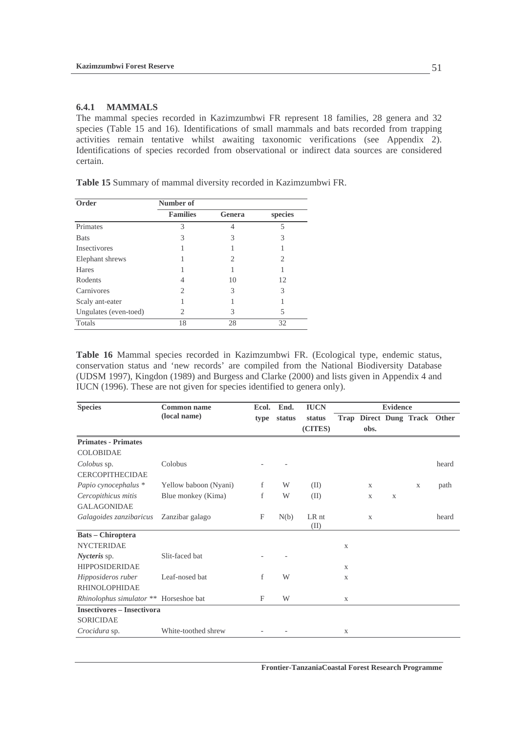### 6.4.1 MAMMALS

The mammal species recorded in Kazimzumbwi FR represent 18 families, 28 genera and 32 species (Table 15 and 16). Identifications of small mammals and bats recorded from trapping activities remain tentative whilst awaiting taxonomic verifications (see Appendix 2). Identifications of species recorded from observational or indirect data sources are considered certain.

**Table 15** Summary of mammal diversity recorded in Kazimzumbwi FR.

| Order | Number of | | |
|---|---|---|---|
| | **Families** | **Genera** | **species** |
| Primates | 3 | 4 | 5 |
| Bats | 3 | 3 | 3 |
| Insectivores | 1 | 1 | 1 |
| Elephant shrews | 1 | 2 | 2 |
| Hares | 1 | 1 | 1 |
| Rodents | 4 | 10 | 12 |
| Carnivores | 2 | 3 | 3 |
| Scaly ant-eater | 1 | 1 | 1 |
| Ungulates (even-toed) | 2 | 3 | 5 |
| Totals | 18 | 28 | 32 |

**Table 16** Mammal species recorded in Kazimzumbwi FR. (Ecological type, endemic status, conservation status and 'new records' are compiled from the National Biodiversity Database (UDSM 1997), Kingdon (1989) and Burgess and Clarke (2000) and lists given in Appendix 4 and IUCN (1996). These are not given for species identified to genera only).

| Species | Common name (local name) | Ecol. type | End. status | IUCN status (CITES) | Evidence | | | | |
|---|---|---|---|---|---|---|---|---|---|
| | | | | | Trap | Direct obs. | Dung | Track | Other |
| **Primates - Primates** | | | | | | | | | |
| COLOBIDAE | | | | | | | | | |
| *Colobus* sp. | Colobus | - | - | | | | | | heard |
| CERCOPITHECIDAE | | | | | | | | | |
| *Papio cynocephalus* * | Yellow baboon (Nyani) | f | W | (II) | | x | | x | path |
| *Cercopithicus mitis* | Blue monkey (Kima) | f | W | (II) | | x | x | | |
| GALAGONIDAE | | | | | | | | | |
| *Galagoides zanzibaricus* | Zanzibar galago | F | N(b) | LR nt (II) | | x | | | heard |
| **Bats – Chiroptera** | | | | | | | | | |
| NYCTERIDAE | | | | | x | | | | |
| ***Nycteris*** sp. | Slit-faced bat | - | - | | | | | | |
| HIPPOSIDERIDAE | | | | | x | | | | |
| *Hipposideros ruber* | Leaf-nosed bat | f | W | | x | | | | |
| RHINOLOPHIDAE | | | | | | | | | |
| *Rhinolophus simulator* ** | Horseshoe bat | F | W | | x | | | | |
| **Insectivores – Insectivora** | | | | | | | | | |
| SORICIDAE | | | | | | | | | |
| *Crocidura* sp. | White-toothed shrew | - | - | | x | | | | |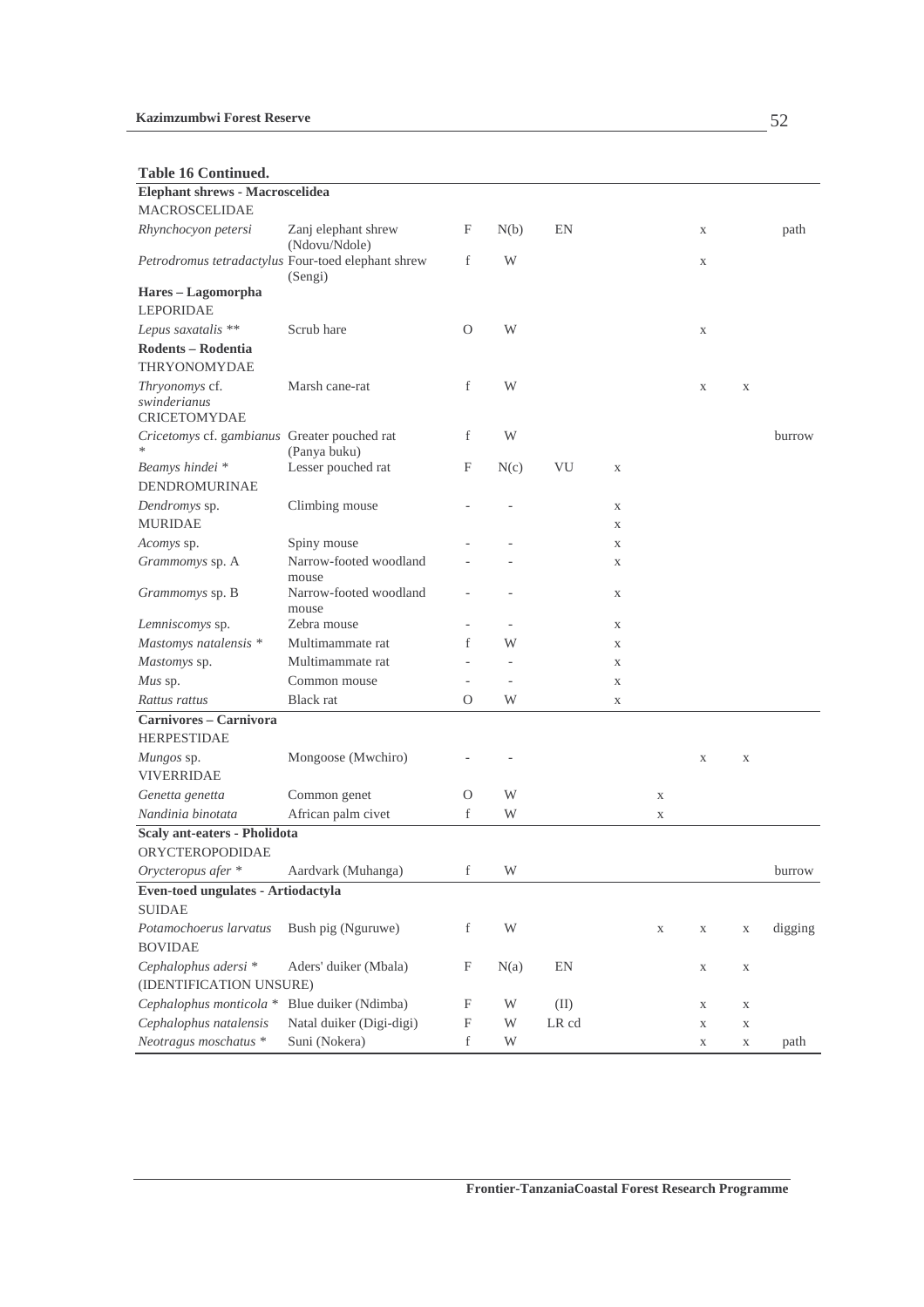**Table 16 Continued.**

| | | | | | | | | | |
|---|---|---|---|---|---|---|---|---|---|
| **Elephant shrews - Macroscelidea** | | | | | | | | | |
| MACROSCELIDAE | | | | | | | | | |
| *Rhynchocyon petersi* | Zanj elephant shrew (Ndovu/Ndole) | F | N(b) | EN | | | x | | path |
| *Petrodromus tetradactylus* | Four-toed elephant shrew (Sengi) | f | W | | | | x | | |
| **Hares – Lagomorpha** | | | | | | | | | |
| LEPORIDAE | | | | | | | | | |
| *Lepus saxatalis* ** | Scrub hare | O | W | | | | x | | |
| **Rodents – Rodentia** | | | | | | | | | |
| THRYONOMYDAE | | | | | | | | | |
| *Thryonomys* cf. *swinderianus* | Marsh cane-rat | f | W | | | | x | x | |
| CRICETOMYDAE | | | | | | | | | |
| *Cricetomys* cf. *gambianus* * | Greater pouched rat (Panya buku) | f | W | | | | | | burrow |
| *Beamys hindei* * | Lesser pouched rat | F | N(c) | VU | x | | | | |
| DENDROMURINAE | | | | | | | | | |
| *Dendromys* sp. | Climbing mouse | - | - | | x | | | | |
| MURIDAE | | | | | x | | | | |
| *Acomys* sp. | Spiny mouse | - | - | | x | | | | |
| *Grammomys* sp. A | Narrow-footed woodland mouse | - | - | | x | | | | |
| *Grammomys* sp. B | Narrow-footed woodland mouse | - | - | | x | | | | |
| *Lemniscomys* sp. | Zebra mouse | - | - | | x | | | | |
| *Mastomys natalensis* * | Multimammate rat | f | W | | x | | | | |
| *Mastomys* sp. | Multimammate rat | - | - | | x | | | | |
| *Mus* sp. | Common mouse | - | - | | x | | | | |
| *Rattus rattus* | Black rat | O | W | | x | | | | |
| **Carnivores – Carnivora** | | | | | | | | | |
| HERPESTIDAE | | | | | | | | | |
| *Mungos* sp. | Mongoose (Mwchiro) | - | - | | | | x | x | |
| VIVERRIDAE | | | | | | | | | |
| *Genetta genetta* | Common genet | O | W | | | x | | | |
| *Nandinia binotata* | African palm civet | f | W | | | x | | | |
| **Scaly ant-eaters - Pholidota** | | | | | | | | | |
| ORYCTEROPODIDAE | | | | | | | | | |
| *Orycteropus afer* * | Aardvark (Muhanga) | f | W | | | | | | burrow |
| **Even-toed ungulates - Artiodactyla** | | | | | | | | | |
| SUIDAE | | | | | | | | | |
| *Potamochoerus larvatus* | Bush pig (Nguruwe) | f | W | | | x | x | x | digging |
| BOVIDAE | | | | | | | | | |
| *Cephalophus adersi* * (IDENTIFICATION UNSURE) | Aders' duiker (Mbala) | F | N(a) | EN | | | x | x | |
| *Cephalophus monticola* * | Blue duiker (Ndimba) | F | W | (II) | | | x | x | |
| *Cephalophus natalensis* | Natal duiker (Digi-digi) | F | W | LR cd | | | x | x | |
| *Neotragus moschatus* * | Suni (Nokera) | f | W | | | | x | x | path |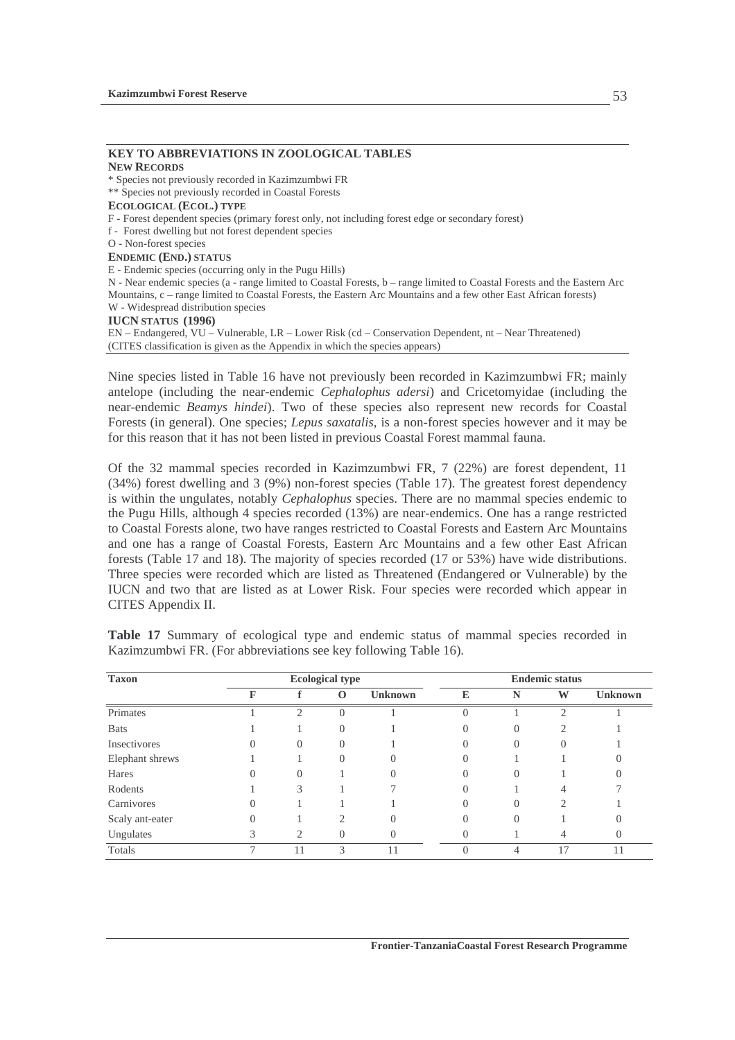**KEY TO ABBREVIATIONS IN ZOOLOGICAL TABLES**

**NEW RECORDS**

\* Species not previously recorded in Kazimzumbwi FR

\*\* Species not previously recorded in Coastal Forests

**ECOLOGICAL (ECOL.) TYPE**

F - Forest dependent species (primary forest only, not including forest edge or secondary forest)

f - Forest dwelling but not forest dependent species

O - Non-forest species

**ENDEMIC (END.) STATUS**

E - Endemic species (occurring only in the Pugu Hills)

N - Near endemic species (a - range limited to Coastal Forests, b – range limited to Coastal Forests and the Eastern Arc Mountains, c – range limited to Coastal Forests, the Eastern Arc Mountains and a few other East African forests)

W - Widespread distribution species

**IUCN STATUS (1996)**

EN – Endangered, VU – Vulnerable, LR – Lower Risk (cd – Conservation Dependent, nt – Near Threatened)

(CITES classification is given as the Appendix in which the species appears)

Nine species listed in Table 16 have not previously been recorded in Kazimzumbwi FR; mainly antelope (including the near-endemic *Cephalophus adersi*) and Cricetomyidae (including the near-endemic *Beamys hindei*). Two of these species also represent new records for Coastal Forests (in general). One species; *Lepus saxatalis*, is a non-forest species however and it may be for this reason that it has not been listed in previous Coastal Forest mammal fauna.

Of the 32 mammal species recorded in Kazimzumbwi FR, 7 (22%) are forest dependent, 11 (34%) forest dwelling and 3 (9%) non-forest species (Table 17). The greatest forest dependency is within the ungulates, notably *Cephalophus* species. There are no mammal species endemic to the Pugu Hills, although 4 species recorded (13%) are near-endemics. One has a range restricted to Coastal Forests alone, two have ranges restricted to Coastal Forests and Eastern Arc Mountains and one has a range of Coastal Forests, Eastern Arc Mountains and a few other East African forests (Table 17 and 18). The majority of species recorded (17 or 53%) have wide distributions. Three species were recorded which are listed as Threatened (Endangered or Vulnerable) by the IUCN and two that are listed as at Lower Risk. Four species were recorded which appear in CITES Appendix II.

**Table 17** Summary of ecological type and endemic status of mammal species recorded in Kazimzumbwi FR. (For abbreviations see key following Table 16).

| Taxon | Ecological type | | | | Endemic status | | | |
|---|---|---|---|---|---|---|---|---|
| | F | f | O | Unknown | E | N | W | Unknown |
| Primates | 1 | 2 | 0 | 1 | 0 | 1 | 2 | 1 |
| Bats | 1 | 1 | 0 | 1 | 0 | 0 | 2 | 1 |
| Insectivores | 0 | 0 | 0 | 1 | 0 | 0 | 0 | 1 |
| Elephant shrews | 1 | 1 | 0 | 0 | 0 | 1 | 1 | 0 |
| Hares | 0 | 0 | 1 | 0 | 0 | 0 | 1 | 0 |
| Rodents | 1 | 3 | 1 | 7 | 0 | 1 | 4 | 7 |
| Carnivores | 0 | 1 | 1 | 1 | 0 | 0 | 2 | 1 |
| Scaly ant-eater | 0 | 1 | 2 | 0 | 0 | 0 | 1 | 0 |
| Ungulates | 3 | 2 | 0 | 0 | 0 | 1 | 4 | 0 |
| Totals | 7 | 11 | 3 | 11 | 0 | 4 | 17 | 11 |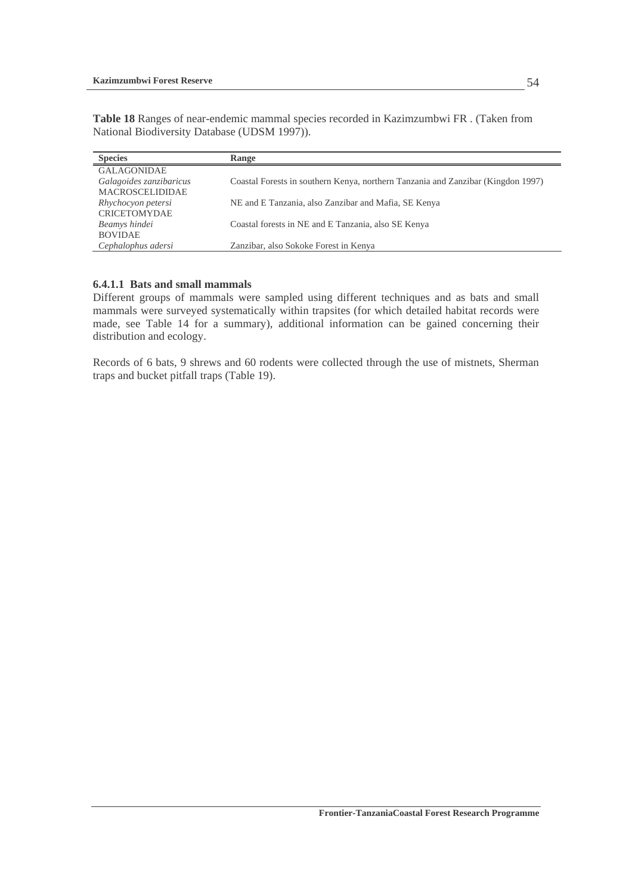**Table 18** Ranges of near-endemic mammal species recorded in Kazimzumbwi FR . (Taken from National Biodiversity Database (UDSM 1997)).

| Species | Range |
|---|---|
| GALAGONIDAE | |
| *Galagoides zanzibaricus* | Coastal Forests in southern Kenya, northern Tanzania and Zanzibar (Kingdon 1997) |
| MACROSCELIDIDAE | |
| *Rhychocyon petersi* | NE and E Tanzania, also Zanzibar and Mafia, SE Kenya |
| CRICETOMYDAE | |
| *Beamys hindei* | Coastal forests in NE and E Tanzania, also SE Kenya |
| BOVIDAE | |
| *Cephalophus adersi* | Zanzibar, also Sokoke Forest in Kenya |

#### 6.4.1.1 Bats and small mammals

Different groups of mammals were sampled using different techniques and as bats and small mammals were surveyed systematically within trapsites (for which detailed habitat records were made, see Table 14 for a summary), additional information can be gained concerning their distribution and ecology.

Records of 6 bats, 9 shrews and 60 rodents were collected through the use of mistnets, Sherman traps and bucket pitfall traps (Table 19).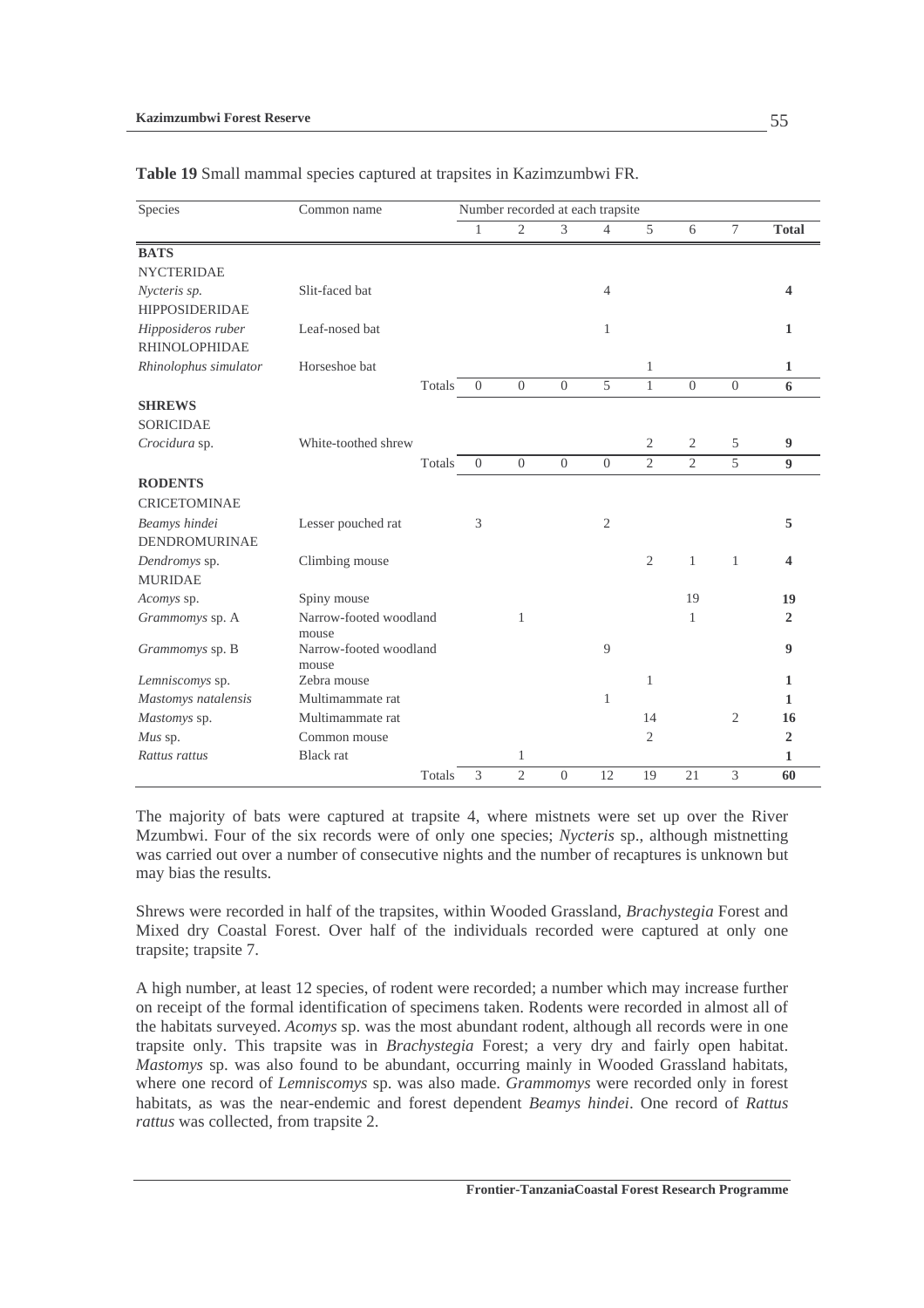**Table 19** Small mammal species captured at trapsites in Kazimzumbwi FR.

| Species | Common name | Number recorded at each trapsite | | | | | | | |
|---|---|---|---|---|---|---|---|---|---|
| | | 1 | 2 | 3 | 4 | 5 | 6 | 7 | **Total** |
| **BATS** | | | | | | | | | |
| NYCTERIDAE | | | | | | | | | |
| *Nycteris sp.* | Slit-faced bat | | | | 4 | | | | **4** |
| HIPPOSIDERIDAE | | | | | | | | | |
| *Hipposideros ruber* | Leaf-nosed bat | | | | 1 | | | | **1** |
| RHINOLOPHIDAE | | | | | | | | | |
| *Rhinolophus simulator* | Horseshoe bat | | | | | 1 | | | **1** |
| | Totals | 0 | 0 | 0 | 5 | 1 | 0 | 0 | **6** |
| **SHREWS** | | | | | | | | | |
| SORICIDAE | | | | | | | | | |
| *Crocidura* sp. | White-toothed shrew | | | | | 2 | 2 | 5 | **9** |
| | Totals | 0 | 0 | 0 | 0 | 2 | 2 | 5 | **9** |
| **RODENTS** | | | | | | | | | |
| CRICETOMINAE | | | | | | | | | |
| *Beamys hindei* | Lesser pouched rat | 3 | | | 2 | | | | **5** |
| DENDROMURINAE | | | | | | | | | |
| *Dendromys* sp. | Climbing mouse | | | | | 2 | 1 | 1 | **4** |
| MURIDAE | | | | | | | | | |
| *Acomys* sp. | Spiny mouse | | | | | | 19 | | **19** |
| *Grammomys* sp. A | Narrow-footed woodland mouse | | 1 | | | | 1 | | **2** |
| *Grammomys* sp. B | Narrow-footed woodland mouse | | | | 9 | | | | **9** |
| *Lemniscomys* sp. | Zebra mouse | | | | | 1 | | | **1** |
| *Mastomys natalensis* | Multimammate rat | | | | 1 | | | | **1** |
| *Mastomys* sp. | Multimammate rat | | | | | 14 | | 2 | **16** |
| *Mus* sp. | Common mouse | | | | | 2 | | | **2** |
| *Rattus rattus* | Black rat | | 1 | | | | | | **1** |
| | Totals | 3 | 2 | 0 | 12 | 19 | 21 | 3 | **60** |

The majority of bats were captured at trapsite 4, where mistnets were set up over the River Mzumbwi. Four of the six records were of only one species; *Nycteris* sp., although mistnetting was carried out over a number of consecutive nights and the number of recaptures is unknown but may bias the results.

Shrews were recorded in half of the trapsites, within Wooded Grassland, *Brachystegia* Forest and Mixed dry Coastal Forest. Over half of the individuals recorded were captured at only one trapsite; trapsite 7.

A high number, at least 12 species, of rodent were recorded; a number which may increase further on receipt of the formal identification of specimens taken. Rodents were recorded in almost all of the habitats surveyed. *Acomys* sp. was the most abundant rodent, although all records were in one trapsite only. This trapsite was in *Brachystegia* Forest; a very dry and fairly open habitat. *Mastomys* sp. was also found to be abundant, occurring mainly in Wooded Grassland habitats, where one record of *Lemniscomys* sp. was also made. *Grammomys* were recorded only in forest habitats, as was the near-endemic and forest dependent *Beamys hindei*. One record of *Rattus rattus* was collected, from trapsite 2.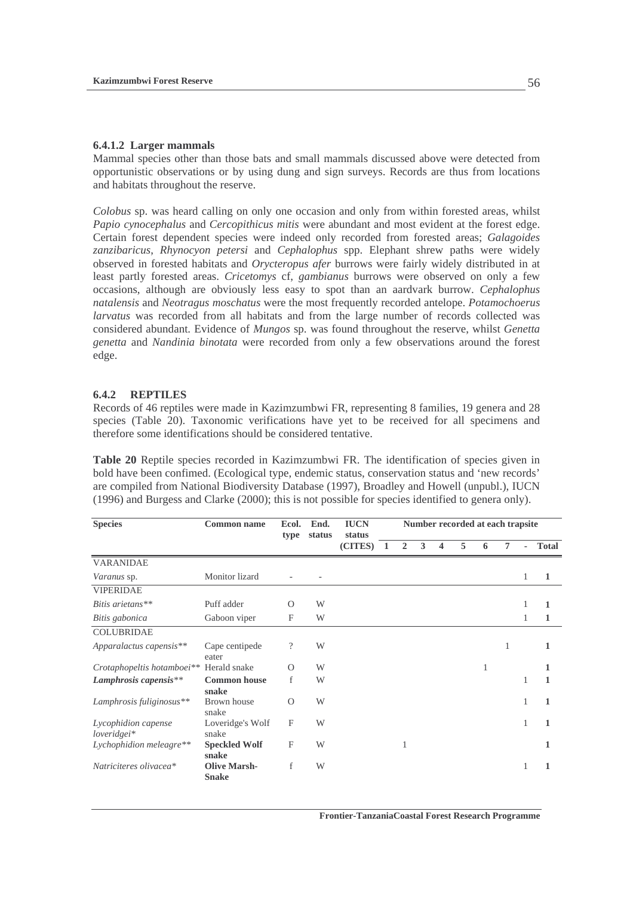#### 6.4.1.2 Larger mammals

Mammal species other than those bats and small mammals discussed above were detected from opportunistic observations or by using dung and sign surveys. Records are thus from locations and habitats throughout the reserve.

*Colobus* sp. was heard calling on only one occasion and only from within forested areas, whilst *Papio cynocephalus* and *Cercopithicus mitis* were abundant and most evident at the forest edge. Certain forest dependent species were indeed only recorded from forested areas; *Galagoides zanzibaricus*, *Rhynocyon petersi* and *Cephalophus* spp. Elephant shrew paths were widely observed in forested habitats and *Orycteropus afer* burrows were fairly widely distributed in at least partly forested areas. *Cricetomys* cf, *gambianus* burrows were observed on only a few occasions, although are obviously less easy to spot than an aardvark burrow. *Cephalophus natalensis* and *Neotragus moschatus* were the most frequently recorded antelope. *Potamochoerus larvatus* was recorded from all habitats and from the large number of records collected was considered abundant. Evidence of *Mungos* sp. was found throughout the reserve, whilst *Genetta genetta* and *Nandinia binotata* were recorded from only a few observations around the forest edge.

### 6.4.2 REPTILES

Records of 46 reptiles were made in Kazimzumbwi FR, representing 8 families, 19 genera and 28 species (Table 20). Taxonomic verifications have yet to be received for all specimens and therefore some identifications should be considered tentative.

**Table 20** Reptile species recorded in Kazimzumbwi FR. The identification of species given in bold have been confimed. (Ecological type, endemic status, conservation status and 'new records' are compiled from National Biodiversity Database (1997), Broadley and Howell (unpubl.), IUCN (1996) and Burgess and Clarke (2000); this is not possible for species identified to genera only).

| Species | Common name | Ecol. type | End. status | IUCN status | Number recorded at each trapsite | | | | | | | | |
|---|---|---|---|---|---|---|---|---|---|---|---|---|---|
| | | | | (CITES) | 1 | 2 | 3 | 4 | 5 | 6 | 7 | - | Total |
| VARANIDAE | | | | | | | | | | | | | |
| *Varanus* sp. | Monitor lizard | - | - | | | | | | | | | 1 | **1** |
| VIPERIDAE | | | | | | | | | | | | | |
| *Bitis arietans*** | Puff adder | O | W | | | | | | | | | 1 | **1** |
| *Bitis gabonica* | Gaboon viper | F | W | | | | | | | | | 1 | **1** |
| COLUBRIDAE | | | | | | | | | | | | | |
| *Apparalactus capensis*** | Cape centipede eater | ? | W | | | | | | | | 1 | | **1** |
| *Crotaphopeltis hotamboei*** | Herald snake | O | W | | | | | | | 1 | | | **1** |
| ***Lamphrosis capensis***** | **Common house snake** | f | W | | | | | | | | | 1 | **1** |
| *Lamphrosis fuliginosus*** | Brown house snake | O | W | | | | | | | | | 1 | **1** |
| *Lycophidion capense loveridgei** | Loveridge's Wolf snake | F | W | | | | | | | | | 1 | **1** |
| *Lychophidion meleagre*** | **Speckled Wolf snake** | F | W | | | 1 | | | | | | | **1** |
| *Natriciteres olivacea** | **Olive Marsh-Snake** | f | W | | | | | | | | | 1 | **1** |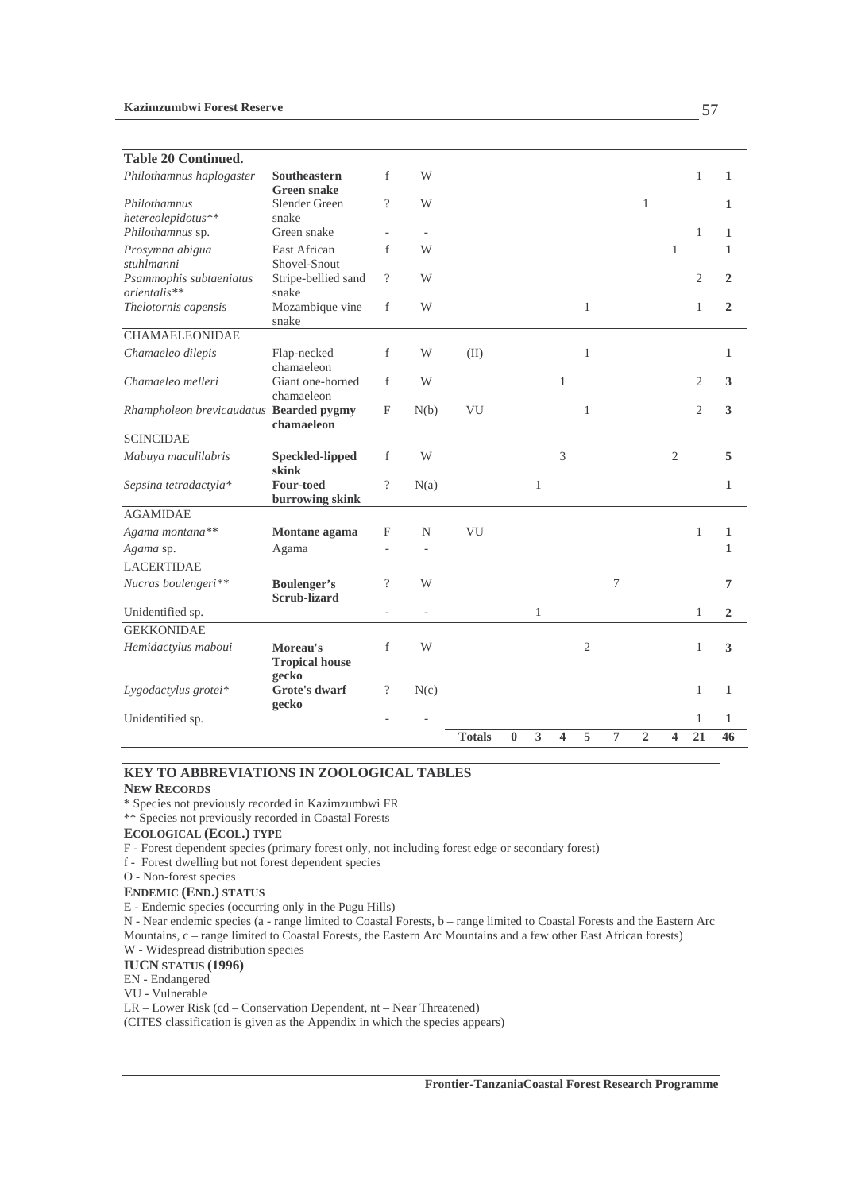**Table 20 Continued.**

| | | | | | | | | | | | | | |
|---|---|---|---|---|---|---|---|---|---|---|---|---|---|
| *Philothamnus haplogaster* | **Southeastern Green snake** | f | W | | | | | | | | | 1 | **1** |
| *Philothamnus hetereolepidotus*** | Slender Green snake | ? | W | | | | | | | 1 | | | **1** |
| *Philothamnus* sp. | Green snake | - | - | | | | | | | | | 1 | **1** |
| *Prosymna abigua stuhlmanni* | East African Shovel-Snout | f | W | | | | | | | | 1 | | **1** |
| *Psammophis subtaeniatus orientalis*** | Stripe-bellied sand snake | ? | W | | | | | | | | | 2 | **2** |
| *Thelotornis capensis* | Mozambique vine snake | f | W | | | | | 1 | | | | 1 | **2** |
| CHAMAELEONIDAE | | | | | | | | | | | | | |
| *Chamaeleo dilepis* | Flap-necked chamaeleon | f | W | (II) | | | | 1 | | | | | **1** |
| *Chamaeleo melleri* | Giant one-horned chamaeleon | f | W | | | | 1 | | | | | 2 | **3** |
| *Rhampholeon brevicaudatus* | **Bearded pygmy chamaeleon** | F | N(b) | VU | | | | 1 | | | | 2 | **3** |
| SCINCIDAE | | | | | | | | | | | | | |
| *Mabuya maculilabris* | **Speckled-lipped skink** | f | W | | | | 3 | | | | 2 | | **5** |
| *Sepsina tetradactyla** | **Four-toed burrowing skink** | ? | N(a) | | | 1 | | | | | | | **1** |
| AGAMIDAE | | | | | | | | | | | | | |
| *Agama montana*** | **Montane agama** | F | N | VU | | | | | | | | 1 | **1** |
| *Agama* sp. | Agama | - | - | | | | | | | | | | **1** |
| LACERTIDAE | | | | | | | | | | | | | |
| *Nucras boulengeri*** | **Boulenger's Scrub-lizard** | ? | W | | | | | | 7 | | | | **7** |
| Unidentified sp. | | - | - | | | 1 | | | | | | 1 | **2** |
| GEKKONIDAE | | | | | | | | | | | | | |
| *Hemidactylus maboui* | **Moreau's Tropical house gecko** | f | W | | | | | 2 | | | | 1 | **3** |
| *Lygodactylus grotei** | **Grote's dwarf gecko** | ? | N(c) | | | | | | | | | 1 | **1** |
| Unidentified sp. | | - | - | | | | | | | | | 1 | **1** |
| | | | | **Totals** | **0** | **3** | **4** | **5** | **7** | **2** | **4** | **21** | **46** |

### KEY TO ABBREVIATIONS IN ZOOLOGICAL TABLES

**NEW RECORDS**

\* Species not previously recorded in Kazimzumbwi FR

** Species not previously recorded in Coastal Forests

**ECOLOGICAL (ECOL.) TYPE**

F - Forest dependent species (primary forest only, not including forest edge or secondary forest)

f - Forest dwelling but not forest dependent species

O - Non-forest species

**ENDEMIC (END.) STATUS**

E - Endemic species (occurring only in the Pugu Hills)

N - Near endemic species (a - range limited to Coastal Forests, b – range limited to Coastal Forests and the Eastern Arc Mountains, c – range limited to Coastal Forests, the Eastern Arc Mountains and a few other East African forests)

W - Widespread distribution species

**IUCN STATUS (1996)**

EN - Endangered

VU - Vulnerable

LR – Lower Risk (cd – Conservation Dependent, nt – Near Threatened)

(CITES classification is given as the Appendix in which the species appears)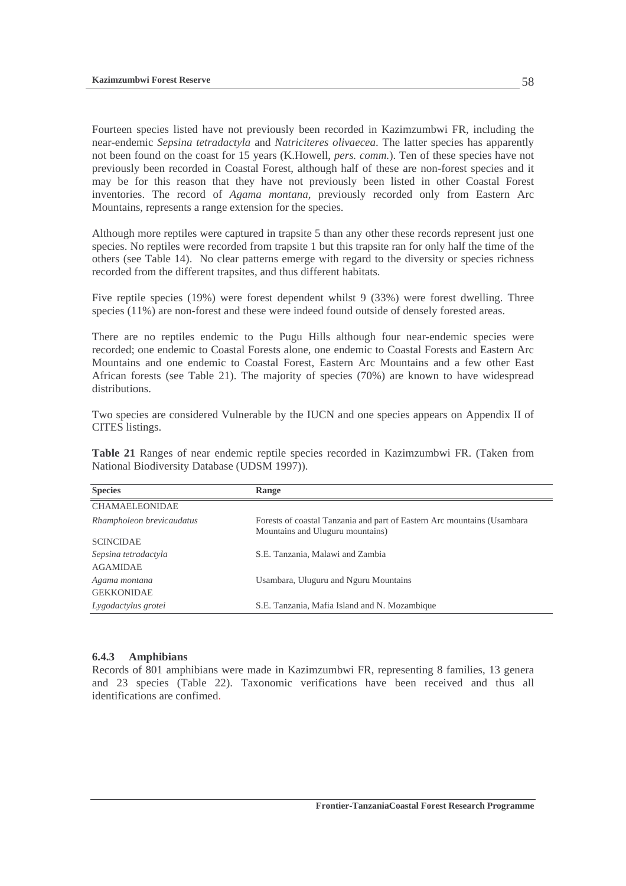Fourteen species listed have not previously been recorded in Kazimzumbwi FR, including the near-endemic *Sepsina tetradactyla* and *Natriciteres olivaecea*. The latter species has apparently not been found on the coast for 15 years (K.Howell, *pers. comm.*). Ten of these species have not previously been recorded in Coastal Forest, although half of these are non-forest species and it may be for this reason that they have not previously been listed in other Coastal Forest inventories. The record of *Agama montana*, previously recorded only from Eastern Arc Mountains, represents a range extension for the species.

Although more reptiles were captured in trapsite 5 than any other these records represent just one species. No reptiles were recorded from trapsite 1 but this trapsite ran for only half the time of the others (see Table 14). No clear patterns emerge with regard to the diversity or species richness recorded from the different trapsites, and thus different habitats.

Five reptile species (19%) were forest dependent whilst 9 (33%) were forest dwelling. Three species (11%) are non-forest and these were indeed found outside of densely forested areas.

There are no reptiles endemic to the Pugu Hills although four near-endemic species were recorded; one endemic to Coastal Forests alone, one endemic to Coastal Forests and Eastern Arc Mountains and one endemic to Coastal Forest, Eastern Arc Mountains and a few other East African forests (see Table 21). The majority of species (70%) are known to have widespread distributions.

Two species are considered Vulnerable by the IUCN and one species appears on Appendix II of CITES listings.

**Table 21** Ranges of near endemic reptile species recorded in Kazimzumbwi FR. (Taken from National Biodiversity Database (UDSM 1997)).

| Species | Range |
|---|---|
| CHAMAELEONIDAE | |
| *Rhampholeon brevicaudatus* | Forests of coastal Tanzania and part of Eastern Arc mountains (Usambara Mountains and Uluguru mountains) |
| SCINCIDAE | |
| *Sepsina tetradactyla* | S.E. Tanzania, Malawi and Zambia |
| AGAMIDAE | |
| *Agama montana* | Usambara, Uluguru and Nguru Mountains |
| GEKKONIDAE | |
| *Lygodactylus grotei* | S.E. Tanzania, Mafia Island and N. Mozambique |

### 6.4.3 Amphibians

Records of 801 amphibians were made in Kazimzumbwi FR, representing 8 families, 13 genera and 23 species (Table 22). Taxonomic verifications have been received and thus all identifications are confimed.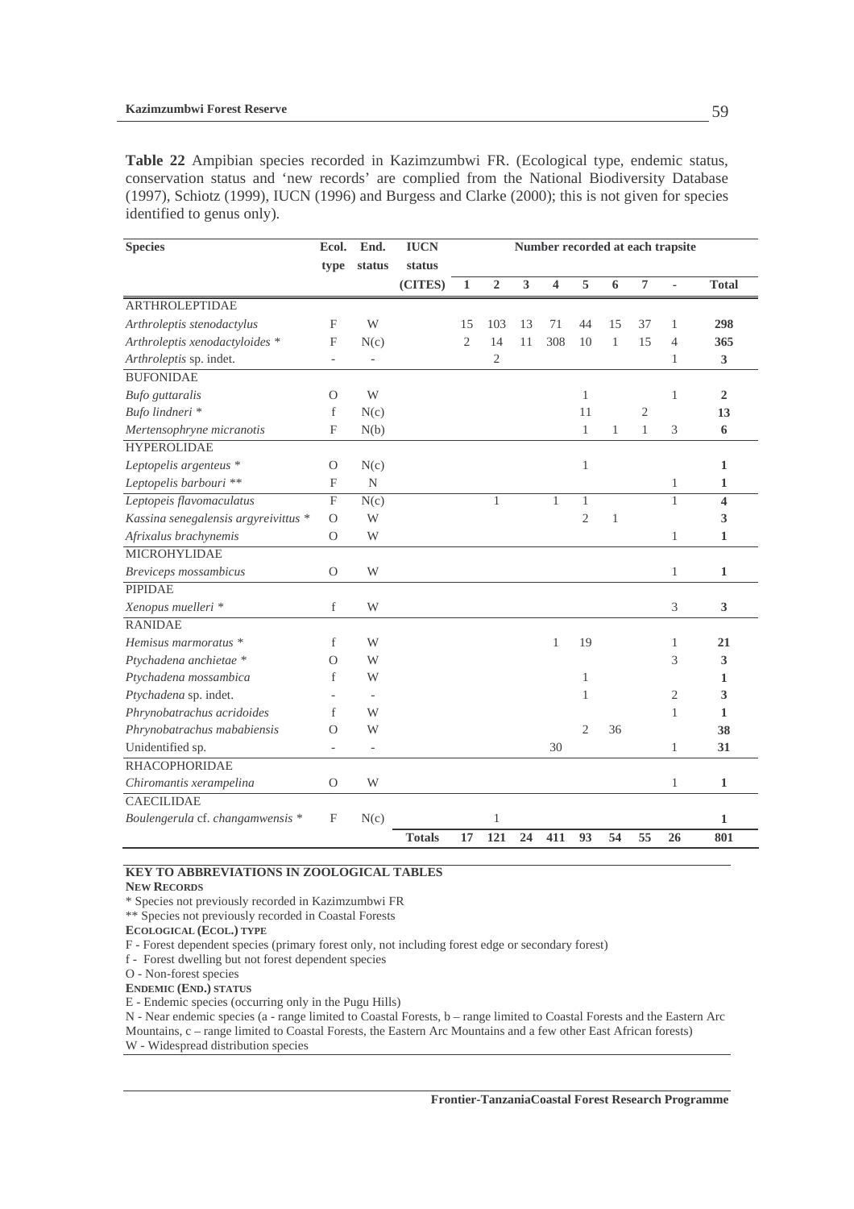**Table 22** Ampibian species recorded in Kazimzumbwi FR. (Ecological type, endemic status, conservation status and 'new records' are complied from the National Biodiversity Database (1997), Schiotz (1999), IUCN (1996) and Burgess and Clarke (2000); this is not given for species identified to genus only).

| Species | Ecol. type | End. status | IUCN status (CITES) | Number recorded at each trapsite 1 | 2 | 3 | 4 | 5 | 6 | 7 | - | Total |
|---|---|---|---|---|---|---|---|---|---|---|---|---|
| ARTHROLEPTIDAE | | | | | | | | | | | | |
| *Arthroleptis stenodactylus* | F | W | | 15 | 103 | 13 | 71 | 44 | 15 | 37 | 1 | **298** |
| *Arthroleptis xenodactyloides* * | F | N(c) | | 2 | 14 | 11 | 308 | 10 | 1 | 15 | 4 | **365** |
| *Arthroleptis* sp. indet. | - | - | | | 2 | | | | | | 1 | **3** |
| BUFONIDAE | | | | | | | | | | | | |
| *Bufo guttaralis* | O | W | | | | | | 1 | | | 1 | **2** |
| *Bufo lindneri* * | f | N(c) | | | | | | 11 | | 2 | | **13** |
| *Mertensophryne micranotis* | F | N(b) | | | | | | 1 | 1 | 1 | 3 | **6** |
| HYPEROLIDAE | | | | | | | | | | | | |
| *Leptopelis argenteus* * | O | N(c) | | | | | | 1 | | | | **1** |
| *Leptopelis barbouri* ** | F | N | | | | | | | | | 1 | **1** |
| *Leptopeis flavomaculatus* | F | N(c) | | | 1 | | 1 | 1 | | | 1 | **4** |
| *Kassina senegalensis argyreivittus* * | O | W | | | | | | 2 | 1 | | | **3** |
| *Afrixalus brachynemis* | O | W | | | | | | | | | 1 | **1** |
| MICROHYLIDAE | | | | | | | | | | | | |
| *Breviceps mossambicus* | O | W | | | | | | | | | 1 | **1** |
| PIPIDAE | | | | | | | | | | | | |
| *Xenopus muelleri* * | f | W | | | | | | | | | 3 | **3** |
| RANIDAE | | | | | | | | | | | | |
| *Hemisus marmoratus* * | f | W | | | | | 1 | 19 | | | 1 | **21** |
| *Ptychadena anchietae* * | O | W | | | | | | | | | 3 | **3** |
| *Ptychadena mossambica* | f | W | | | | | | 1 | | | | **1** |
| *Ptychadena* sp. indet. | - | - | | | | | | 1 | | | 2 | **3** |
| *Phrynobatrachus acridoides* | f | W | | | | | | | | | 1 | **1** |
| *Phrynobatrachus mababiensis* | O | W | | | | | | 2 | 36 | | | **38** |
| Unidentified sp. | - | - | | | | | 30 | | | | 1 | **31** |
| RHACOPHORIDAE | | | | | | | | | | | | |
| *Chiromantis xerampelina* | O | W | | | | | | | | | 1 | **1** |
| CAECILIDAE | | | | | | | | | | | | |
| *Boulengerula* cf. *changamwensis* * | F | N(c) | | | 1 | | | | | | | **1** |
| | | | **Totals** | **17** | **121** | **24** | **411** | **93** | **54** | **55** | **26** | **801** |

**KEY TO ABBREVIATIONS IN ZOOLOGICAL TABLES**

**NEW RECORDS**

* Species not previously recorded in Kazimzumbwi FR

** Species not previously recorded in Coastal Forests

**ECOLOGICAL (ECOL.) TYPE**

F - Forest dependent species (primary forest only, not including forest edge or secondary forest)

f - Forest dwelling but not forest dependent species

O - Non-forest species

**ENDEMIC (END.) STATUS**

E - Endemic species (occurring only in the Pugu Hills)

N - Near endemic species (a - range limited to Coastal Forests, b – range limited to Coastal Forests and the Eastern Arc Mountains, c – range limited to Coastal Forests, the Eastern Arc Mountains and a few other East African forests)

W - Widespread distribution species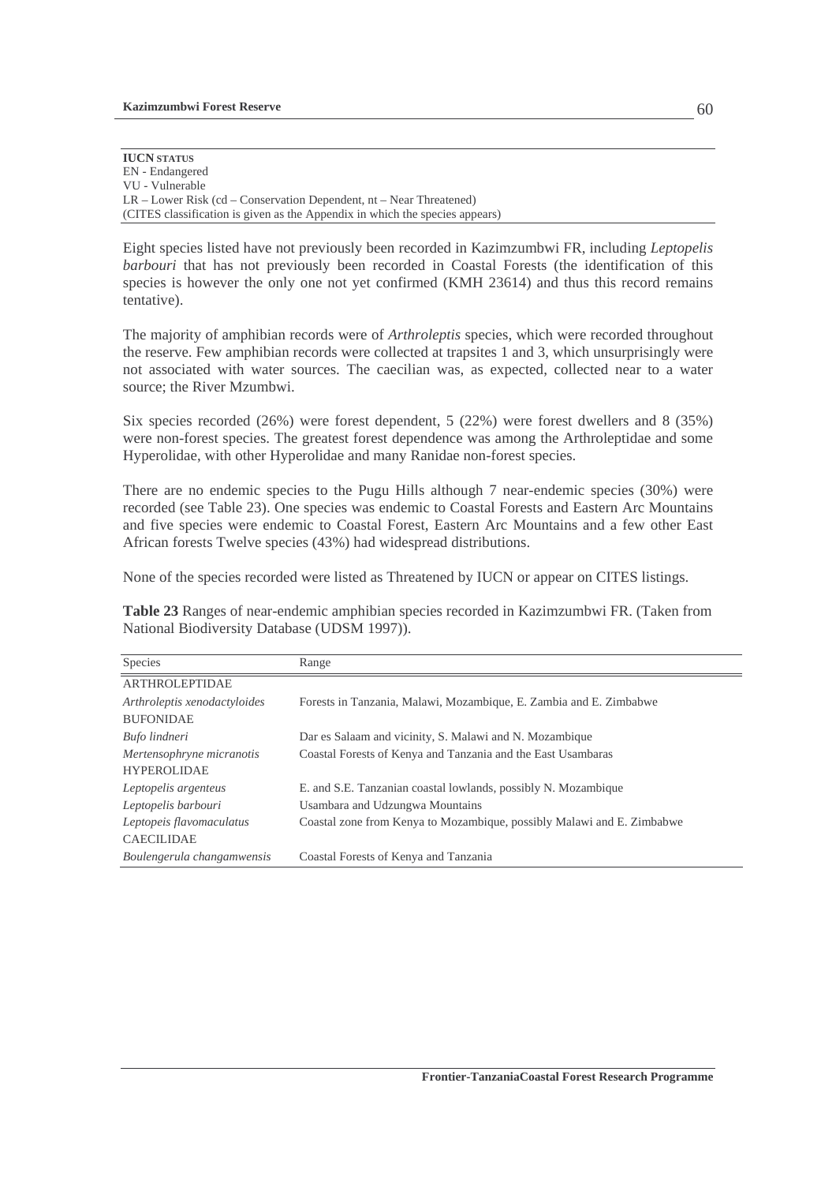**IUCN STATUS**
EN - Endangered
VU - Vulnerable
LR – Lower Risk (cd – Conservation Dependent, nt – Near Threatened)
(CITES classification is given as the Appendix in which the species appears)

Eight species listed have not previously been recorded in Kazimzumbwi FR, including *Leptopelis barbouri* that has not previously been recorded in Coastal Forests (the identification of this species is however the only one not yet confirmed (KMH 23614) and thus this record remains tentative).

The majority of amphibian records were of *Arthroleptis* species, which were recorded throughout the reserve. Few amphibian records were collected at trapsites 1 and 3, which unsurprisingly were not associated with water sources. The caecilian was, as expected, collected near to a water source; the River Mzumbwi.

Six species recorded (26%) were forest dependent, 5 (22%) were forest dwellers and 8 (35%) were non-forest species. The greatest forest dependence was among the Arthroleptidae and some Hyperolidae, with other Hyperolidae and many Ranidae non-forest species.

There are no endemic species to the Pugu Hills although 7 near-endemic species (30%) were recorded (see Table 23). One species was endemic to Coastal Forests and Eastern Arc Mountains and five species were endemic to Coastal Forest, Eastern Arc Mountains and a few other East African forests Twelve species (43%) had widespread distributions.

None of the species recorded were listed as Threatened by IUCN or appear on CITES listings.

**Table 23** Ranges of near-endemic amphibian species recorded in Kazimzumbwi FR. (Taken from National Biodiversity Database (UDSM 1997)).

| Species | Range |
|---|---|
| ARTHROLEPTIDAE | |
| *Arthroleptis xenodactyloides* | Forests in Tanzania, Malawi, Mozambique, E. Zambia and E. Zimbabwe |
| BUFONIDAE | |
| *Bufo lindneri* | Dar es Salaam and vicinity, S. Malawi and N. Mozambique |
| *Mertensophryne micranotis* | Coastal Forests of Kenya and Tanzania and the East Usambaras |
| HYPEROLIDAE | |
| *Leptopelis argenteus* | E. and S.E. Tanzanian coastal lowlands, possibly N. Mozambique |
| *Leptopelis barbouri* | Usambara and Udzungwa Mountains |
| *Leptopeis flavomaculatus* | Coastal zone from Kenya to Mozambique, possibly Malawi and E. Zimbabwe |
| CAECILIDAE | |
| *Boulengerula changamwensis* | Coastal Forests of Kenya and Tanzania |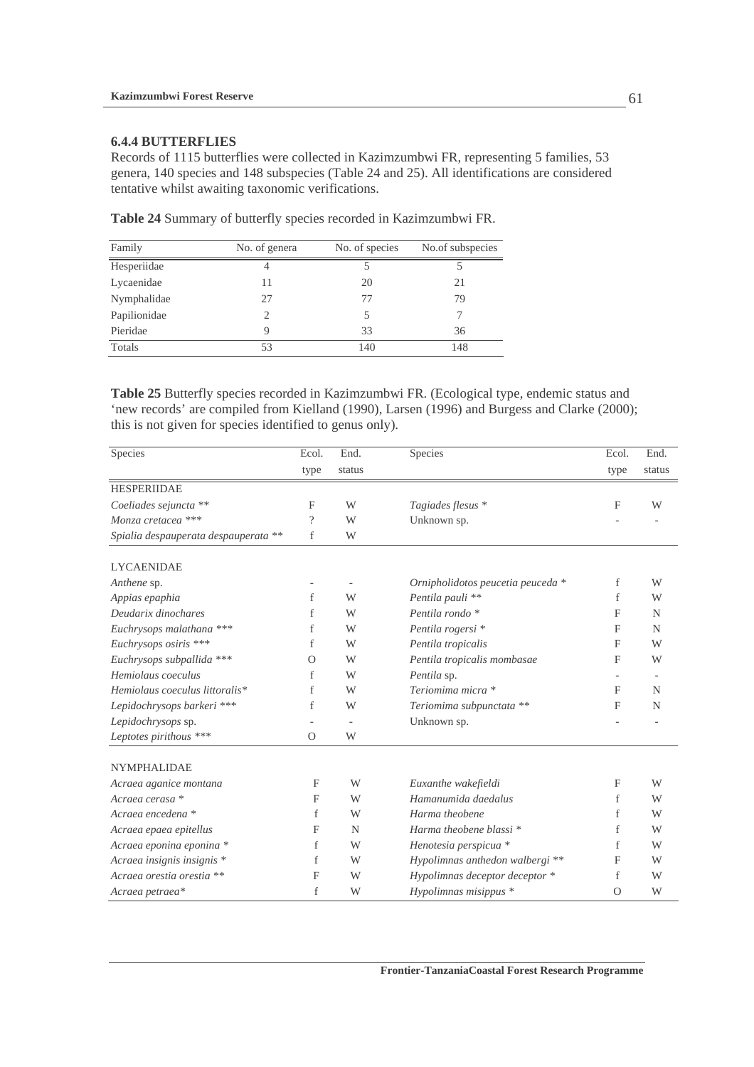### 6.4.4 BUTTERFLIES

Records of 1115 butterflies were collected in Kazimzumbwi FR, representing 5 families, 53 genera, 140 species and 148 subspecies (Table 24 and 25). All identifications are considered tentative whilst awaiting taxonomic verifications.

**Table 24** Summary of butterfly species recorded in Kazimzumbwi FR.

| Family | No. of genera | No. of species | No.of subspecies |
|---|---|---|---|
| Hesperiidae | 4 | 5 | 5 |
| Lycaenidae | 11 | 20 | 21 |
| Nymphalidae | 27 | 77 | 79 |
| Papilionidae | 2 | 5 | 7 |
| Pieridae | 9 | 33 | 36 |
| Totals | 53 | 140 | 148 |

**Table 25** Butterfly species recorded in Kazimzumbwi FR. (Ecological type, endemic status and 'new records' are compiled from Kielland (1990), Larsen (1996) and Burgess and Clarke (2000); this is not given for species identified to genus only).

| Species | Ecol. type | End. status | Species | Ecol. type | End. status |
|---|---|---|---|---|---|
| HESPERIIDAE | | | | | |
| *Coeliades sejuncta* ** | F | W | *Tagiades flesus* * | F | W |
| *Monza cretacea* *** | ? | W | Unknown sp. | - | - |
| *Spialia despauperata despauperata* ** | f | W | | | |
| LYCAENIDAE | | | | | |
| *Anthene* sp. | - | - | *Ornipholidotos peucetia peuceda* * | f | W |
| *Appias epaphia* | f | W | *Pentila pauli* ** | f | W |
| *Deudarix dinochares* | f | W | *Pentila rondo* * | F | N |
| *Euchrysops malathana* *** | f | W | *Pentila rogersi* * | F | N |
| *Euchrysops osiris* *** | f | W | *Pentila tropicalis* | F | W |
| *Euchrysops subpallida* *** | O | W | *Pentila tropicalis mombasae* | F | W |
| *Hemiolaus coeculus* | f | W | *Pentila* sp. | - | - |
| *Hemiolaus coeculus littoralis** | f | W | *Teriomima micra* * | F | N |
| *Lepidochrysops barkeri* *** | f | W | *Teriomima subpunctata* ** | F | N |
| *Lepidochrysops* sp. | - | - | Unknown sp. | - | - |
| *Leptotes pirithous* *** | O | W | | | |
| NYMPHALIDAE | | | | | |
| *Acraea aganice montana* | F | W | *Euxanthe wakefieldi* | F | W |
| *Acraea cerasa* * | F | W | *Hamanumida daedalus* | f | W |
| *Acraea encedena* * | f | W | *Harma theobene* | f | W |
| *Acraea epaea epitellus* | F | N | *Harma theobene blassi* * | f | W |
| *Acraea eponina eponina* * | f | W | *Henotesia perspicua* * | f | W |
| *Acraea insignis insignis* * | f | W | *Hypolimnas anthedon walbergi* ** | F | W |
| *Acraea orestia orestia* ** | F | W | *Hypolimnas deceptor deceptor* * | f | W |
| *Acraea petraea** | f | W | *Hypolimnas misippus* * | O | W |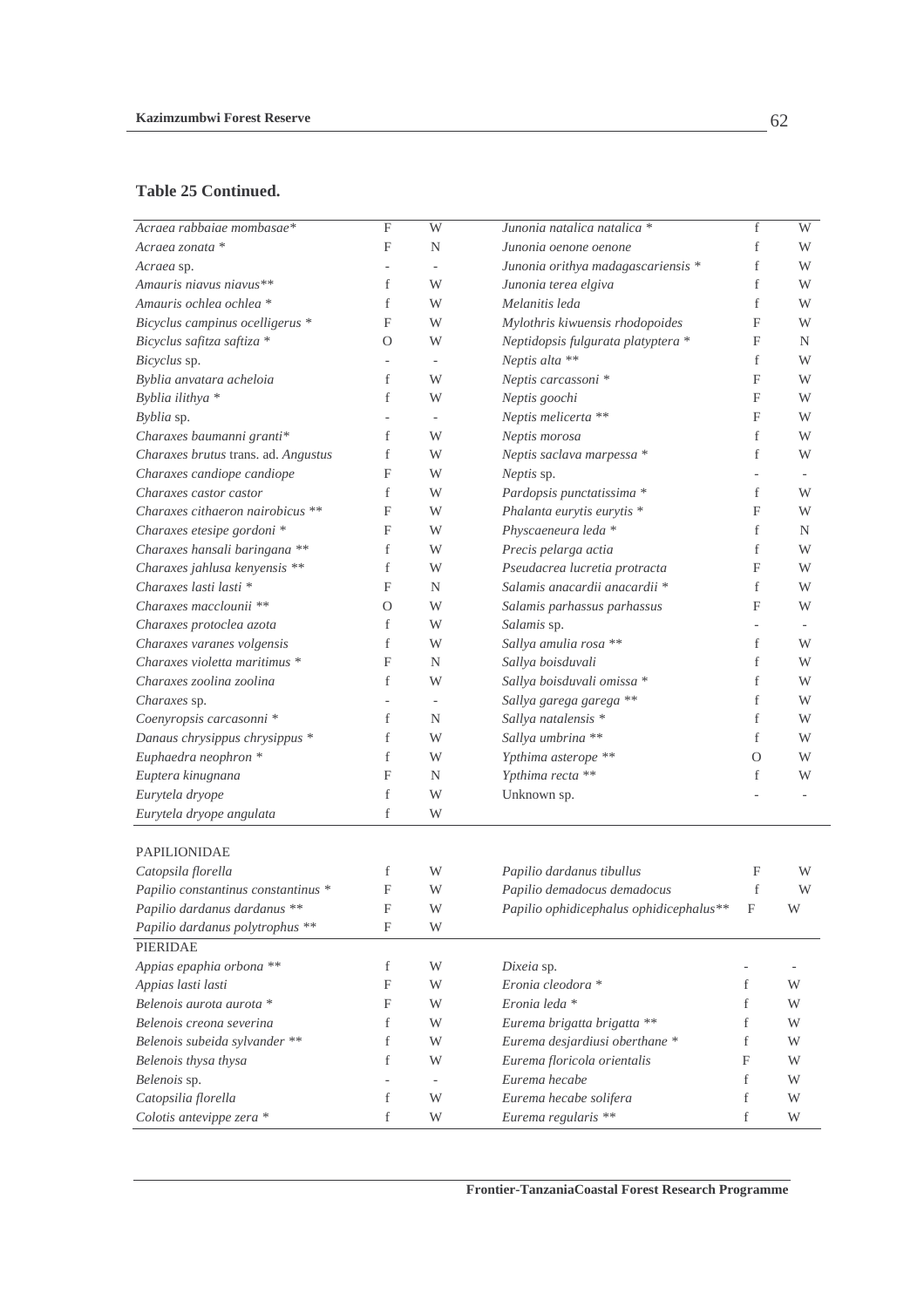**Table 25 Continued.**

| | | | | | |
|---|---|---|---|---|---|
| *Acraea rabbaiae mombasae** | F | W | *Junonia natalica natalica* * | f | W |
| *Acraea zonata* * | F | N | *Junonia oenone oenone* | f | W |
| *Acraea* sp. | - | - | *Junonia orithya madagascariensis* * | f | W |
| *Amauris niavus niavus*** | f | W | *Junonia terea elgiva* | f | W |
| *Amauris ochlea ochlea* * | f | W | *Melanitis leda* | f | W |
| *Bicyclus campinus ocelligerus* * | F | W | *Mylothris kiwuensis rhodopoides* | F | W |
| *Bicyclus safitza saftiza* * | O | W | *Neptidopsis fulgurata platyptera* * | F | N |
| *Bicyclus* sp. | - | - | *Neptis alta* ** | f | W |
| *Byblia anvatara acheloia* | f | W | *Neptis carcassoni* * | F | W |
| *Byblia ilithya* * | f | W | *Neptis goochi* | F | W |
| *Byblia* sp. | - | - | *Neptis melicerta* ** | F | W |
| *Charaxes baumanni granti** | f | W | *Neptis morosa* | f | W |
| *Charaxes brutus* trans. ad. *Angustus* | f | W | *Neptis saclava marpessa* * | f | W |
| *Charaxes candiope candiope* | F | W | *Neptis* sp. | - | - |
| *Charaxes castor castor* | f | W | *Pardopsis punctatissima* * | f | W |
| *Charaxes cithaeron nairobicus* ** | F | W | *Phalanta eurytis eurytis* * | F | W |
| *Charaxes etesipe gordoni* * | F | W | *Physcaeneura leda* * | f | N |
| *Charaxes hansali baringana* ** | f | W | *Precis pelarga actia* | f | W |
| *Charaxes jahlusa kenyensis* ** | f | W | *Pseudacrea lucretia protracta* | F | W |
| *Charaxes lasti lasti* * | F | N | *Salamis anacardii anacardii* * | f | W |
| *Charaxes macclounii* ** | O | W | *Salamis parhassus parhassus* | F | W |
| *Charaxes protoclea azota* | f | W | *Salamis* sp. | - | - |
| *Charaxes varanes volgensis* | f | W | *Sallya amulia rosa* ** | f | W |
| *Charaxes violetta maritimus* * | F | N | *Sallya boisduvali* | f | W |
| *Charaxes zoolina zoolina* | f | W | *Sallya boisduvali omissa* * | f | W |
| *Charaxes* sp. | - | - | *Sallya garega garega* ** | f | W |
| *Coenyropsis carcasonni* * | f | N | *Sallya natalensis* * | f | W |
| *Danaus chrysippus chrysippus* * | f | W | *Sallya umbrina* ** | f | W |
| *Euphaedra neophron* * | f | W | *Ypthima asterope* ** | O | W |
| *Euptera kinugnana* | F | N | *Ypthima recta* ** | f | W |
| *Eurytela dryope* | f | W | Unknown sp. | - | - |
| *Eurytela dryope angulata* | f | W | | | |
| PAPILIONIDAE | | | | | |
| *Catopsila florella* | f | W | *Papilio dardanus tibullus* | F | W |
| *Papilio constantinus constantinus* * | F | W | *Papilio demadocus demadocus* | f | W |
| *Papilio dardanus dardanus* ** | F | W | *Papilio ophidicephalus ophidicephalus*** | F | W |
| *Papilio dardanus polytrophus* ** | F | W | | | |
| PIERIDAE | | | | | |
| *Appias epaphia orbona* ** | f | W | *Dixeia* sp. | - | - |
| *Appias lasti lasti* | F | W | *Eronia cleodora* * | f | W |
| *Belenois aurota aurota* * | F | W | *Eronia leda* * | f | W |
| *Belenois creona severina* | f | W | *Eurema brigatta brigatta* ** | f | W |
| *Belenois subeida sylvander* ** | f | W | *Eurema desjardiusi oberthane* * | f | W |
| *Belenois thysa thysa* | f | W | *Eurema floricola orientalis* | F | W |
| *Belenois* sp. | - | - | *Eurema hecabe* | f | W |
| *Catopsilia florella* | f | W | *Eurema hecabe solifera* | f | W |
| *Colotis antevippe zera* * | f | W | *Eurema regularis* ** | f | W |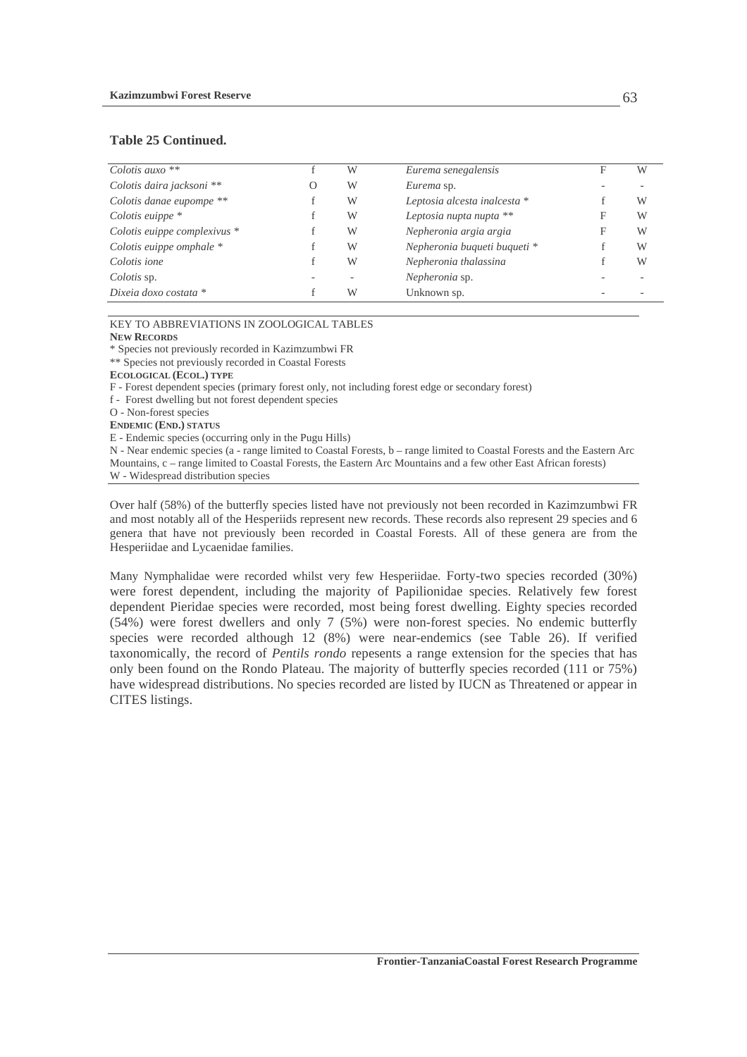**Table 25 Continued.**

| | | | | | |
|---|---|---|---|---|---|
| *Colotis auxo* ** | f | W | *Eurema senegalensis* | F | W |
| *Colotis daira jacksoni* ** | O | W | *Eurema* sp. | - | - |
| *Colotis danae eupompe* ** | f | W | *Leptosia alcesta inalcesta* * | f | W |
| *Colotis euippe* * | f | W | *Leptosia nupta nupta* ** | F | W |
| *Colotis euippe complexivus* * | f | W | *Nepheronia argia argia* | F | W |
| *Colotis euippe omphale* * | f | W | *Nepheronia buqueti buqueti* * | f | W |
| *Colotis ione* | f | W | *Nepheronia thalassina* | f | W |
| *Colotis* sp. | - | - | *Nepheronia* sp. | - | - |
| *Dixeia doxo costata* * | f | W | Unknown sp. | - | - |

KEY TO ABBREVIATIONS IN ZOOLOGICAL TABLES

**NEW RECORDS**

* Species not previously recorded in Kazimzumbwi FR

** Species not previously recorded in Coastal Forests

**ECOLOGICAL (ECOL.) TYPE**

F - Forest dependent species (primary forest only, not including forest edge or secondary forest)

f - Forest dwelling but not forest dependent species

O - Non-forest species

**ENDEMIC (END.) STATUS**

E - Endemic species (occurring only in the Pugu Hills)

N - Near endemic species (a - range limited to Coastal Forests, b – range limited to Coastal Forests and the Eastern Arc Mountains, c – range limited to Coastal Forests, the Eastern Arc Mountains and a few other East African forests)

W - Widespread distribution species

Over half (58%) of the butterfly species listed have not previously not been recorded in Kazimzumbwi FR and most notably all of the Hesperiids represent new records. These records also represent 29 species and 6 genera that have not previously been recorded in Coastal Forests. All of these genera are from the Hesperiidae and Lycaenidae families.

Many Nymphalidae were recorded whilst very few Hesperiidae. Forty-two species recorded (30%) were forest dependent, including the majority of Papilionidae species. Relatively few forest dependent Pieridae species were recorded, most being forest dwelling. Eighty species recorded (54%) were forest dwellers and only 7 (5%) were non-forest species. No endemic butterfly species were recorded although 12 (8%) were near-endemics (see Table 26). If verified taxonomically, the record of *Pentils rondo* repesents a range extension for the species that has only been found on the Rondo Plateau. The majority of butterfly species recorded (111 or 75%) have widespread distributions. No species recorded are listed by IUCN as Threatened or appear in CITES listings.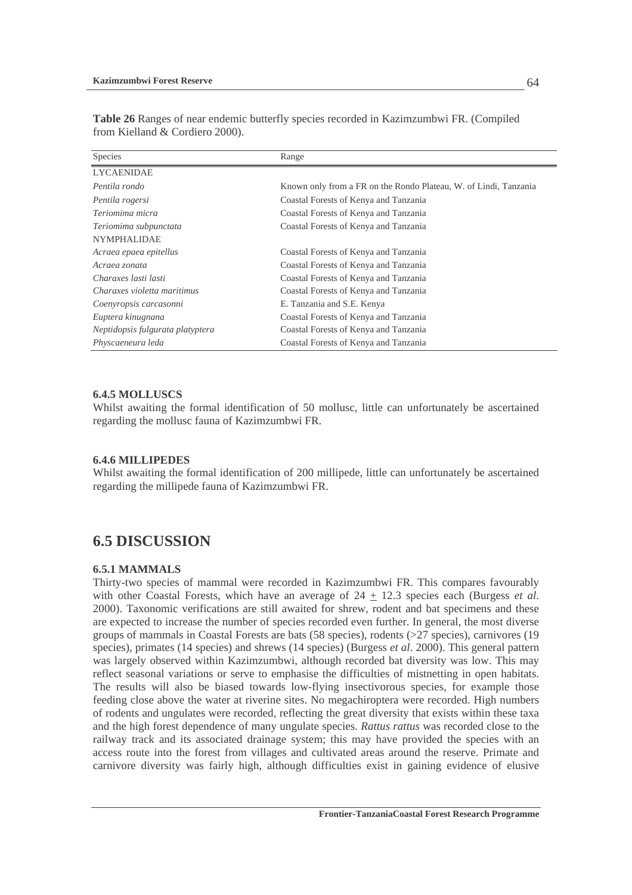**Table 26** Ranges of near endemic butterfly species recorded in Kazimzumbwi FR. (Compiled from Kielland & Cordiero 2000).

| Species | Range |
|---|---|
| LYCAENIDAE | |
| *Pentila rondo* | Known only from a FR on the Rondo Plateau, W. of Lindi, Tanzania |
| *Pentila rogersi* | Coastal Forests of Kenya and Tanzania |
| *Teriomima micra* | Coastal Forests of Kenya and Tanzania |
| *Teriomima subpunctata* | Coastal Forests of Kenya and Tanzania |
| NYMPHALIDAE | |
| *Acraea epaea epitellus* | Coastal Forests of Kenya and Tanzania |
| *Acraea zonata* | Coastal Forests of Kenya and Tanzania |
| *Charaxes lasti lasti* | Coastal Forests of Kenya and Tanzania |
| *Charaxes violetta maritimus* | Coastal Forests of Kenya and Tanzania |
| *Coenyropsis carcasonni* | E. Tanzania and S.E. Kenya |
| *Euptera kinugnana* | Coastal Forests of Kenya and Tanzania |
| *Neptidopsis fulgurata platyptera* | Coastal Forests of Kenya and Tanzania |
| *Physcaeneura leda* | Coastal Forests of Kenya and Tanzania |

### 6.4.5 MOLLUSCS

Whilst awaiting the formal identification of 50 mollusc, little can unfortunately be ascertained regarding the mollusc fauna of Kazimzumbwi FR.

### 6.4.6 MILLIPEDES

Whilst awaiting the formal identification of 200 millipede, little can unfortunately be ascertained regarding the millipede fauna of Kazimzumbwi FR.

## 6.5 DISCUSSION

### 6.5.1 MAMMALS

Thirty-two species of mammal were recorded in Kazimzumbwi FR. This compares favourably with other Coastal Forests, which have an average of 24 $\pm$ 12.3 species each (Burgess *et al*. 2000). Taxonomic verifications are still awaited for shrew, rodent and bat specimens and these are expected to increase the number of species recorded even further. In general, the most diverse groups of mammals in Coastal Forests are bats (58 species), rodents (>27 species), carnivores (19 species), primates (14 species) and shrews (14 species) (Burgess *et al*. 2000). This general pattern was largely observed within Kazimzumbwi, although recorded bat diversity was low. This may reflect seasonal variations or serve to emphasise the difficulties of mistnetting in open habitats. The results will also be biased towards low-flying insectivorous species, for example those feeding close above the water at riverine sites. No megachiroptera were recorded. High numbers of rodents and ungulates were recorded, reflecting the great diversity that exists within these taxa and the high forest dependence of many ungulate species. *Rattus rattus* was recorded close to the railway track and its associated drainage system; this may have provided the species with an access route into the forest from villages and cultivated areas around the reserve. Primate and carnivore diversity was fairly high, although difficulties exist in gaining evidence of elusive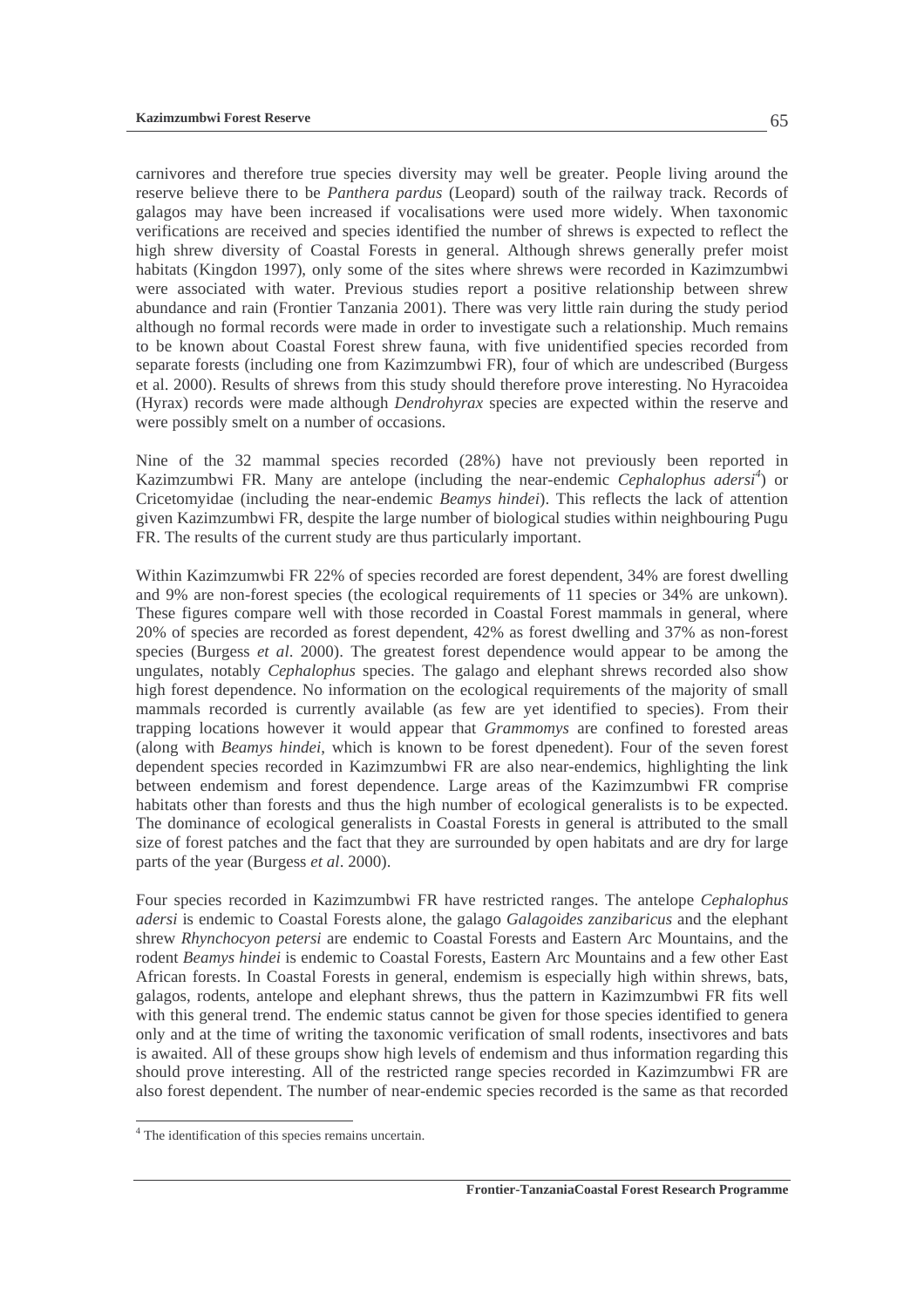carnivores and therefore true species diversity may well be greater. People living around the reserve believe there to be *Panthera pardus* (Leopard) south of the railway track. Records of galagos may have been increased if vocalisations were used more widely. When taxonomic verifications are received and species identified the number of shrews is expected to reflect the high shrew diversity of Coastal Forests in general. Although shrews generally prefer moist habitats (Kingdon 1997), only some of the sites where shrews were recorded in Kazimzumbwi were associated with water. Previous studies report a positive relationship between shrew abundance and rain (Frontier Tanzania 2001). There was very little rain during the study period although no formal records were made in order to investigate such a relationship. Much remains to be known about Coastal Forest shrew fauna, with five unidentified species recorded from separate forests (including one from Kazimzumbwi FR), four of which are undescribed (Burgess et al. 2000). Results of shrews from this study should therefore prove interesting. No Hyracoidea (Hyrax) records were made although *Dendrohyrax* species are expected within the reserve and were possibly smelt on a number of occasions.

Nine of the 32 mammal species recorded (28%) have not previously been reported in Kazimzumbwi FR. Many are antelope (including the near-endemic *Cephalophus adersi*[4]) or Cricetomyidae (including the near-endemic *Beamys hindei*). This reflects the lack of attention given Kazimzumbwi FR, despite the large number of biological studies within neighbouring Pugu FR. The results of the current study are thus particularly important.

Within Kazimzumwbi FR 22% of species recorded are forest dependent, 34% are forest dwelling and 9% are non-forest species (the ecological requirements of 11 species or 34% are unkown). These figures compare well with those recorded in Coastal Forest mammals in general, where 20% of species are recorded as forest dependent, 42% as forest dwelling and 37% as non-forest species (Burgess *et al*. 2000). The greatest forest dependence would appear to be among the ungulates, notably *Cephalophus* species. The galago and elephant shrews recorded also show high forest dependence. No information on the ecological requirements of the majority of small mammals recorded is currently available (as few are yet identified to species). From their trapping locations however it would appear that *Grammomys* are confined to forested areas (along with *Beamys hindei*, which is known to be forest dpenedent). Four of the seven forest dependent species recorded in Kazimzumbwi FR are also near-endemics, highlighting the link between endemism and forest dependence. Large areas of the Kazimzumbwi FR comprise habitats other than forests and thus the high number of ecological generalists is to be expected. The dominance of ecological generalists in Coastal Forests in general is attributed to the small size of forest patches and the fact that they are surrounded by open habitats and are dry for large parts of the year (Burgess *et al*. 2000).

Four species recorded in Kazimzumbwi FR have restricted ranges. The antelope *Cephalophus adersi* is endemic to Coastal Forests alone, the galago *Galagoides zanzibaricus* and the elephant shrew *Rhynchocyon petersi* are endemic to Coastal Forests and Eastern Arc Mountains, and the rodent *Beamys hindei* is endemic to Coastal Forests, Eastern Arc Mountains and a few other East African forests. In Coastal Forests in general, endemism is especially high within shrews, bats, galagos, rodents, antelope and elephant shrews, thus the pattern in Kazimzumbwi FR fits well with this general trend. The endemic status cannot be given for those species identified to genera only and at the time of writing the taxonomic verification of small rodents, insectivores and bats is awaited. All of these groups show high levels of endemism and thus information regarding this should prove interesting. All of the restricted range species recorded in Kazimzumbwi FR are also forest dependent. The number of near-endemic species recorded is the same as that recorded

[4] The identification of this species remains uncertain.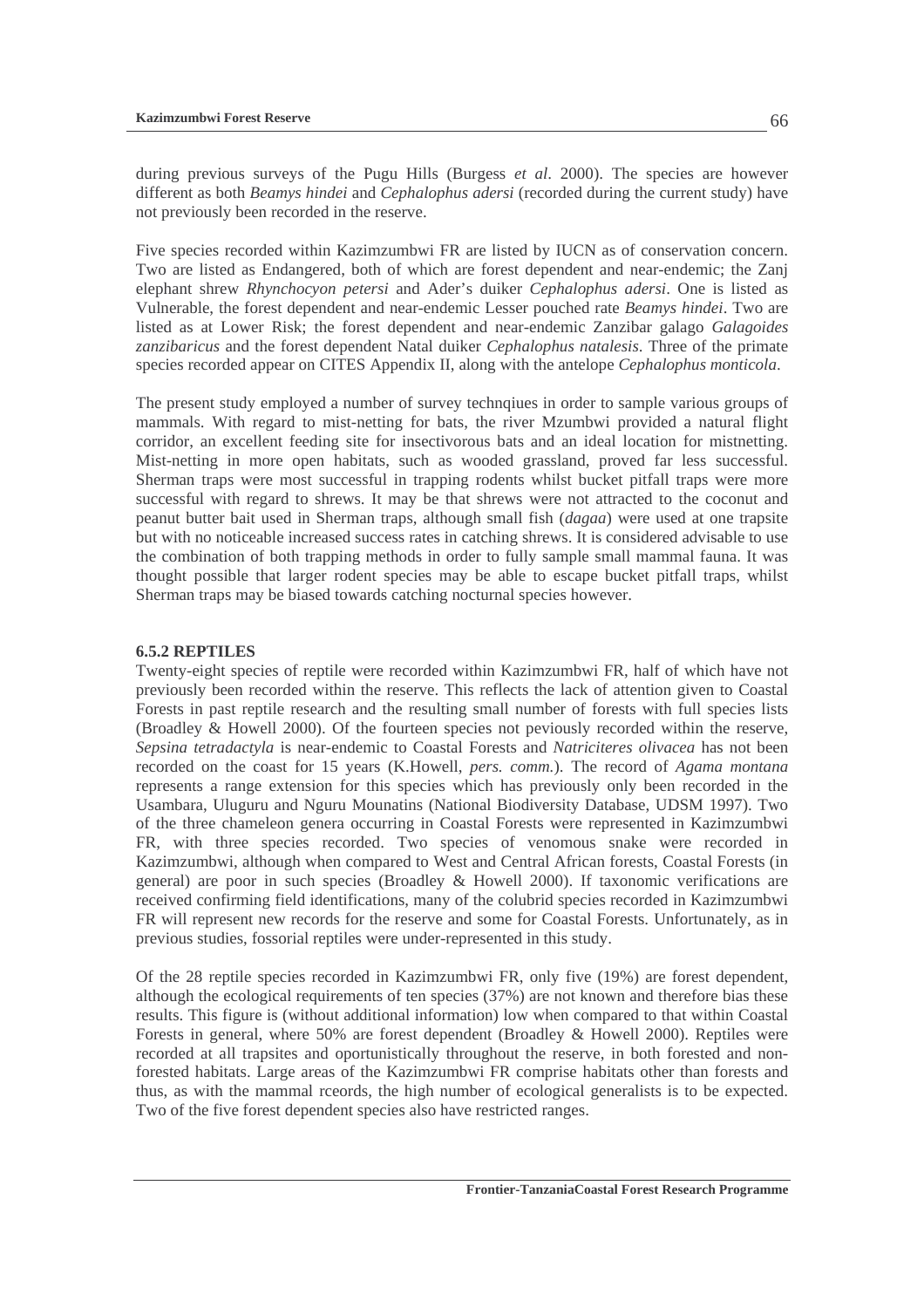during previous surveys of the Pugu Hills (Burgess *et al*. 2000). The species are however different as both *Beamys hindei* and *Cephalophus adersi* (recorded during the current study) have not previously been recorded in the reserve.

Five species recorded within Kazimzumbwi FR are listed by IUCN as of conservation concern. Two are listed as Endangered, both of which are forest dependent and near-endemic; the Zanj elephant shrew *Rhynchocyon petersi* and Ader's duiker *Cephalophus adersi*. One is listed as Vulnerable, the forest dependent and near-endemic Lesser pouched rate *Beamys hindei*. Two are listed as at Lower Risk; the forest dependent and near-endemic Zanzibar galago *Galagoides zanzibaricus* and the forest dependent Natal duiker *Cephalophus natalesis*. Three of the primate species recorded appear on CITES Appendix II, along with the antelope *Cephalophus monticola*.

The present study employed a number of survey technqiues in order to sample various groups of mammals. With regard to mist-netting for bats, the river Mzumbwi provided a natural flight corridor, an excellent feeding site for insectivorous bats and an ideal location for mistnetting. Mist-netting in more open habitats, such as wooded grassland, proved far less successful. Sherman traps were most successful in trapping rodents whilst bucket pitfall traps were more successful with regard to shrews. It may be that shrews were not attracted to the coconut and peanut butter bait used in Sherman traps, although small fish (*dagaa*) were used at one trapsite but with no noticeable increased success rates in catching shrews. It is considered advisable to use the combination of both trapping methods in order to fully sample small mammal fauna. It was thought possible that larger rodent species may be able to escape bucket pitfall traps, whilst Sherman traps may be biased towards catching nocturnal species however.

### 6.5.2 REPTILES

Twenty-eight species of reptile were recorded within Kazimzumbwi FR, half of which have not previously been recorded within the reserve. This reflects the lack of attention given to Coastal Forests in past reptile research and the resulting small number of forests with full species lists (Broadley & Howell 2000). Of the fourteen species not peviously recorded within the reserve, *Sepsina tetradactyla* is near-endemic to Coastal Forests and *Natriciteres olivacea* has not been recorded on the coast for 15 years (K.Howell, *pers. comm.*). The record of *Agama montana* represents a range extension for this species which has previously only been recorded in the Usambara, Uluguru and Nguru Mounatins (National Biodiversity Database, UDSM 1997). Two of the three chameleon genera occurring in Coastal Forests were represented in Kazimzumbwi FR, with three species recorded. Two species of venomous snake were recorded in Kazimzumbwi, although when compared to West and Central African forests, Coastal Forests (in general) are poor in such species (Broadley & Howell 2000). If taxonomic verifications are received confirming field identifications, many of the colubrid species recorded in Kazimzumbwi FR will represent new records for the reserve and some for Coastal Forests. Unfortunately, as in previous studies, fossorial reptiles were under-represented in this study.

Of the 28 reptile species recorded in Kazimzumbwi FR, only five (19%) are forest dependent, although the ecological requirements of ten species (37%) are not known and therefore bias these results. This figure is (without additional information) low when compared to that within Coastal Forests in general, where 50% are forest dependent (Broadley & Howell 2000). Reptiles were recorded at all trapsites and oportunistically throughout the reserve, in both forested and non-forested habitats. Large areas of the Kazimzumbwi FR comprise habitats other than forests and thus, as with the mammal rceords, the high number of ecological generalists is to be expected. Two of the five forest dependent species also have restricted ranges.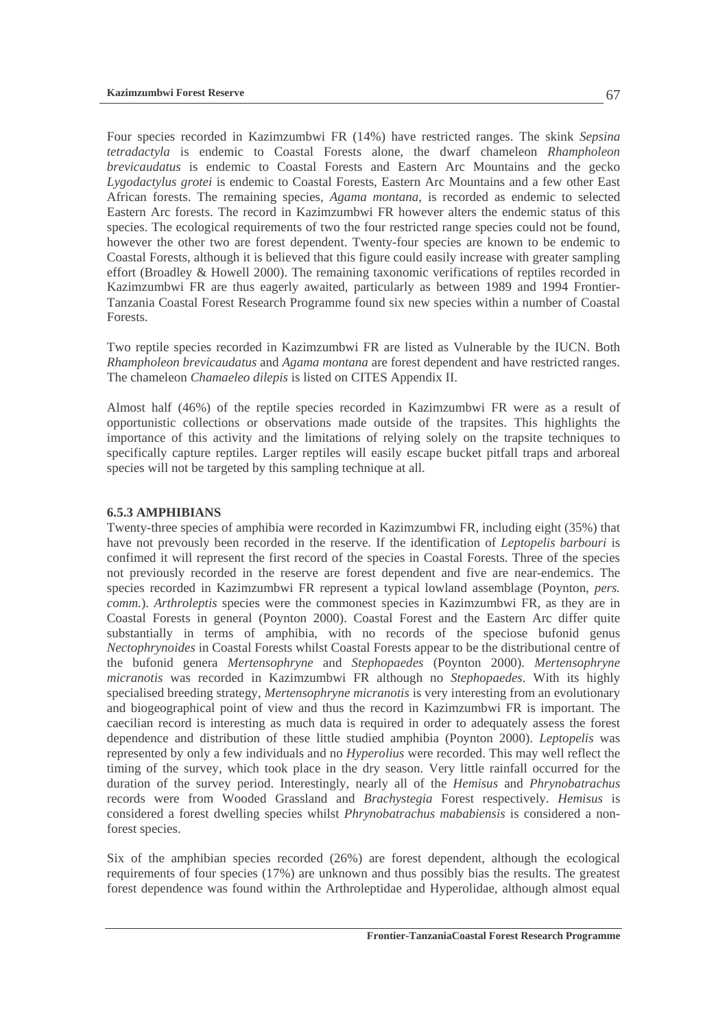Four species recorded in Kazimzumbwi FR (14%) have restricted ranges. The skink *Sepsina tetradactyla* is endemic to Coastal Forests alone, the dwarf chameleon *Rhampholeon brevicaudatus* is endemic to Coastal Forests and Eastern Arc Mountains and the gecko *Lygodactylus grotei* is endemic to Coastal Forests, Eastern Arc Mountains and a few other East African forests. The remaining species, *Agama montana*, is recorded as endemic to selected Eastern Arc forests. The record in Kazimzumbwi FR however alters the endemic status of this species. The ecological requirements of two the four restricted range species could not be found, however the other two are forest dependent. Twenty-four species are known to be endemic to Coastal Forests, although it is believed that this figure could easily increase with greater sampling effort (Broadley & Howell 2000). The remaining taxonomic verifications of reptiles recorded in Kazimzumbwi FR are thus eagerly awaited, particularly as between 1989 and 1994 Frontier-Tanzania Coastal Forest Research Programme found six new species within a number of Coastal Forests.

Two reptile species recorded in Kazimzumbwi FR are listed as Vulnerable by the IUCN. Both *Rhampholeon brevicaudatus* and *Agama montana* are forest dependent and have restricted ranges. The chameleon *Chamaeleo dilepis* is listed on CITES Appendix II.

Almost half (46%) of the reptile species recorded in Kazimzumbwi FR were as a result of opportunistic collections or observations made outside of the trapsites. This highlights the importance of this activity and the limitations of relying solely on the trapsite techniques to specifically capture reptiles. Larger reptiles will easily escape bucket pitfall traps and arboreal species will not be targeted by this sampling technique at all.

### 6.5.3 AMPHIBIANS

Twenty-three species of amphibia were recorded in Kazimzumbwi FR, including eight (35%) that have not prevously been recorded in the reserve. If the identification of *Leptopelis barbouri* is confimed it will represent the first record of the species in Coastal Forests. Three of the species not previously recorded in the reserve are forest dependent and five are near-endemics. The species recorded in Kazimzumbwi FR represent a typical lowland assemblage (Poynton, *pers. comm.*). *Arthroleptis* species were the commonest species in Kazimzumbwi FR, as they are in Coastal Forests in general (Poynton 2000). Coastal Forest and the Eastern Arc differ quite substantially in terms of amphibia, with no records of the speciose bufonid genus *Nectophrynoides* in Coastal Forests whilst Coastal Forests appear to be the distributional centre of the bufonid genera *Mertensophryne* and *Stephopaedes* (Poynton 2000). *Mertensophryne micranotis* was recorded in Kazimzumbwi FR although no *Stephopaedes*. With its highly specialised breeding strategy, *Mertensophryne micranotis* is very interesting from an evolutionary and biogeographical point of view and thus the record in Kazimzumbwi FR is important. The caecilian record is interesting as much data is required in order to adequately assess the forest dependence and distribution of these little studied amphibia (Poynton 2000). *Leptopelis* was represented by only a few individuals and no *Hyperolius* were recorded. This may well reflect the timing of the survey, which took place in the dry season. Very little rainfall occurred for the duration of the survey period. Interestingly, nearly all of the *Hemisus* and *Phrynobatrachus* records were from Wooded Grassland and *Brachystegia* Forest respectively. *Hemisus* is considered a forest dwelling species whilst *Phrynobatrachus mababiensis* is considered a non-forest species.

Six of the amphibian species recorded (26%) are forest dependent, although the ecological requirements of four species (17%) are unknown and thus possibly bias the results. The greatest forest dependence was found within the Arthroleptidae and Hyperolidae, although almost equal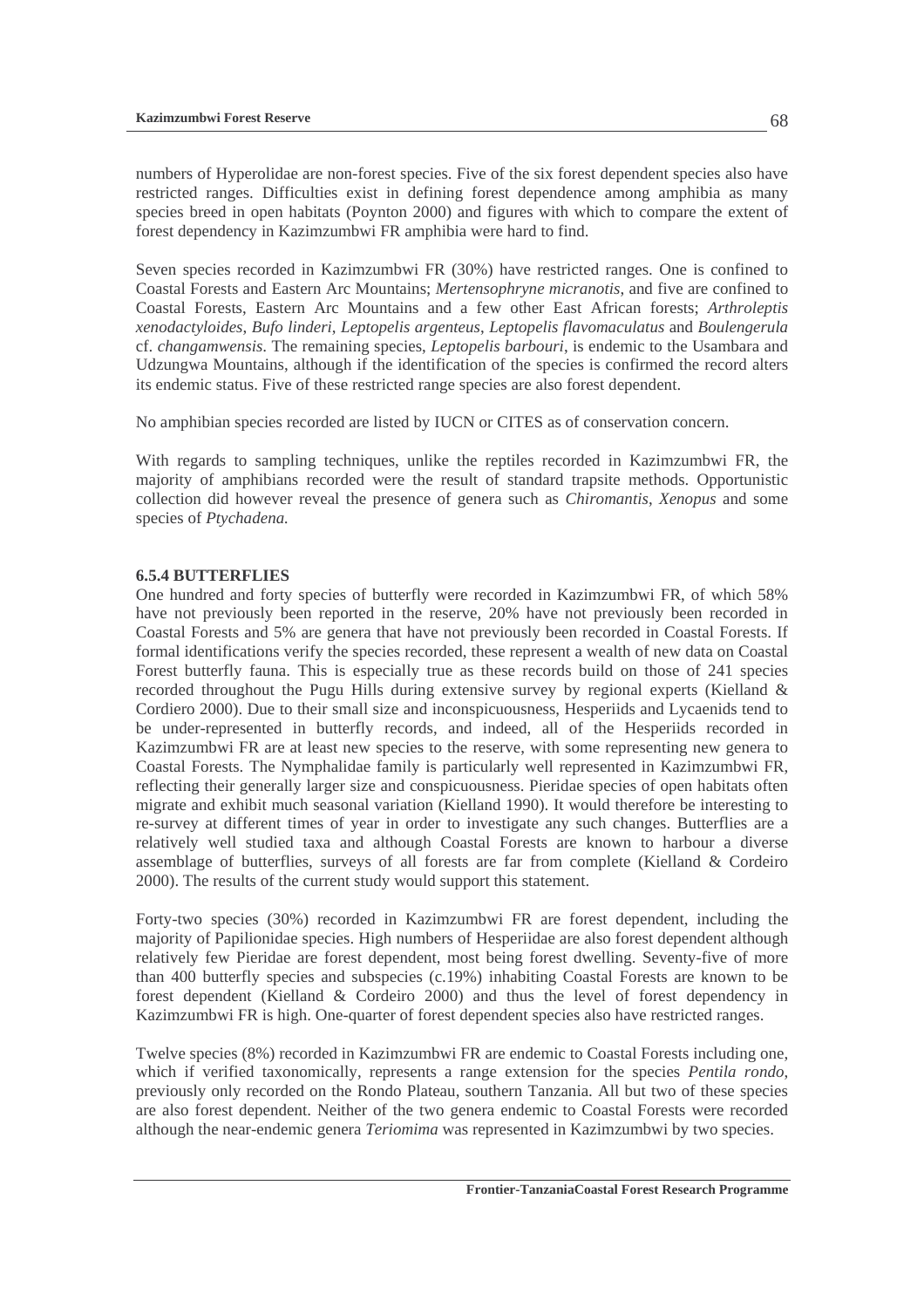numbers of Hyperolidae are non-forest species. Five of the six forest dependent species also have restricted ranges. Difficulties exist in defining forest dependence among amphibia as many species breed in open habitats (Poynton 2000) and figures with which to compare the extent of forest dependency in Kazimzumbwi FR amphibia were hard to find.

Seven species recorded in Kazimzumbwi FR (30%) have restricted ranges. One is confined to Coastal Forests and Eastern Arc Mountains; *Mertensophryne micranotis*, and five are confined to Coastal Forests, Eastern Arc Mountains and a few other East African forests; *Arthroleptis xenodactyloides*, *Bufo linderi*, *Leptopelis argenteus*, *Leptopelis flavomaculatus* and *Boulengerula* cf. *changamwensis*. The remaining species, *Leptopelis barbouri*, is endemic to the Usambara and Udzungwa Mountains, although if the identification of the species is confirmed the record alters its endemic status. Five of these restricted range species are also forest dependent.

No amphibian species recorded are listed by IUCN or CITES as of conservation concern.

With regards to sampling techniques, unlike the reptiles recorded in Kazimzumbwi FR, the majority of amphibians recorded were the result of standard trapsite methods. Opportunistic collection did however reveal the presence of genera such as *Chiromantis*, *Xenopus* and some species of *Ptychadena.*

### 6.5.4 BUTTERFLIES

One hundred and forty species of butterfly were recorded in Kazimzumbwi FR, of which 58% have not previously been reported in the reserve, 20% have not previously been recorded in Coastal Forests and 5% are genera that have not previously been recorded in Coastal Forests. If formal identifications verify the species recorded, these represent a wealth of new data on Coastal Forest butterfly fauna. This is especially true as these records build on those of 241 species recorded throughout the Pugu Hills during extensive survey by regional experts (Kielland & Cordiero 2000). Due to their small size and inconspicuousness, Hesperiids and Lycaenids tend to be under-represented in butterfly records, and indeed, all of the Hesperiids recorded in Kazimzumbwi FR are at least new species to the reserve, with some representing new genera to Coastal Forests. The Nymphalidae family is particularly well represented in Kazimzumbwi FR, reflecting their generally larger size and conspicuousness. Pieridae species of open habitats often migrate and exhibit much seasonal variation (Kielland 1990). It would therefore be interesting to re-survey at different times of year in order to investigate any such changes. Butterflies are a relatively well studied taxa and although Coastal Forests are known to harbour a diverse assemblage of butterflies, surveys of all forests are far from complete (Kielland & Cordeiro 2000). The results of the current study would support this statement.

Forty-two species (30%) recorded in Kazimzumbwi FR are forest dependent, including the majority of Papilionidae species. High numbers of Hesperiidae are also forest dependent although relatively few Pieridae are forest dependent, most being forest dwelling. Seventy-five of more than 400 butterfly species and subspecies (c.19%) inhabiting Coastal Forests are known to be forest dependent (Kielland & Cordeiro 2000) and thus the level of forest dependency in Kazimzumbwi FR is high. One-quarter of forest dependent species also have restricted ranges.

Twelve species (8%) recorded in Kazimzumbwi FR are endemic to Coastal Forests including one, which if verified taxonomically, represents a range extension for the species *Pentila rondo*, previously only recorded on the Rondo Plateau, southern Tanzania. All but two of these species are also forest dependent. Neither of the two genera endemic to Coastal Forests were recorded although the near-endemic genera *Teriomima* was represented in Kazimzumbwi by two species.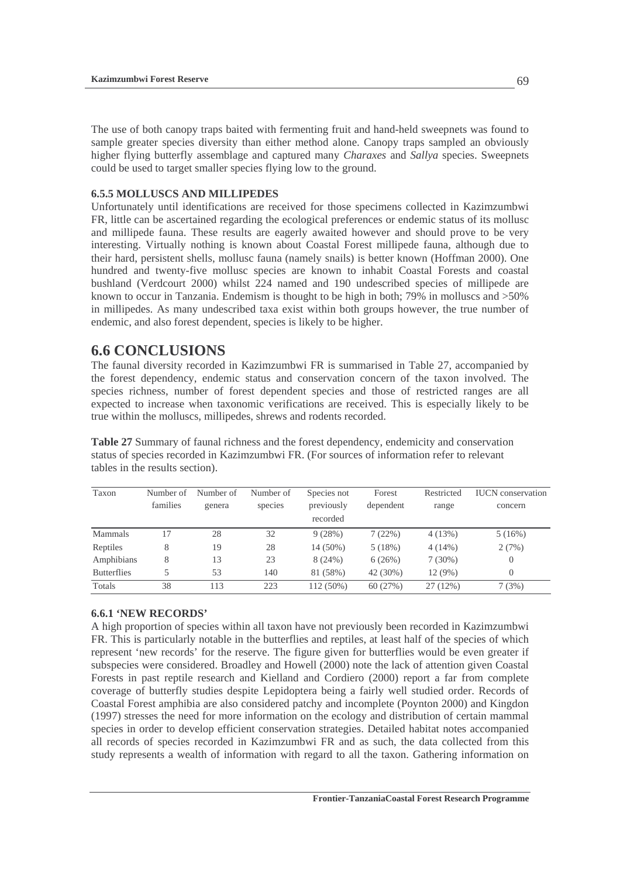The use of both canopy traps baited with fermenting fruit and hand-held sweepnets was found to sample greater species diversity than either method alone. Canopy traps sampled an obviously higher flying butterfly assemblage and captured many *Charaxes* and *Sallya* species. Sweepnets could be used to target smaller species flying low to the ground.

### 6.5.5 MOLLUSCS AND MILLIPEDES

Unfortunately until identifications are received for those specimens collected in Kazimzumbwi FR, little can be ascertained regarding the ecological preferences or endemic status of its mollusc and millipede fauna. These results are eagerly awaited however and should prove to be very interesting. Virtually nothing is known about Coastal Forest millipede fauna, although due to their hard, persistent shells, mollusc fauna (namely snails) is better known (Hoffman 2000). One hundred and twenty-five mollusc species are known to inhabit Coastal Forests and coastal bushland (Verdcourt 2000) whilst 224 named and 190 undescribed species of millipede are known to occur in Tanzania. Endemism is thought to be high in both; 79% in molluscs and >50% in millipedes. As many undescribed taxa exist within both groups however, the true number of endemic, and also forest dependent, species is likely to be higher.

## 6.6 CONCLUSIONS

The faunal diversity recorded in Kazimzumbwi FR is summarised in Table 27, accompanied by the forest dependency, endemic status and conservation concern of the taxon involved. The species richness, number of forest dependent species and those of restricted ranges are all expected to increase when taxonomic verifications are received. This is especially likely to be true within the molluscs, millipedes, shrews and rodents recorded.

**Table 27** Summary of faunal richness and the forest dependency, endemicity and conservation status of species recorded in Kazimzumbwi FR. (For sources of information refer to relevant tables in the results section).

| Taxon | Number of families | Number of genera | Number of species | Species not previously recorded | Forest dependent | Restricted range | IUCN conservation concern |
|---|---|---|---|---|---|---|---|
| Mammals | 17 | 28 | 32 | 9 (28%) | 7 (22%) | 4 (13%) | 5 (16%) |
| Reptiles | 8 | 19 | 28 | 14 (50%) | 5 (18%) | 4 (14%) | 2 (7%) |
| Amphibians | 8 | 13 | 23 | 8 (24%) | 6 (26%) | 7 (30%) | 0 |
| Butterflies | 5 | 53 | 140 | 81 (58%) | 42 (30%) | 12 (9%) | 0 |
| Totals | 38 | 113 | 223 | 112 (50%) | 60 (27%) | 27 (12%) | 7 (3%) |

### 6.6.1 'NEW RECORDS'

A high proportion of species within all taxon have not previously been recorded in Kazimzumbwi FR. This is particularly notable in the butterflies and reptiles, at least half of the species of which represent 'new records' for the reserve. The figure given for butterflies would be even greater if subspecies were considered. Broadley and Howell (2000) note the lack of attention given Coastal Forests in past reptile research and Kielland and Cordiero (2000) report a far from complete coverage of butterfly studies despite Lepidoptera being a fairly well studied order. Records of Coastal Forest amphibia are also considered patchy and incomplete (Poynton 2000) and Kingdon (1997) stresses the need for more information on the ecology and distribution of certain mammal species in order to develop efficient conservation strategies. Detailed habitat notes accompanied all records of species recorded in Kazimzumbwi FR and as such, the data collected from this study represents a wealth of information with regard to all the taxon. Gathering information on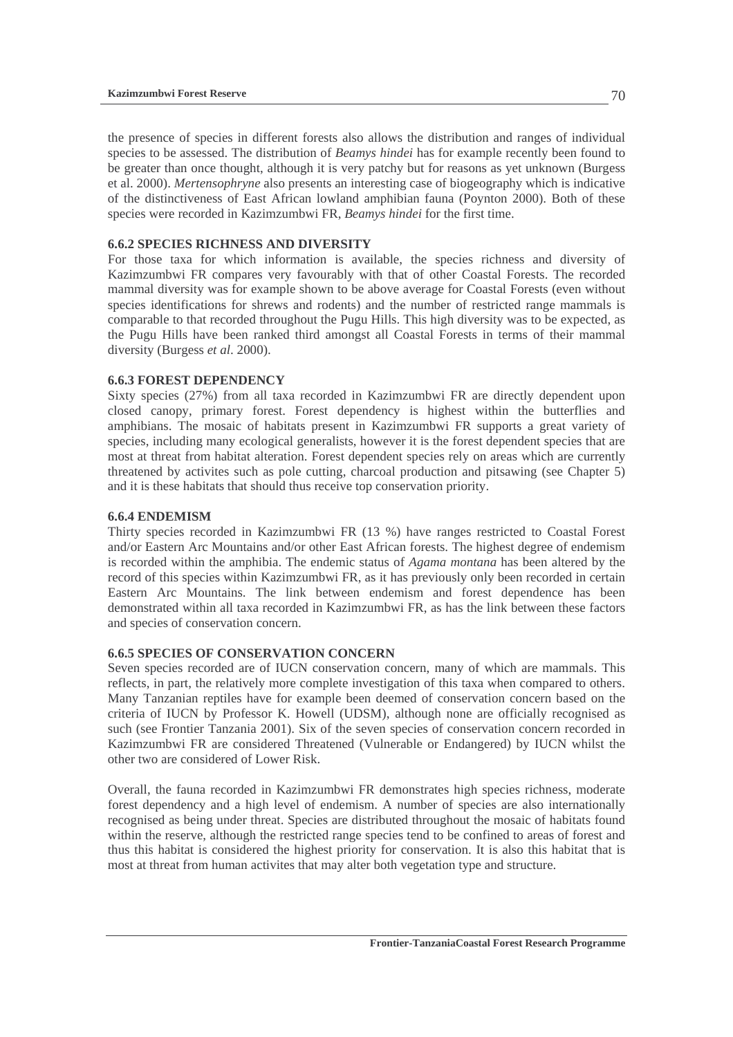the presence of species in different forests also allows the distribution and ranges of individual species to be assessed. The distribution of *Beamys hindei* has for example recently been found to be greater than once thought, although it is very patchy but for reasons as yet unknown (Burgess et al. 2000). *Mertensophryne* also presents an interesting case of biogeography which is indicative of the distinctiveness of East African lowland amphibian fauna (Poynton 2000). Both of these species were recorded in Kazimzumbwi FR, *Beamys hindei* for the first time.

### 6.6.2 SPECIES RICHNESS AND DIVERSITY

For those taxa for which information is available, the species richness and diversity of Kazimzumbwi FR compares very favourably with that of other Coastal Forests. The recorded mammal diversity was for example shown to be above average for Coastal Forests (even without species identifications for shrews and rodents) and the number of restricted range mammals is comparable to that recorded throughout the Pugu Hills. This high diversity was to be expected, as the Pugu Hills have been ranked third amongst all Coastal Forests in terms of their mammal diversity (Burgess *et al*. 2000).

### 6.6.3 FOREST DEPENDENCY

Sixty species (27%) from all taxa recorded in Kazimzumbwi FR are directly dependent upon closed canopy, primary forest. Forest dependency is highest within the butterflies and amphibians. The mosaic of habitats present in Kazimzumbwi FR supports a great variety of species, including many ecological generalists, however it is the forest dependent species that are most at threat from habitat alteration. Forest dependent species rely on areas which are currently threatened by activites such as pole cutting, charcoal production and pitsawing (see Chapter 5) and it is these habitats that should thus receive top conservation priority.

### 6.6.4 ENDEMISM

Thirty species recorded in Kazimzumbwi FR (13 %) have ranges restricted to Coastal Forest and/or Eastern Arc Mountains and/or other East African forests. The highest degree of endemism is recorded within the amphibia. The endemic status of *Agama montana* has been altered by the record of this species within Kazimzumbwi FR, as it has previously only been recorded in certain Eastern Arc Mountains. The link between endemism and forest dependence has been demonstrated within all taxa recorded in Kazimzumbwi FR, as has the link between these factors and species of conservation concern.

### 6.6.5 SPECIES OF CONSERVATION CONCERN

Seven species recorded are of IUCN conservation concern, many of which are mammals. This reflects, in part, the relatively more complete investigation of this taxa when compared to others. Many Tanzanian reptiles have for example been deemed of conservation concern based on the criteria of IUCN by Professor K. Howell (UDSM), although none are officially recognised as such (see Frontier Tanzania 2001). Six of the seven species of conservation concern recorded in Kazimzumbwi FR are considered Threatened (Vulnerable or Endangered) by IUCN whilst the other two are considered of Lower Risk.

Overall, the fauna recorded in Kazimzumbwi FR demonstrates high species richness, moderate forest dependency and a high level of endemism. A number of species are also internationally recognised as being under threat. Species are distributed throughout the mosaic of habitats found within the reserve, although the restricted range species tend to be confined to areas of forest and thus this habitat is considered the highest priority for conservation. It is also this habitat that is most at threat from human activites that may alter both vegetation type and structure.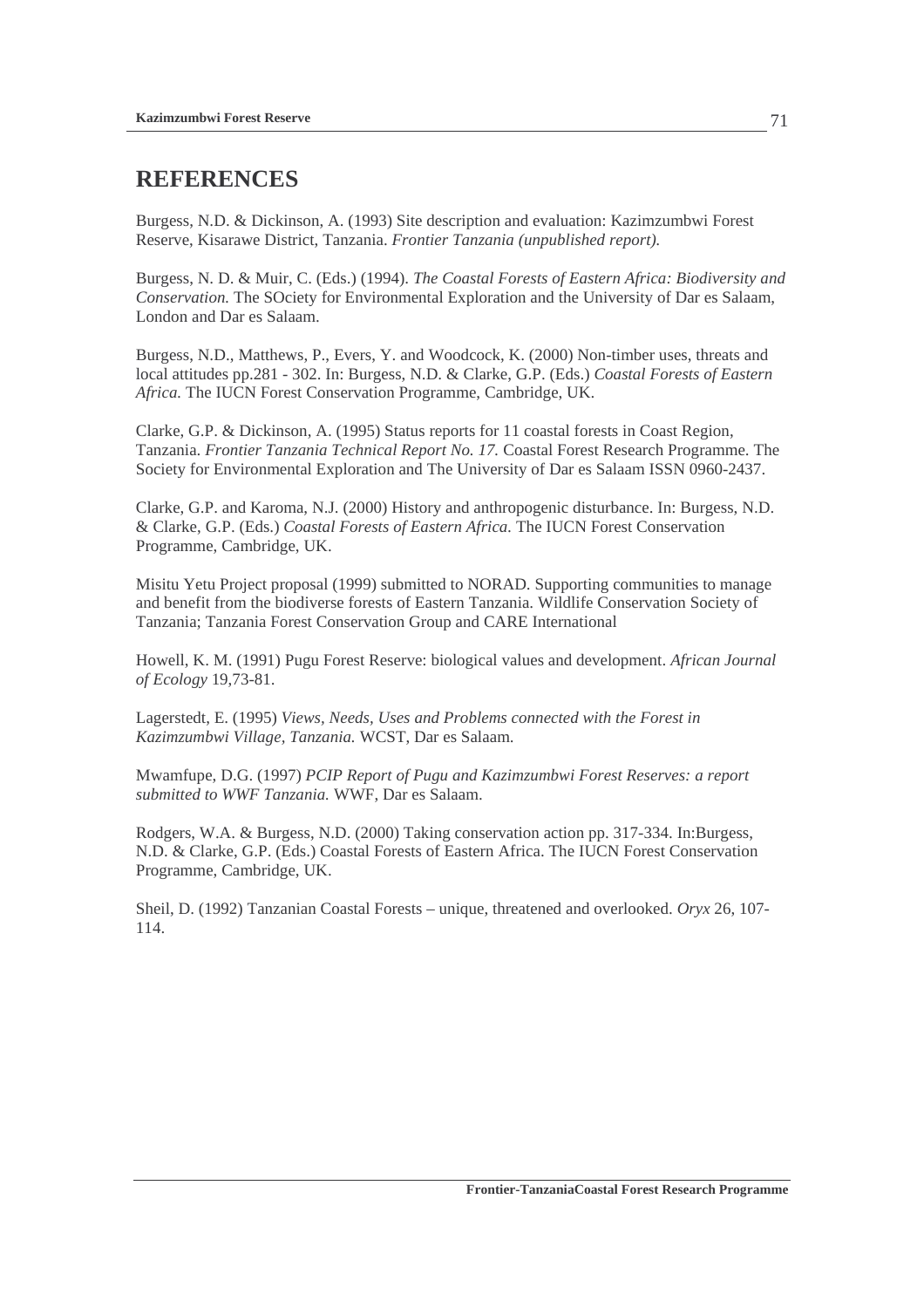# REFERENCES

Burgess, N.D. & Dickinson, A. (1993) Site description and evaluation: Kazimzumbwi Forest Reserve, Kisarawe District, Tanzania. *Frontier Tanzania (unpublished report).*

Burgess, N. D. & Muir, C. (Eds.) (1994). *The Coastal Forests of Eastern Africa: Biodiversity and Conservation.* The SOciety for Environmental Exploration and the University of Dar es Salaam, London and Dar es Salaam.

Burgess, N.D., Matthews, P., Evers, Y. and Woodcock, K. (2000) Non-timber uses, threats and local attitudes pp.281 - 302. In: Burgess, N.D. & Clarke, G.P. (Eds.) *Coastal Forests of Eastern Africa.* The IUCN Forest Conservation Programme, Cambridge, UK.

Clarke, G.P. & Dickinson, A. (1995) Status reports for 11 coastal forests in Coast Region, Tanzania. *Frontier Tanzania Technical Report No. 17.* Coastal Forest Research Programme. The Society for Environmental Exploration and The University of Dar es Salaam ISSN 0960-2437.

Clarke, G.P. and Karoma, N.J. (2000) History and anthropogenic disturbance. In: Burgess, N.D. & Clarke, G.P. (Eds.) *Coastal Forests of Eastern Africa.* The IUCN Forest Conservation Programme, Cambridge, UK.

Misitu Yetu Project proposal (1999) submitted to NORAD. Supporting communities to manage and benefit from the biodiverse forests of Eastern Tanzania. Wildlife Conservation Society of Tanzania; Tanzania Forest Conservation Group and CARE International

Howell, K. M. (1991) Pugu Forest Reserve: biological values and development. *African Journal of Ecology* 19,73-81.

Lagerstedt, E. (1995) *Views, Needs, Uses and Problems connected with the Forest in Kazimzumbwi Village, Tanzania.* WCST, Dar es Salaam.

Mwamfupe, D.G. (1997) *PCIP Report of Pugu and Kazimzumbwi Forest Reserves: a report submitted to WWF Tanzania.* WWF, Dar es Salaam.

Rodgers, W.A. & Burgess, N.D. (2000) Taking conservation action pp. 317-334. In:Burgess, N.D. & Clarke, G.P. (Eds.) Coastal Forests of Eastern Africa. The IUCN Forest Conservation Programme, Cambridge, UK.

Sheil, D. (1992) Tanzanian Coastal Forests – unique, threatened and overlooked. *Oryx* 26, 107-114.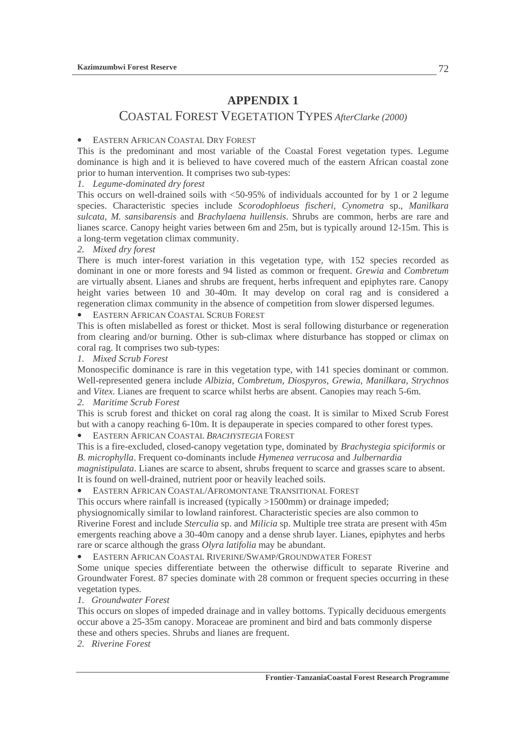# APPENDIX 1

## COASTAL FOREST VEGETATION TYPES *AfterClarke (2000)*

- EASTERN AFRICAN COASTAL DRY FOREST

This is the predominant and most variable of the Coastal Forest vegetation types. Legume dominance is high and it is believed to have covered much of the eastern African coastal zone prior to human intervention. It comprises two sub-types:

*1. Legume-dominated dry forest*

This occurs on well-drained soils with <50-95% of individuals accounted for by 1 or 2 legume species. Characteristic species include *Scorodophloeus fischeri*, *Cynometra* sp., *Manilkara sulcata*, *M. sansibarensis* and *Brachylaena huillensis*. Shrubs are common, herbs are rare and lianes scarce. Canopy height varies between 6m and 25m, but is typically around 12-15m. This is a long-term vegetation climax community.

*2. Mixed dry forest*

There is much inter-forest variation in this vegetation type, with 152 species recorded as dominant in one or more forests and 94 listed as common or frequent. *Grewia* and *Combretum* are virtually absent. Lianes and shrubs are frequent, herbs infrequent and epiphytes rare. Canopy height varies between 10 and 30-40m. It may develop on coral rag and is considered a regeneration climax community in the absence of competition from slower dispersed legumes.

- EASTERN AFRICAN COASTAL SCRUB FOREST

This is often mislabelled as forest or thicket. Most is seral following disturbance or regeneration from clearing and/or burning. Other is sub-climax where disturbance has stopped or climax on coral rag. It comprises two sub-types:

*1. Mixed Scrub Forest*

Monospecific dominance is rare in this vegetation type, with 141 species dominant or common. Well-represented genera include *Albizia*, *Combretum*, *Diospyros*, *Grewia*, *Manilkara*, *Strychnos* and *Vitex.* Lianes are frequent to scarce whilst herbs are absent. Canopies may reach 5-6m.

*2. Maritime Scrub Forest*

This is scrub forest and thicket on coral rag along the coast. It is similar to Mixed Scrub Forest but with a canopy reaching 6-10m. It is depauperate in species compared to other forest types.

- EASTERN AFRICAN COASTAL *BRACHYSTEGIA* FOREST

This is a fire-excluded, closed-canopy vegetation type, dominated by *Brachystegia spiciformis* or *B. microphylla*. Frequent co-dominants include *Hymenea verrucosa* and *Julbernardia magnistipulata*. Lianes are scarce to absent, shrubs frequent to scarce and grasses scare to absent. It is found on well-drained, nutrient poor or heavily leached soils.

- EASTERN AFRICAN COASTAL/AFROMONTANE TRANSITIONAL FOREST

This occurs where rainfall is increased (typically >1500mm) or drainage impeded; physiognomically similar to lowland rainforest. Characteristic species are also common to Riverine Forest and include *Sterculia* sp. and *Milicia* sp. Multiple tree strata are present with 45m emergents reaching above a 30-40m canopy and a dense shrub layer. Lianes, epiphytes and herbs rare or scarce although the grass *Olyra latifolia* may be abundant.

- EASTERN AFRICAN COASTAL RIVERINE/SWAMP/GROUNDWATER FOREST

Some unique species differentiate between the otherwise difficult to separate Riverine and Groundwater Forest. 87 species dominate with 28 common or frequent species occurring in these vegetation types.

*1. Groundwater Forest*

This occurs on slopes of impeded drainage and in valley bottoms. Typically deciduous emergents occur above a 25-35m canopy. Moraceae are prominent and bird and bats commonly disperse these and others species. Shrubs and lianes are frequent.

*2. Riverine Forest*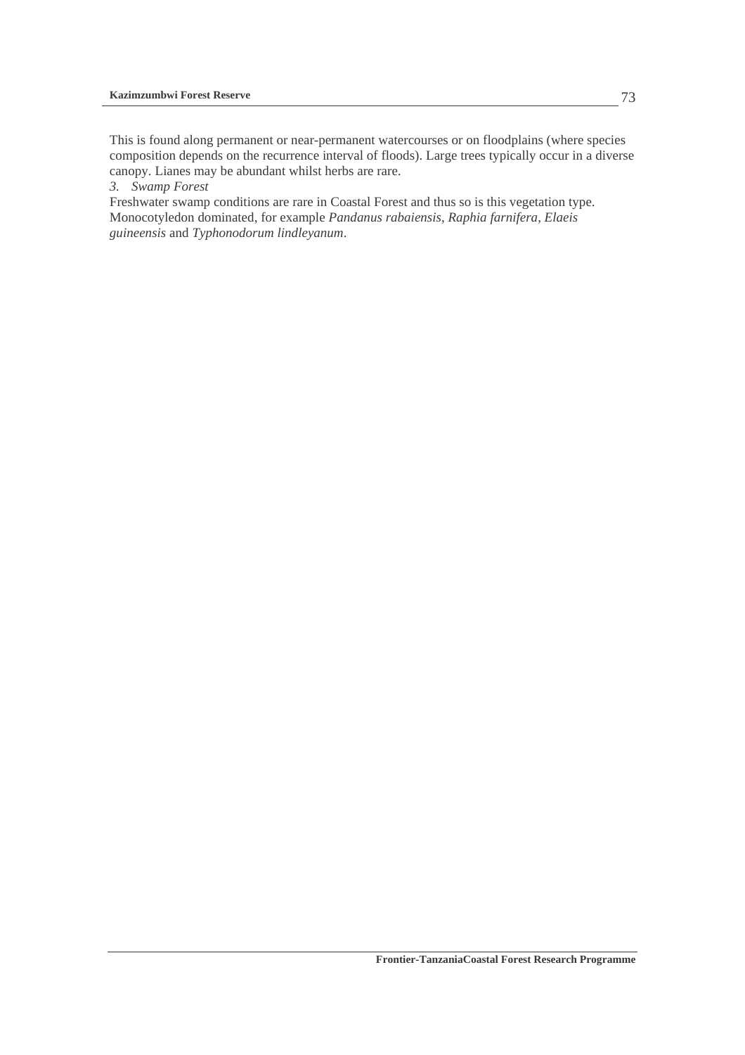This is found along permanent or near-permanent watercourses or on floodplains (where species composition depends on the recurrence interval of floods). Large trees typically occur in a diverse canopy. Lianes may be abundant whilst herbs are rare.

*3. Swamp Forest*

Freshwater swamp conditions are rare in Coastal Forest and thus so is this vegetation type. Monocotyledon dominated, for example *Pandanus rabaiensis, Raphia farnifera, Elaeis guineensis* and *Typhonodorum lindleyanum*.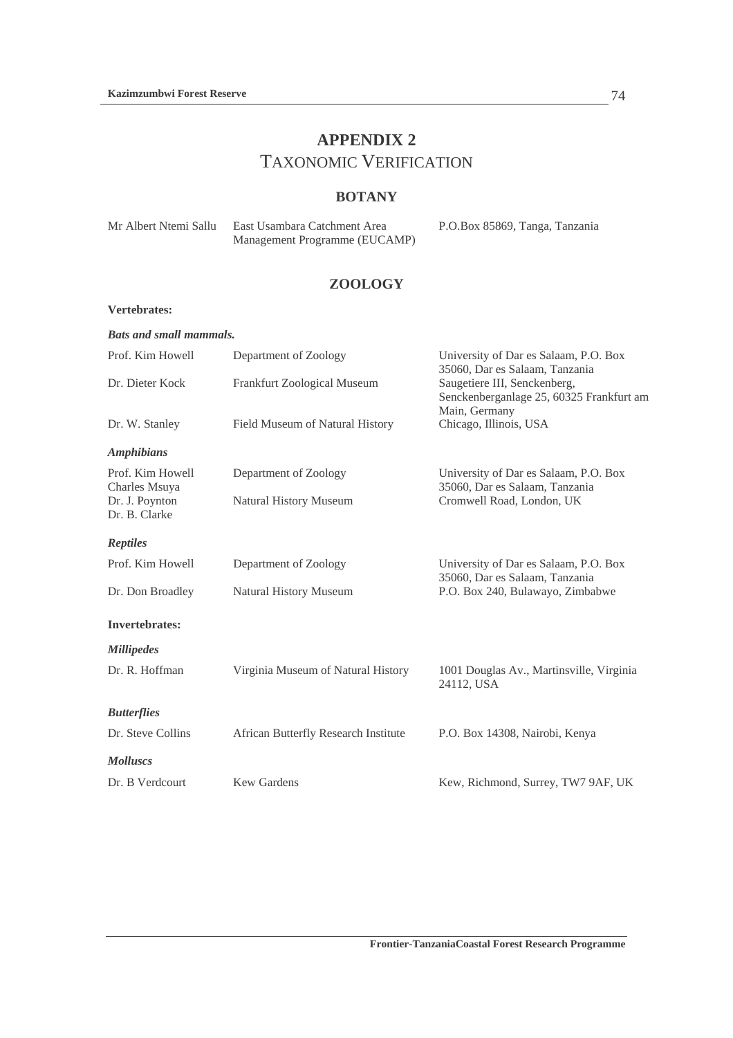# APPENDIX 2
## TAXONOMIC VERIFICATION

### BOTANY

| | | |
|---|---|---|
| Mr Albert Ntemi Sallu | East Usambara Catchment Area Management Programme (EUCAMP) | P.O.Box 85869, Tanga, Tanzania |

### ZOOLOGY

**Vertebrates:**

***Bats and small mammals.***

| | | |
|---|---|---|
| Prof. Kim Howell | Department of Zoology | University of Dar es Salaam, P.O. Box 35060, Dar es Salaam, Tanzania |
| Dr. Dieter Kock | Frankfurt Zoological Museum | Saugetiere III, Senckenberg, Senckenberganlage 25, 60325 Frankfurt am Main, Germany |
| Dr. W. Stanley | Field Museum of Natural History | Chicago, Illinois, USA |

***Amphibians***

| | | |
|---|---|---|
| Prof. Kim Howell<br>Charles Msuya | Department of Zoology | University of Dar es Salaam, P.O. Box 35060, Dar es Salaam, Tanzania |
| Dr. J. Poynton<br>Dr. B. Clarke | Natural History Museum | Cromwell Road, London, UK |

***Reptiles***

| | | |
|---|---|---|
| Prof. Kim Howell | Department of Zoology | University of Dar es Salaam, P.O. Box 35060, Dar es Salaam, Tanzania |
| Dr. Don Broadley | Natural History Museum | P.O. Box 240, Bulawayo, Zimbabwe |

**Invertebrates:**

***Millipedes***

| | | |
|---|---|---|
| Dr. R. Hoffman | Virginia Museum of Natural History | 1001 Douglas Av., Martinsville, Virginia 24112, USA |

***Butterflies***

| | | |
|---|---|---|
| Dr. Steve Collins | African Butterfly Research Institute | P.O. Box 14308, Nairobi, Kenya |

***Molluscs***

| | | |
|---|---|---|
| Dr. B Verdcourt | Kew Gardens | Kew, Richmond, Surrey, TW7 9AF, UK |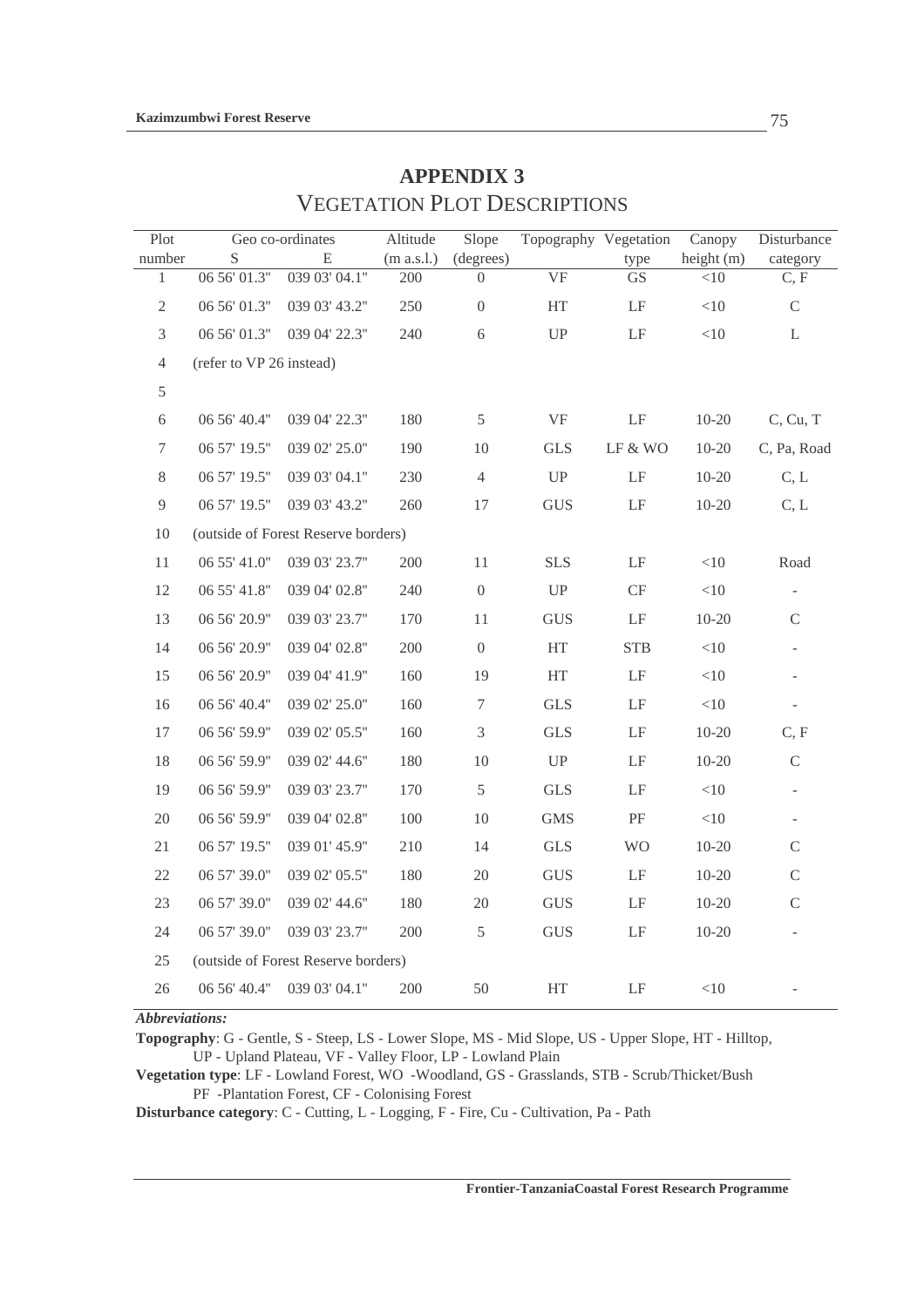# APPENDIX 3

## VEGETATION PLOT DESCRIPTIONS

| Plot number | Geo co-ordinates S | E | Altitude (m a.s.l.) | Slope (degrees) | Topography | Vegetation type | Canopy height (m) | Disturbance category |
|---|---|---|---|---|---|---|---|---|
| 1 | 06 56' 01.3" | 039 03' 04.1" | 200 | 0 | VF | GS | <10 | C, F |
| 2 | 06 56' 01.3" | 039 03' 43.2" | 250 | 0 | HT | LF | <10 | C |
| 3 | 06 56' 01.3" | 039 04' 22.3" | 240 | 6 | UP | LF | <10 | L |
| 4 | (refer to VP 26 instead) | | | | | | | |
| 5 | | | | | | | | |
| 6 | 06 56' 40.4" | 039 04' 22.3" | 180 | 5 | VF | LF | 10-20 | C, Cu, T |
| 7 | 06 57' 19.5" | 039 02' 25.0" | 190 | 10 | GLS | LF & WO | 10-20 | C, Pa, Road |
| 8 | 06 57' 19.5" | 039 03' 04.1" | 230 | 4 | UP | LF | 10-20 | C, L |
| 9 | 06 57' 19.5" | 039 03' 43.2" | 260 | 17 | GUS | LF | 10-20 | C, L |
| 10 | (outside of Forest Reserve borders) | | | | | | | |
| 11 | 06 55' 41.0" | 039 03' 23.7" | 200 | 11 | SLS | LF | <10 | Road |
| 12 | 06 55' 41.8" | 039 04' 02.8" | 240 | 0 | UP | CF | <10 | - |
| 13 | 06 56' 20.9" | 039 03' 23.7" | 170 | 11 | GUS | LF | 10-20 | C |
| 14 | 06 56' 20.9" | 039 04' 02.8" | 200 | 0 | HT | STB | <10 | - |
| 15 | 06 56' 20.9" | 039 04' 41.9" | 160 | 19 | HT | LF | <10 | - |
| 16 | 06 56' 40.4" | 039 02' 25.0" | 160 | 7 | GLS | LF | <10 | - |
| 17 | 06 56' 59.9" | 039 02' 05.5" | 160 | 3 | GLS | LF | 10-20 | C, F |
| 18 | 06 56' 59.9" | 039 02' 44.6" | 180 | 10 | UP | LF | 10-20 | C |
| 19 | 06 56' 59.9" | 039 03' 23.7" | 170 | 5 | GLS | LF | <10 | - |
| 20 | 06 56' 59.9" | 039 04' 02.8" | 100 | 10 | GMS | PF | <10 | - |
| 21 | 06 57' 19.5" | 039 01' 45.9" | 210 | 14 | GLS | WO | 10-20 | C |
| 22 | 06 57' 39.0" | 039 02' 05.5" | 180 | 20 | GUS | LF | 10-20 | C |
| 23 | 06 57' 39.0" | 039 02' 44.6" | 180 | 20 | GUS | LF | 10-20 | C |
| 24 | 06 57' 39.0" | 039 03' 23.7" | 200 | 5 | GUS | LF | 10-20 | - |
| 25 | (outside of Forest Reserve borders) | | | | | | | |
| 26 | 06 56' 40.4" | 039 03' 04.1" | 200 | 50 | HT | LF | <10 | - |

***Abbreviations:***

**Topography**: G - Gentle, S - Steep, LS - Lower Slope, MS - Mid Slope, US - Upper Slope, HT - Hilltop, UP - Upland Plateau, VF - Valley Floor, LP - Lowland Plain

**Vegetation type**: LF - Lowland Forest, WO -Woodland, GS - Grasslands, STB - Scrub/Thicket/Bush PF -Plantation Forest, CF - Colonising Forest

**Disturbance category**: C - Cutting, L - Logging, F - Fire, Cu - Cultivation, Pa - Path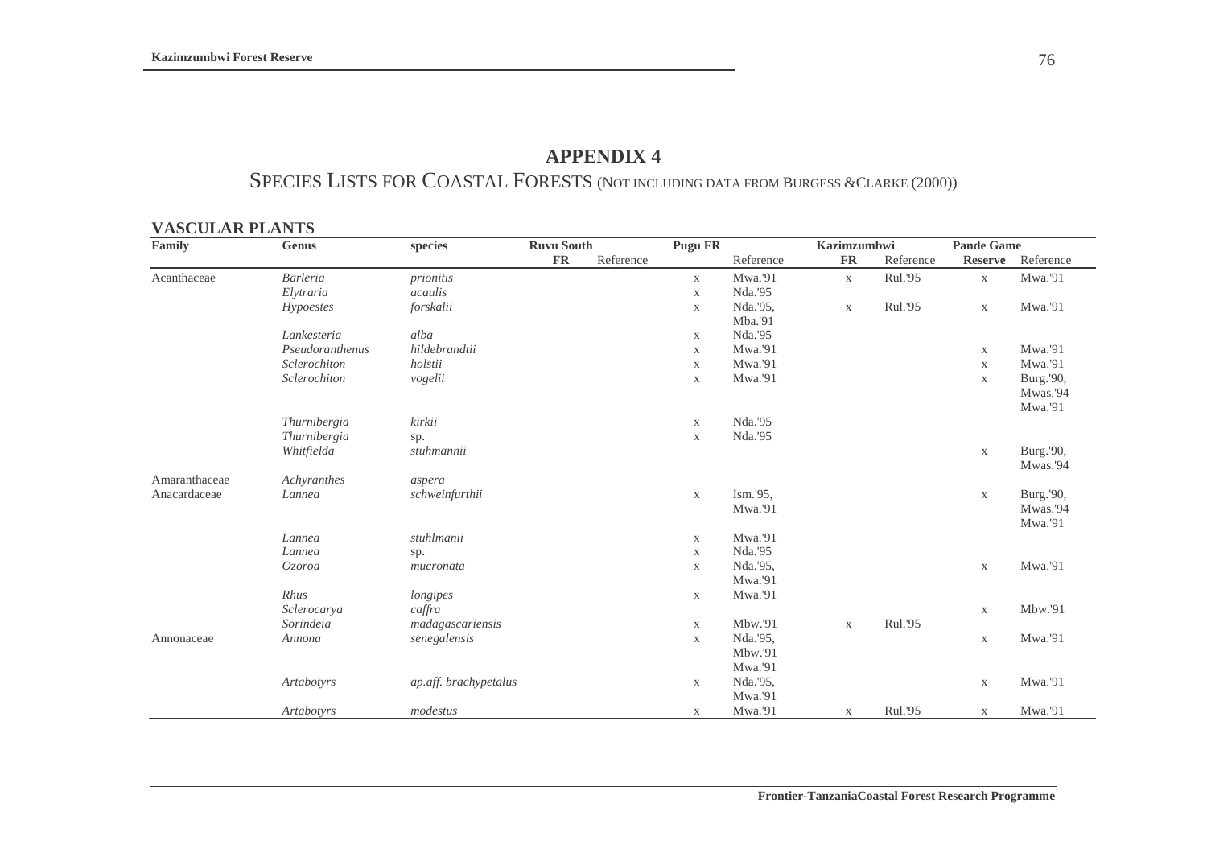# APPENDIX 4

## SPECIES LISTS FOR COASTAL FORESTS (NOT INCLUDING DATA FROM BURGESS &CLARKE (2000))

### VASCULAR PLANTS

| Family | Genus | species | Ruvu South | | Pugu FR | | Kazimzumbwi | | Pande Game | |
|---|---|---|---|---|---|---|---|---|---|---|
| | | | FR | Reference | | Reference | FR | Reference | Reserve | Reference |
| Acanthaceae | *Barleria* | *prionitis* | | | x | Mwa.'91 | x | Rul.'95 | x | Mwa.'91 |
| | *Elytraria* | *acaulis* | | | x | Nda.'95 | | | | |
| | *Hypoestes* | *forskalii* | | | x | Nda.'95, Mba.'91 | x | Rul.'95 | x | Mwa.'91 |
| | *Lankesteria* | *alba* | | | x | Nda.'95 | | | | |
| | *Pseudoranthenus* | *hildebrandtii* | | | x | Mwa.'91 | | | x | Mwa.'91 |
| | *Sclerochiton* | *holstii* | | | x | Mwa.'91 | | | x | Mwa.'91 |
| | *Sclerochiton* | *vogelii* | | | x | Mwa.'91 | | | x | Burg.'90, Mwas.'94 Mwa.'91 |
| | *Thurnibergia* | *kirkii* | | | x | Nda.'95 | | | | |
| | *Thurnibergia* | sp. | | | x | Nda.'95 | | | | |
| | *Whitfielda* | *stuhmannii* | | | | | | | x | Burg.'90, Mwas.'94 |
| Amaranthaceae | *Achyranthes* | *aspera* | | | | | | | | |
| Anacardaceae | *Lannea* | *schweinfurthii* | | | x | Ism.'95, Mwa.'91 | | | x | Burg.'90, Mwas.'94 Mwa.'91 |
| | *Lannea* | *stuhlmanii* | | | x | Mwa.'91 | | | | |
| | *Lannea* | sp. | | | x | Nda.'95 | | | | |
| | *Ozoroa* | *mucronata* | | | x | Nda.'95, Mwa.'91 | | | x | Mwa.'91 |
| | *Rhus* | *longipes* | | | x | Mwa.'91 | | | | |
| | *Sclerocarya* | *caffra* | | | | | | | x | Mbw.'91 |
| | *Sorindeia* | *madagascariensis* | | | x | Mbw.'91 | x | Rul.'95 | | |
| Annonaceae | *Annona* | *senegalensis* | | | x | Nda.'95, Mbw.'91 Mwa.'91 | | | x | Mwa.'91 |
| | *Artabotyrs* | *ap.aff. brachypetalus* | | | x | Nda.'95, Mwa.'91 | | | x | Mwa.'91 |
| | *Artabotyrs* | *modestus* | | | x | Mwa.'91 | x | Rul.'95 | x | Mwa.'91 |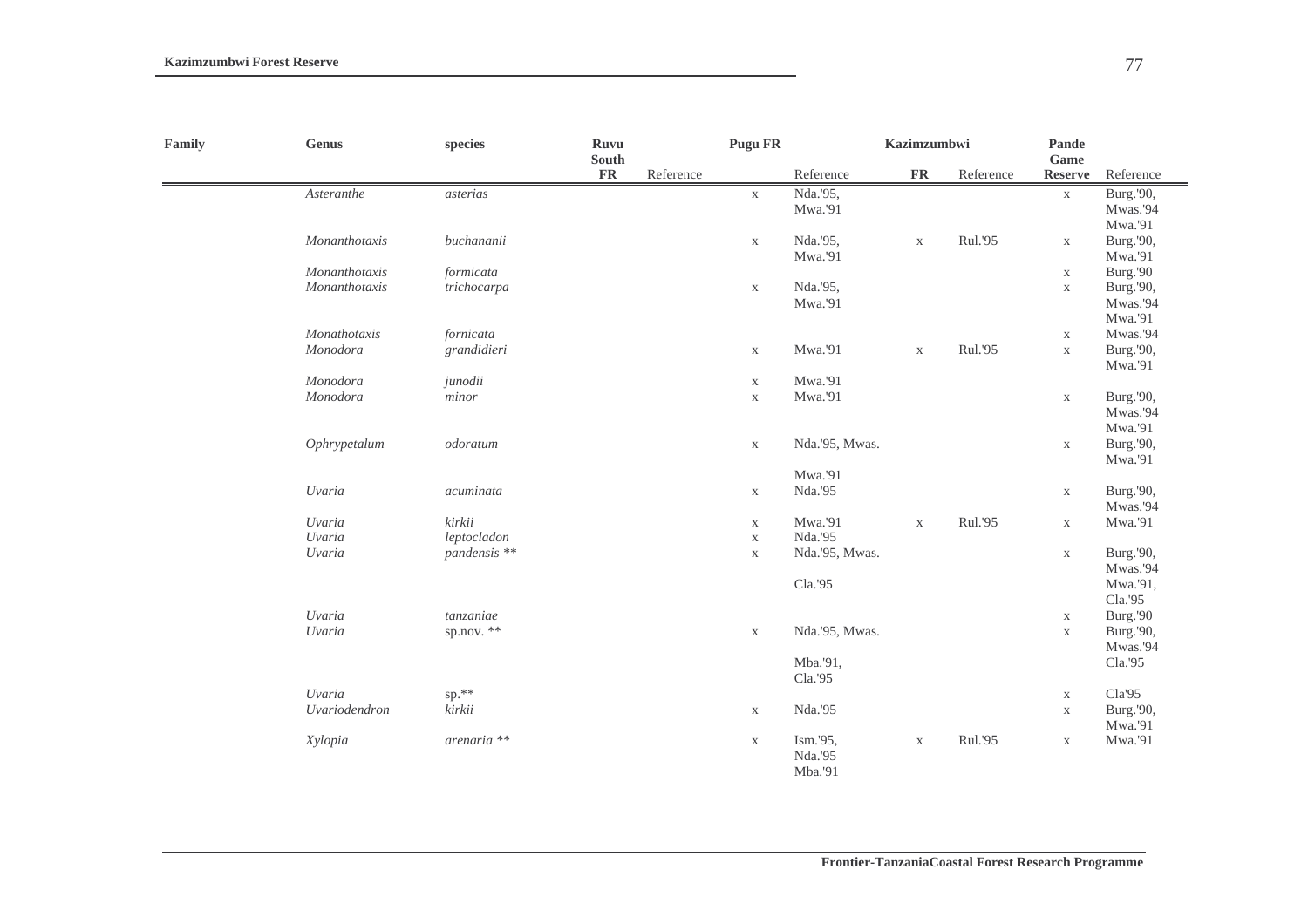| Family | Genus | species | Ruvu South FR | Reference | Pugu FR | Reference | Kazimzumbwi FR | Reference | Pande Game Reserve | Reference |
|---|---|---|---|---|---|---|---|---|---|---|
| | *Asteranthe* | *asterias* | | | x | Nda.'95, Mwa.'91 | | | x | Burg.'90, Mwas.'94 Mwa.'91 |
| | *Monanthotaxis* | *buchananii* | | | x | Nda.'95, Mwa.'91 | x | Rul.'95 | x | Burg.'90, Mwa.'91 |
| | *Monanthotaxis* | *formicata* | | | | | | | x | Burg.'90 |
| | *Monanthotaxis* | *trichocarpa* | | | x | Nda.'95, Mwa.'91 | | | x | Burg.'90, Mwas.'94 Mwa.'91 |
| | *Monathotaxis* | *fornicata* | | | | | | | x | Mwas.'94 |
| | *Monodora* | *grandidieri* | | | x | Mwa.'91 | x | Rul.'95 | x | Burg.'90, Mwa.'91 |
| | *Monodora* | *junodii* | | | x | Mwa.'91 | | | | |
| | *Monodora* | *minor* | | | x | Mwa.'91 | | | x | Burg.'90, Mwas.'94 Mwa.'91 |
| | *Ophrypetalum* | *odoratum* | | | x | Nda.'95, Mwas. Mwa.'91 | | | x | Burg.'90, Mwa.'91 |
| | *Uvaria* | *acuminata* | | | x | Nda.'95 | | | x | Burg.'90, Mwas.'94 |
| | *Uvaria* | *kirkii* | | | x | Mwa.'91 | x | Rul.'95 | x | Mwa.'91 |
| | *Uvaria* | *leptocladon* | | | x | Nda.'95 | | | | |
| | *Uvaria* | *pandensis* ** | | | x | Nda.'95, Mwas. Cla.'95 | | | x | Burg.'90, Mwas.'94 Mwa.'91, Cla.'95 |
| | *Uvaria* | *tanzaniae* | | | | | | | x | Burg.'90 |
| | *Uvaria* | sp.nov. ** | | | x | Nda.'95, Mwas. Mba.'91, Cla.'95 | | | x | Burg.'90, Mwas.'94 Cla.'95 |
| | *Uvaria* | sp.** | | | | | | | x | Cla'95 |
| | *Uvariodendron* | *kirkii* | | | x | Nda.'95 | | | x | Burg.'90, Mwa.'91 |
| | *Xylopia* | *arenaria* ** | | | x | Ism.'95, Nda.'95 Mba.'91 | x | Rul.'95 | x | Mwa.'91 |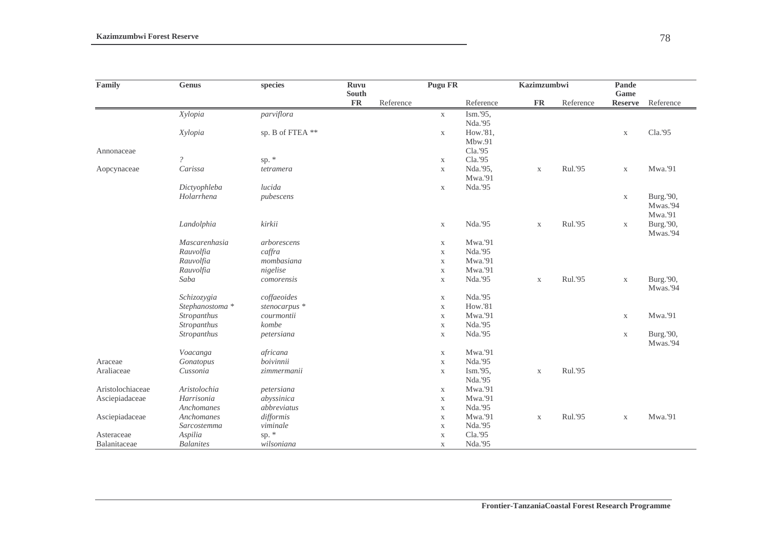| Family | Genus | species | Ruvu South FR | Reference | Pugu FR | Reference | Kazimzumbwi FR | Reference | Pande Game Reserve | Reference |
|---|---|---|---|---|---|---|---|---|---|---|
| | *Xylopia* | *parviflora* | | | x | Ism.'95, Nda.'95 | | | | |
| | *Xylopia* | sp. B of FTEA ** | | | x | How.'81, Mbw.91 | | | x | Cla.'95 |
| Annonaceae | | | | | | Cla.'95 | | | | |
| | *?* | sp. * | | | x | Cla.'95 | | | | |
| Aopcynaceae | *Carissa* | *tetramera* | | | x | Nda.'95, Mwa.'91 | x | Rul.'95 | x | Mwa.'91 |
| | *Dictyophleba* | *lucida* | | | x | Nda.'95 | | | | |
| | *Holarrhena* | *pubescens* | | | | | | | x | Burg.'90, Mwas.'94 Mwa.'91 |
| | *Landolphia* | *kirkii* | | | x | Nda.'95 | x | Rul.'95 | x | Burg.'90, Mwas.'94 |
| | *Mascarenhasia* | *arborescens* | | | x | Mwa.'91 | | | | |
| | *Rauvolfia* | *caffra* | | | x | Nda.'95 | | | | |
| | *Rauvolfia* | *mombasiana* | | | x | Mwa.'91 | | | | |
| | *Rauvolfia* | *nigelise* | | | x | Mwa.'91 | | | | |
| | *Saba* | *comorensis* | | | x | Nda.'95 | x | Rul.'95 | x | Burg.'90, Mwas.'94 |
| | *Schizozygia* | *coffaeoides* | | | x | Nda.'95 | | | | |
| | *Stephanostoma* * | *stenocarpus* * | | | x | How.'81 | | | | |
| | *Stropanthus* | *courmontii* | | | x | Mwa.'91 | | | x | Mwa.'91 |
| | *Stropanthus* | *kombe* | | | x | Nda.'95 | | | | |
| | *Stropanthus* | *petersiana* | | | x | Nda.'95 | | | x | Burg.'90, Mwas.'94 |
| | *Voacanga* | *africana* | | | x | Mwa.'91 | | | | |
| Araceae | *Gonatopus* | *boivinnii* | | | x | Nda.'95 | | | | |
| Araliaceae | *Cussonia* | *zimmermanii* | | | x | Ism.'95, Nda.'95 | x | Rul.'95 | | |
| Aristolochiaceae | *Aristolochia* | *petersiana* | | | x | Mwa.'91 | | | | |
| Asciepiadaceae | *Harrisonia* | *abyssinica* | | | x | Mwa.'91 | | | | |
| | *Anchomanes* | *abbreviatus* | | | x | Nda.'95 | | | | |
| Asciepiadaceae | *Anchomanes* | *difformis* | | | x | Mwa.'91 | x | Rul.'95 | x | Mwa.'91 |
| | *Sarcostemma* | *viminale* | | | x | Nda.'95 | | | | |
| Asteraceae | *Aspilia* | sp. * | | | x | Cla.'95 | | | | |
| Balanitaceae | *Balanites* | *wilsoniana* | | | x | Nda.'95 | | | | |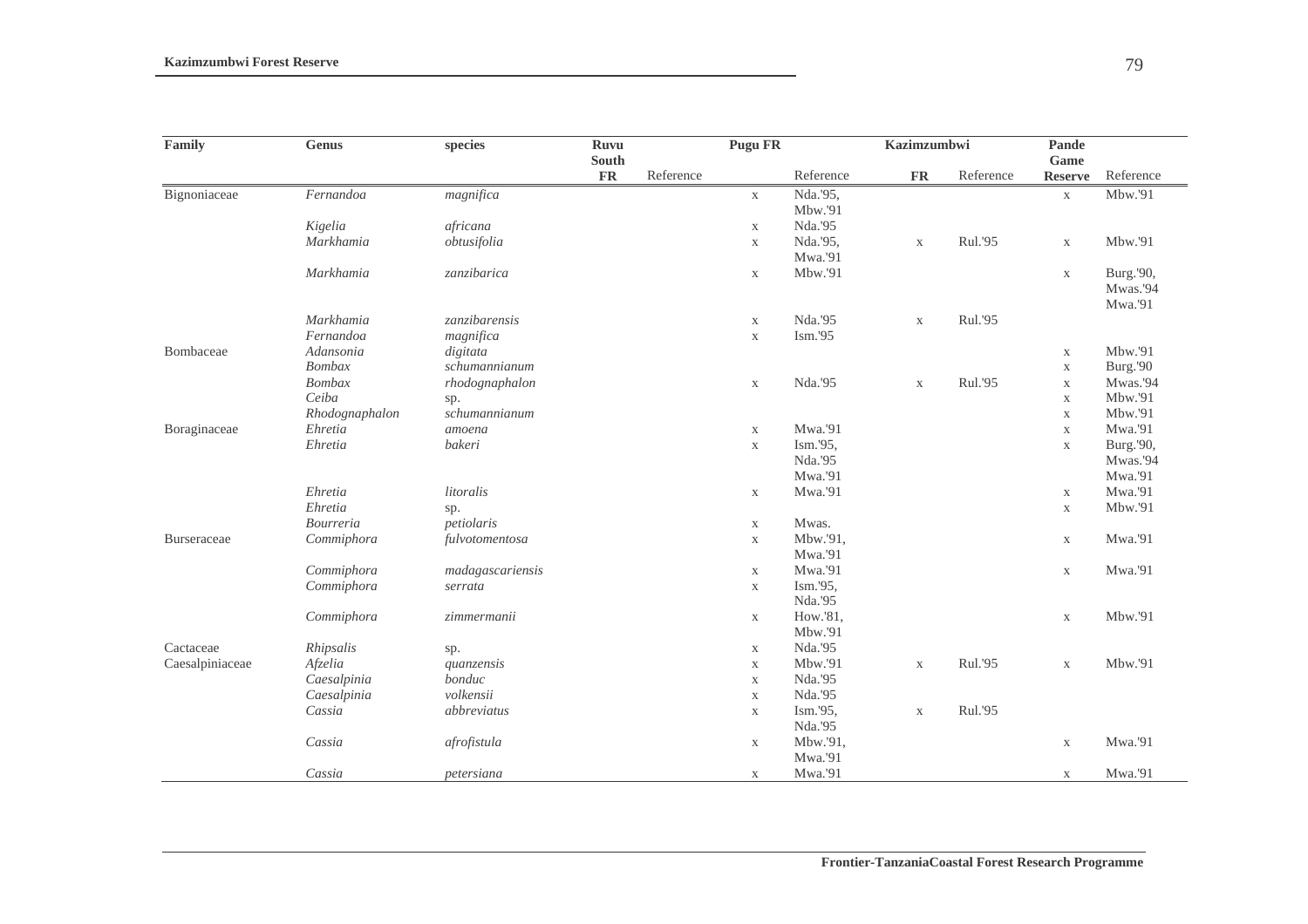| Family | Genus | species | Ruvu South FR | Reference | Pugu FR | Reference | Kazimzumbwi FR | Reference | Pande Game Reserve | Reference |
|---|---|---|---|---|---|---|---|---|---|---|
| Bignoniaceae | *Fernandoa* | *magnifica* | | | x | Nda.'95, Mbw.'91 | | | x | Mbw.'91 |
| | *Kigelia* | *africana* | | | x | Nda.'95 | | | | |
| | *Markhamia* | *obtusifolia* | | | x | Nda.'95, Mwa.'91 | x | Rul.'95 | x | Mbw.'91 |
| | *Markhamia* | *zanzibarica* | | | x | Mbw.'91 | | | x | Burg.'90, Mwas.'94 Mwa.'91 |
| | *Markhamia* | *zanzibarensis* | | | x | Nda.'95 | x | Rul.'95 | | |
| | *Fernandoa* | *magnifica* | | | x | Ism.'95 | | | | |
| Bombaceae | *Adansonia* | *digitata* | | | | | | | x | Mbw.'91 |
| | *Bombax* | *schumannianum* | | | | | | | x | Burg.'90 |
| | *Bombax* | *rhodognaphalon* | | | x | Nda.'95 | x | Rul.'95 | x | Mwas.'94 |
| | *Ceiba* | sp. | | | | | | | x | Mbw.'91 |
| | *Rhodognaphalon* | *schumannianum* | | | | | | | x | Mbw.'91 |
| Boraginaceae | *Ehretia* | *amoena* | | | x | Mwa.'91 | | | x | Mwa.'91 |
| | *Ehretia* | *bakeri* | | | x | Ism.'95, Nda.'95 Mwa.'91 | | | x | Burg.'90, Mwas.'94 Mwa.'91 |
| | *Ehretia* | *litoralis* | | | x | Mwa.'91 | | | x | Mwa.'91 |
| | *Ehretia* | sp. | | | | | | | x | Mbw.'91 |
| | *Bourreria* | *petiolaris* | | | x | Mwas. | | | | |
| Burseraceae | *Commiphora* | *fulvotomentosa* | | | x | Mbw.'91, Mwa.'91 | | | x | Mwa.'91 |
| | *Commiphora* | *madagascariensis* | | | x | Mwa.'91 | | | x | Mwa.'91 |
| | *Commiphora* | *serrata* | | | x | Ism.'95, Nda.'95 | | | | |
| | *Commiphora* | *zimmermanii* | | | x | How.'81, Mbw.'91 | | | x | Mbw.'91 |
| Cactaceae | *Rhipsalis* | sp. | | | x | Nda.'95 | | | | |
| Caesalpiniaceae | *Afzelia* | *quanzensis* | | | x | Mbw.'91 | x | Rul.'95 | x | Mbw.'91 |
| | *Caesalpinia* | *bonduc* | | | x | Nda.'95 | | | | |
| | *Caesalpinia* | *volkensii* | | | x | Nda.'95 | | | | |
| | *Cassia* | *abbreviatus* | | | x | Ism.'95, Nda.'95 | x | Rul.'95 | | |
| | *Cassia* | *afrofistula* | | | x | Mbw.'91, Mwa.'91 | | | x | Mwa.'91 |
| | *Cassia* | *petersiana* | | | x | Mwa.'91 | | | x | Mwa.'91 |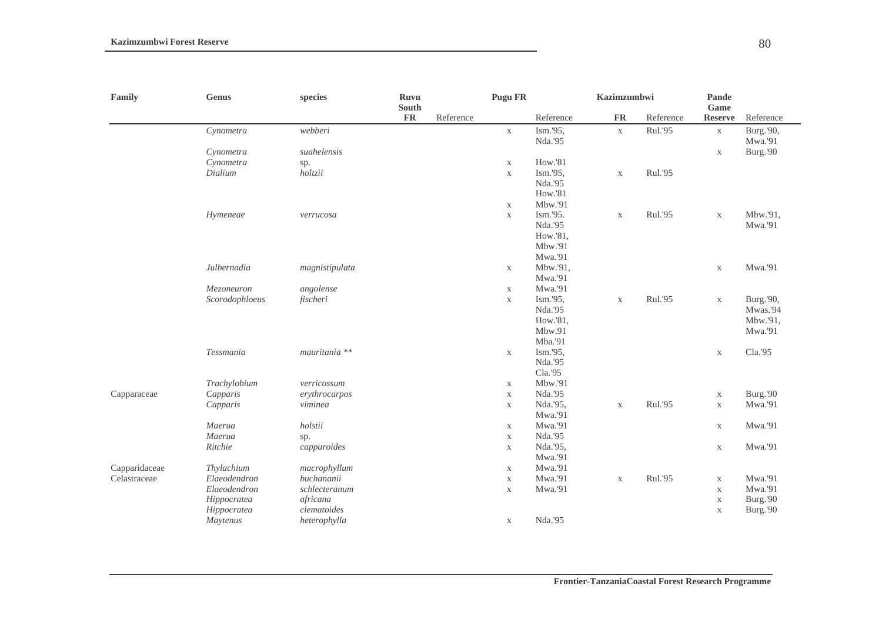| Family | Genus | species | Ruvu South FR | Reference | Pugu FR | Reference | Kazimzumbwi FR | Reference | Pande Game Reserve | Reference |
|---|---|---|---|---|---|---|---|---|---|---|
| | *Cynometra* | *webberi* | | | x | Ism.'95, Nda.'95 | x | Rul.'95 | x | Burg.'90, Mwa.'91 |
| | *Cynometra* | *suahelensis* | | | | | | | x | Burg.'90 |
| | *Cynometra* | sp. | | | x | How.'81 | | | | |
| | *Dialium* | *holtzii* | | | x | Ism.'95, Nda.'95 How.'81 | x | Rul.'95 | | |
| | | | | | x | Mbw.'91 | | | | |
| | *Hymeneae* | *verrucosa* | | | x | Ism.'95. Nda.'95 How.'81, Mbw.'91 Mwa.'91 | x | Rul.'95 | x | Mbw.'91, Mwa.'91 |
| | *Julbernadia* | *magnistipulata* | | | x | Mbw.'91, Mwa.'91 | | | x | Mwa.'91 |
| | *Mezoneuron* | *angolense* | | | x | Mwa.'91 | | | | |
| | *Scorodophloeus* | *fischeri* | | | x | Ism.'95, Nda.'95 How.'81, Mbw.91 Mba.'91 | x | Rul.'95 | x | Burg.'90, Mwas.'94 Mbw.'91, Mwa.'91 |
| | *Tessmania* | *mauritania* ** | | | x | Ism.'95, Nda.'95 Cla.'95 | | | x | Cla.'95 |
| | *Trachylobium* | *verricossum* | | | x | Mbw.'91 | | | | |
| Capparaceae | *Capparis* | *erythrocarpos* | | | x | Nda.'95 | | | x | Burg.'90 |
| | *Capparis* | *viminea* | | | x | Nda.'95, Mwa.'91 | x | Rul.'95 | x | Mwa.'91 |
| | *Maerua* | *holstii* | | | x | Mwa.'91 | | | x | Mwa.'91 |
| | *Maerua* | sp. | | | x | Nda.'95 | | | | |
| | *Ritchie* | *capparoides* | | | x | Nda.'95, Mwa.'91 | | | x | Mwa.'91 |
| Capparidaceae | *Thylachium* | *macrophyllum* | | | x | Mwa.'91 | | | | |
| Celastraceae | *Elaeodendron* | *buchananii* | | | x | Mwa.'91 | x | Rul.'95 | x | Mwa.'91 |
| | *Elaeodendron* | *schlecteranum* | | | x | Mwa.'91 | | | x | Mwa.'91 |
| | *Hippocratea* | *africana* | | | | | | | x | Burg.'90 |
| | *Hippocratea* | *clematoides* | | | | | | | x | Burg.'90 |
| | *Maytenus* | *heterophylla* | | | x | Nda.'95 | | | | |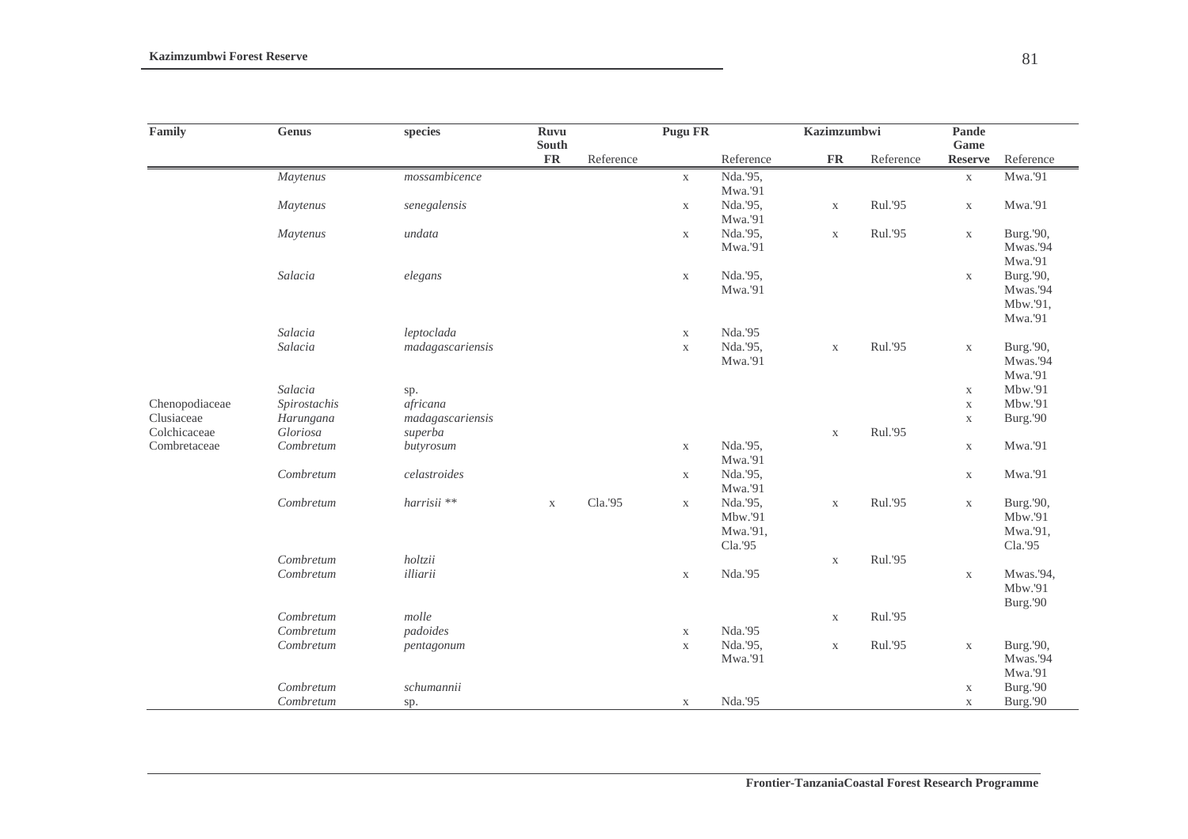| Family | Genus | species | Ruvu South FR | Reference | Pugu FR | Reference | Kazimzumbwi FR | Reference | Pande Game Reserve | Reference |
|---|---|---|---|---|---|---|---|---|---|---|
| | *Maytenus* | *mossambicence* | | | x | Nda.'95, Mwa.'91 | | | x | Mwa.'91 |
| | *Maytenus* | *senegalensis* | | | x | Nda.'95, Mwa.'91 | x | Rul.'95 | x | Mwa.'91 |
| | *Maytenus* | *undata* | | | x | Nda.'95, Mwa.'91 | x | Rul.'95 | x | Burg.'90, Mwas.'94 Mwa.'91 |
| | *Salacia* | *elegans* | | | x | Nda.'95, Mwa.'91 | | | x | Burg.'90, Mwas.'94 Mbw.'91, Mwa.'91 |
| | *Salacia* | *leptoclada* | | | x | Nda.'95 | | | | |
| | *Salacia* | *madagascariensis* | | | x | Nda.'95, Mwa.'91 | x | Rul.'95 | x | Burg.'90, Mwas.'94 Mwa.'91 |
| | *Salacia* | sp. | | | | | | | x | Mbw.'91 |
| Chenopodiaceae | *Spirostachis* | *africana* | | | | | | | x | Mbw.'91 |
| Clusiaceae | *Harungana* | *madagascariensis* | | | | | | | x | Burg.'90 |
| Colchicaceae | *Gloriosa* | *superba* | | | | | x | Rul.'95 | | |
| Combretaceae | *Combretum* | *butyrosum* | | | x | Nda.'95, Mwa.'91 | | | x | Mwa.'91 |
| | *Combretum* | *celastroides* | | | x | Nda.'95, Mwa.'91 | | | x | Mwa.'91 |
| | *Combretum* | *harrisii* ** | x | Cla.'95 | x | Nda.'95, Mbw.'91 Mwa.'91, Cla.'95 | x | Rul.'95 | x | Burg.'90, Mbw.'91 Mwa.'91, Cla.'95 |
| | *Combretum* | *holtzii* | | | | | x | Rul.'95 | | |
| | *Combretum* | *illiarii* | | | x | Nda.'95 | | | x | Mwas.'94, Mbw.'91 Burg.'90 |
| | *Combretum* | *molle* | | | | | x | Rul.'95 | | |
| | *Combretum* | *padoides* | | | x | Nda.'95 | | | | |
| | *Combretum* | *pentagonum* | | | x | Nda.'95, Mwa.'91 | x | Rul.'95 | x | Burg.'90, Mwas.'94 Mwa.'91 |
| | *Combretum* | *schumannii* | | | | | | | x | Burg.'90 |
| | *Combretum* | sp. | | | x | Nda.'95 | | | x | Burg.'90 |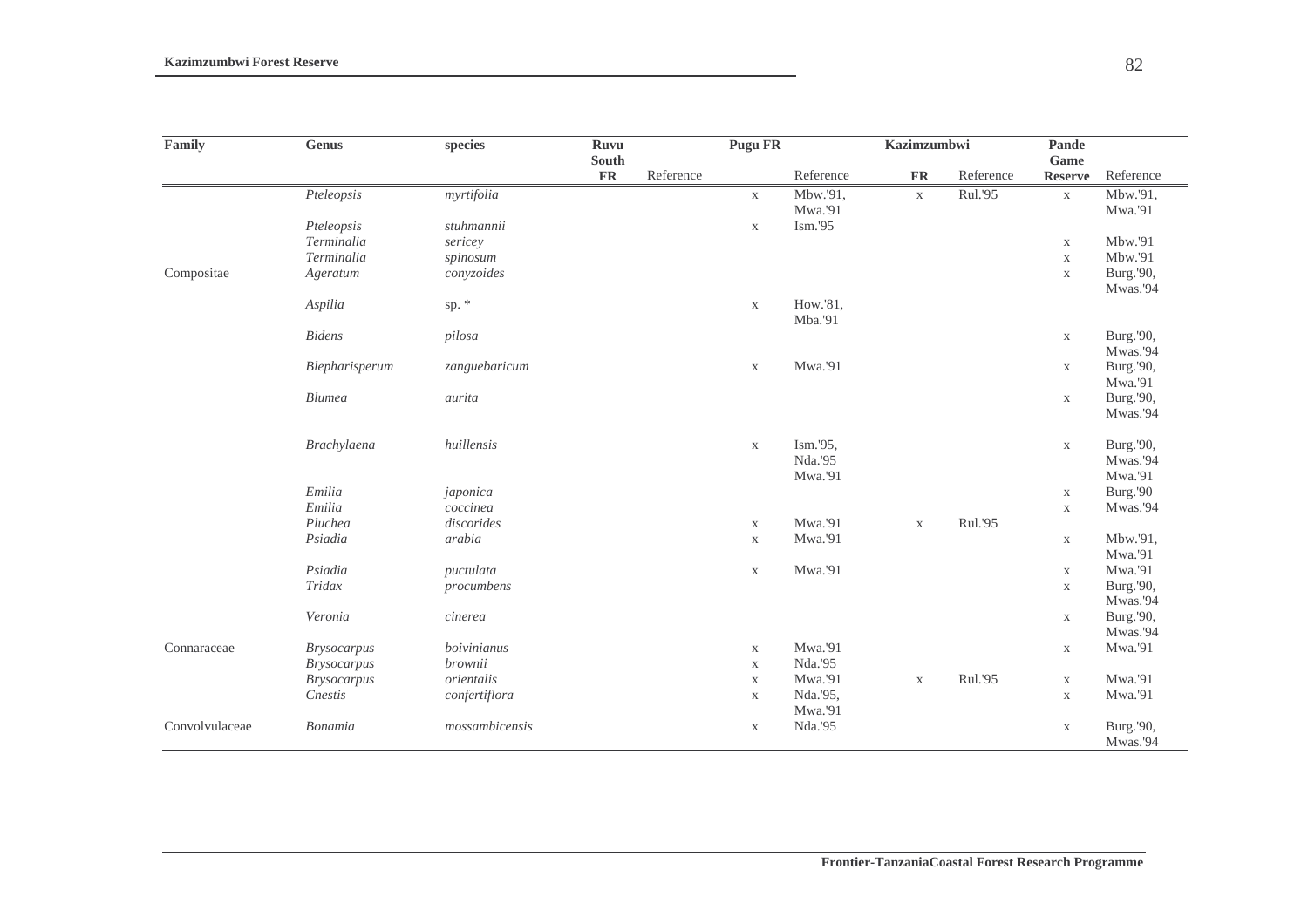| Family | Genus | species | Ruvu South FR | Reference | Pugu FR | Reference | Kazimzumbwi FR | Reference | Pande Game Reserve | Reference |
|---|---|---|---|---|---|---|---|---|---|---|
| | *Pteleopsis* | *myrtifolia* | | | x | Mbw.'91, Mwa.'91 | x | Rul.'95 | x | Mbw.'91, Mwa.'91 |
| | *Pteleopsis* | *stuhmannii* | | | x | Ism.'95 | | | | |
| | *Terminalia* | *sericey* | | | | | | | x | Mbw.'91 |
| | *Terminalia* | *spinosum* | | | | | | | x | Mbw.'91 |
| Compositae | *Ageratum* | *conyzoides* | | | | | | | x | Burg.'90, Mwas.'94 |
| | *Aspilia* | sp. * | | | x | How.'81, Mba.'91 | | | | |
| | *Bidens* | *pilosa* | | | | | | | x | Burg.'90, Mwas.'94 |
| | *Blepharisperum* | *zanguebaricum* | | | x | Mwa.'91 | | | x | Burg.'90, Mwa.'91 |
| | *Blumea* | *aurita* | | | | | | | x | Burg.'90, Mwas.'94 |
| | *Brachylaena* | *huillensis* | | | x | Ism.'95, Nda.'95 Mwa.'91 | | | x | Burg.'90, Mwas.'94 Mwa.'91 |
| | *Emilia* | *japonica* | | | | | | | x | Burg.'90 |
| | *Emilia* | *coccinea* | | | | | | | x | Mwas.'94 |
| | *Pluchea* | *discorides* | | | x | Mwa.'91 | x | Rul.'95 | | |
| | *Psiadia* | *arabia* | | | x | Mwa.'91 | | | x | Mbw.'91, Mwa.'91 |
| | *Psiadia* | *puctulata* | | | x | Mwa.'91 | | | x | Mwa.'91 |
| | *Tridax* | *procumbens* | | | | | | | x | Burg.'90, Mwas.'94 |
| | *Veronia* | *cinerea* | | | | | | | x | Burg.'90, Mwas.'94 |
| Connaraceae | *Brysocarpus* | *boivinianus* | | | x | Mwa.'91 | | | x | Mwa.'91 |
| | *Brysocarpus* | *brownii* | | | x | Nda.'95 | | | | |
| | *Brysocarpus* | *orientalis* | | | x | Mwa.'91 | x | Rul.'95 | x | Mwa.'91 |
| | *Cnestis* | *confertiflora* | | | x | Nda.'95, Mwa.'91 | | | x | Mwa.'91 |
| Convolvulaceae | *Bonamia* | *mossambicensis* | | | x | Nda.'95 | | | x | Burg.'90, Mwas.'94 |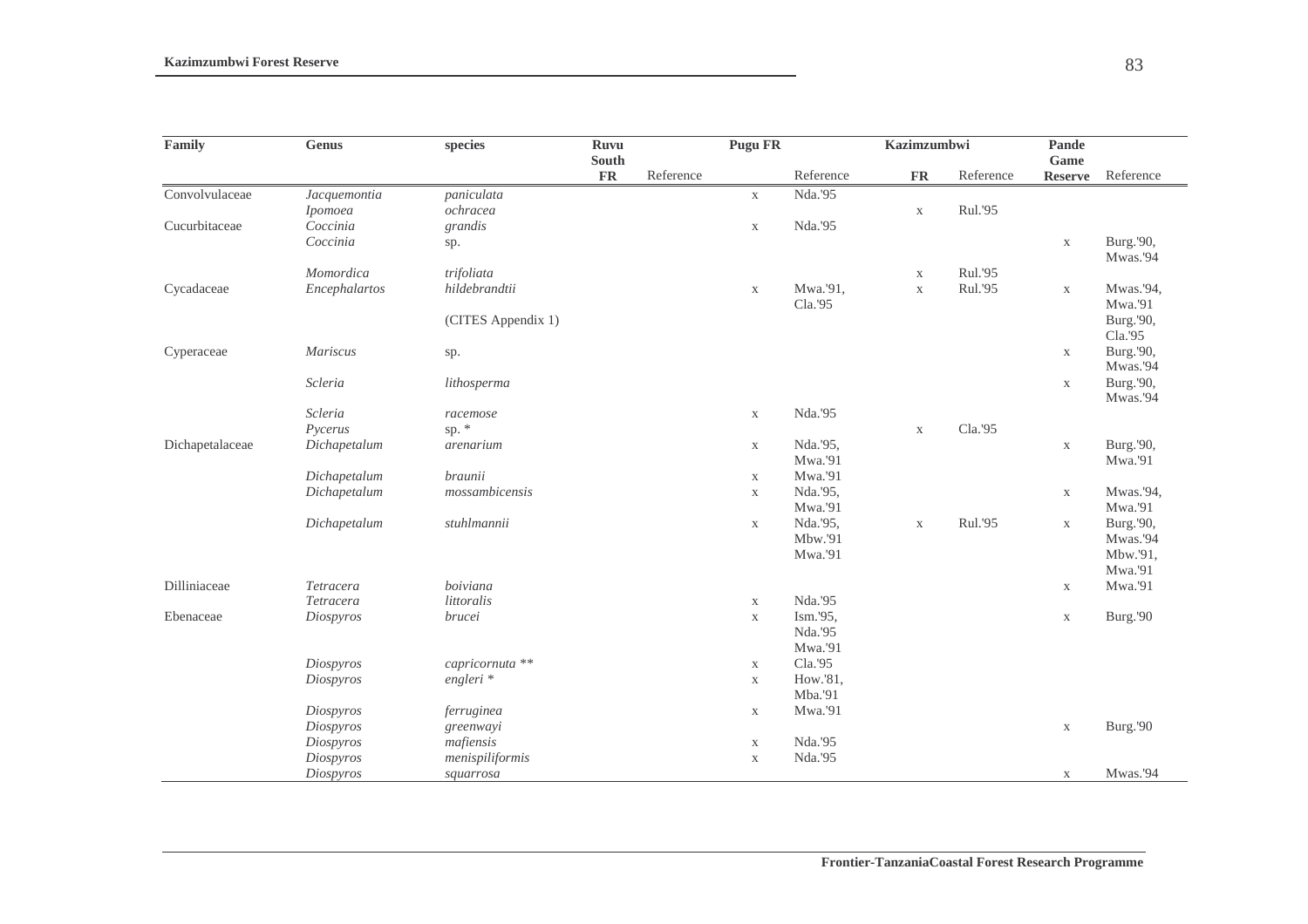| Family | Genus | species | Ruvu South FR | Reference | Pugu FR | Reference | Kazimzumbwi FR | Reference | Pande Game Reserve | Reference |
|---|---|---|---|---|---|---|---|---|---|---|
| Convolvulaceae | *Jacquemontia* | *paniculata* | | | x | Nda.'95 | | | | |
| | *Ipomoea* | *ochracea* | | | | | x | Rul.'95 | | |
| Cucurbitaceae | *Coccinia* | *grandis* | | | x | Nda.'95 | | | | |
| | *Coccinia* | sp. | | | | | | | x | Burg.'90, Mwas.'94 |
| | *Momordica* | *trifoliata* | | | | | x | Rul.'95 | | |
| Cycadaceae | *Encephalartos* | *hildebrandtii* | | | x | Mwa.'91, Cla.'95 | x | Rul.'95 | x | Mwas.'94, Mwa.'91 |
| | | (CITES Appendix 1) | | | | | | | | Burg.'90, Cla.'95 |
| Cyperaceae | *Mariscus* | sp. | | | | | | | x | Burg.'90, Mwas.'94 |
| | *Scleria* | *lithosperma* | | | | | | | x | Burg.'90, Mwas.'94 |
| | *Scleria* | *racemose* | | | x | Nda.'95 | | | | |
| | *Pycerus* | sp. * | | | | | x | Cla.'95 | | |
| Dichapetalaceae | *Dichapetalum* | *arenarium* | | | x | Nda.'95, Mwa.'91 | | | x | Burg.'90, Mwa.'91 |
| | *Dichapetalum* | *braunii* | | | x | Mwa.'91 | | | | |
| | *Dichapetalum* | *mossambicensis* | | | x | Nda.'95, Mwa.'91 | | | x | Mwas.'94, Mwa.'91 |
| | *Dichapetalum* | *stuhlmannii* | | | x | Nda.'95, Mbw.'91 Mwa.'91 | x | Rul.'95 | x | Burg.'90, Mwas.'94 Mbw.'91, Mwa.'91 |
| Dilliniaceae | *Tetracera* | *boiviana* | | | | | | | x | Mwa.'91 |
| | *Tetracera* | *littoralis* | | | x | Nda.'95 | | | | |
| Ebenaceae | *Diospyros* | *brucei* | | | x | Ism.'95, Nda.'95 Mwa.'91 | | | x | Burg.'90 |
| | *Diospyros* | *capricornuta* ** | | | x | Cla.'95 | | | | |
| | *Diospyros* | *engleri* * | | | x | How.'81, Mba.'91 | | | | |
| | *Diospyros* | *ferruginea* | | | x | Mwa.'91 | | | | |
| | *Diospyros* | *greenwayi* | | | | | | | x | Burg.'90 |
| | *Diospyros* | *mafiensis* | | | x | Nda.'95 | | | | |
| | *Diospyros* | *menispiliformis* | | | x | Nda.'95 | | | | |
| | *Diospyros* | *squarrosa* | | | | | | | x | Mwas.'94 |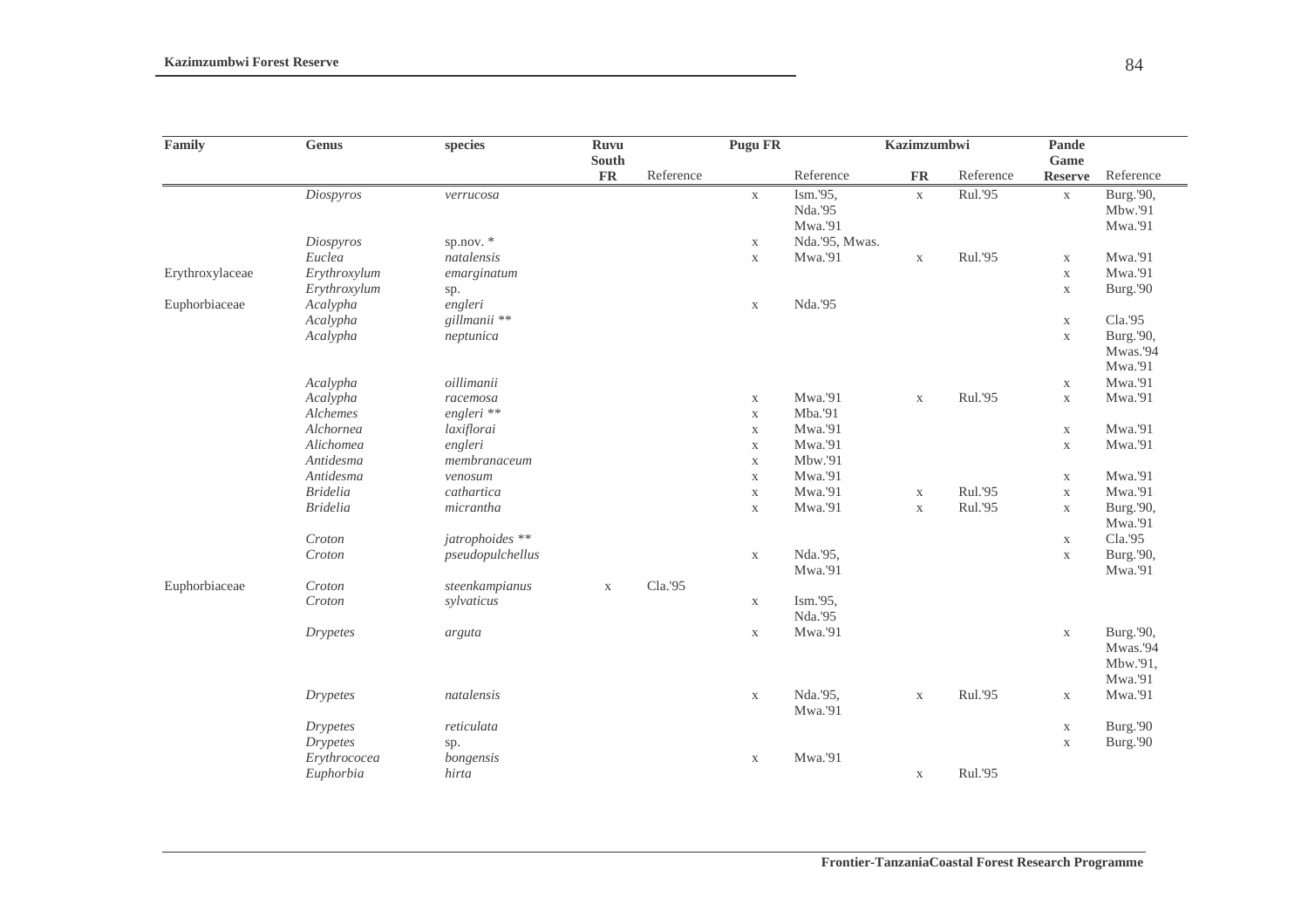| Family | Genus | species | Ruvu South FR | Reference | Pugu FR | Reference | Kazimzumbwi FR | Reference | Pande Game Reserve | Reference |
|---|---|---|---|---|---|---|---|---|---|---|
| | *Diospyros* | *verrucosa* | | | x | Ism.'95, Nda.'95 Mwa.'91 | x | Rul.'95 | x | Burg.'90, Mbw.'91 Mwa.'91 |
| | *Diospyros* | sp.nov. * | | | x | Nda.'95, Mwas. | | | | |
| | *Euclea* | *natalensis* | | | x | Mwa.'91 | x | Rul.'95 | x | Mwa.'91 |
| Erythroxylaceae | *Erythroxylum* | *emarginatum* | | | | | | | x | Mwa.'91 |
| | *Erythroxylum* | sp. | | | | | | | x | Burg.'90 |
| Euphorbiaceae | *Acalypha* | *engleri* | | | x | Nda.'95 | | | | |
| | *Acalypha* | *gillmanii* ** | | | | | | | x | Cla.'95 |
| | *Acalypha* | *neptunica* | | | | | | | x | Burg.'90, Mwas.'94 Mwa.'91 |
| | *Acalypha* | *oillimanii* | | | | | | | x | Mwa.'91 |
| | *Acalypha* | *racemosa* | | | x | Mwa.'91 | x | Rul.'95 | x | Mwa.'91 |
| | *Alchemes* | *engleri* ** | | | x | Mba.'91 | | | | |
| | *Alchornea* | *laxiflorai* | | | x | Mwa.'91 | | | x | Mwa.'91 |
| | *Alichomea* | *engleri* | | | x | Mwa.'91 | | | x | Mwa.'91 |
| | *Antidesma* | *membranaceum* | | | x | Mbw.'91 | | | | |
| | *Antidesma* | *venosum* | | | x | Mwa.'91 | | | x | Mwa.'91 |
| | *Bridelia* | *cathartica* | | | x | Mwa.'91 | x | Rul.'95 | x | Mwa.'91 |
| | *Bridelia* | *micrantha* | | | x | Mwa.'91 | x | Rul.'95 | x | Burg.'90, Mwa.'91 |
| | *Croton* | *jatrophoides* ** | | | | | | | x | Cla.'95 |
| | *Croton* | *pseudopulchellus* | | | x | Nda.'95, Mwa.'91 | | | x | Burg.'90, Mwa.'91 |
| Euphorbiaceae | *Croton* | *steenkampianus* | x | Cla.'95 | | | | | | |
| | *Croton* | *sylvaticus* | | | x | Ism.'95, Nda.'95 | | | | |
| | *Drypetes* | *arguta* | | | x | Mwa.'91 | | | x | Burg.'90, Mwas.'94 Mbw.'91, Mwa.'91 |
| | *Drypetes* | *natalensis* | | | x | Nda.'95, Mwa.'91 | x | Rul.'95 | x | Mwa.'91 |
| | *Drypetes* | *reticulata* | | | | | | | x | Burg.'90 |
| | *Drypetes* | sp. | | | | | | | x | Burg.'90 |
| | *Erythrococea* | *bongensis* | | | x | Mwa.'91 | | | | |
| | *Euphorbia* | *hirta* | | | | | x | Rul.'95 | | |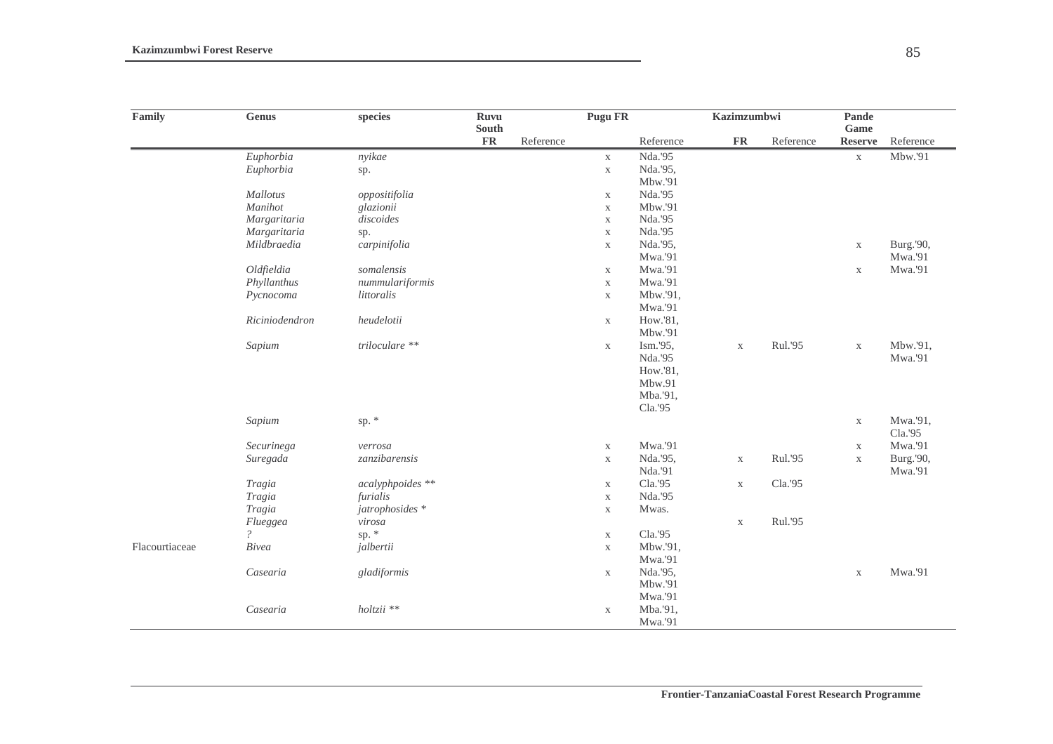| Family | Genus | species | Ruvu South FR | Reference | Pugu FR | Reference | Kazimzumbwi FR | Reference | Pande Game Reserve | Reference |
|---|---|---|---|---|---|---|---|---|---|---|
| | *Euphorbia* | *nyikae* | | | x | Nda.'95 | | | x | Mbw.'91 |
| | *Euphorbia* | sp. | | | x | Nda.'95, Mbw.'91 | | | | |
| | *Mallotus* | *oppositifolia* | | | x | Nda.'95 | | | | |
| | *Manihot* | *glazionii* | | | x | Mbw.'91 | | | | |
| | *Margaritaria* | *discoides* | | | x | Nda.'95 | | | | |
| | *Margaritaria* | sp. | | | x | Nda.'95 | | | | |
| | *Mildbraedia* | *carpinifolia* | | | x | Nda.'95, Mwa.'91 | | | x | Burg.'90, Mwa.'91 |
| | *Oldfieldia* | *somalensis* | | | x | Mwa.'91 | | | x | Mwa.'91 |
| | *Phyllanthus* | *nummulariformis* | | | x | Mwa.'91 | | | | |
| | *Pycnocoma* | *littoralis* | | | x | Mbw.'91, Mwa.'91 | | | | |
| | *Riciniodendron* | *heudelotii* | | | x | How.'81, Mbw.'91 | | | | |
| | *Sapium* | *triloculare* ** | | | x | Ism.'95, Nda.'95 How.'81, Mbw.91 Mba.'91, Cla.'95 | x | Rul.'95 | x | Mbw.'91, Mwa.'91 |
| | *Sapium* | sp. * | | | | | | | x | Mwa.'91, Cla.'95 |
| | *Securinega* | *verrosa* | | | x | Mwa.'91 | | | x | Mwa.'91 |
| | *Suregada* | *zanzibarensis* | | | x | Nda.'95, Nda.'91 | x | Rul.'95 | x | Burg.'90, Mwa.'91 |
| | *Tragia* | *acalyphpoides* ** | | | x | Cla.'95 | x | Cla.'95 | | |
| | *Tragia* | *furialis* | | | x | Nda.'95 | | | | |
| | *Tragia* | *jatrophosides* * | | | x | Mwas. | | | | |
| | *Flueggea* | *virosa* | | | | | x | Rul.'95 | | |
| | ? | sp. * | | | x | Cla.'95 | | | | |
| Flacourtiaceae | *Bivea* | *jalbertii* | | | x | Mbw.'91, Mwa.'91 | | | | |
| | *Casearia* | *gladiformis* | | | x | Nda.'95, Mbw.'91 Mwa.'91 | | | x | Mwa.'91 |
| | *Casearia* | *holtzii* ** | | | x | Mba.'91, Mwa.'91 | | | | |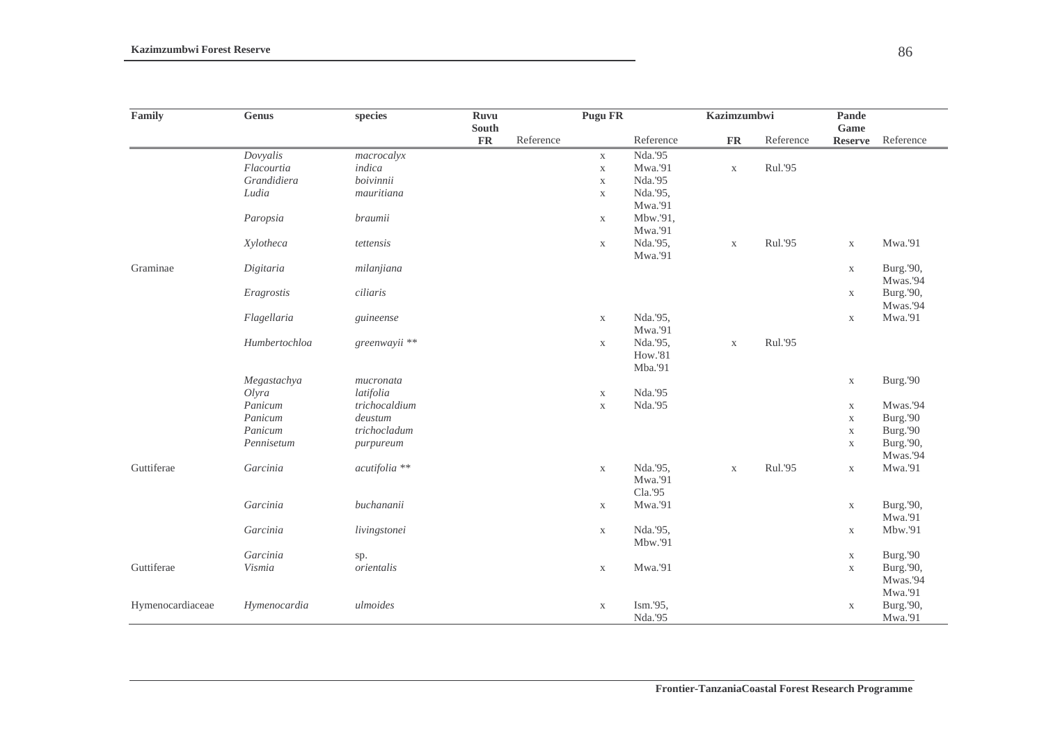| Family | Genus | species | Ruvu South FR | Reference | Pugu FR | Reference | Kazimzumbwi FR | Reference | Pande Game Reserve | Reference |
|---|---|---|---|---|---|---|---|---|---|---|
| | *Dovyalis* | *macrocalyx* | | | x | Nda.'95 | | | | |
| | *Flacourtia* | *indica* | | | x | Mwa.'91 | x | Rul.'95 | | |
| | *Grandidiera* | *boivinnii* | | | x | Nda.'95 | | | | |
| | *Ludia* | *mauritiana* | | | x | Nda.'95, Mwa.'91 | | | | |
| | *Paropsia* | *braumii* | | | x | Mbw.'91, Mwa.'91 | | | | |
| | *Xylotheca* | *tettensis* | | | x | Nda.'95, Mwa.'91 | x | Rul.'95 | x | Mwa.'91 |
| Graminae | *Digitaria* | *milanjiana* | | | | | | | x | Burg.'90, Mwas.'94 |
| | *Eragrostis* | *ciliaris* | | | | | | | x | Burg.'90, Mwas.'94 |
| | *Flagellaria* | *guineense* | | | x | Nda.'95, Mwa.'91 | | | x | Mwa.'91 |
| | *Humbertochloa* | *greenwayii* ** | | | x | Nda.'95, How.'81 Mba.'91 | x | Rul.'95 | | |
| | *Megastachya* | *mucronata* | | | | | | | x | Burg.'90 |
| | *Olyra* | *latifolia* | | | x | Nda.'95 | | | | |
| | *Panicum* | *trichocaldium* | | | x | Nda.'95 | | | x | Mwas.'94 |
| | *Panicum* | *deustum* | | | | | | | x | Burg.'90 |
| | *Panicum* | *trichocladum* | | | | | | | x | Burg.'90 |
| | *Pennisetum* | *purpureum* | | | | | | | x | Burg.'90, Mwas.'94 |
| Guttiferae | *Garcinia* | *acutifolia* ** | | | x | Nda.'95, Mwa.'91 Cla.'95 | x | Rul.'95 | x | Mwa.'91 |
| | *Garcinia* | *buchananii* | | | x | Mwa.'91 | | | x | Burg.'90, Mwa.'91 |
| | *Garcinia* | *livingstonei* | | | x | Nda.'95, Mbw.'91 | | | x | Mbw.'91 |
| | *Garcinia* | sp. | | | | | | | x | Burg.'90 |
| Guttiferae | *Vismia* | *orientalis* | | | x | Mwa.'91 | | | x | Burg.'90, Mwas.'94 Mwa.'91 |
| Hymenocardiaceae | *Hymenocardia* | *ulmoides* | | | x | Ism.'95, Nda.'95 | | | x | Burg.'90, Mwa.'91 |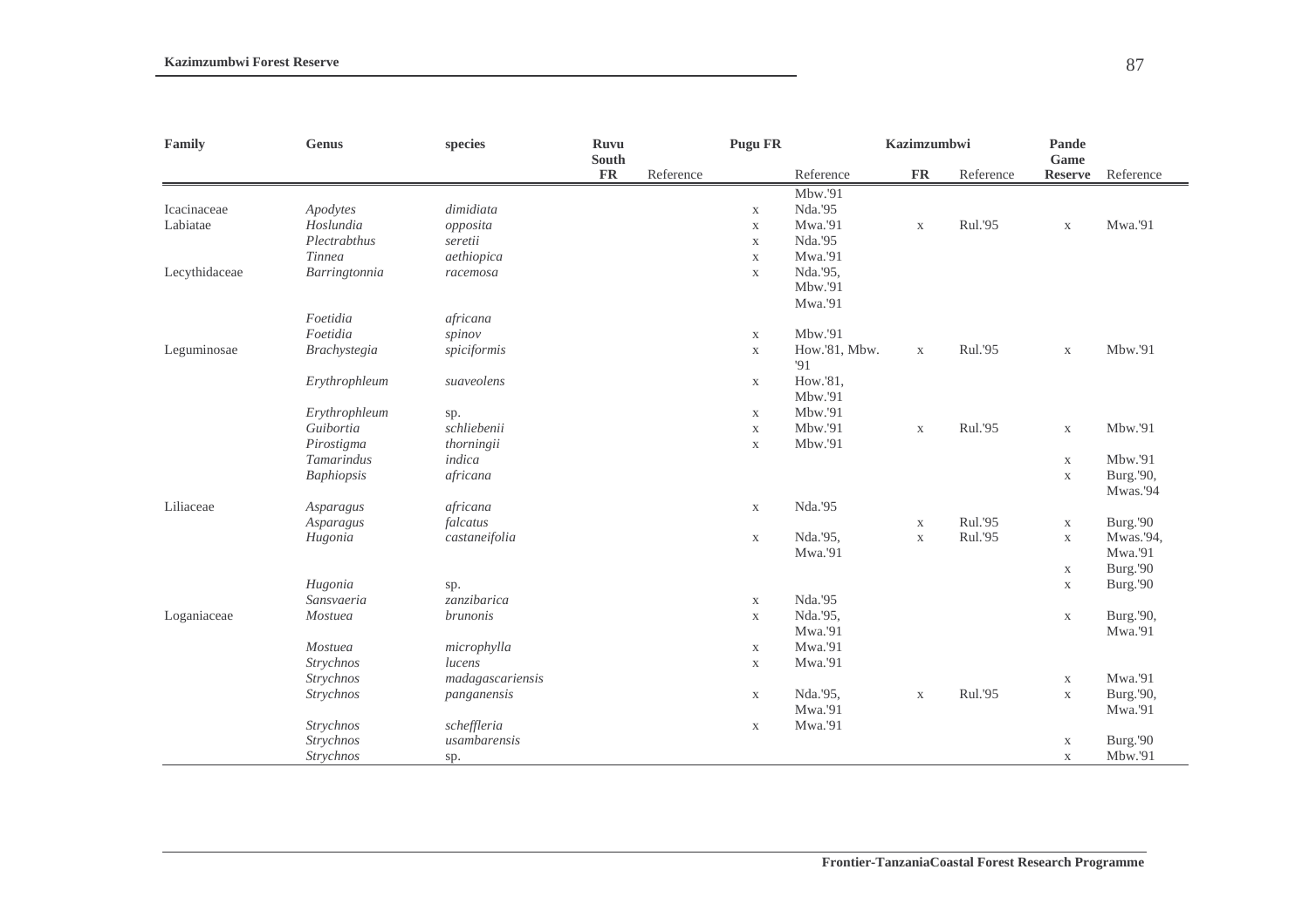| Family | Genus | species | Ruvu South FR | Reference | Pugu FR | Reference | Kazimzumbwi FR | Reference | Pande Game Reserve | Reference |
|---|---|---|---|---|---|---|---|---|---|---|
| | | | | | | Mbw.'91 | | | | |
| Icacinaceae | *Apodytes* | *dimidiata* | | | x | Nda.'95 | | | | |
| Labiatae | *Hoslundia* | *opposita* | | | x | Mwa.'91 | x | Rul.'95 | x | Mwa.'91 |
| | *Plectrabthus* | *seretii* | | | x | Nda.'95 | | | | |
| | *Tinnea* | *aethiopica* | | | x | Mwa.'91 | | | | |
| Lecythidaceae | *Barringtonnia* | *racemosa* | | | x | Nda.'95, Mbw.'91 Mwa.'91 | | | | |
| | *Foetidia* | *africana* | | | | | | | | |
| | *Foetidia* | *spinov* | | | x | Mbw.'91 | | | | |
| Leguminosae | *Brachystegia* | *spiciformis* | | | x | How.'81, Mbw. '91 | x | Rul.'95 | x | Mbw.'91 |
| | *Erythrophleum* | *suaveolens* | | | x | How.'81, Mbw.'91 | | | | |
| | *Erythrophleum* | sp. | | | x | Mbw.'91 | | | | |
| | *Guibortia* | *schliebenii* | | | x | Mbw.'91 | x | Rul.'95 | x | Mbw.'91 |
| | *Pirostigma* | *thorningii* | | | x | Mbw.'91 | | | | |
| | *Tamarindus* | *indica* | | | | | | | x | Mbw.'91 |
| | *Baphiopsis* | *africana* | | | | | | | x | Burg.'90, Mwas.'94 |
| Liliaceae | *Asparagus* | *africana* | | | x | Nda.'95 | | | | |
| | *Asparagus* | *falcatus* | | | | | x | Rul.'95 | x | Burg.'90 |
| | *Hugonia* | *castaneifolia* | | | x | Nda.'95, Mwa.'91 | x | Rul.'95 | x | Mwas.'94, Mwa.'91 |
| | | | | | | | | | x | Burg.'90 |
| | *Hugonia* | sp. | | | | | | | x | Burg.'90 |
| | *Sansvaeria* | *zanzibarica* | | | x | Nda.'95 | | | | |
| Loganiaceae | *Mostuea* | *brunonis* | | | x | Nda.'95, Mwa.'91 | | | x | Burg.'90, Mwa.'91 |
| | *Mostuea* | *microphylla* | | | x | Mwa.'91 | | | | |
| | *Strychnos* | *lucens* | | | x | Mwa.'91 | | | | |
| | *Strychnos* | *madagascariensis* | | | | | | | x | Mwa.'91 |
| | *Strychnos* | *panganensis* | | | x | Nda.'95, Mwa.'91 | x | Rul.'95 | x | Burg.'90, Mwa.'91 |
| | *Strychnos* | *scheffleria* | | | x | Mwa.'91 | | | | |
| | *Strychnos* | *usambarensis* | | | | | | | x | Burg.'90 |
| | *Strychnos* | sp. | | | | | | | x | Mbw.'91 |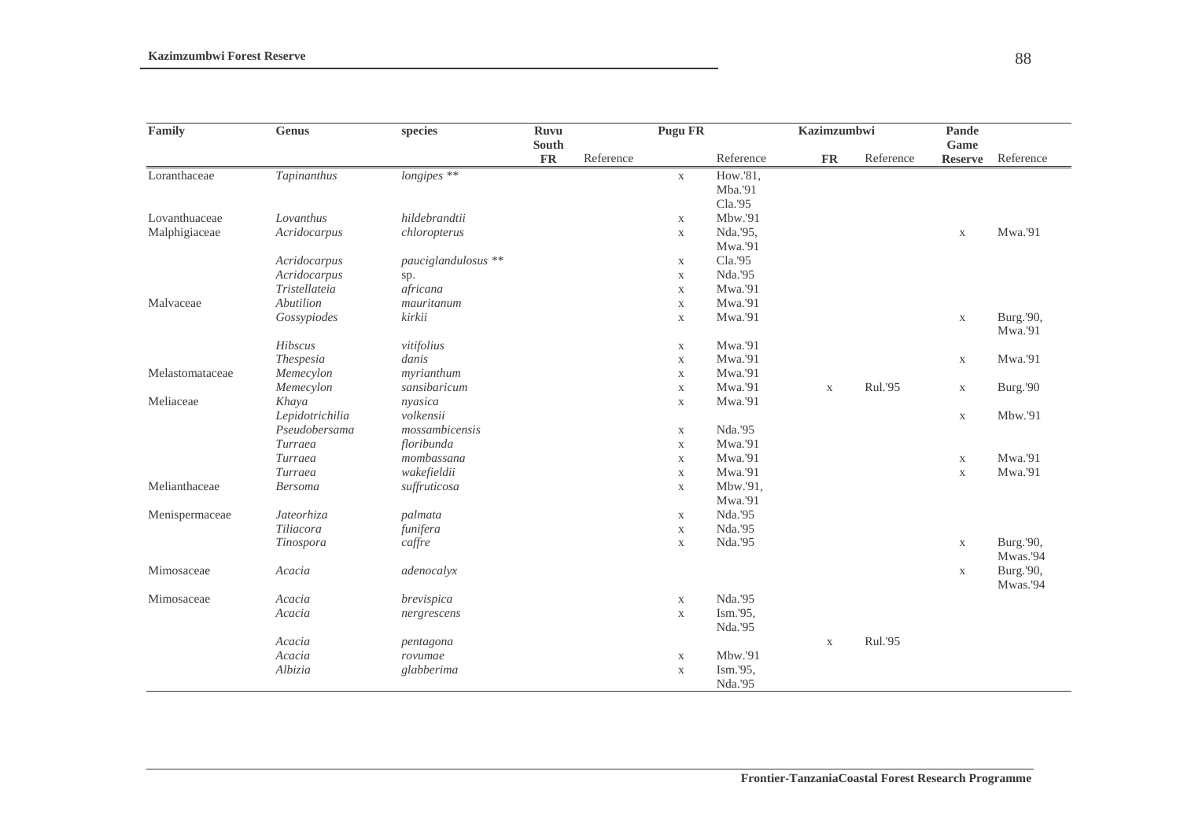| Family | Genus | species | Ruvu South FR | Reference | Pugu FR | Reference | Kazimzumbwi FR | Reference | Pande Game Reserve | Reference |
|---|---|---|---|---|---|---|---|---|---|---|
| Loranthaceae | *Tapinanthus* | *longipes* ** | | | x | How.'81, Mba.'91 Cla.'95 | | | | |
| Lovanthuaceae | *Lovanthus* | *hildebrandtii* | | | x | Mbw.'91 | | | | |
| Malphigiaceae | *Acridocarpus* | *chloropterus* | | | x | Nda.'95, Mwa.'91 | | | x | Mwa.'91 |
| | *Acridocarpus* | *pauciglandulosus* ** | | | x | Cla.'95 | | | | |
| | *Acridocarpus* | sp. | | | x | Nda.'95 | | | | |
| | *Tristellateia* | *africana* | | | x | Mwa.'91 | | | | |
| Malvaceae | *Abutilion* | *mauritanum* | | | x | Mwa.'91 | | | | |
| | *Gossypiodes* | *kirkii* | | | x | Mwa.'91 | | | x | Burg.'90, Mwa.'91 |
| | *Hibscus* | *vitifolius* | | | x | Mwa.'91 | | | | |
| | *Thespesia* | *danis* | | | x | Mwa.'91 | | | x | Mwa.'91 |
| Melastomataceae | *Memecylon* | *myrianthum* | | | x | Mwa.'91 | | | | |
| | *Memecylon* | *sansibaricum* | | | x | Mwa.'91 | x | Rul.'95 | x | Burg.'90 |
| Meliaceae | *Khaya* | *nyasica* | | | x | Mwa.'91 | | | | |
| | *Lepidotrichilia* | *volkensii* | | | | | | | x | Mbw.'91 |
| | *Pseudobersama* | *mossambicensis* | | | x | Nda.'95 | | | | |
| | *Turraea* | *floribunda* | | | x | Mwa.'91 | | | | |
| | *Turraea* | *mombassana* | | | x | Mwa.'91 | | | x | Mwa.'91 |
| | *Turraea* | *wakefieldii* | | | x | Mwa.'91 | | | x | Mwa.'91 |
| Melianthaceae | *Bersoma* | *suffruticosa* | | | x | Mbw.'91, Mwa.'91 | | | | |
| Menispermaceae | *Jateorhiza* | *palmata* | | | x | Nda.'95 | | | | |
| | *Tiliacora* | *funifera* | | | x | Nda.'95 | | | | |
| | *Tinospora* | *caffre* | | | x | Nda.'95 | | | x | Burg.'90, Mwas.'94 |
| Mimosaceae | *Acacia* | *adenocalyx* | | | | | | | x | Burg.'90, Mwas.'94 |
| Mimosaceae | *Acacia* | *brevispica* | | | x | Nda.'95 | | | | |
| | *Acacia* | *nergrescens* | | | x | Ism.'95, Nda.'95 | | | | |
| | *Acacia* | *pentagona* | | | | | x | Rul.'95 | | |
| | *Acacia* | *rovumae* | | | x | Mbw.'91 | | | | |
| | *Albizia* | *glabberima* | | | x | Ism.'95, Nda.'95 | | | | |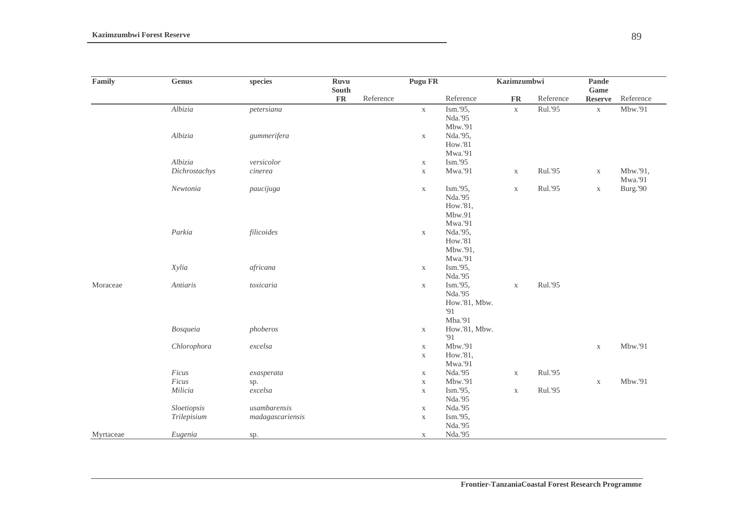| Family | Genus | species | Ruvu South FR | Reference | Pugu FR | Reference | Kazimzumbwi FR | Reference | Pande Game Reserve | Reference |
|---|---|---|---|---|---|---|---|---|---|---|
| | *Albizia* | *petersiana* | | | x | Ism.'95, Nda.'95 Mbw.'91 | x | Rul.'95 | x | Mbw.'91 |
| | *Albizia* | *gummerifera* | | | x | Nda.'95, How.'81 Mwa.'91 | | | | |
| | *Albizia* | *versicolor* | | | x | Ism.'95 | | | | |
| | *Dichrostachys* | *cinerea* | | | x | Mwa.'91 | x | Rul.'95 | x | Mbw.'91, Mwa.'91 |
| | *Newtonia* | *paucijuga* | | | x | Ism.'95, Nda.'95 How.'81, Mbw.91 Mwa.'91 | x | Rul.'95 | x | Burg.'90 |
| | *Parkia* | *filicoides* | | | x | Nda.'95, How.'81 Mbw.'91, Mwa.'91 | | | | |
| | *Xylia* | *africana* | | | x | Ism.'95, Nda.'95 | | | | |
| Moraceae | *Antiaris* | *toxicaria* | | | x | Ism.'95, Nda.'95 How.'81, Mbw. '91 Mba.'91 | x | Rul.'95 | | |
| | *Bosqueia* | *phoberos* | | | x | How.'81, Mbw. '91 | | | | |
| | *Chlorophora* | *excelsa* | | | x | Mbw.'91 | | | x | Mbw.'91 |
| | | | | | x | How.'81, Mwa.'91 | | | | |
| | *Ficus* | *exasperata* | | | x | Nda.'95 | x | Rul.'95 | | |
| | *Ficus* | sp. | | | x | Mbw.'91 | | | x | Mbw.'91 |
| | *Milicia* | *excelsa* | | | x | Ism.'95, Nda.'95 | x | Rul.'95 | | |
| | *Sloetiopsis* | *usambarensis* | | | x | Nda.'95 | | | | |
| | *Trilepisium* | *madagascariensis* | | | x | Ism.'95, Nda.'95 | | | | |
| Myrtaceae | *Eugenia* | sp. | | | x | Nda.'95 | | | | |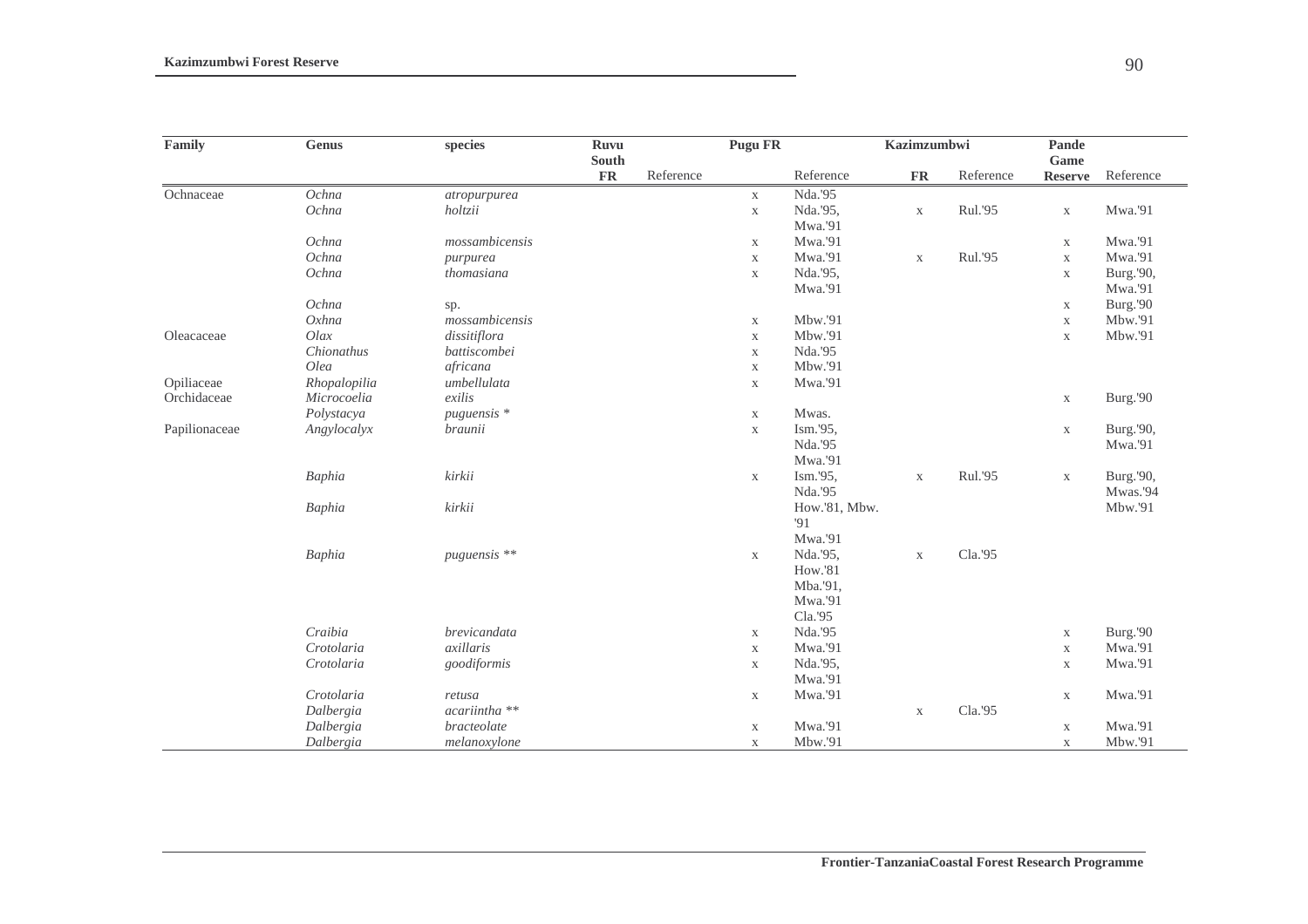| Family | Genus | species | Ruvu South FR | Reference | Pugu FR | Reference | Kazimzumbwi FR | Reference | Pande Game Reserve | Reference |
|---|---|---|---|---|---|---|---|---|---|---|
| Ochnaceae | *Ochna* | *atropurpurea* | | | x | Nda.'95 | | | | |
| | *Ochna* | *holtzii* | | | x | Nda.'95, Mwa.'91 | x | Rul.'95 | x | Mwa.'91 |
| | *Ochna* | *mossambicensis* | | | x | Mwa.'91 | | | x | Mwa.'91 |
| | *Ochna* | *purpurea* | | | x | Mwa.'91 | x | Rul.'95 | x | Mwa.'91 |
| | *Ochna* | *thomasiana* | | | x | Nda.'95, Mwa.'91 | | | x | Burg.'90, Mwa.'91 |
| | *Ochna* | sp. | | | | | | | x | Burg.'90 |
| | *Oxhna* | *mossambicensis* | | | x | Mbw.'91 | | | x | Mbw.'91 |
| Oleacaceae | *Olax* | *dissitiflora* | | | x | Mbw.'91 | | | x | Mbw.'91 |
| | *Chionathus* | *battiscombei* | | | x | Nda.'95 | | | | |
| | *Olea* | *africana* | | | x | Mbw.'91 | | | | |
| Opiliaceae | *Rhopalopilia* | *umbellulata* | | | x | Mwa.'91 | | | | |
| Orchidaceae | *Microcoelia* | *exilis* | | | | | | | x | Burg.'90 |
| | *Polystacya* | *puguensis* * | | | x | Mwas. | | | | |
| Papilionaceae | *Angylocalyx* | *braunii* | | | x | Ism.'95, Nda.'95 Mwa.'91 | | | x | Burg.'90, Mwa.'91 |
| | *Baphia* | *kirkii* | | | x | Ism.'95, Nda.'95 | x | Rul.'95 | x | Burg.'90, Mwas.'94 |
| | *Baphia* | *kirkii* | | | | How.'81, Mbw. '91 Mwa.'91 | | | | Mbw.'91 |
| | *Baphia* | *puguensis* ** | | | x | Nda.'95, How.'81 Mba.'91, Mwa.'91 Cla.'95 | x | Cla.'95 | | |
| | *Craibia* | *brevicandata* | | | x | Nda.'95 | | | x | Burg.'90 |
| | *Crotolaria* | *axillaris* | | | x | Mwa.'91 | | | x | Mwa.'91 |
| | *Crotolaria* | *goodiformis* | | | x | Nda.'95, Mwa.'91 | | | x | Mwa.'91 |
| | *Crotolaria* | *retusa* | | | x | Mwa.'91 | | | x | Mwa.'91 |
| | *Dalbergia* | *acariintha* ** | | | | | x | Cla.'95 | | |
| | *Dalbergia* | *bracteolate* | | | x | Mwa.'91 | | | x | Mwa.'91 |
| | *Dalbergia* | *melanoxylone* | | | x | Mbw.'91 | | | x | Mbw.'91 |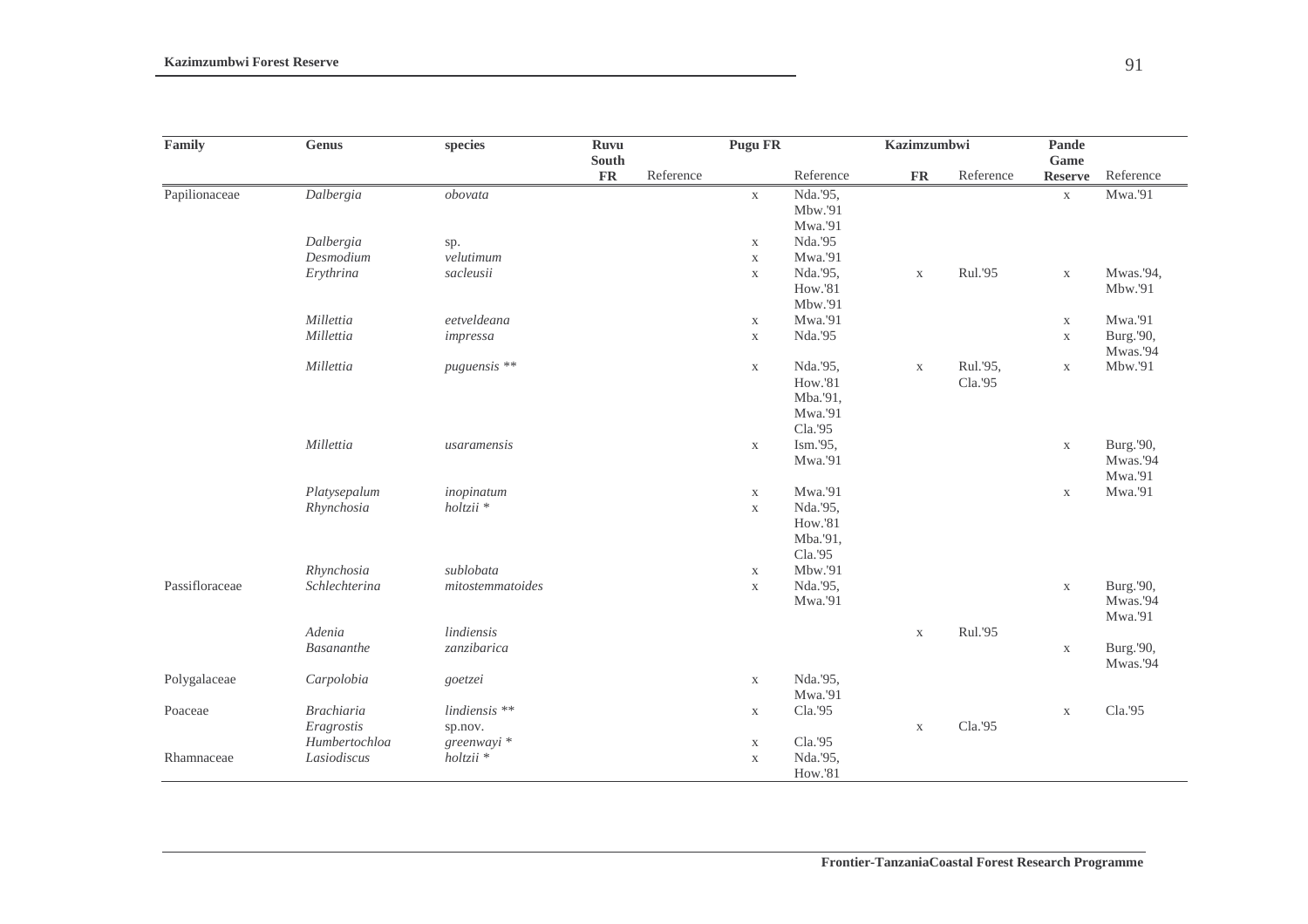| Family | Genus | species | Ruvu South FR | Reference | Pugu FR | Reference | Kazimzumbwi FR | Reference | Pande Game Reserve | Reference |
|---|---|---|---|---|---|---|---|---|---|---|
| Papilionaceae | *Dalbergia* | *obovata* | | | x | Nda.'95, Mbw.'91 Mwa.'91 | | | x | Mwa.'91 |
| | *Dalbergia* | sp. | | | x | Nda.'95 | | | | |
| | *Desmodium* | *velutimum* | | | x | Mwa.'91 | | | | |
| | *Erythrina* | *sacleusii* | | | x | Nda.'95, How.'81 Mbw.'91 | x | Rul.'95 | x | Mwas.'94, Mbw.'91 |
| | *Millettia* | *eetveldeana* | | | x | Mwa.'91 | | | x | Mwa.'91 |
| | *Millettia* | *impressa* | | | x | Nda.'95 | | | x | Burg.'90, Mwas.'94 |
| | *Millettia* | *puguensis* ** | | | x | Nda.'95, How.'81 Mba.'91, Mwa.'91 Cla.'95 | x | Rul.'95, Cla.'95 | x | Mbw.'91 |
| | *Millettia* | *usaramensis* | | | x | Ism.'95, Mwa.'91 | | | x | Burg.'90, Mwas.'94 Mwa.'91 |
| | *Platysepalum* | *inopinatum* | | | x | Mwa.'91 | | | x | Mwa.'91 |
| | *Rhynchosia* | *holtzii* * | | | x | Nda.'95, How.'81 Mba.'91, Cla.'95 | | | | |
| | *Rhynchosia* | *sublobata* | | | x | Mbw.'91 | | | | |
| Passifloraceae | *Schlechterina* | *mitostemmatoides* | | | x | Nda.'95, Mwa.'91 | | | x | Burg.'90, Mwas.'94 Mwa.'91 |
| | *Adenia* | *lindiensis* | | | | | x | Rul.'95 | | |
| | *Basananthe* | *zanzibarica* | | | | | | | x | Burg.'90, Mwas.'94 |
| Polygalaceae | *Carpolobia* | *goetzei* | | | x | Nda.'95, Mwa.'91 | | | | |
| Poaceae | *Brachiaria* | *lindiensis* ** | | | x | Cla.'95 | | | x | Cla.'95 |
| | *Eragrostis* | sp.nov. | | | | | x | Cla.'95 | | |
| | *Humbertochloa* | *greenwayi* * | | | x | Cla.'95 | | | | |
| Rhamnaceae | *Lasiodiscus* | *holtzii* * | | | x | Nda.'95, How.'81 | | | | |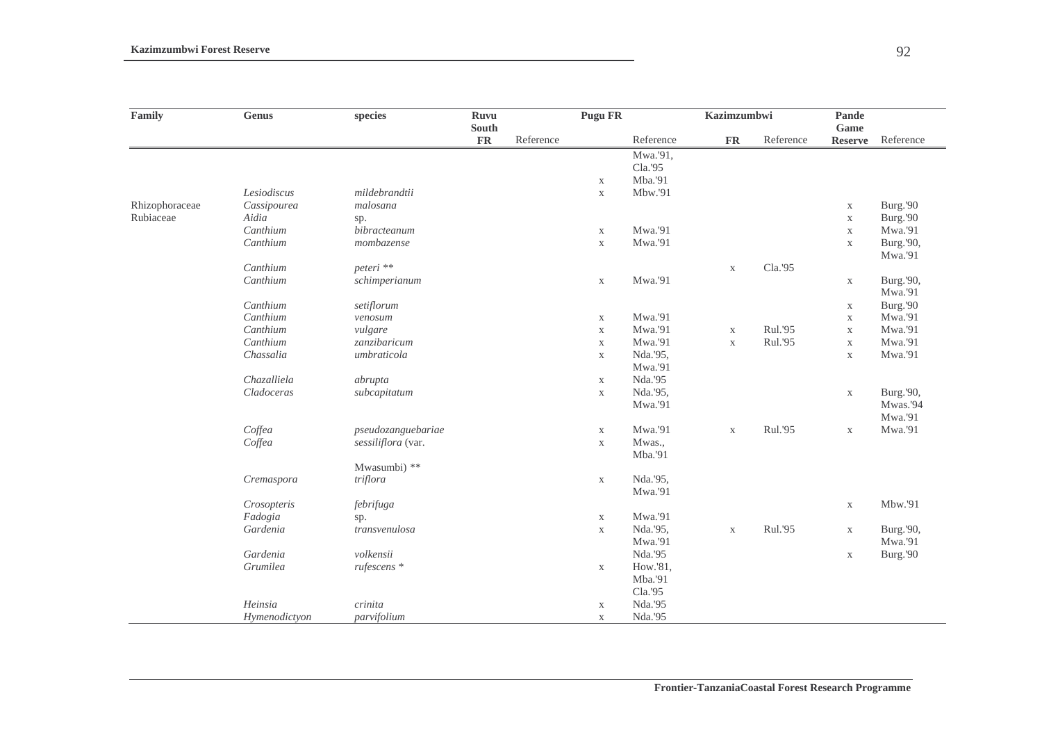| Family | Genus | species | Ruvu South FR | Reference | Pugu FR | Reference | Kazimzumbwi FR | Reference | Pande Game Reserve | Reference |
|---|---|---|---|---|---|---|---|---|---|---|
| | | | | | x | Mwa.'91, Cla.'95 Mba.'91 | | | | |
| | *Lesiodiscus* | *mildebrandtii* | | | x | Mbw.'91 | | | | |
| Rhizophoraceae | *Cassipourea* | *malosana* | | | | | | | x | Burg.'90 |
| Rubiaceae | *Aidia* | sp. | | | | | | | x | Burg.'90 |
| | *Canthium* | *bibracteanum* | | | x | Mwa.'91 | | | x | Mwa.'91 |
| | *Canthium* | *mombazense* | | | x | Mwa.'91 | | | x | Burg.'90, Mwa.'91 |
| | *Canthium* | *peteri* ** | | | | | x | Cla.'95 | | |
| | *Canthium* | *schimperianum* | | | x | Mwa.'91 | | | x | Burg.'90, Mwa.'91 |
| | *Canthium* | *setiflorum* | | | | | | | x | Burg.'90 |
| | *Canthium* | *venosum* | | | x | Mwa.'91 | | | x | Mwa.'91 |
| | *Canthium* | *vulgare* | | | x | Mwa.'91 | x | Rul.'95 | x | Mwa.'91 |
| | *Canthium* | *zanzibaricum* | | | x | Mwa.'91 | x | Rul.'95 | x | Mwa.'91 |
| | *Chassalia* | *umbraticola* | | | x | Nda.'95, Mwa.'91 | | | x | Mwa.'91 |
| | *Chazalliela* | *abrupta* | | | x | Nda.'95 | | | | |
| | *Cladoceras* | *subcapitatum* | | | x | Nda.'95, Mwa.'91 | | | x | Burg.'90, Mwas.'94 Mwa.'91 |
| | *Coffea* | *pseudozanguebariae* | | | x | Mwa.'91 | x | Rul.'95 | x | Mwa.'91 |
| | *Coffea* | *sessiliflora* (var. Mwasumbi) ** | | | x | Mwas., Mba.'91 | | | | |
| | *Cremaspora* | *triflora* | | | x | Nda.'95, Mwa.'91 | | | | |
| | *Crosopteris* | *febrifuga* | | | | | | | x | Mbw.'91 |
| | *Fadogia* | sp. | | | x | Mwa.'91 | | | | |
| | *Gardenia* | *transvenulosa* | | | x | Nda.'95, Mwa.'91 | x | Rul.'95 | x | Burg.'90, Mwa.'91 |
| | *Gardenia* | *volkensii* | | | | Nda.'95 | | | x | Burg.'90 |
| | *Grumilea* | *rufescens* * | | | x | How.'81, Mba.'91 Cla.'95 | | | | |
| | *Heinsia* | *crinita* | | | x | Nda.'95 | | | | |
| | *Hymenodictyon* | *parvifolium* | | | x | Nda.'95 | | | | |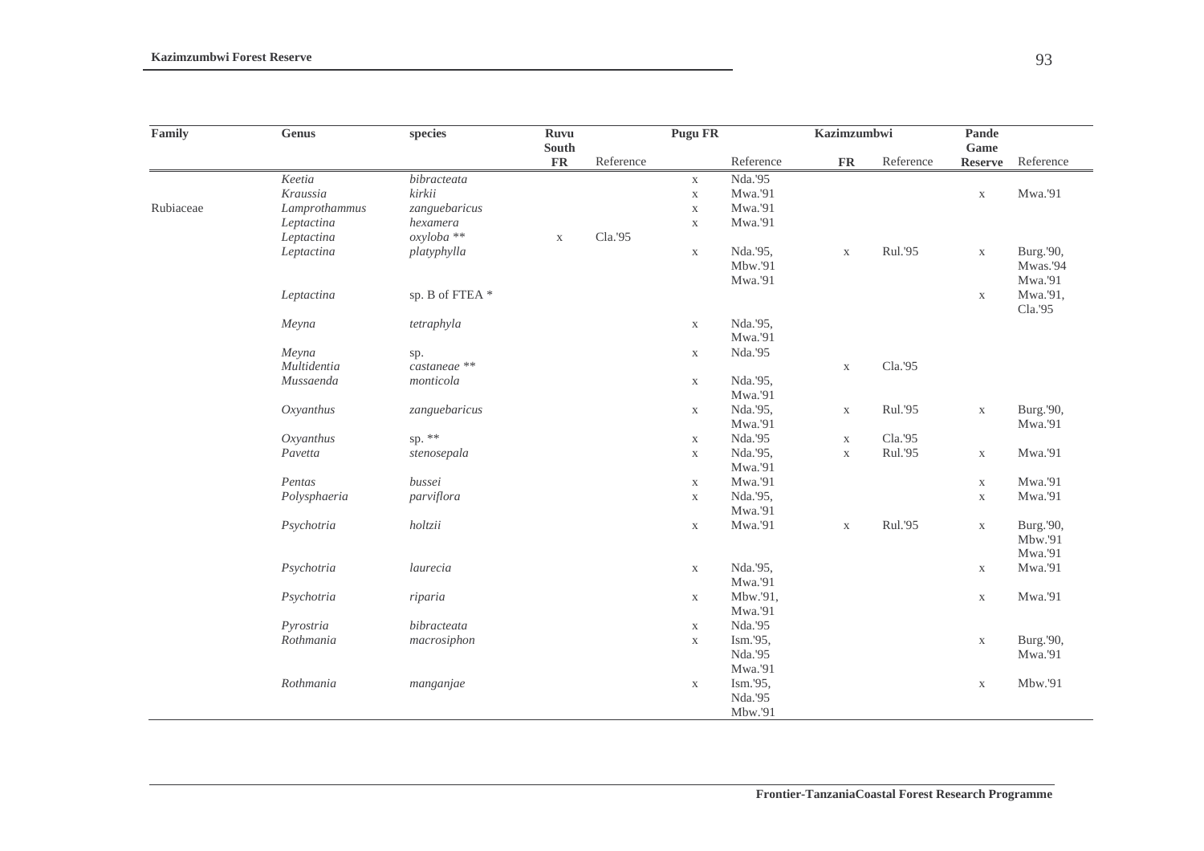| Family | Genus | species | Ruvu South FR | Reference | Pugu FR | Reference | Kazimzumbwi FR | Reference | Pande Game Reserve | Reference |
|---|---|---|---|---|---|---|---|---|---|---|
| | *Keetia* | *bibracteata* | | | x | Nda.'95 | | | | |
| | *Kraussia* | *kirkii* | | | x | Mwa.'91 | | | x | Mwa.'91 |
| Rubiaceae | *Lamprothammus* | *zanguebaricus* | | | x | Mwa.'91 | | | | |
| | *Leptactina* | *hexamera* | | | x | Mwa.'91 | | | | |
| | *Leptactina* | *oxyloba* ** | x | Cla.'95 | | | | | | |
| | *Leptactina* | *platyphylla* | | | x | Nda.'95, Mbw.'91 Mwa.'91 | x | Rul.'95 | x | Burg.'90, Mwas.'94 Mwa.'91 |
| | *Leptactina* | sp. B of FTEA * | | | | | | | x | Mwa.'91, Cla.'95 |
| | *Meyna* | *tetraphyla* | | | x | Nda.'95, Mwa.'91 | | | | |
| | *Meyna* | sp. | | | x | Nda.'95 | | | | |
| | *Multidentia* | *castaneae* ** | | | | | x | Cla.'95 | | |
| | *Mussaenda* | *monticola* | | | x | Nda.'95, Mwa.'91 | | | | |
| | *Oxyanthus* | *zanguebaricus* | | | x | Nda.'95, Mwa.'91 | x | Rul.'95 | x | Burg.'90, Mwa.'91 |
| | *Oxyanthus* | sp. ** | | | x | Nda.'95 | x | Cla.'95 | | |
| | *Pavetta* | *stenosepala* | | | x | Nda.'95, Mwa.'91 | x | Rul.'95 | x | Mwa.'91 |
| | *Pentas* | *bussei* | | | x | Mwa.'91 | | | x | Mwa.'91 |
| | *Polysphaeria* | *parviflora* | | | x | Nda.'95, Mwa.'91 | | | x | Mwa.'91 |
| | *Psychotria* | *holtzii* | | | x | Mwa.'91 | x | Rul.'95 | x | Burg.'90, Mbw.'91 Mwa.'91 |
| | *Psychotria* | *laurecia* | | | x | Nda.'95, Mwa.'91 | | | x | Mwa.'91 |
| | *Psychotria* | *riparia* | | | x | Mbw.'91, Mwa.'91 | | | x | Mwa.'91 |
| | *Pyrostria* | *bibracteata* | | | x | Nda.'95 | | | | |
| | *Rothmania* | *macrosiphon* | | | x | Ism.'95, Nda.'95 Mwa.'91 | | | x | Burg.'90, Mwa.'91 |
| | *Rothmania* | *manganjae* | | | x | Ism.'95, Nda.'95 Mbw.'91 | | | x | Mbw.'91 |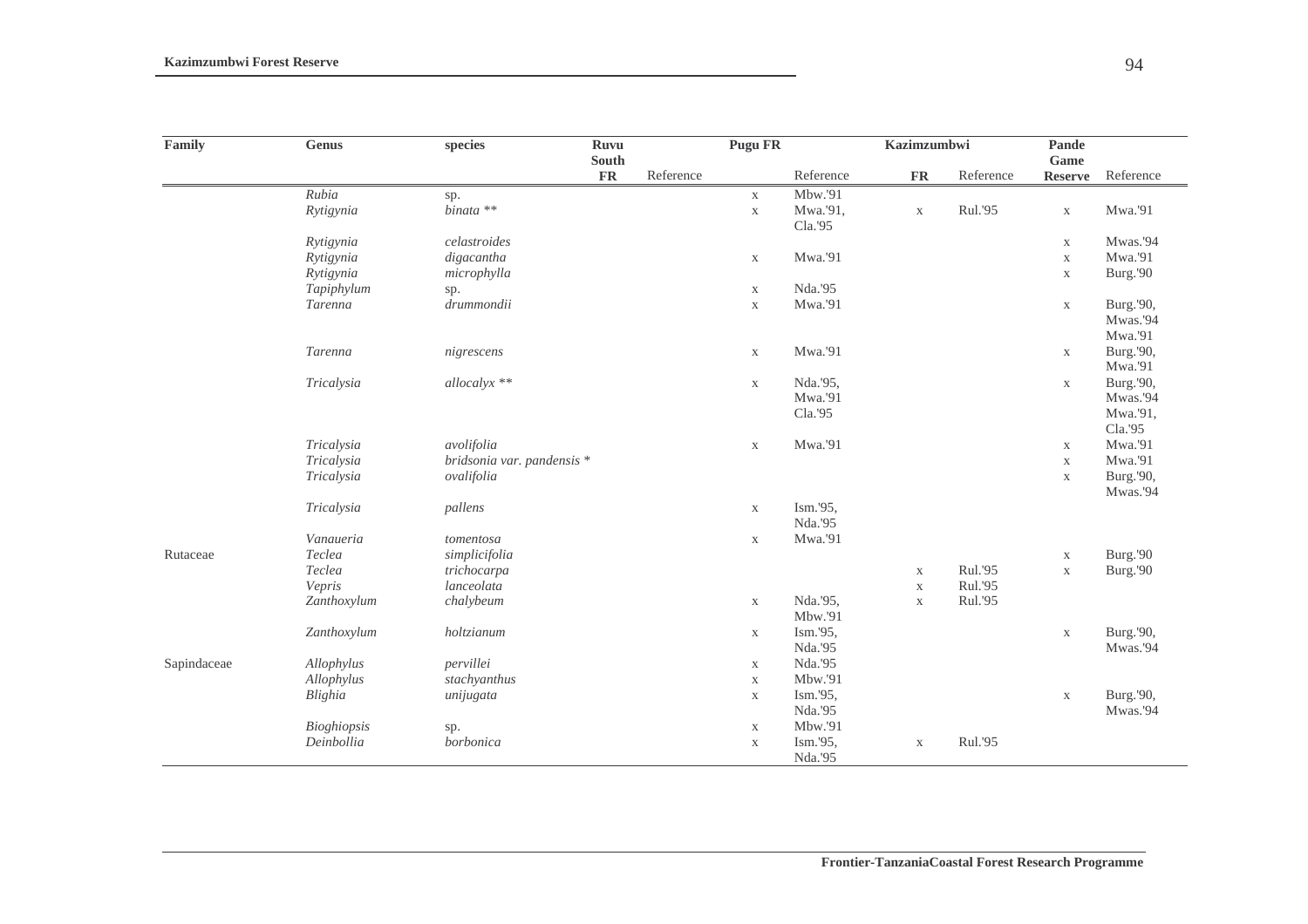| Family | Genus | species | Ruvu South FR | Reference | Pugu FR | Reference | Kazimzumbwi FR | Reference | Pande Game Reserve | Reference |
|---|---|---|---|---|---|---|---|---|---|---|
| | *Rubia* | sp. | | | x | Mbw.'91 | | | | |
| | *Rytigynia* | *binata* ** | | | x | Mwa.'91, Cla.'95 | x | Rul.'95 | x | Mwa.'91 |
| | *Rytigynia* | *celastroides* | | | | | | | x | Mwas.'94 |
| | *Rytigynia* | *digacantha* | | | x | Mwa.'91 | | | x | Mwa.'91 |
| | *Rytigynia* | *microphylla* | | | | | | | x | Burg.'90 |
| | *Tapiphylum* | sp. | | | x | Nda.'95 | | | | |
| | *Tarenna* | *drummondii* | | | x | Mwa.'91 | | | x | Burg.'90, Mwas.'94 Mwa.'91 |
| | *Tarenna* | *nigrescens* | | | x | Mwa.'91 | | | x | Burg.'90, Mwa.'91 |
| | *Tricalysia* | *allocalyx* ** | | | x | Nda.'95, Mwa.'91 Cla.'95 | | | x | Burg.'90, Mwas.'94 Mwa.'91, Cla.'95 |
| | *Tricalysia* | *avolifolia* | | | x | Mwa.'91 | | | x | Mwa.'91 |
| | *Tricalysia* | *bridsonia var. pandensis* * | | | | | | | x | Mwa.'91 |
| | *Tricalysia* | *ovalifolia* | | | | | | | x | Burg.'90, Mwas.'94 |
| | *Tricalysia* | *pallens* | | | x | Ism.'95, Nda.'95 | | | | |
| | *Vanaueria* | *tomentosa* | | | x | Mwa.'91 | | | | |
| Rutaceae | *Teclea* | *simplicifolia* | | | | | | | x | Burg.'90 |
| | *Teclea* | *trichocarpa* | | | | | x | Rul.'95 | x | Burg.'90 |
| | *Vepris* | *lanceolata* | | | | | x | Rul.'95 | | |
| | *Zanthoxylum* | *chalybeum* | | | x | Nda.'95, Mbw.'91 | x | Rul.'95 | | |
| | *Zanthoxylum* | *holtzianum* | | | x | Ism.'95, Nda.'95 | | | x | Burg.'90, Mwas.'94 |
| Sapindaceae | *Allophylus* | *pervillei* | | | x | Nda.'95 | | | | |
| | *Allophylus* | *stachyanthus* | | | x | Mbw.'91 | | | | |
| | *Blighia* | *unijugata* | | | x | Ism.'95, Nda.'95 | | | x | Burg.'90, Mwas.'94 |
| | *Bioghiopsis* | sp. | | | x | Mbw.'91 | | | | |
| | *Deinbollia* | *borbonica* | | | x | Ism.'95, Nda.'95 | x | Rul.'95 | | |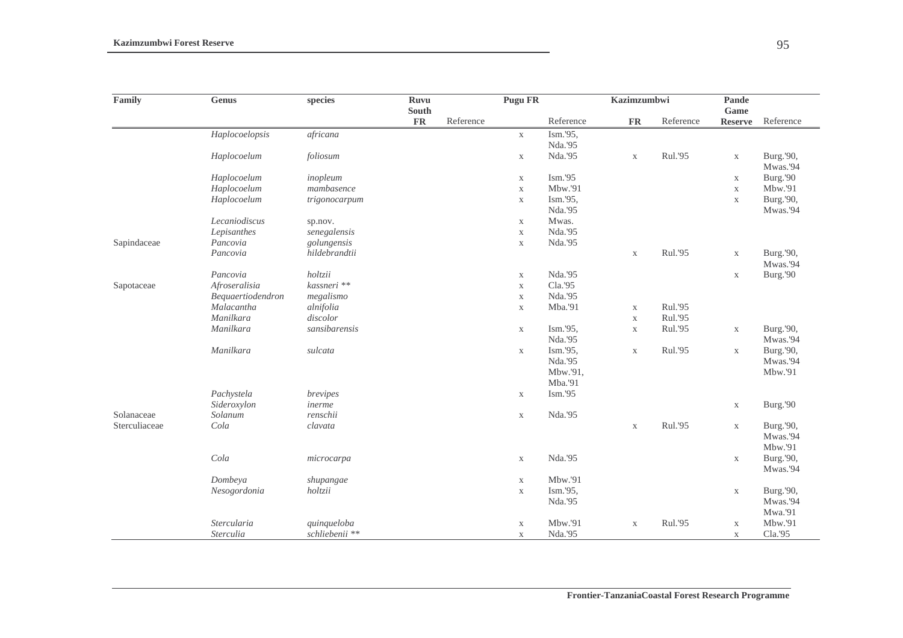| Family | Genus | species | Ruvu South FR | Reference | Pugu FR | Reference | Kazimzumbwi FR | Reference | Pande Game Reserve | Reference |
|---|---|---|---|---|---|---|---|---|---|---|
| | *Haplocoelopsis* | *africana* | | | x | Ism.'95, Nda.'95 | | | | |
| | *Haplocoelum* | *foliosum* | | | x | Nda.'95 | x | Rul.'95 | x | Burg.'90, Mwas.'94 |
| | *Haplocoelum* | *inopleum* | | | x | Ism.'95 | | | x | Burg.'90 |
| | *Haplocoelum* | *mambasence* | | | x | Mbw.'91 | | | x | Mbw.'91 |
| | *Haplocoelum* | *trigonocarpum* | | | x | Ism.'95, Nda.'95 | | | x | Burg.'90, Mwas.'94 |
| | *Lecaniodiscus* | sp.nov. | | | x | Mwas. | | | | |
| | *Lepisanthes* | *senegalensis* | | | x | Nda.'95 | | | | |
| Sapindaceae | *Pancovia* | *golungensis* | | | x | Nda.'95 | | | | |
| | *Pancovia* | *hildebrandtii* | | | | | x | Rul.'95 | x | Burg.'90, Mwas.'94 |
| | *Pancovia* | *holtzii* | | | x | Nda.'95 | | | x | Burg.'90 |
| Sapotaceae | *Afroseralisia* | *kassneri* ** | | | x | Cla.'95 | | | | |
| | *Bequaertiodendron* | *megalismo* | | | x | Nda.'95 | | | | |
| | *Malacantha* | *alnifolia* | | | x | Mba.'91 | x | Rul.'95 | | |
| | *Manilkara* | *discolor* | | | | | x | Rul.'95 | | |
| | *Manilkara* | *sansibarensis* | | | x | Ism.'95, Nda.'95 | x | Rul.'95 | x | Burg.'90, Mwas.'94 |
| | *Manilkara* | *sulcata* | | | x | Ism.'95, Nda.'95 Mbw.'91, Mba.'91 | x | Rul.'95 | x | Burg.'90, Mwas.'94 Mbw.'91 |
| | *Pachystela* | *brevipes* | | | x | Ism.'95 | | | | |
| | *Sideroxylon* | *inerme* | | | | | | | x | Burg.'90 |
| Solanaceae | *Solanum* | *renschii* | | | x | Nda.'95 | | | | |
| Sterculiaceae | *Cola* | *clavata* | | | | | x | Rul.'95 | x | Burg.'90, Mwas.'94 Mbw.'91 |
| | *Cola* | *microcarpa* | | | x | Nda.'95 | | | x | Burg.'90, Mwas.'94 |
| | *Dombeya* | *shupangae* | | | x | Mbw.'91 | | | | |
| | *Nesogordonia* | *holtzii* | | | x | Ism.'95, Nda.'95 | | | x | Burg.'90, Mwas.'94 Mwa.'91 |
| | *Stercularia* | *quinqueloba* | | | x | Mbw.'91 | x | Rul.'95 | x | Mbw.'91 |
| | *Sterculia* | *schliebenii* ** | | | x | Nda.'95 | | | x | Cla.'95 |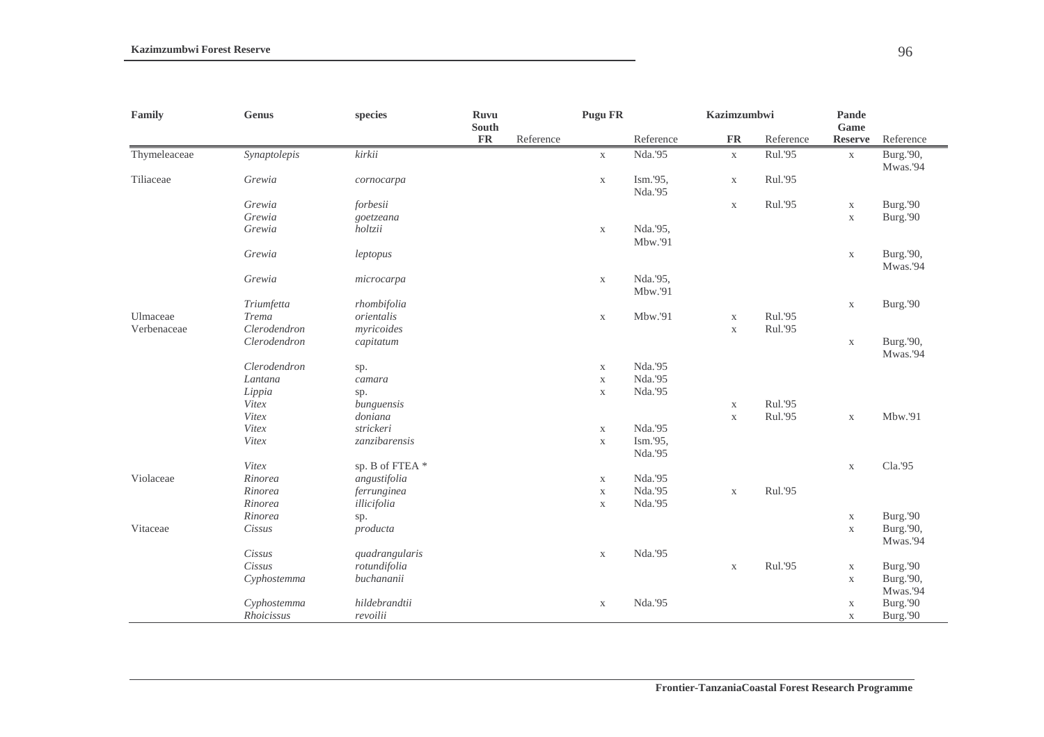| Family | Genus | species | Ruvu South FR | Reference | Pugu FR | Reference | Kazimzumbwi FR | Reference | Pande Game Reserve | Reference |
|---|---|---|---|---|---|---|---|---|---|---|
| Thymeleaceae | *Synaptolepis* | *kirkii* | | | x | Nda.'95 | x | Rul.'95 | x | Burg.'90, Mwas.'94 |
| Tiliaceae | *Grewia* | *cornocarpa* | | | x | Ism.'95, Nda.'95 | x | Rul.'95 | | |
| | *Grewia* | *forbesii* | | | | | x | Rul.'95 | x | Burg.'90 |
| | *Grewia* | *goetzeana* | | | | | | | x | Burg.'90 |
| | *Grewia* | *holtzii* | | | x | Nda.'95, Mbw.'91 | | | | |
| | *Grewia* | *leptopus* | | | | | | | x | Burg.'90, Mwas.'94 |
| | *Grewia* | *microcarpa* | | | x | Nda.'95, Mbw.'91 | | | | |
| | *Triumfetta* | *rhombifolia* | | | | | | | x | Burg.'90 |
| Ulmaceae | *Trema* | *orientalis* | | | x | Mbw.'91 | x | Rul.'95 | | |
| Verbenaceae | *Clerodendron* | *myricoides* | | | | | x | Rul.'95 | | |
| | *Clerodendron* | *capitatum* | | | | | | | x | Burg.'90, Mwas.'94 |
| | *Clerodendron* | sp. | | | x | Nda.'95 | | | | |
| | *Lantana* | *camara* | | | x | Nda.'95 | | | | |
| | *Lippia* | sp. | | | x | Nda.'95 | | | | |
| | *Vitex* | *bunguensis* | | | | | x | Rul.'95 | | |
| | *Vitex* | *doniana* | | | | | x | Rul.'95 | x | Mbw.'91 |
| | *Vitex* | *strickeri* | | | x | Nda.'95 | | | | |
| | *Vitex* | *zanzibarensis* | | | x | Ism.'95, Nda.'95 | | | | |
| | *Vitex* | sp. B of FTEA * | | | | | | | x | Cla.'95 |
| Violaceae | *Rinorea* | *angustifolia* | | | x | Nda.'95 | | | | |
| | *Rinorea* | *ferruginea* | | | x | Nda.'95 | x | Rul.'95 | | |
| | *Rinorea* | *illicifolia* | | | x | Nda.'95 | | | | |
| | *Rinorea* | sp. | | | | | | | x | Burg.'90 |
| Vitaceae | *Cissus* | *producta* | | | | | | | x | Burg.'90, Mwas.'94 |
| | *Cissus* | *quadrangularis* | | | x | Nda.'95 | | | | |
| | *Cissus* | *rotundifolia* | | | | | x | Rul.'95 | x | Burg.'90 |
| | *Cyphostemma* | *buchananii* | | | | | | | x | Burg.'90, Mwas.'94 |
| | *Cyphostemma* | *hildebrandtii* | | | x | Nda.'95 | | | x | Burg.'90 |
| | *Rhoicissus* | *revoilii* | | | | | | | x | Burg.'90 |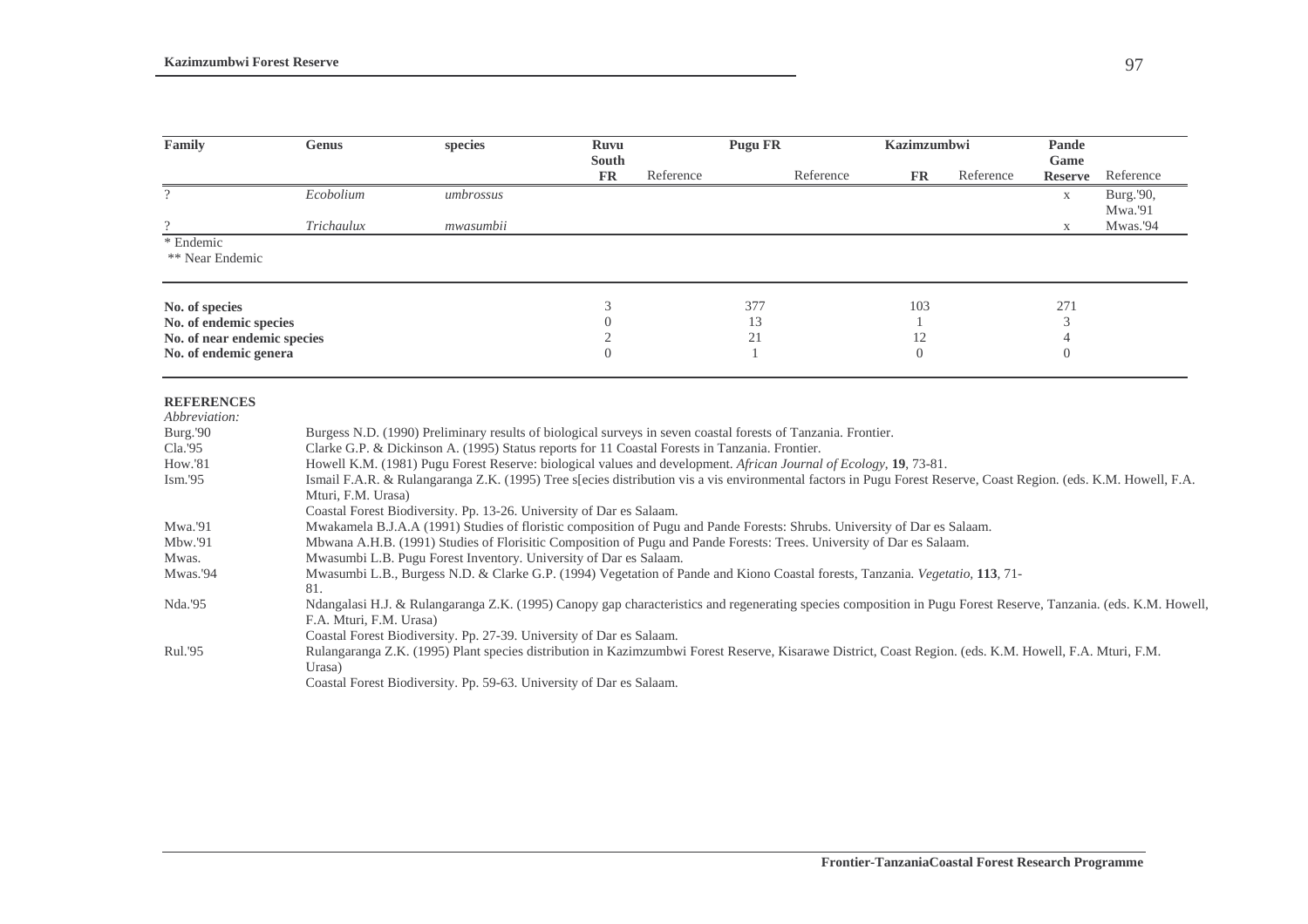| Family | Genus | species | Ruvu South FR | Reference | Pugu FR | Reference | Kazimzumbwi FR | Reference | Pande Game Reserve | Reference |
|---|---|---|---|---|---|---|---|---|---|---|
| ? | *Ecobolium* | *umbrossus* | | | | | | | x | Burg.'90, Mwa.'91 |
| ? | *Trichaulux* | *mwasumbii* | | | | | | | x | Mwas.'94 |

\* Endemic
\*\* Near Endemic

| | Ruvu South FR | Pugu FR | Kazimzumbwi FR | Pande Game Reserve |
|---|---|---|---|---|
| **No. of species** | 3 | 377 | 103 | 271 |
| **No. of endemic species** | 0 | 13 | 1 | 3 |
| **No. of near endemic species** | 2 | 21 | 12 | 4 |
| **No. of endemic genera** | 0 | 1 | 0 | 0 |

**REFERENCES**

*Abbreviation:*

| | |
|---|---|
| Burg.'90 | Burgess N.D. (1990) Preliminary results of biological surveys in seven coastal forests of Tanzania. Frontier. |
| Cla.'95 | Clarke G.P. & Dickinson A. (1995) Status reports for 11 Coastal Forests in Tanzania. Frontier. |
| How.'81 | Howell K.M. (1981) Pugu Forest Reserve: biological values and development. *African Journal of Ecology*, **19**, 73-81. |
| Ism.'95 | Ismail F.A.R. & Rulangaranga Z.K. (1995) Tree s[ecies distribution vis a vis environmental factors in Pugu Forest Reserve, Coast Region. (eds. K.M. Howell, F.A. Mturi, F.M. Urasa) Coastal Forest Biodiversity. Pp. 13-26. University of Dar es Salaam. |
| Mwa.'91 | Mwakamela B.J.A.A (1991) Studies of floristic composition of Pugu and Pande Forests: Shrubs. University of Dar es Salaam. |
| Mbw.'91 | Mbwana A.H.B. (1991) Studies of Florisitic Composition of Pugu and Pande Forests: Trees. University of Dar es Salaam. |
| Mwas. | Mwasumbi L.B. Pugu Forest Inventory. University of Dar es Salaam. |
| Mwas.'94 | Mwasumbi L.B., Burgess N.D. & Clarke G.P. (1994) Vegetation of Pande and Kiono Coastal forests, Tanzania. *Vegetatio*, **113**, 71-81. |
| Nda.'95 | Ndangalasi H.J. & Rulangaranga Z.K. (1995) Canopy gap characteristics and regenerating species composition in Pugu Forest Reserve, Tanzania. (eds. K.M. Howell, F.A. Mturi, F.M. Urasa) Coastal Forest Biodiversity. Pp. 27-39. University of Dar es Salaam. |
| Rul.'95 | Rulangaranga Z.K. (1995) Plant species distribution in Kazimzumbwi Forest Reserve, Kisarawe District, Coast Region. (eds. K.M. Howell, F.A. Mturi, F.M. Urasa) Coastal Forest Biodiversity. Pp. 59-63. University of Dar es Salaam. |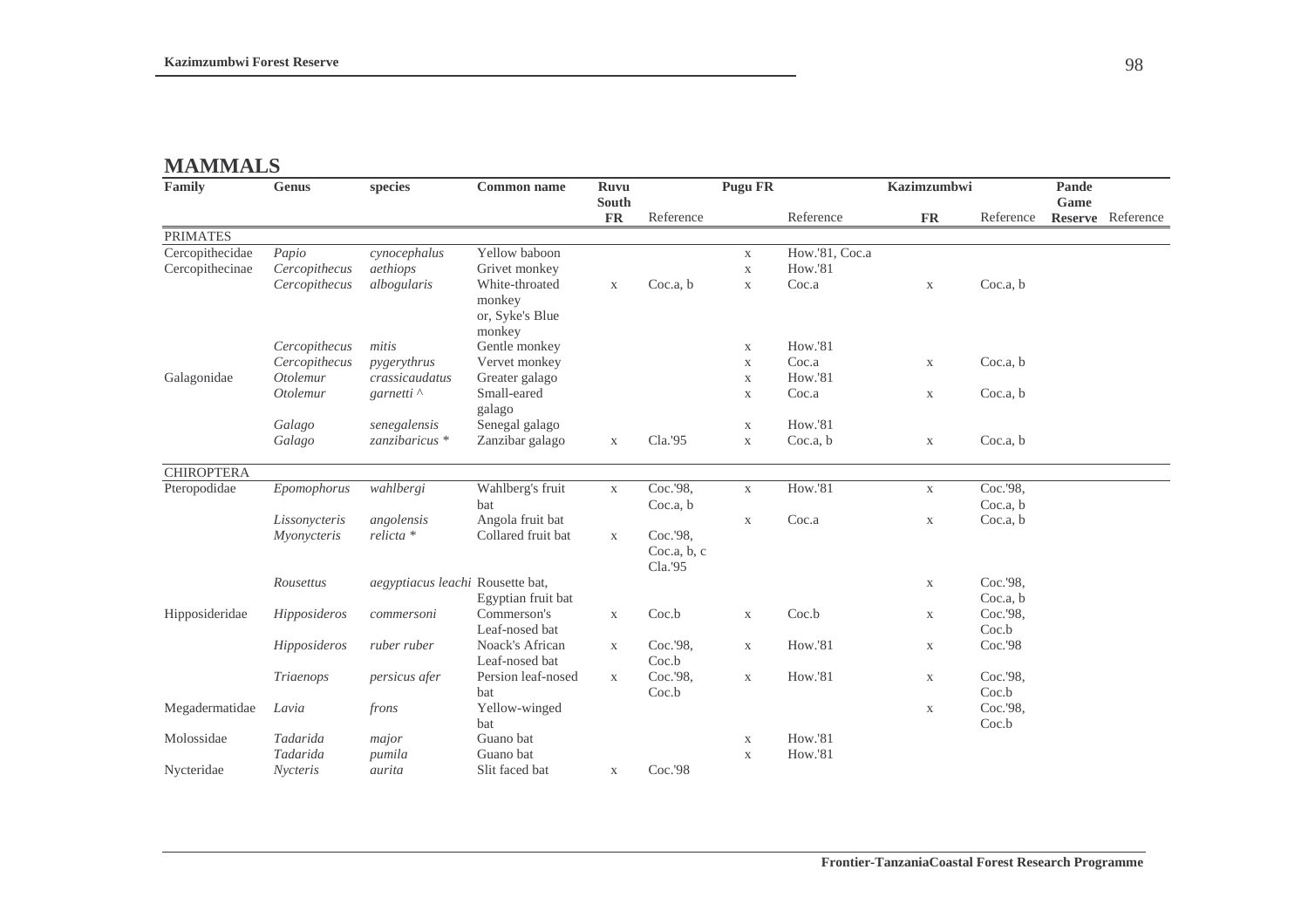## MAMMALS

| Family | Genus | species | Common name | Ruvu South FR | Reference | Pugu FR | Reference | Kazimzumbwi FR | Reference | Pande Game Reserve | Reference |
|---|---|---|---|---|---|---|---|---|---|---|---|
| PRIMATES | | | | | | | | | | | |
| Cercopithecidae | *Papio* | *cynocephalus* | Yellow baboon | | | x | How.'81, Coc.a | | | | |
| Cercopithecinae | *Cercopithecus* | *aethiops* | Grivet monkey | | | x | How.'81 | | | | |
| | *Cercopithecus* | *albogularis* | White-throated monkey or, Syke's Blue monkey | x | Coc.a, b | x | Coc.a | x | Coc.a, b | | |
| | *Cercopithecus* | *mitis* | Gentle monkey | | | x | How.'81 | | | | |
| | *Cercopithecus* | *pygerythrus* | Vervet monkey | | | x | Coc.a | x | Coc.a, b | | |
| Galagonidae | *Otolemur* | *crassicaudatus* | Greater galago | | | x | How.'81 | | | | |
| | *Otolemur* | *garnetti* ^ | Small-eared galago | | | x | Coc.a | x | Coc.a, b | | |
| | *Galago* | *senegalensis* | Senegal galago | | | x | How.'81 | | | | |
| | *Galago* | *zanzibaricus* * | Zanzibar galago | x | Cla.'95 | x | Coc.a, b | x | Coc.a, b | | |
| CHIROPTERA | | | | | | | | | | | |
| Pteropodidae | *Epomophorus* | *wahlbergi* | Wahlberg's fruit bat | x | Coc.'98, Coc.a, b | x | How.'81 | x | Coc.'98, Coc.a, b | | |
| | *Lissonycteris* | *angolensis* | Angola fruit bat | | | x | Coc.a | x | Coc.a, b | | |
| | *Myonycteris* | *relicta* * | Collared fruit bat | x | Coc.'98, Coc.a, b, c Cla.'95 | | | | | | |
| | *Rousettus* | *aegyptiacus leachi* | Rousette bat, Egyptian fruit bat | | | | | x | Coc.'98, Coc.a, b | | |
| Hipposideridae | *Hipposideros* | *commersoni* | Commerson's Leaf-nosed bat | x | Coc.b | x | Coc.b | x | Coc.'98, Coc.b | | |
| | *Hipposideros* | *ruber ruber* | Noack's African Leaf-nosed bat | x | Coc.'98, Coc.b | x | How.'81 | x | Coc.'98 | | |
| | *Triaenops* | *persicus afer* | Persion leaf-nosed bat | x | Coc.'98, Coc.b | x | How.'81 | x | Coc.'98, Coc.b | | |
| Megadermatidae | *Lavia* | *frons* | Yellow-winged bat | | | | | x | Coc.'98, Coc.b | | |
| Molossidae | *Tadarida* | *major* | Guano bat | | | x | How.'81 | | | | |
| | *Tadarida* | *pumila* | Guano bat | | | x | How.'81 | | | | |
| Nycteridae | *Nycteris* | *aurita* | Slit faced bat | x | Coc.'98 | | | | | | |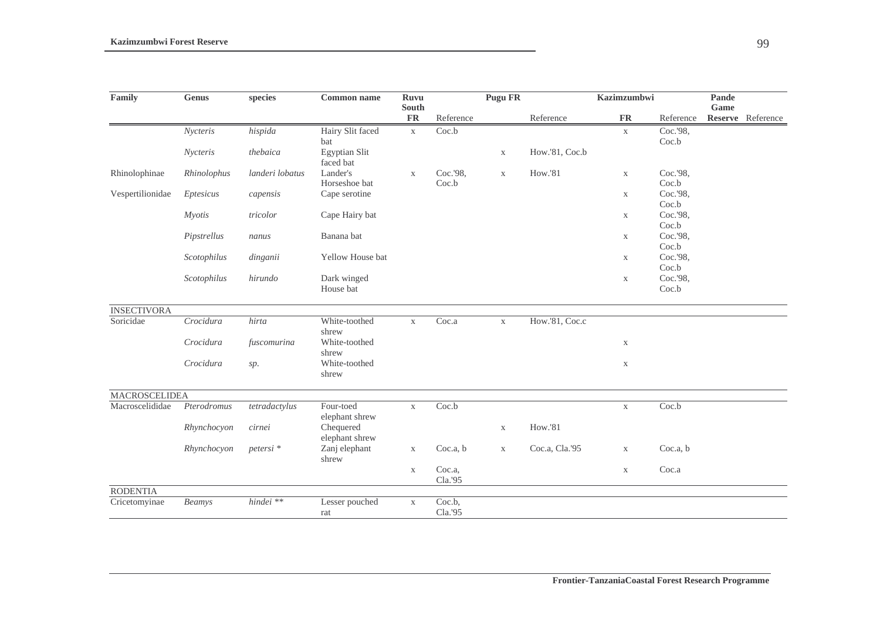| Family | Genus | species | Common name | Ruvu South FR | Reference | Pugu FR | Reference | Kazimzumbwi FR | Reference | Pande Game Reserve | Reference |
|---|---|---|---|---|---|---|---|---|---|---|---|
| | *Nycteris* | *hispida* | Hairy Slit faced bat | x | Coc.b | | | x | Coc.'98, Coc.b | | |
| | *Nycteris* | *thebaica* | Egyptian Slit faced bat | | | x | How.'81, Coc.b | | | | |
| Rhinolophinae | *Rhinolophus* | *landeri lobatus* | Lander's Horseshoe bat | x | Coc.'98, Coc.b | x | How.'81 | x | Coc.'98, Coc.b | | |
| Vespertilionidae | *Eptesicus* | *capensis* | Cape serotine | | | | | x | Coc.'98, Coc.b | | |
| | *Myotis* | *tricolor* | Cape Hairy bat | | | | | x | Coc.'98, Coc.b | | |
| | *Pipstrellus* | *nanus* | Banana bat | | | | | x | Coc.'98, Coc.b | | |
| | *Scotophilus* | *dinganii* | Yellow House bat | | | | | x | Coc.'98, Coc.b | | |
| | *Scotophilus* | *hirundo* | Dark winged House bat | | | | | x | Coc.'98, Coc.b | | |
| INSECTIVORA | | | | | | | | | | | |
| Soricidae | *Crocidura* | *hirta* | White-toothed shrew | x | Coc.a | x | How.'81, Coc.c | | | | |
| | *Crocidura* | *fuscomurina* | White-toothed shrew | | | | | x | | | |
| | *Crocidura* | *sp.* | White-toothed shrew | | | | | x | | | |
| MACROSCELIDEA | | | | | | | | | | | |
| Macroscelididae | *Pterodromus* | *tetradactylus* | Four-toed elephant shrew | x | Coc.b | | | x | Coc.b | | |
| | *Rhynchocyon* | *cirnei* | Chequered elephant shrew | | | x | How.'81 | | | | |
| | *Rhynchocyon* | *petersi* * | Zanj elephant shrew | x | Coc.a, b | x | Coc.a, Cla.'95 | x | Coc.a, b | | |
| | | | | x | Coc.a, Cla.'95 | | | x | Coc.a | | |
| RODENTIA | | | | | | | | | | | |
| Cricetomyinae | *Beamys* | *hindei* ** | Lesser pouched rat | x | Coc.b, Cla.'95 | | | | | | |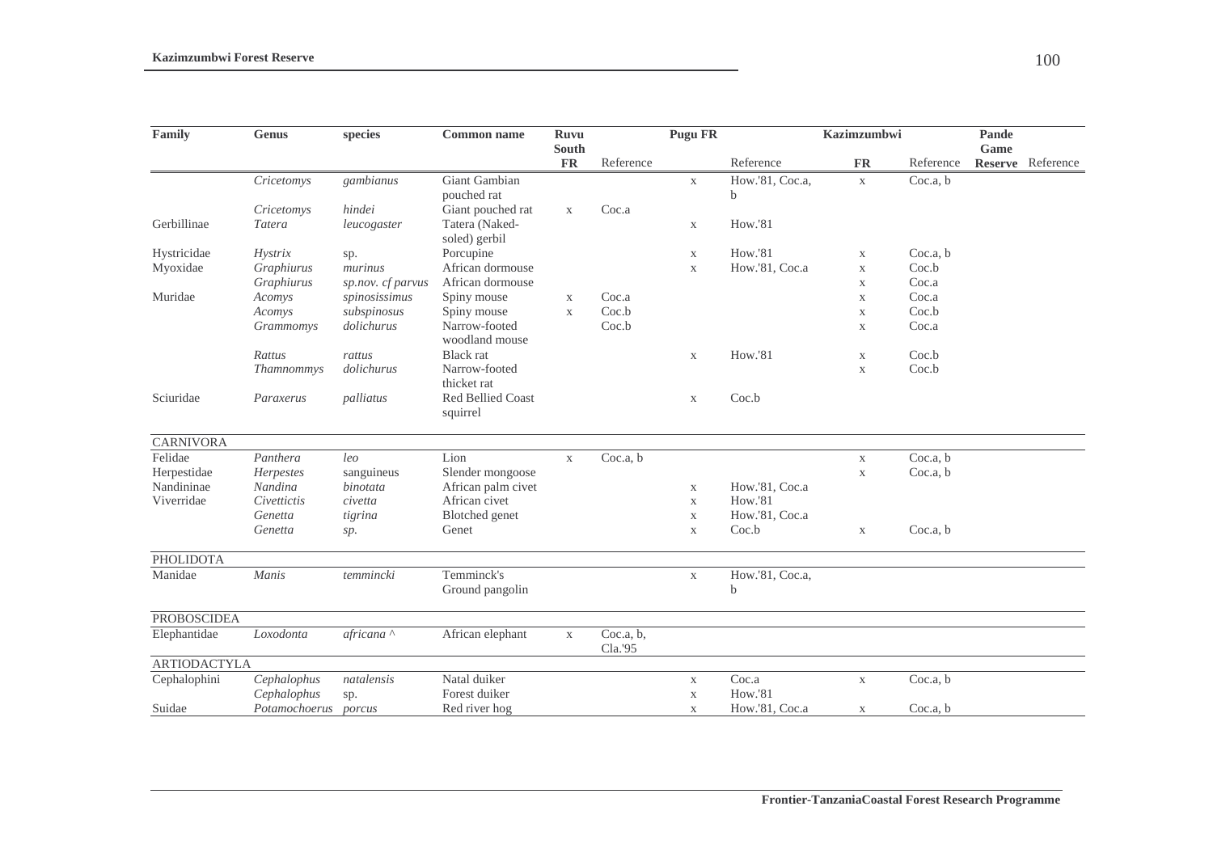| Family | Genus | species | Common name | Ruvu South FR | Reference | Pugu FR | Reference | Kazimzumbwi FR | Reference | Pande Game Reserve | Reference |
|---|---|---|---|---|---|---|---|---|---|---|---|
| | *Cricetomys* | *gambianus* | Giant Gambian pouched rat | | | x | How.'81, Coc.a, b | x | Coc.a, b | | |
| | *Cricetomys* | *hindei* | Giant pouched rat | x | Coc.a | | | | | | |
| Gerbillinae | *Tatera* | *leucogaster* | Tatera (Naked-soled) gerbil | | | x | How.'81 | | | | |
| Hystricidae | *Hystrix* | sp. | Porcupine | | | x | How.'81 | x | Coc.a, b | | |
| Myoxidae | *Graphiurus* | *murinus* | African dormouse | | | x | How.'81, Coc.a | x | Coc.b | | |
| | *Graphiurus* | *sp.nov. cf parvus* | African dormouse | | | | | x | Coc.a | | |
| Muridae | *Acomys* | *spinosissimus* | Spiny mouse | x | Coc.a | | | x | Coc.a | | |
| | *Acomys* | *subspinosus* | Spiny mouse | x | Coc.b | | | x | Coc.b | | |
| | *Grammomys* | *dolichurus* | Narrow-footed woodland mouse | | Coc.b | | | x | Coc.a | | |
| | *Rattus* | *rattus* | Black rat | | | x | How.'81 | x | Coc.b | | |
| | *Thamnommys* | *dolichurus* | Narrow-footed thicket rat | | | | | x | Coc.b | | |
| Sciuridae | *Paraxerus* | *palliatus* | Red Bellied Coast squirrel | | | x | Coc.b | | | | |
| **CARNIVORA** | | | | | | | | | | | |
| Felidae | *Panthera* | *leo* | Lion | x | Coc.a, b | | | x | Coc.a, b | | |
| Herpestidae | *Herpestes* | sanguineus | Slender mongoose | | | | | x | Coc.a, b | | |
| Nandininae | *Nandina* | *binotata* | African palm civet | | | x | How.'81, Coc.a | | | | |
| Viverridae | *Civettictis* | *civetta* | African civet | | | x | How.'81 | | | | |
| | *Genetta* | *tigrina* | Blotched genet | | | x | How.'81, Coc.a | | | | |
| | *Genetta* | *sp.* | Genet | | | x | Coc.b | x | Coc.a, b | | |
| **PHOLIDOTA** | | | | | | | | | | | |
| Manidae | *Manis* | *temmincki* | Temminck's Ground pangolin | | | x | How.'81, Coc.a, b | | | | |
| **PROBOSCIDEA** | | | | | | | | | | | |
| Elephantidae | *Loxodonta* | *africana ^* | African elephant | x | Coc.a, b, Cla.'95 | | | | | | |
| **ARTIODACTYLA** | | | | | | | | | | | |
| Cephalophini | *Cephalophus* | *natalensis* | Natal duiker | | | x | Coc.a | x | Coc.a, b | | |
| | *Cephalophus* | sp. | Forest duiker | | | x | How.'81 | | | | |
| Suidae | *Potamochoerus* | *porcus* | Red river hog | | | x | How.'81, Coc.a | x | Coc.a, b | | |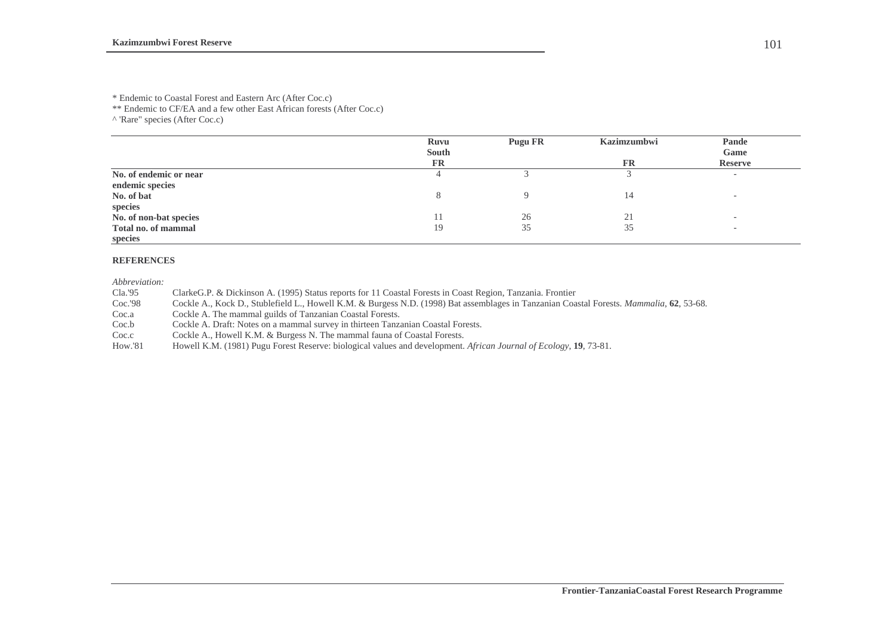* Endemic to Coastal Forest and Eastern Arc (After Coc.c)
** Endemic to CF/EA and a few other East African forests (After Coc.c)
^ 'Rare" species (After Coc.c)

| | Ruvu South FR | Pugu FR | Kazimzumbwi FR | Pande Game Reserve |
|---|---|---|---|---|
| **No. of endemic or near endemic species** | 4 | 3 | 3 | - |
| **No. of bat species** | 8 | 9 | 14 | - |
| **No. of non-bat species** | 11 | 26 | 21 | - |
| **Total no. of mammal species** | 19 | 35 | 35 | - |

**REFERENCES**

*Abbreviation:*

| | |
|---|---|
| Cla.'95 | ClarkeG.P. & Dickinson A. (1995) Status reports for 11 Coastal Forests in Coast Region, Tanzania. Frontier |
| Coc.'98 | Cockle A., Kock D., Stublefield L., Howell K.M. & Burgess N.D. (1998) Bat assemblages in Tanzanian Coastal Forests. *Mammalia*, **62**, 53-68. |
| Coc.a | Cockle A. The mammal guilds of Tanzanian Coastal Forests. |
| Coc.b | Cockle A. Draft: Notes on a mammal survey in thirteen Tanzanian Coastal Forests. |
| Coc.c | Cockle A., Howell K.M. & Burgess N. The mammal fauna of Coastal Forests. |
| How.'81 | Howell K.M. (1981) Pugu Forest Reserve: biological values and development. *African Journal of Ecology*, **19**, 73-81. |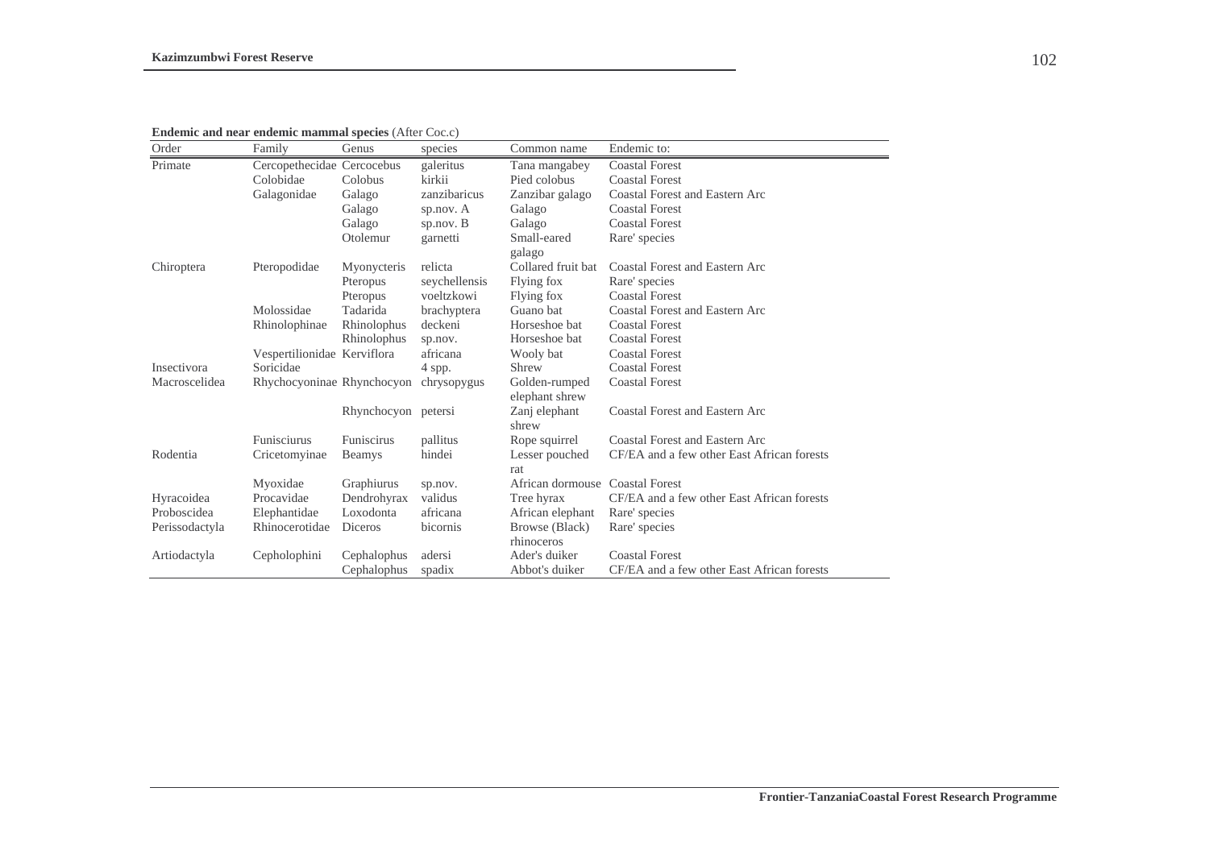**Endemic and near endemic mammal species** (After Coc.c)

| Order | Family | Genus | species | Common name | Endemic to: |
|---|---|---|---|---|---|
| Primate | Cercopethecidae | Cercocebus | galeritus | Tana mangabey | Coastal Forest |
| | Colobidae | Colobus | kirkii | Pied colobus | Coastal Forest |
| | Galagonidae | Galago | zanzibaricus | Zanzibar galago | Coastal Forest and Eastern Arc |
| | | Galago | sp.nov. A | Galago | Coastal Forest |
| | | Galago | sp.nov. B | Galago | Coastal Forest |
| | | Otolemur | garnetti | Small-eared galago | Rare' species |
| Chiroptera | Pteropodidae | Myonycteris | relicta | Collared fruit bat | Coastal Forest and Eastern Arc |
| | | Pteropus | seychellensis | Flying fox | Rare' species |
| | | Pteropus | voeltzkowi | Flying fox | Coastal Forest |
| | Molossidae | Tadarida | brachyptera | Guano bat | Coastal Forest and Eastern Arc |
| | Rhinolophinae | Rhinolophus | deckeni | Horseshoe bat | Coastal Forest |
| | | Rhinolophus | sp.nov. | Horseshoe bat | Coastal Forest |
| | Vespertilionidae | Kerviflora | africana | Wooly bat | Coastal Forest |
| Insectivora | Soricidae | | 4 spp. | Shrew | Coastal Forest |
| Macroscelidea | Rhychocyoninae | Rhynchocyon | chrysopygus | Golden-rumped elephant shrew | Coastal Forest |
| | | Rhynchocyon | petersi | Zanj elephant shrew | Coastal Forest and Eastern Arc |
| | Funisciurus | Funiscirus | pallitus | Rope squirrel | Coastal Forest and Eastern Arc |
| Rodentia | Cricetomyinae | Beamys | hindei | Lesser pouched rat | CF/EA and a few other East African forests |
| | Myoxidae | Graphiurus | sp.nov. | African dormouse | Coastal Forest |
| Hyracoidea | Procavidae | Dendrohyrax | validus | Tree hyrax | CF/EA and a few other East African forests |
| Proboscidea | Elephantidae | Loxodonta | africana | African elephant | Rare' species |
| Perissodactyla | Rhinocerotidae | Diceros | bicornis | Browse (Black) rhinoceros | Rare' species |
| Artiodactyla | Cepholophini | Cephalophus | adersi | Ader's duiker | Coastal Forest |
| | | Cephalophus | spadix | Abbot's duiker | CF/EA and a few other East African forests |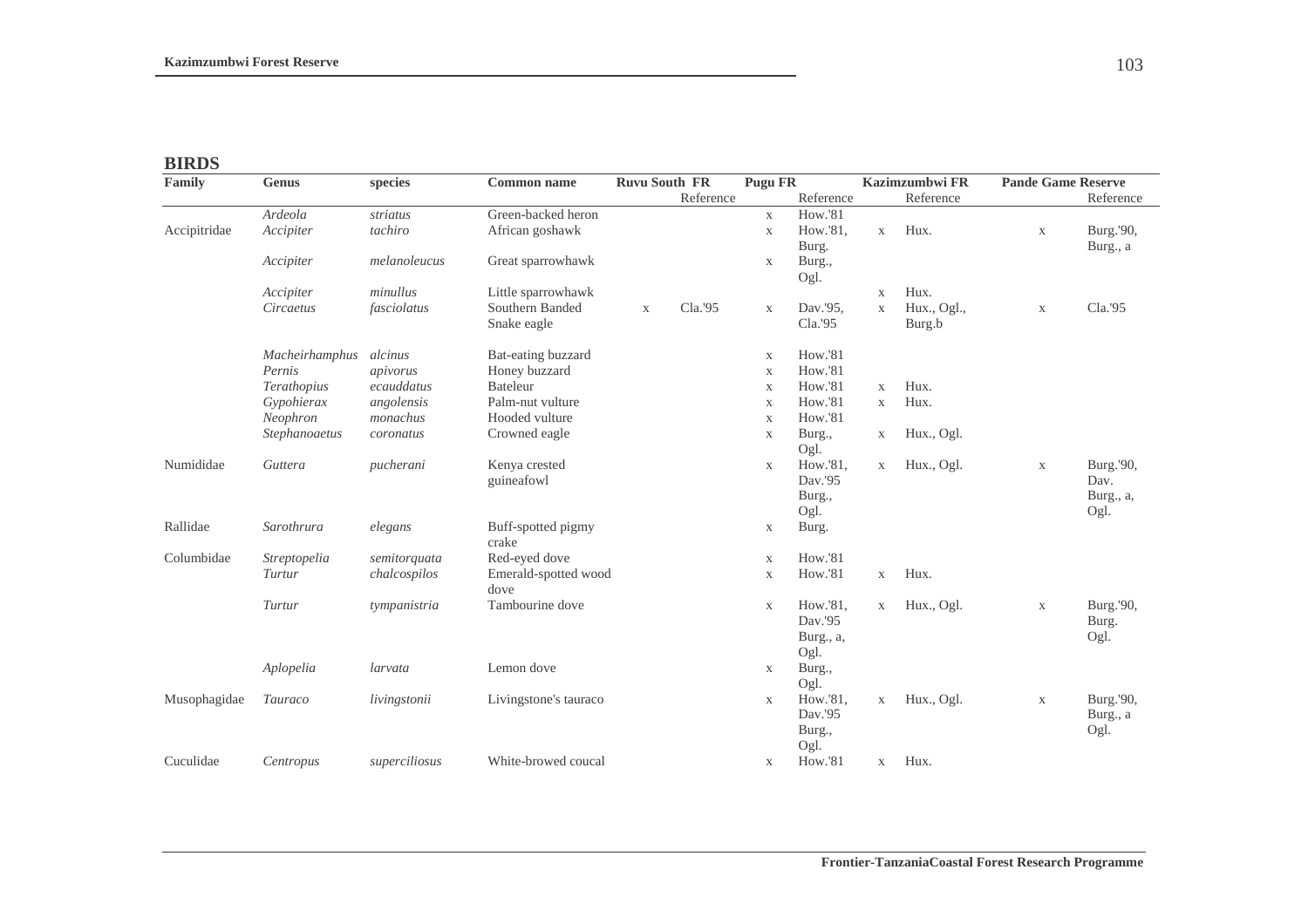## BIRDS

| Family | Genus | species | Common name | Ruvu South FR | Reference | Pugu FR | Reference | Kazimzumbwi FR | Reference | Pande Game Reserve | Reference |
|---|---|---|---|---|---|---|---|---|---|---|---|
| | *Ardeola* | *striatus* | Green-backed heron | | | x | How.'81 | | | | |
| Accipitridae | *Accipiter* | *tachiro* | African goshawk | | | x | How.'81, Burg. | x | Hux. | x | Burg.'90, Burg., a |
| | *Accipiter* | *melanoleucus* | Great sparrowhawk | | | x | Burg., Ogl. | | | | |
| | *Accipiter* | *minullus* | Little sparrowhawk | | | | | x | Hux. | | |
| | *Circaetus* | *fasciolatus* | Southern Banded Snake eagle | x | Cla.'95 | x | Dav.'95, Cla.'95 | x | Hux., Ogl., Burg.b | x | Cla.'95 |
| | *Macheirhamphus* | *alcinus* | Bat-eating buzzard | | | x | How.'81 | | | | |
| | *Pernis* | *apivorus* | Honey buzzard | | | x | How.'81 | | | | |
| | *Terathopius* | *ecauddatus* | Bateleur | | | x | How.'81 | x | Hux. | | |
| | *Gypohierax* | *angolensis* | Palm-nut vulture | | | x | How.'81 | x | Hux. | | |
| | *Neophron* | *monachus* | Hooded vulture | | | x | How.'81 | | | | |
| | *Stephanoaetus* | *coronatus* | Crowned eagle | | | x | Burg., Ogl. | x | Hux., Ogl. | | |
| Numididae | *Guttera* | *pucherani* | Kenya crested guineafowl | | | x | How.'81, Dav.'95 Burg., Ogl. | x | Hux., Ogl. | x | Burg.'90, Dav. Burg., a, Ogl. |
| Rallidae | *Sarothrura* | *elegans* | Buff-spotted pigmy crake | | | x | Burg. | | | | |
| Columbidae | *Streptopelia* | *semitorquata* | Red-eyed dove | | | x | How.'81 | | | | |
| | *Turtur* | *chalcospilos* | Emerald-spotted wood dove | | | x | How.'81 | x | Hux. | | |
| | *Turtur* | *tympanistria* | Tambourine dove | | | x | How.'81, Dav.'95 Burg., a, Ogl. | x | Hux., Ogl. | x | Burg.'90, Burg. Ogl. |
| | *Aplopelia* | *larvata* | Lemon dove | | | x | Burg., Ogl. | | | | |
| Musophagidae | *Tauraco* | *livingstonii* | Livingstone's tauraco | | | x | How.'81, Dav.'95 Burg., Ogl. | x | Hux., Ogl. | x | Burg.'90, Burg., a Ogl. |
| Cuculidae | *Centropus* | *superciliosus* | White-browed coucal | | | x | How.'81 | x | Hux. | | |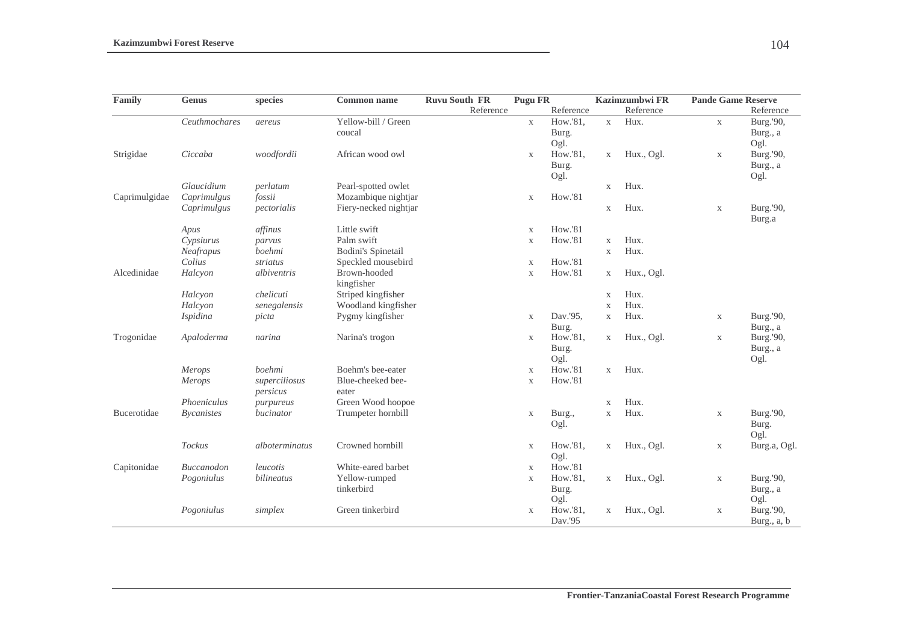| Family | Genus | species | Common name | Ruvu South FR | | Pugu FR | | Kazimzumbwi FR | | Pande Game Reserve | |
|---|---|---|---|---|---|---|---|---|---|---|---|
| | | | | | Reference | | Reference | | Reference | | Reference |
| | *Ceuthmochares* | *aereus* | Yellow-bill / Green coucal | | | x | How.'81, Burg. Ogl. | x | Hux. | x | Burg.'90, Burg., a Ogl. |
| Strigidae | *Ciccaba* | *woodfordii* | African wood owl | | | x | How.'81, Burg. Ogl. | x | Hux., Ogl. | x | Burg.'90, Burg., a Ogl. |
| | *Glaucidium* | *perlatum* | Pearl-spotted owlet | | | | | x | Hux. | | |
| Caprimulgidae | *Caprimulgus* | *fossii* | Mozambique nightjar | | | x | How.'81 | | | | |
| | *Caprimulgus* | *pectorialis* | Fiery-necked nightjar | | | | | x | Hux. | x | Burg.'90, Burg.a |
| | *Apus* | *affinus* | Little swift | | | x | How.'81 | | | | |
| | *Cypsiurus* | *parvus* | Palm swift | | | x | How.'81 | x | Hux. | | |
| | *Neafrapus* | *boehmi* | Bodini's Spinetail | | | | | x | Hux. | | |
| | *Colius* | *striatus* | Speckled mousebird | | | x | How.'81 | | | | |
| Alcedinidae | *Halcyon* | *albiventris* | Brown-hooded kingfisher | | | x | How.'81 | x | Hux., Ogl. | | |
| | *Halcyon* | *chelicuti* | Striped kingfisher | | | | | x | Hux. | | |
| | *Halcyon* | *senegalensis* | Woodland kingfisher | | | | | x | Hux. | | |
| | *Ispidina* | *picta* | Pygmy kingfisher | | | x | Dav.'95, Burg. | x | Hux. | x | Burg.'90, Burg., a |
| Trogonidae | *Apaloderma* | *narina* | Narina's trogon | | | x | How.'81, Burg. Ogl. | x | Hux., Ogl. | x | Burg.'90, Burg., a Ogl. |
| | *Merops* | *boehmi* | Boehm's bee-eater | | | x | How.'81 | x | Hux. | | |
| | *Merops* | *superciliosus persicus* | Blue-cheeked bee-eater | | | x | How.'81 | | | | |
| | *Phoeniculus* | *purpureus* | Green Wood hoopoe | | | | | x | Hux. | | |
| Bucerotidae | *Bycanistes* | *bucinator* | Trumpeter hornbill | | | x | Burg., Ogl. | x | Hux. | x | Burg.'90, Burg. Ogl. |
| | *Tockus* | *alboterminatus* | Crowned hornbill | | | x | How.'81, Ogl. | x | Hux., Ogl. | x | Burg.a, Ogl. |
| Capitonidae | *Buccanodon* | *leucotis* | White-eared barbet | | | x | How.'81 | | | | |
| | *Pogoniulus* | *bilineatus* | Yellow-rumped tinkerbird | | | x | How.'81, Burg. Ogl. | x | Hux., Ogl. | x | Burg.'90, Burg., a Ogl. |
| | *Pogoniulus* | *simplex* | Green tinkerbird | | | x | How.'81, Dav.'95 | x | Hux., Ogl. | x | Burg.'90, Burg., a, b |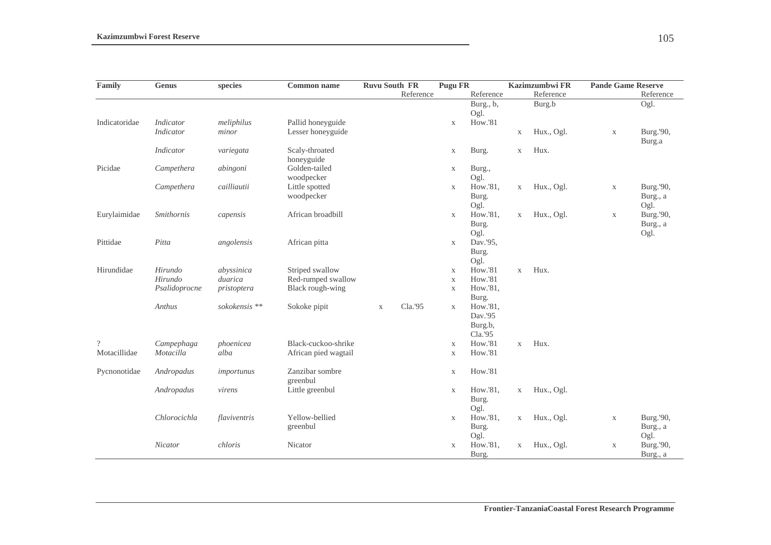| Family | Genus | species | Common name | Ruvu South FR | | Pugu FR | | Kazimzumbwi FR | | Pande Game Reserve | |
|---|---|---|---|---|---|---|---|---|---|---|---|
| | | | | | Reference | | Reference | | Reference | | Reference |
| | | | | | | | Burg., b, Ogl. | | Burg.b | | Ogl. |
| Indicatoridae | *Indicator* | *meliphilus* | Pallid honeyguide | | | x | How.'81 | | | | |
| | *Indicator* | *minor* | Lesser honeyguide | | | | | x | Hux., Ogl. | x | Burg.'90, Burg.a |
| | *Indicator* | *variegata* | Scaly-throated honeyguide | | | x | Burg. | x | Hux. | | |
| Picidae | *Campethera* | *abingoni* | Golden-tailed woodpecker | | | x | Burg., Ogl. | | | | |
| | *Campethera* | *cailliautii* | Little spotted woodpecker | | | x | How.'81, Burg. Ogl. | x | Hux., Ogl. | x | Burg.'90, Burg., a Ogl. |
| Eurylaimidae | *Smithornis* | *capensis* | African broadbill | | | x | How.'81, Burg. Ogl. | x | Hux., Ogl. | x | Burg.'90, Burg., a Ogl. |
| Pittidae | *Pitta* | *angolensis* | African pitta | | | x | Dav.'95, Burg. Ogl. | | | | |
| Hirundidae | *Hirundo* | *abyssinica* | Striped swallow | | | x | How.'81 | x | Hux. | | |
| | *Hirundo* | *duarica* | Red-rumped swallow | | | x | How.'81 | | | | |
| | *Psalidoprocne* | *pristoptera* | Black rough-wing | | | x | How.'81, Burg. | | | | |
| | *Anthus* | *sokokensis* ** | Sokoke pipit | x | Cla.'95 | x | How.'81, Dav.'95 Burg.b, Cla.'95 | | | | |
| ? | *Campephaga* | *phoenicea* | Black-cuckoo-shrike | | | x | How.'81 | x | Hux. | | |
| Motacillidae | *Motacilla* | *alba* | African pied wagtail | | | x | How.'81 | | | | |
| Pycnonotidae | *Andropadus* | *importunus* | Zanzibar sombre greenbul | | | x | How.'81 | | | | |
| | *Andropadus* | *virens* | Little greenbul | | | x | How.'81, Burg. Ogl. | x | Hux., Ogl. | | |
| | *Chlorocichla* | *flaviventris* | Yellow-bellied greenbul | | | x | How.'81, Burg. Ogl. | x | Hux., Ogl. | x | Burg.'90, Burg., a Ogl. |
| | *Nicator* | *chloris* | Nicator | | | x | How.'81, Burg. | x | Hux., Ogl. | x | Burg.'90, Burg., a |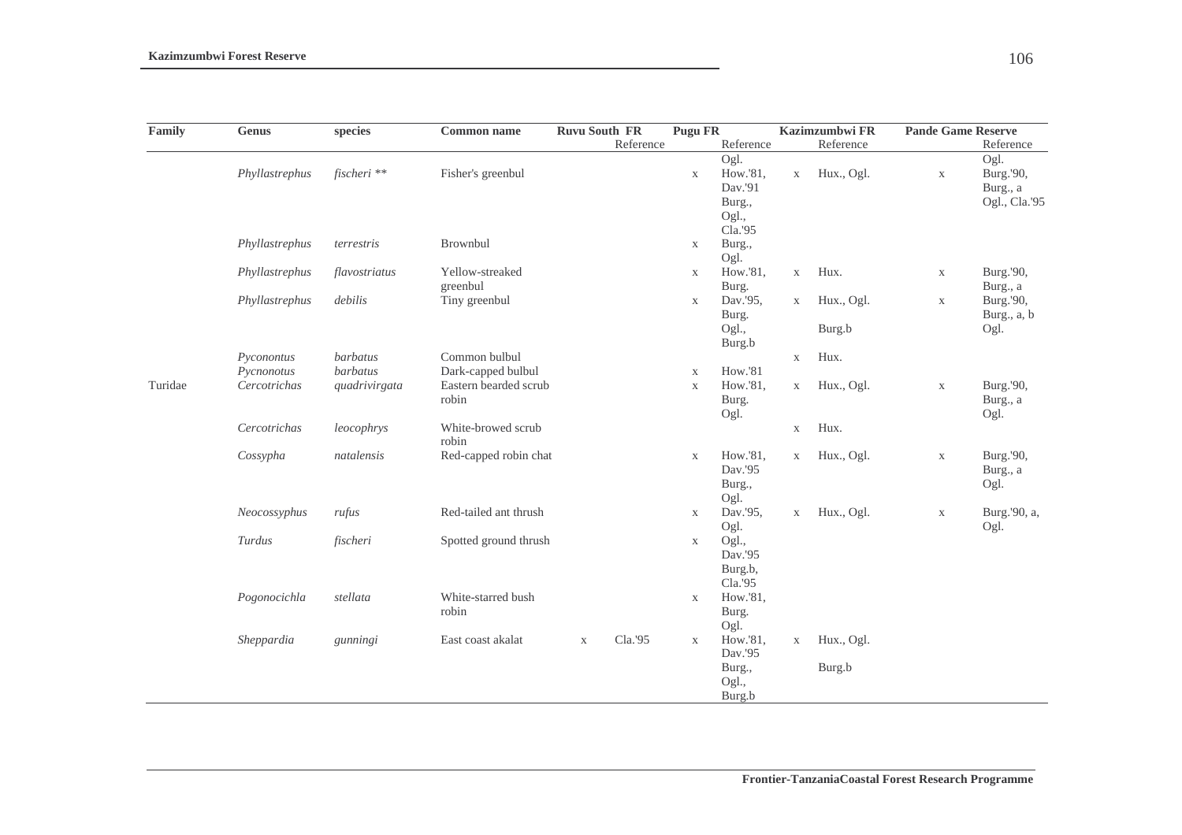| Family | Genus | species | Common name | Ruvu South FR | | Pugu FR | | Kazimzumbwi FR | | Pande Game Reserve | |
|---|---|---|---|---|---|---|---|---|---|---|---|
| | | | | | Reference | | Reference | | Reference | | Reference |
| | *Phyllastrephus* | *fischeri* ** | Fisher's greenbul | | | x | Ogl. How.'81, Dav.'91 Burg., Ogl., Cla.'95 | x | Hux., Ogl. | x | Ogl. Burg.'90, Burg., a Ogl., Cla.'95 |
| | *Phyllastrephus* | *terrestris* | Brownbul | | | x | Burg., Ogl. | | | | |
| | *Phyllastrephus* | *flavostriatus* | Yellow-streaked greenbul | | | x | How.'81, Burg. | x | Hux. | x | Burg.'90, Burg., a |
| | *Phyllastrephus* | *debilis* | Tiny greenbul | | | x | Dav.'95, Burg. Ogl., Burg.b | x | Hux., Ogl. Burg.b | x | Burg.'90, Burg., a, b Ogl. |
| | *Pyconontus* | *barbatus* | Common bulbul | | | | | x | Hux. | | |
| | *Pycnonotus* | *barbatus* | Dark-capped bulbul | | | x | How.'81 | | | | |
| Turidae | *Cercotrichas* | *quadrivirgata* | Eastern bearded scrub robin | | | x | How.'81, Burg. Ogl. | x | Hux., Ogl. | x | Burg.'90, Burg., a Ogl. |
| | *Cercotrichas* | *leocophrys* | White-browed scrub robin | | | | | x | Hux. | | |
| | *Cossypha* | *natalensis* | Red-capped robin chat | | | x | How.'81, Dav.'95 Burg., Ogl. | x | Hux., Ogl. | x | Burg.'90, Burg., a Ogl. |
| | *Neocossyphus* | *rufus* | Red-tailed ant thrush | | | x | Dav.'95, Ogl. | x | Hux., Ogl. | x | Burg.'90, a, Ogl. |
| | *Turdus* | *fischeri* | Spotted ground thrush | | | x | Ogl., Dav.'95 Burg.b, Cla.'95 | | | | |
| | *Pogonocichla* | *stellata* | White-starred bush robin | | | x | How.'81, Burg. Ogl. | | | | |
| | *Sheppardia* | *gunningi* | East coast akalat | x | Cla.'95 | x | How.'81, Dav.'95 Burg., Ogl., Burg.b | x | Hux., Ogl. Burg.b | | |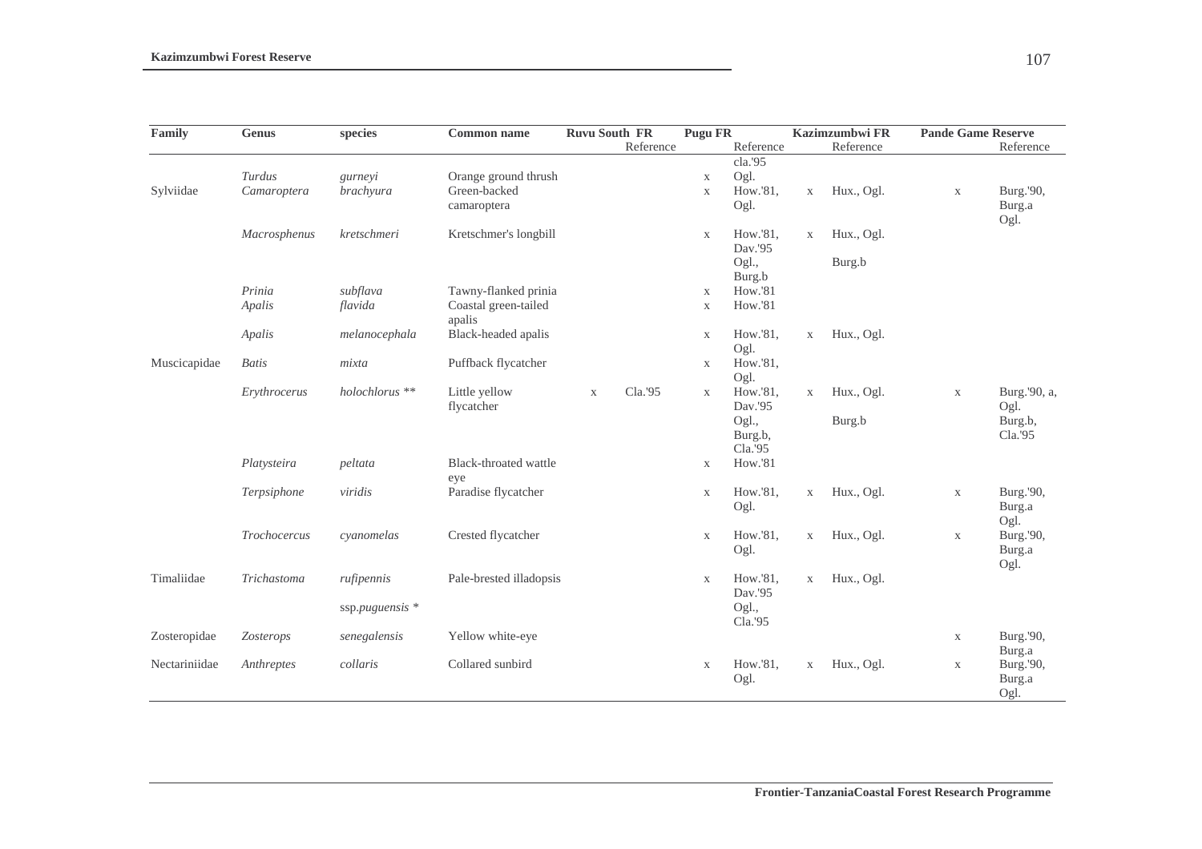| Family | Genus | species | Common name | Ruvu South FR | | Pugu FR | | Kazimzumbwi FR | | Pande Game Reserve | |
|---|---|---|---|---|---|---|---|---|---|---|---|
| | | | | | Reference | | Reference | | Reference | | Reference |
| | | | | | | | cla.'95 | | | | |
| | *Turdus* | *gurneyi* | Orange ground thrush | | | x | Ogl. | | | | |
| Sylviidae | *Camaroptera* | *brachyura* | Green-backed camaroptera | | | x | How.'81, Ogl. | x | Hux., Ogl. | x | Burg.'90, Burg.a Ogl. |
| | *Macrosphenus* | *kretschmeri* | Kretschmer's longbill | | | x | How.'81, Dav.'95 Ogl., Burg.b | x | Hux., Ogl. Burg.b | | |
| | *Prinia* | *subflava* | Tawny-flanked prinia | | | x | How.'81 | | | | |
| | *Apalis* | *flavida* | Coastal green-tailed apalis | | | x | How.'81 | | | | |
| | *Apalis* | *melanocephala* | Black-headed apalis | | | x | How.'81, Ogl. | x | Hux., Ogl. | | |
| Muscicapidae | *Batis* | *mixta* | Puffback flycatcher | | | x | How.'81, Ogl. | | | | |
| | *Erythrocerus* | *holochlorus* ** | Little yellow flycatcher | x | Cla.'95 | x | How.'81, Dav.'95 Ogl., Burg.b, Cla.'95 | x | Hux., Ogl. Burg.b | x | Burg.'90, a, Ogl. Burg.b, Cla.'95 |
| | *Platysteira* | *peltata* | Black-throated wattle eye | | | x | How.'81 | | | | |
| | *Terpsiphone* | *viridis* | Paradise flycatcher | | | x | How.'81, Ogl. | x | Hux., Ogl. | x | Burg.'90, Burg.a Ogl. |
| | *Trochocercus* | *cyanomelas* | Crested flycatcher | | | x | How.'81, Ogl. | x | Hux., Ogl. | x | Burg.'90, Burg.a Ogl. |
| Timaliidae | *Trichastoma* | *rufipennis* ssp.*puguensis* * | Pale-brested illadopsis | | | x | How.'81, Dav.'95 Ogl., Cla.'95 | x | Hux., Ogl. | | |
| Zosteropidae | *Zosterops* | *senegalensis* | Yellow white-eye | | | | | | | x | Burg.'90, Burg.a |
| Nectariniidae | *Anthreptes* | *collaris* | Collared sunbird | | | x | How.'81, Ogl. | x | Hux., Ogl. | x | Burg.'90, Burg.a Ogl. |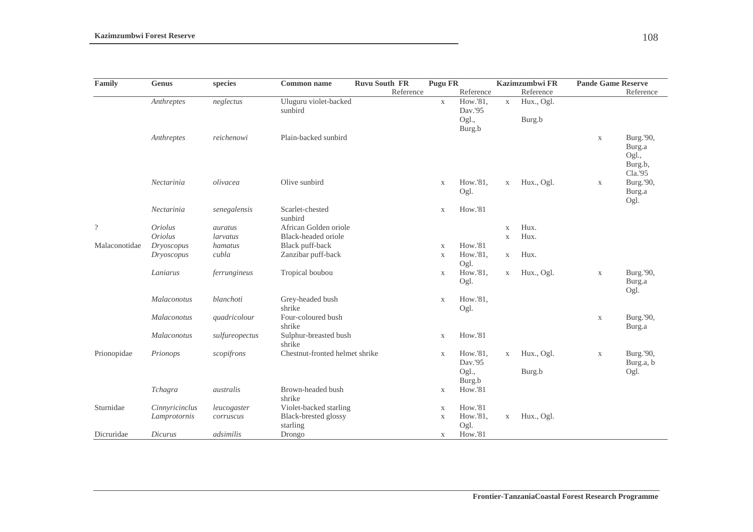| Family | Genus | species | Common name | Ruvu South FR |  | Pugu FR |  | Kazimzumbwi FR |  | Pande Game Reserve |  |
|---|---|---|---|---|---|---|---|---|---|---|---|
|  |  |  |  |  | Reference |  | Reference |  | Reference |  | Reference |
|  | *Anthreptes* | *neglectus* | Uluguru violet-backed sunbird |  |  | x | How.'81, Dav.'95 Ogl., Burg.b | x | Hux., Ogl. Burg.b |  |  |
|  | *Anthreptes* | *reichenowi* | Plain-backed sunbird |  |  |  |  |  |  | x | Burg.'90, Burg.a Ogl., Burg.b, Cla.'95 |
|  | *Nectarinia* | *olivacea* | Olive sunbird |  |  | x | How.'81, Ogl. | x | Hux., Ogl. | x | Burg.'90, Burg.a Ogl. |
|  | *Nectarinia* | *senegalensis* | Scarlet-chested sunbird |  |  | x | How.'81 |  |  |  |  |
| ? | *Oriolus* | *auratus* | African Golden oriole |  |  |  |  | x | Hux. |  |  |
|  | *Oriolus* | *larvatus* | Black-headed oriole |  |  |  |  | x | Hux. |  |  |
| Malaconotidae | *Dryoscopus* | *hamatus* | Black puff-back |  |  | x | How.'81 |  |  |  |  |
|  | *Dryoscopus* | *cubla* | Zanzibar puff-back |  |  | x | How.'81, Ogl. | x | Hux. |  |  |
|  | *Laniarus* | *ferrungineus* | Tropical boubou |  |  | x | How.'81, Ogl. | x | Hux., Ogl. | x | Burg.'90, Burg.a Ogl. |
|  | *Malaconotus* | *blanchoti* | Grey-headed bush shrike |  |  | x | How.'81, Ogl. |  |  |  |  |
|  | *Malaconotus* | *quadricolour* | Four-coloured bush shrike |  |  |  |  |  |  | x | Burg.'90, Burg.a |
|  | *Malaconotus* | *sulfureopectus* | Sulphur-breasted bush shrike |  |  | x | How.'81 |  |  |  |  |
| Prionopidae | *Prionops* | *scopifrons* | Chestnut-fronted helmet shrike |  |  | x | How.'81, Dav.'95 Ogl., Burg.b | x | Hux., Ogl. Burg.b | x | Burg.'90, Burg.a, b Ogl. |
|  | *Tchagra* | *australis* | Brown-headed bush shrike |  |  | x | How.'81 |  |  |  |  |
| Sturnidae | *Cinnyricinclus* | *leucogaster* | Violet-backed starling |  |  | x | How.'81 |  |  |  |  |
|  | *Lamprotornis* | *corruscus* | Black-brested glossy starling |  |  | x | How.'81, Ogl. | x | Hux., Ogl. |  |  |
| Dicruridae | *Dicurus* | *adsimilis* | Drongo |  |  | x | How.'81 |  |  |  |  |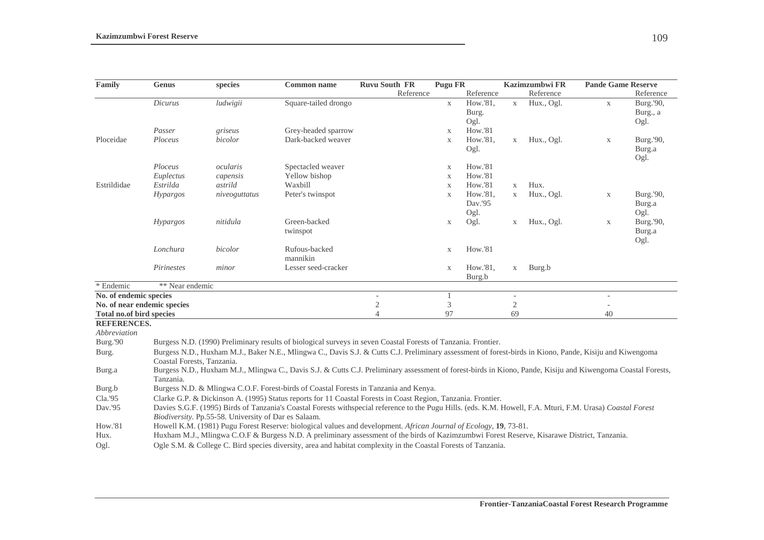| Family | Genus | species | Common name | Ruvu South FR | | Pugu FR | | Kazimzumbwi FR | | Pande Game Reserve | |
|---|---|---|---|---|---|---|---|---|---|---|---|
| | | | | | Reference | | Reference | | Reference | | Reference |
| | *Dicurus* | *ludwigii* | Square-tailed drongo | | | x | How.'81, Burg. Ogl. | x | Hux., Ogl. | x | Burg.'90, Burg., a Ogl. |
| | *Passer* | *griseus* | Grey-headed sparrow | | | x | How.'81 | | | | |
| Ploceidae | *Ploceus* | *bicolor* | Dark-backed weaver | | | x | How.'81, Ogl. | x | Hux., Ogl. | x | Burg.'90, Burg.a Ogl. |
| | *Ploceus* | *ocularis* | Spectacled weaver | | | x | How.'81 | | | | |
| | *Euplectus* | *capensis* | Yellow bishop | | | x | How.'81 | | | | |
| Estrildidae | *Estrilda* | *astrild* | Waxbill | | | x | How.'81 | x | Hux. | | |
| | *Hypargos* | *niveoguttatus* | Peter's twinspot | | | x | How.'81, Dav.'95 Ogl. | x | Hux., Ogl. | x | Burg.'90, Burg.a Ogl. |
| | *Hypargos* | *nitidula* | Green-backed twinspot | | | x | Ogl. | x | Hux., Ogl. | x | Burg.'90, Burg.a Ogl. |
| | *Lonchura* | *bicolor* | Rufous-backed mannikin | | | x | How.'81 | | | | |
| | *Pirinestes* | *minor* | Lesser seed-cracker | | | x | How.'81, Burg.b | x | Burg.b | | |
| * Endemic | ** Near endemic | | | | | | | | | | |
| **No. of endemic species** | | | | - | | 1 | | - | | - | |
| **No. of near endemic species** | | | | 2 | | 3 | | 2 | | - | |
| **Total no.of bird species** | | | | 4 | | 97 | | 69 | | 40 | |

**REFERENCES.**

*Abbreviation*

Burg.'90 Burgess N.D. (1990) Preliminary results of biological surveys in seven Coastal Forests of Tanzania. Frontier.

Burg. Burgess N.D., Huxham M.J., Baker N.E., Mlingwa C., Davis S.J. & Cutts C.J. Preliminary assessment of forest-birds in Kiono, Pande, Kisiju and Kiwengoma Coastal Forests, Tanzania.

Burg.a Burgess N.D., Huxham M.J., Mlingwa C., Davis S.J. & Cutts C.J. Preliminary assessment of forest-birds in Kiono, Pande, Kisiju and Kiwengoma Coastal Forests, Tanzania.

Burg.b Burgess N.D. & Mlingwa C.O.F. Forest-birds of Coastal Forests in Tanzania and Kenya.

Cla.'95 Clarke G.P. & Dickinson A. (1995) Status reports for 11 Coastal Forests in Coast Region, Tanzania. Frontier.

Dav.'95 Davies S.G.F. (1995) Birds of Tanzania's Coastal Forests withspecial reference to the Pugu Hills. (eds. K.M. Howell, F.A. Mturi, F.M. Urasa) *Coastal Forest Biodiversity*. Pp.55-58. University of Dar es Salaam.

How.'81 Howell K.M. (1981) Pugu Forest Reserve: biological values and development. *African Journal of Ecology*, **19**, 73-81.

Hux. Huxham M.J., Mlingwa C.O.F & Burgess N.D. A preliminary assessment of the birds of Kazimzumbwi Forest Reserve, Kisarawe District, Tanzania.

Ogl. Ogle S.M. & College C. Bird species diversity, area and habitat complexity in the Coastal Forests of Tanzania.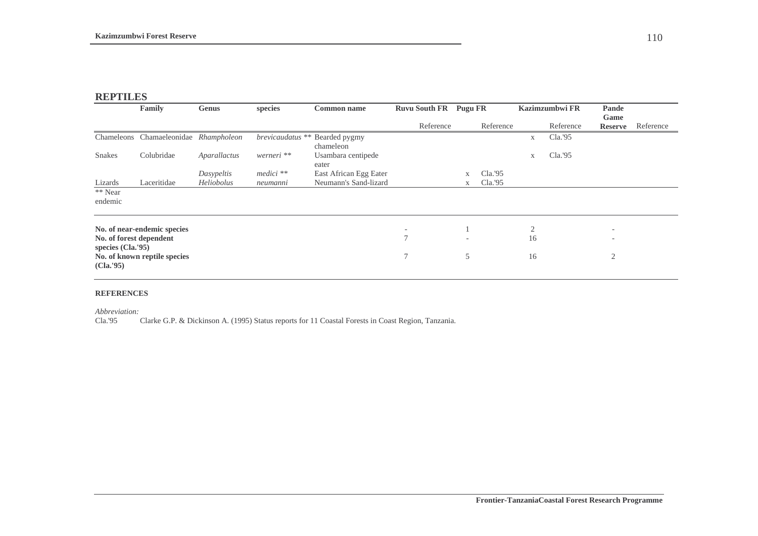## REPTILES

| | Family | Genus | species | Common name | Ruvu South FR | | Pugu FR | | Kazimzumbwi FR | | Pande Game Reserve | |
|---|---|---|---|---|---|---|---|---|---|---|---|---|
| | | | | | | Reference | | Reference | | Reference | | Reference |
| Chameleons | Chamaeleonidae | *Rhampholeon* | *brevicaudatus* ** | Bearded pygmy chameleon | | | | | x | Cla.'95 | | |
| Snakes | Colubridae | *Aparallactus* | *werneri* ** | Usambara centipede eater | | | | | x | Cla.'95 | | |
| | | *Dasypeltis* | *medici* ** | East African Egg Eater | | | x | Cla.'95 | | | | |
| Lizards | Laceritidae | *Heliobolus* | *neumanni* | Neumann's Sand-lizard | | | x | Cla.'95 | | | | |
| ** Near endemic | | | | | | | | | | | | |
| No. of near-endemic species | | | | | - | | 1 | | 2 | | - | |
| No. of forest dependent species (Cla.'95) | | | | | 7 | | - | | 16 | | - | |
| No. of known reptile species (Cla.'95) | | | | | 7 | | 5 | | 16 | | 2 | |

**REFERENCES**

*Abbreviation:*

Cla.'95 Clarke G.P. & Dickinson A. (1995) Status reports for 11 Coastal Forests in Coast Region, Tanzania.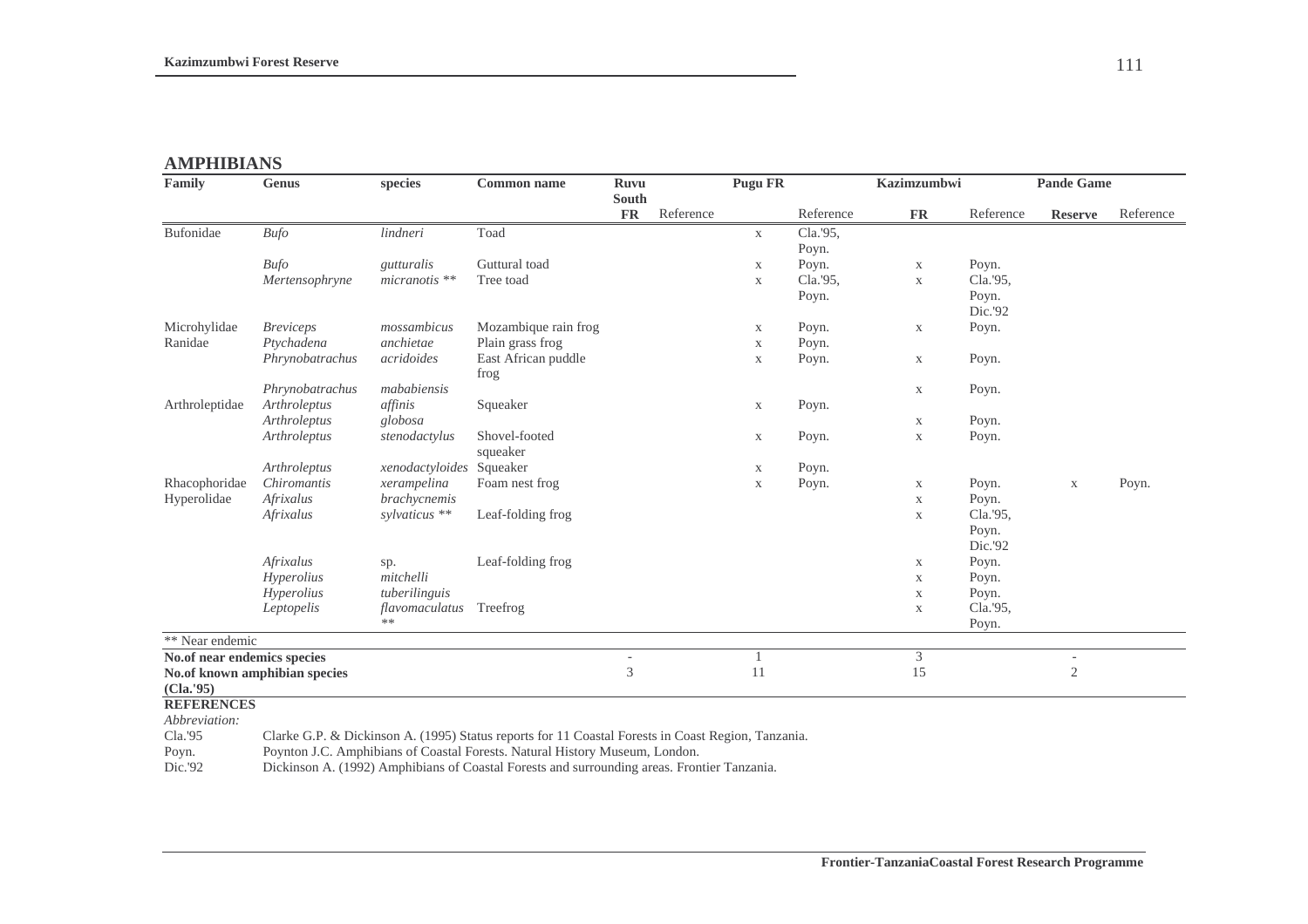## AMPHIBIANS

| Family | Genus | species | Common name | Ruvu South FR | Reference | Pugu FR | Reference | Kazimzumbwi FR | Reference | Pande Game Reserve | Reference |
|---|---|---|---|---|---|---|---|---|---|---|---|
| Bufonidae | *Bufo* | *lindneri* | Toad | | | x | Cla.'95, Poyn. | | | | |
| | *Bufo* | *gutturalis* | Guttural toad | | | x | Poyn. | x | Poyn. | | |
| | *Mertensophryne* | *micranotis* ** | Tree toad | | | x | Cla.'95, Poyn. | x | Cla.'95, Poyn. Dic.'92 | | |
| Microhylidae | *Breviceps* | *mossambicus* | Mozambique rain frog | | | x | Poyn. | x | Poyn. | | |
| Ranidae | *Ptychadena* | *anchietae* | Plain grass frog | | | x | Poyn. | | | | |
| | *Phrynobatrachus* | *acridoides* | East African puddle frog | | | x | Poyn. | x | Poyn. | | |
| | *Phrynobatrachus* | *mababiensis* | | | | | | x | Poyn. | | |
| Arthroleptidae | *Arthroleptus* | *affinis* | Squeaker | | | x | Poyn. | | | | |
| | *Arthroleptus* | *globosa* | | | | | | x | Poyn. | | |
| | *Arthroleptus* | *stenodactylus* | Shovel-footed squeaker | | | x | Poyn. | x | Poyn. | | |
| | *Arthroleptus* | *xenodactyloides* | Squeaker | | | x | Poyn. | | | | |
| Rhacophoridae | *Chiromantis* | *xerampelina* | Foam nest frog | | | x | Poyn. | x | Poyn. | x | Poyn. |
| Hyperolidae | *Afrixalus* | *brachycnemis* | | | | | | x | Poyn. | | |
| | *Afrixalus* | *sylvaticus* ** | Leaf-folding frog | | | | | x | Cla.'95, Poyn. Dic.'92 | | |
| | *Afrixalus* | sp. | Leaf-folding frog | | | | | x | Poyn. | | |
| | *Hyperolius* | *mitchelli* | | | | | | x | Poyn. | | |
| | *Hyperolius* | *tuberilinguis* | | | | | | x | Poyn. | | |
| | *Leptopelis* | *flavomaculatus* ** | Treefrog | | | | | x | Cla.'95, Poyn. | | |
| ** Near endemic | | | | | | | | | | | |
| **No.of near endemics species** | | | | - | | 1 | | 3 | | - | |
| **No.of known amphibian species (Cla.'95)** | | | | 3 | | 11 | | 15 | | 2 | |

**REFERENCES**

*Abbreviation:*

Cla.'95 Clarke G.P. & Dickinson A. (1995) Status reports for 11 Coastal Forests in Coast Region, Tanzania.

Poyn. Poynton J.C. Amphibians of Coastal Forests. Natural History Museum, London.

Dic.'92 Dickinson A. (1992) Amphibians of Coastal Forests and surrounding areas. Frontier Tanzania.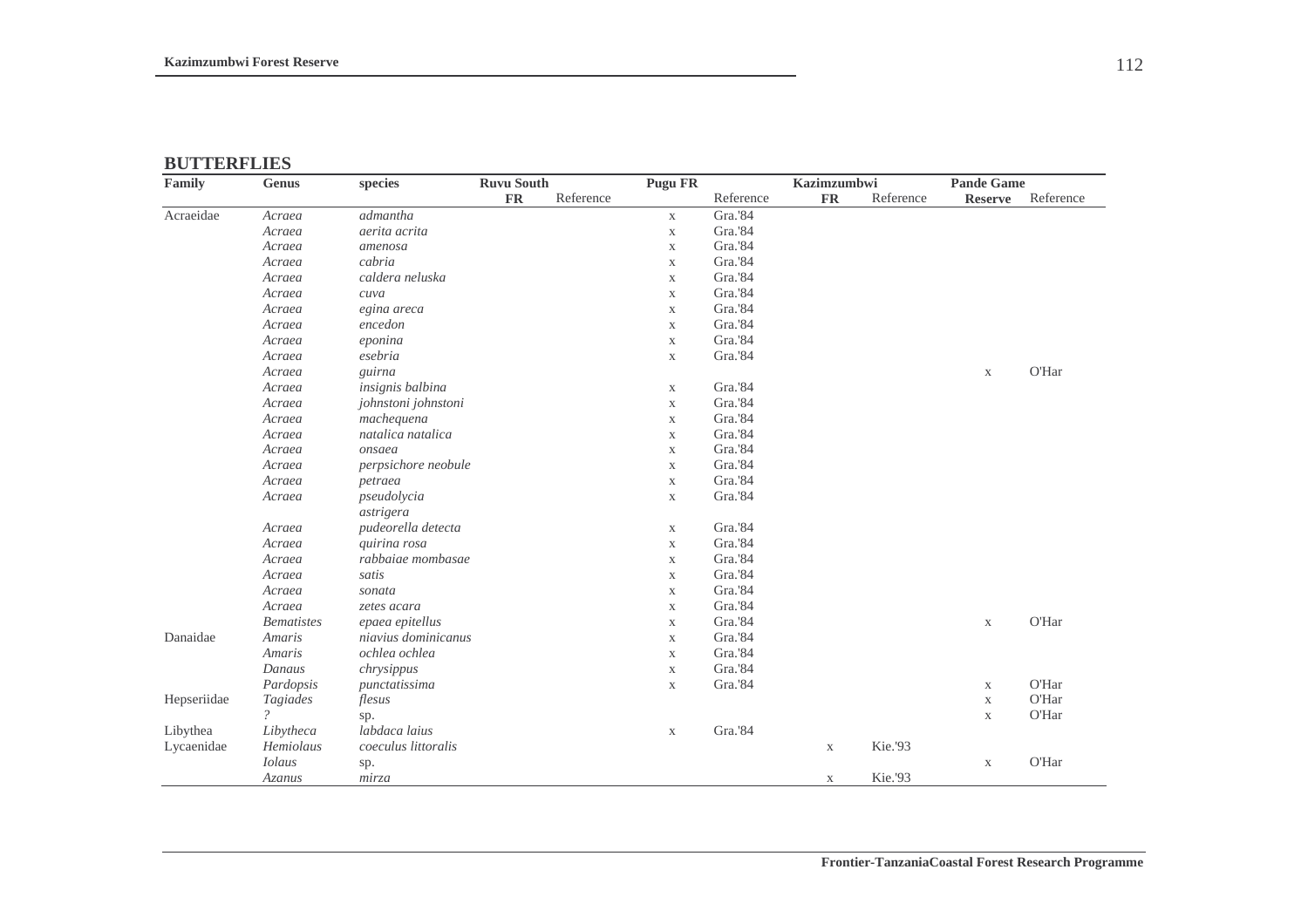## BUTTERFLIES

| Family | Genus | species | Ruvu South FR | Reference | Pugu FR | Reference | Kazimzumbwi FR | Reference | Pande Game Reserve | Reference |
|---|---|---|---|---|---|---|---|---|---|---|
| Acraeidae | *Acraea* | *admantha* | | | x | Gra.'84 | | | | |
| | *Acraea* | *aerita acrita* | | | x | Gra.'84 | | | | |
| | *Acraea* | *amenosa* | | | x | Gra.'84 | | | | |
| | *Acraea* | *cabria* | | | x | Gra.'84 | | | | |
| | *Acraea* | *caldera neluska* | | | x | Gra.'84 | | | | |
| | *Acraea* | *cuva* | | | x | Gra.'84 | | | | |
| | *Acraea* | *egina areca* | | | x | Gra.'84 | | | | |
| | *Acraea* | *encedon* | | | x | Gra.'84 | | | | |
| | *Acraea* | *eponina* | | | x | Gra.'84 | | | | |
| | *Acraea* | *esebria* | | | x | Gra.'84 | | | | |
| | *Acraea* | *guirna* | | | | | | | x | O'Har |
| | *Acraea* | *insignis balbina* | | | x | Gra.'84 | | | | |
| | *Acraea* | *johnstoni johnstoni* | | | x | Gra.'84 | | | | |
| | *Acraea* | *machequena* | | | x | Gra.'84 | | | | |
| | *Acraea* | *natalica natalica* | | | x | Gra.'84 | | | | |
| | *Acraea* | *onsaea* | | | x | Gra.'84 | | | | |
| | *Acraea* | *perpsichore neobule* | | | x | Gra.'84 | | | | |
| | *Acraea* | *petraea* | | | x | Gra.'84 | | | | |
| | *Acraea* | *pseudolycia astrigera* | | | x | Gra.'84 | | | | |
| | *Acraea* | *pudeorella detecta* | | | x | Gra.'84 | | | | |
| | *Acraea* | *quirina rosa* | | | x | Gra.'84 | | | | |
| | *Acraea* | *rabbaiae mombasae* | | | x | Gra.'84 | | | | |
| | *Acraea* | *satis* | | | x | Gra.'84 | | | | |
| | *Acraea* | *sonata* | | | x | Gra.'84 | | | | |
| | *Acraea* | *zetes acara* | | | x | Gra.'84 | | | | |
| | *Bematistes* | *epaea epitellus* | | | x | Gra.'84 | | | x | O'Har |
| Danaidae | *Amaris* | *niavius dominicanus* | | | x | Gra.'84 | | | | |
| | *Amaris* | *ochlea ochlea* | | | x | Gra.'84 | | | | |
| | *Danaus* | *chrysippus* | | | x | Gra.'84 | | | | |
| | *Pardopsis* | *punctatissima* | | | x | Gra.'84 | | | x | O'Har |
| Hepseriidae | *Tagiades* | *flesus* | | | | | | | x | O'Har |
| | ? | sp. | | | | | | | x | O'Har |
| Libythea | *Libytheca* | *labdaca laius* | | | x | Gra.'84 | | | | |
| Lycaenidae | *Hemiolaus* | *coeculus littoralis* | | | | | x | Kie.'93 | | |
| | *Iolaus* | sp. | | | | | | | x | O'Har |
| | *Azanus* | *mirza* | | | | | x | Kie.'93 | | |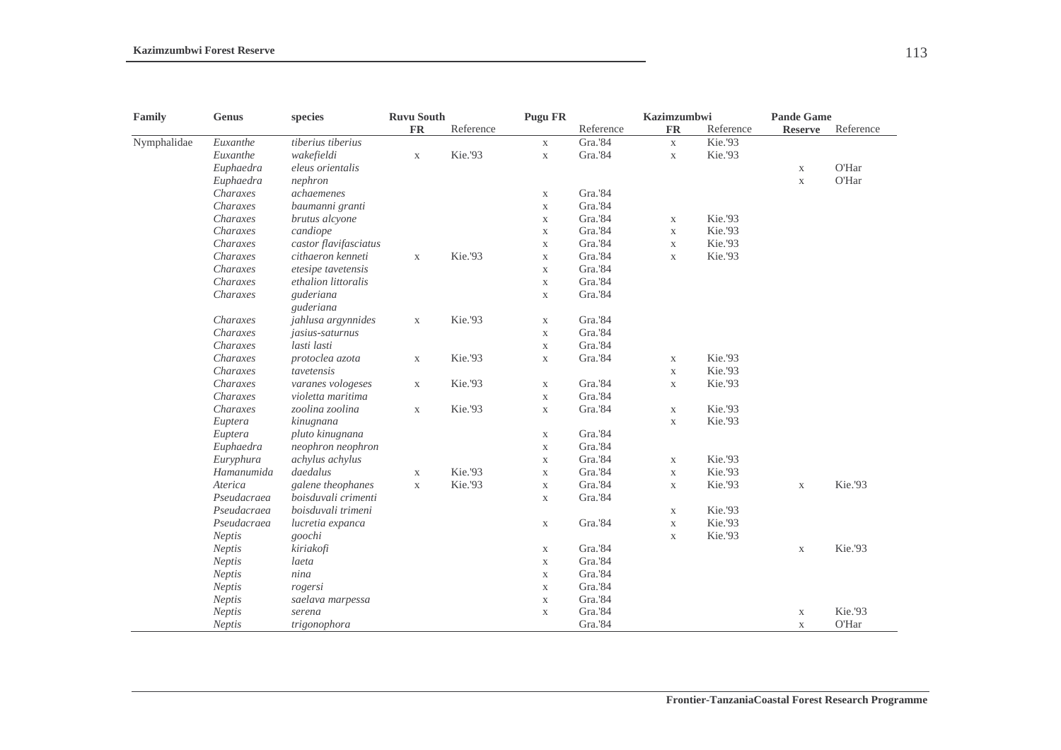| Family | Genus | species | Ruvu South FR | Reference | Pugu FR | Reference | Kazimzumbwi FR | Reference | Pande Game Reserve | Reference |
|---|---|---|---|---|---|---|---|---|---|---|
| Nymphalidae | *Euxanthe* | *tiberius tiberius* | | | x | Gra.'84 | x | Kie.'93 | | |
| | *Euxanthe* | *wakefieldi* | x | Kie.'93 | x | Gra.'84 | x | Kie.'93 | | |
| | *Euphaedra* | *eleus orientalis* | | | | | | | x | O'Har |
| | *Euphaedra* | *nephron* | | | | | | | x | O'Har |
| | *Charaxes* | *achaemenes* | | | x | Gra.'84 | | | | |
| | *Charaxes* | *baumanni granti* | | | x | Gra.'84 | | | | |
| | *Charaxes* | *brutus alcyone* | | | x | Gra.'84 | x | Kie.'93 | | |
| | *Charaxes* | *candiope* | | | x | Gra.'84 | x | Kie.'93 | | |
| | *Charaxes* | *castor flavifasciatus* | | | x | Gra.'84 | x | Kie.'93 | | |
| | *Charaxes* | *cithaeron kenneti* | x | Kie.'93 | x | Gra.'84 | x | Kie.'93 | | |
| | *Charaxes* | *etesipe tavetensis* | | | x | Gra.'84 | | | | |
| | *Charaxes* | *ethalion littoralis* | | | x | Gra.'84 | | | | |
| | *Charaxes* | *guderiana guderiana* | | | x | Gra.'84 | | | | |
| | *Charaxes* | *jahlusa argynnides* | x | Kie.'93 | x | Gra.'84 | | | | |
| | *Charaxes* | *jasius-saturnus* | | | x | Gra.'84 | | | | |
| | *Charaxes* | *lasti lasti* | | | x | Gra.'84 | | | | |
| | *Charaxes* | *protoclea azota* | x | Kie.'93 | x | Gra.'84 | x | Kie.'93 | | |
| | *Charaxes* | *tavetensis* | | | | | x | Kie.'93 | | |
| | *Charaxes* | *varanes vologeses* | x | Kie.'93 | x | Gra.'84 | x | Kie.'93 | | |
| | *Charaxes* | *violetta maritima* | | | x | Gra.'84 | | | | |
| | *Charaxes* | *zoolina zoolina* | x | Kie.'93 | x | Gra.'84 | x | Kie.'93 | | |
| | *Euptera* | *kinugnana* | | | | | x | Kie.'93 | | |
| | *Euptera* | *pluto kinugnana* | | | x | Gra.'84 | | | | |
| | *Euphaedra* | *neophron neophron* | | | x | Gra.'84 | | | | |
| | *Euryphura* | *achylus achylus* | | | x | Gra.'84 | x | Kie.'93 | | |
| | *Hamanumida* | *daedalus* | x | Kie.'93 | x | Gra.'84 | x | Kie.'93 | | |
| | *Aterica* | *galene theophanes* | x | Kie.'93 | x | Gra.'84 | x | Kie.'93 | x | Kie.'93 |
| | *Pseudacraea* | *boisduvali crimenti* | | | x | Gra.'84 | | | | |
| | *Pseudacraea* | *boisduvali trimeni* | | | | | x | Kie.'93 | | |
| | *Pseudacraea* | *lucretia expanca* | | | x | Gra.'84 | x | Kie.'93 | | |
| | *Neptis* | *goochi* | | | | | x | Kie.'93 | | |
| | *Neptis* | *kiriakofi* | | | x | Gra.'84 | | | x | Kie.'93 |
| | *Neptis* | *laeta* | | | x | Gra.'84 | | | | |
| | *Neptis* | *nina* | | | x | Gra.'84 | | | | |
| | *Neptis* | *rogersi* | | | x | Gra.'84 | | | | |
| | *Neptis* | *saelava marpessa* | | | x | Gra.'84 | | | | |
| | *Neptis* | *serena* | | | x | Gra.'84 | | | x | Kie.'93 |
| | *Neptis* | *trigonophora* | | | | Gra.'84 | | | x | O'Har |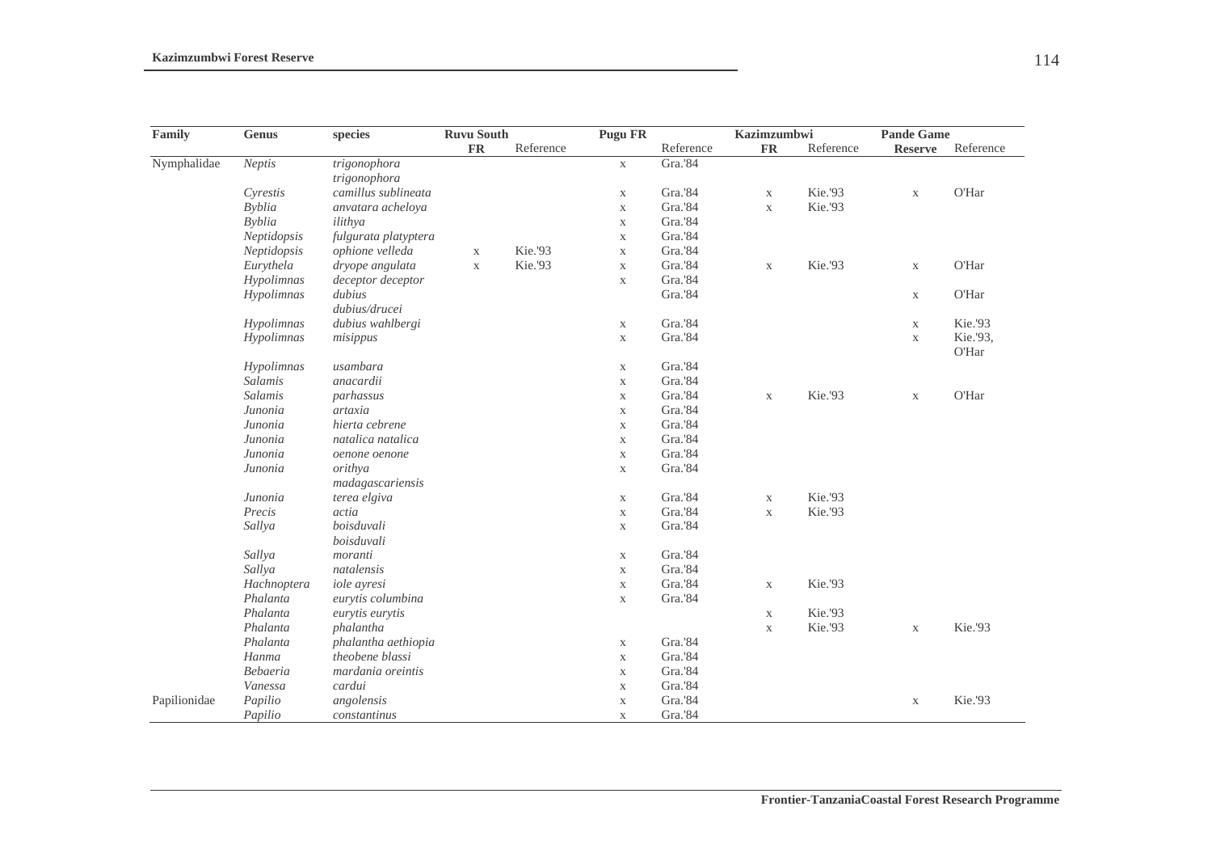| Family | Genus | species | Ruvu South FR | Reference | Pugu FR | Reference | Kazimzumbwi FR | Reference | Pande Game Reserve | Reference |
|---|---|---|---|---|---|---|---|---|---|---|
| Nymphalidae | *Neptis* | *trigonophora trigonophora* | | | x | Gra.'84 | | | | |
| | *Cyrestis* | *camillus sublineata* | | | x | Gra.'84 | x | Kie.'93 | x | O'Har |
| | *Byblia* | *anvatara acheloya* | | | x | Gra.'84 | x | Kie.'93 | | |
| | *Byblia* | *ilithya* | | | x | Gra.'84 | | | | |
| | *Neptidopsis* | *fulgurata platyptera* | | | x | Gra.'84 | | | | |
| | *Neptidopsis* | *ophione velleda* | x | Kie.'93 | x | Gra.'84 | | | | |
| | *Eurythela* | *dryope angulata* | x | Kie.'93 | x | Gra.'84 | x | Kie.'93 | x | O'Har |
| | *Hypolimnas* | *deceptor deceptor* | | | x | Gra.'84 | | | | |
| | *Hypolimnas* | *dubius dubius/drucei* | | | | Gra.'84 | | | x | O'Har |
| | *Hypolimnas* | *dubius wahlbergi* | | | x | Gra.'84 | | | x | Kie.'93 |
| | *Hypolimnas* | *misippus* | | | x | Gra.'84 | | | x | Kie.'93, O'Har |
| | *Hypolimnas* | *usambara* | | | x | Gra.'84 | | | | |
| | *Salamis* | *anacardii* | | | x | Gra.'84 | | | | |
| | *Salamis* | *parhassus* | | | x | Gra.'84 | x | Kie.'93 | x | O'Har |
| | *Junonia* | *artaxia* | | | x | Gra.'84 | | | | |
| | *Junonia* | *hierta cebrene* | | | x | Gra.'84 | | | | |
| | *Junonia* | *natalica natalica* | | | x | Gra.'84 | | | | |
| | *Junonia* | *oenone oenone* | | | x | Gra.'84 | | | | |
| | *Junonia* | *orithya madagascariensis* | | | x | Gra.'84 | | | | |
| | *Junonia* | *terea elgiva* | | | x | Gra.'84 | x | Kie.'93 | | |
| | *Precis* | *actia* | | | x | Gra.'84 | x | Kie.'93 | | |
| | *Sallya* | *boisduvali boisduvali* | | | x | Gra.'84 | | | | |
| | *Sallya* | *moranti* | | | x | Gra.'84 | | | | |
| | *Sallya* | *natalensis* | | | x | Gra.'84 | | | | |
| | *Hachnoptera* | *iole ayresi* | | | x | Gra.'84 | x | Kie.'93 | | |
| | *Phalanta* | *eurytis columbina* | | | x | Gra.'84 | | | | |
| | *Phalanta* | *eurytis eurytis* | | | | | x | Kie.'93 | | |
| | *Phalanta* | *phalantha* | | | | | x | Kie.'93 | x | Kie.'93 |
| | *Phalanta* | *phalantha aethiopia* | | | x | Gra.'84 | | | | |
| | *Hanma* | *theobene blassi* | | | x | Gra.'84 | | | | |
| | *Bebaeria* | *mardania oreintis* | | | x | Gra.'84 | | | | |
| | *Vanessa* | *cardui* | | | x | Gra.'84 | | | | |
| Papilionidae | *Papilio* | *angolensis* | | | x | Gra.'84 | | | x | Kie.'93 |
| | *Papilio* | *constantinus* | | | x | Gra.'84 | | | | |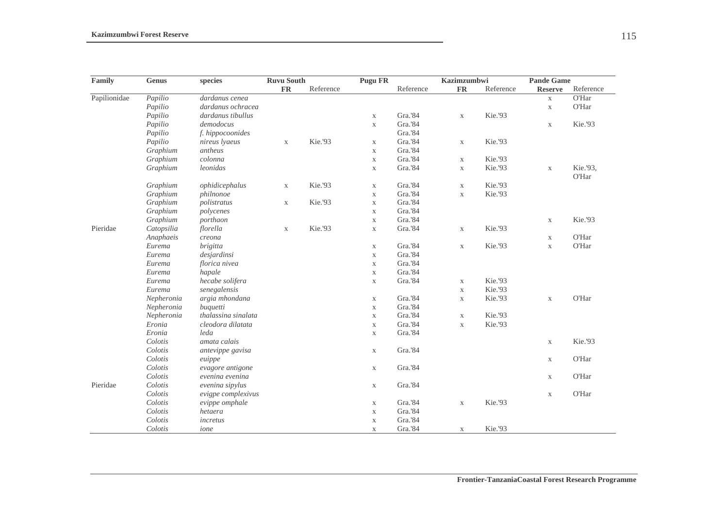| Family | Genus | species | Ruvu South | | Pugu FR | | Kazimzumbwi | | Pande Game | |
|---|---|---|---|---|---|---|---|---|---|---|
| | | | FR | Reference | | Reference | FR | Reference | Reserve | Reference |
| Papilionidae | *Papilio* | *dardanus cenea* | | | | | | | x | O'Har |
| | *Papilio* | *dardanus ochracea* | | | | | | | x | O'Har |
| | *Papilio* | *dardanus tibullus* | | | x | Gra.'84 | x | Kie.'93 | | |
| | *Papilio* | *demodocus* | | | x | Gra.'84 | | | x | Kie.'93 |
| | *Papilio* | *f. hippocoonides* | | | | Gra.'84 | | | | |
| | *Papilio* | *nireus lyaeus* | x | Kie.'93 | x | Gra.'84 | x | Kie.'93 | | |
| | *Graphium* | *antheus* | | | x | Gra.'84 | | | | |
| | *Graphium* | *colonna* | | | x | Gra.'84 | x | Kie.'93 | | |
| | *Graphium* | *leonidas* | | | x | Gra.'84 | x | Kie.'93 | x | Kie.'93, O'Har |
| | *Graphium* | *ophidicephalus* | x | Kie.'93 | x | Gra.'84 | x | Kie.'93 | | |
| | *Graphium* | *philnonoe* | | | x | Gra.'84 | x | Kie.'93 | | |
| | *Graphium* | *polistratus* | x | Kie.'93 | x | Gra.'84 | | | | |
| | *Graphium* | *polycenes* | | | x | Gra.'84 | | | | |
| | *Graphium* | *porthaon* | | | x | Gra.'84 | | | x | Kie.'93 |
| Pieridae | *Catopsilia* | *florella* | x | Kie.'93 | x | Gra.'84 | x | Kie.'93 | | |
| | *Anaphaeis* | *creona* | | | | | | | x | O'Har |
| | *Eurema* | *brigitta* | | | x | Gra.'84 | x | Kie.'93 | x | O'Har |
| | *Eurema* | *desjardinsi* | | | x | Gra.'84 | | | | |
| | *Eurema* | *florica nivea* | | | x | Gra.'84 | | | | |
| | *Eurema* | *hapale* | | | x | Gra.'84 | | | | |
| | *Eurema* | *hecabe solifera* | | | x | Gra.'84 | x | Kie.'93 | | |
| | *Eurema* | *senegalensis* | | | | | x | Kie.'93 | | |
| | *Nepheronia* | *argia mhondana* | | | x | Gra.'84 | x | Kie.'93 | x | O'Har |
| | *Nepheronia* | *buquetti* | | | x | Gra.'84 | | | | |
| | *Nepheronia* | *thalassina sinalata* | | | x | Gra.'84 | x | Kie.'93 | | |
| | *Eronia* | *cleodora dilatata* | | | x | Gra.'84 | x | Kie.'93 | | |
| | *Eronia* | *leda* | | | x | Gra.'84 | | | | |
| | *Colotis* | *amata calais* | | | | | | | x | Kie.'93 |
| | *Colotis* | *antevippe gavisa* | | | x | Gra.'84 | | | | |
| | *Colotis* | *euippe* | | | | | | | x | O'Har |
| | *Colotis* | *evagore antigone* | | | x | Gra.'84 | | | | |
| | *Colotis* | *evenina evenina* | | | | | | | x | O'Har |
| Pieridae | *Colotis* | *evenina sipylus* | | | x | Gra.'84 | | | | |
| | *Colotis* | *evigpe complexivus* | | | | | | | x | O'Har |
| | *Colotis* | *evippe omphale* | | | x | Gra.'84 | x | Kie.'93 | | |
| | *Colotis* | *hetaera* | | | x | Gra.'84 | | | | |
| | *Colotis* | *incretus* | | | x | Gra.'84 | | | | |
| | *Colotis* | *ione* | | | x | Gra.'84 | x | Kie.'93 | | |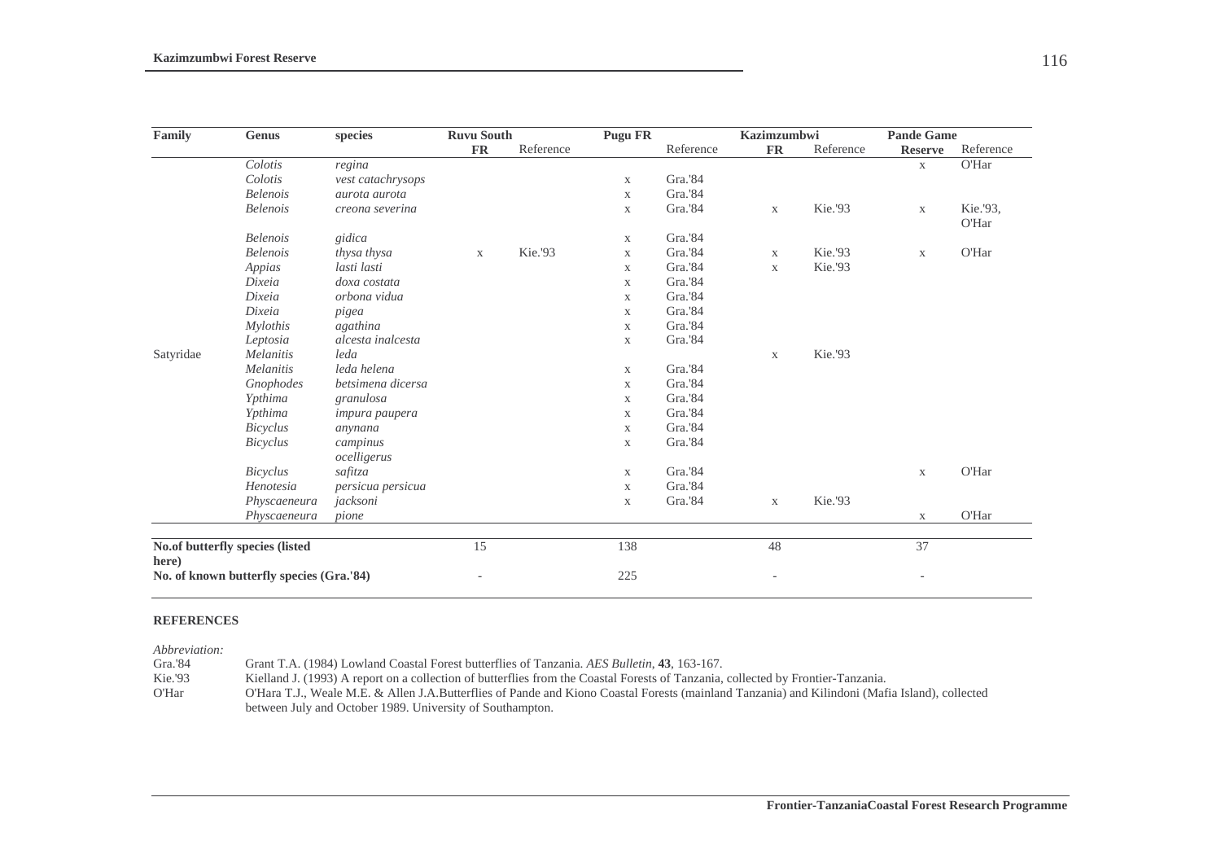| Family | Genus | species | Ruvu South FR | Reference | Pugu FR | Reference | Kazimzumbwi FR | Reference | Pande Game Reserve | Reference |
|---|---|---|---|---|---|---|---|---|---|---|
| | *Colotis* | *regina* | | | | | | | x | O'Har |
| | *Colotis* | *vest catachrysops* | | | x | Gra.'84 | | | | |
| | *Belenois* | *aurota aurota* | | | x | Gra.'84 | | | | |
| | *Belenois* | *creona severina* | | | x | Gra.'84 | x | Kie.'93 | x | Kie.'93, O'Har |
| | *Belenois* | *gidica* | | | x | Gra.'84 | | | | |
| | *Belenois* | *thysa thysa* | x | Kie.'93 | x | Gra.'84 | x | Kie.'93 | x | O'Har |
| | *Appias* | *lasti lasti* | | | x | Gra.'84 | x | Kie.'93 | | |
| | *Dixeia* | *doxa costata* | | | x | Gra.'84 | | | | |
| | *Dixeia* | *orbona vidua* | | | x | Gra.'84 | | | | |
| | *Dixeia* | *pigea* | | | x | Gra.'84 | | | | |
| | *Mylothis* | *agathina* | | | x | Gra.'84 | | | | |
| | *Leptosia* | *alcesta inalcesta* | | | x | Gra.'84 | | | | |
| Satyridae | *Melanitis* | *leda* | | | | | x | Kie.'93 | | |
| | *Melanitis* | *leda helena* | | | x | Gra.'84 | | | | |
| | *Gnophodes* | *betsimena dicersa* | | | x | Gra.'84 | | | | |
| | *Ypthima* | *granulosa* | | | x | Gra.'84 | | | | |
| | *Ypthima* | *impura paupera* | | | x | Gra.'84 | | | | |
| | *Bicyclus* | *anynana* | | | x | Gra.'84 | | | | |
| | *Bicyclus* | *campinus ocelligerus* | | | x | Gra.'84 | | | | |
| | *Bicyclus* | *safitza* | | | x | Gra.'84 | | | x | O'Har |
| | *Henotesia* | *persicua persicua* | | | x | Gra.'84 | | | | |
| | *Physcaeneura* | *jacksoni* | | | x | Gra.'84 | x | Kie.'93 | | |
| | *Physcaeneura* | *pione* | | | | | | | x | O'Har |
| **No.of butterfly species (listed here)** | | | 15 | | 138 | | 48 | | 37 | |
| **No. of known butterfly species (Gra.'84)** | | | - | | 225 | | - | | - | |

**REFERENCES**

*Abbreviation:*

Gra.'84 Grant T.A. (1984) Lowland Coastal Forest butterflies of Tanzania. *AES Bulletin*, **43**, 163-167.

Kie.'93 Kielland J. (1993) A report on a collection of butterflies from the Coastal Forests of Tanzania, collected by Frontier-Tanzania.

O'Har O'Hara T.J., Weale M.E. & Allen J.A.Butterflies of Pande and Kiono Coastal Forests (mainland Tanzania) and Kilindoni (Mafia Island), collected between July and October 1989. University of Southampton.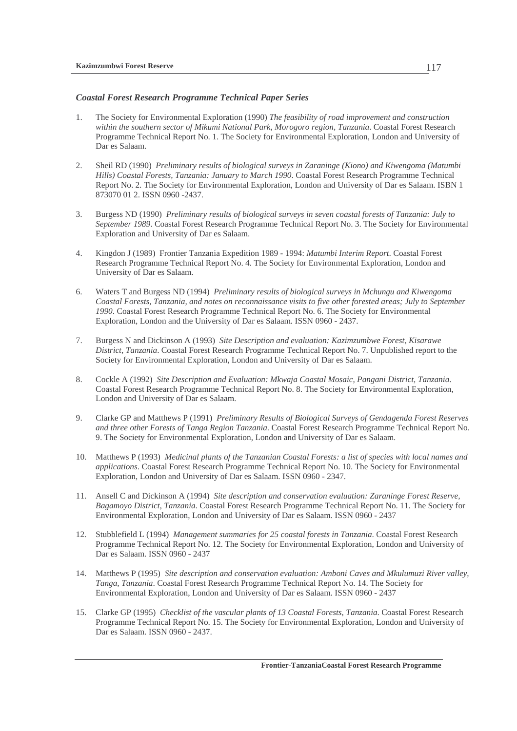### *Coastal Forest Research Programme Technical Paper Series*

1. The Society for Environmental Exploration (1990) *The feasibility of road improvement and construction within the southern sector of Mikumi National Park, Morogoro region, Tanzania*. Coastal Forest Research Programme Technical Report No. 1. The Society for Environmental Exploration, London and University of Dar es Salaam.

2. Sheil RD (1990) *Preliminary results of biological surveys in Zaraninge (Kiono) and Kiwengoma (Matumbi Hills) Coastal Forests, Tanzania: January to March 1990*. Coastal Forest Research Programme Technical Report No. 2. The Society for Environmental Exploration, London and University of Dar es Salaam. ISBN 1 873070 01 2. ISSN 0960 -2437.

3. Burgess ND (1990) *Preliminary results of biological surveys in seven coastal forests of Tanzania: July to September 1989*. Coastal Forest Research Programme Technical Report No. 3. The Society for Environmental Exploration and University of Dar es Salaam.

4. Kingdon J (1989) Frontier Tanzania Expedition 1989 - 1994: *Matumbi Interim Report*. Coastal Forest Research Programme Technical Report No. 4. The Society for Environmental Exploration, London and University of Dar es Salaam.

6. Waters T and Burgess ND (1994) *Preliminary results of biological surveys in Mchungu and Kiwengoma Coastal Forests, Tanzania, and notes on reconnaissance visits to five other forested areas; July to September 1990*. Coastal Forest Research Programme Technical Report No. 6. The Society for Environmental Exploration, London and the University of Dar es Salaam. ISSN 0960 - 2437.

7. Burgess N and Dickinson A (1993) *Site Description and evaluation: Kazimzumbwe Forest, Kisarawe District, Tanzania*. Coastal Forest Research Programme Technical Report No. 7. Unpublished report to the Society for Environmental Exploration, London and University of Dar es Salaam.

8. Cockle A (1992) *Site Description and Evaluation: Mkwaja Coastal Mosaic, Pangani District, Tanzania*. Coastal Forest Research Programme Technical Report No. 8. The Society for Environmental Exploration, London and University of Dar es Salaam.

9. Clarke GP and Matthews P (1991) *Preliminary Results of Biological Surveys of Gendagenda Forest Reserves and three other Forests of Tanga Region Tanzania*. Coastal Forest Research Programme Technical Report No. 9. The Society for Environmental Exploration, London and University of Dar es Salaam.

10. Matthews P (1993) *Medicinal plants of the Tanzanian Coastal Forests: a list of species with local names and applications*. Coastal Forest Research Programme Technical Report No. 10. The Society for Environmental Exploration, London and University of Dar es Salaam. ISSN 0960 - 2347.

11. Ansell C and Dickinson A (1994) *Site description and conservation evaluation: Zaraninge Forest Reserve, Bagamoyo District, Tanzania*. Coastal Forest Research Programme Technical Report No. 11. The Society for Environmental Exploration, London and University of Dar es Salaam. ISSN 0960 - 2437

12. Stubblefield L (1994) *Management summaries for 25 coastal forests in Tanzania*. Coastal Forest Research Programme Technical Report No. 12. The Society for Environmental Exploration, London and University of Dar es Salaam. ISSN 0960 - 2437

14. Matthews P (1995) *Site description and conservation evaluation: Amboni Caves and Mkulumuzi River valley, Tanga, Tanzania*. Coastal Forest Research Programme Technical Report No. 14. The Society for Environmental Exploration, London and University of Dar es Salaam. ISSN 0960 - 2437

15. Clarke GP (1995) *Checklist of the vascular plants of 13 Coastal Forests, Tanzania*. Coastal Forest Research Programme Technical Report No. 15. The Society for Environmental Exploration, London and University of Dar es Salaam. ISSN 0960 - 2437.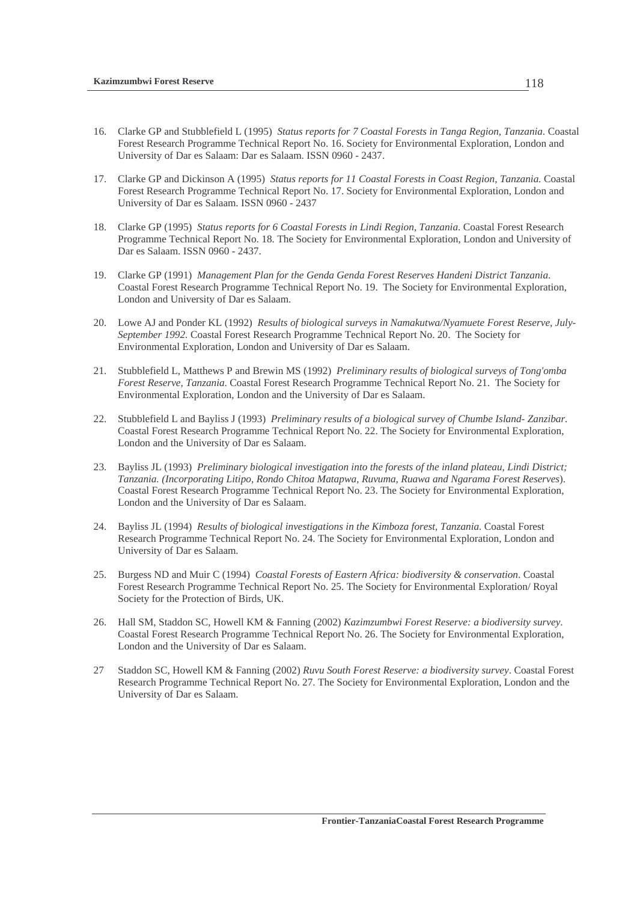16. Clarke GP and Stubblefield L (1995) *Status reports for 7 Coastal Forests in Tanga Region, Tanzania*. Coastal Forest Research Programme Technical Report No. 16. Society for Environmental Exploration, London and University of Dar es Salaam: Dar es Salaam. ISSN 0960 - 2437.

17. Clarke GP and Dickinson A (1995) *Status reports for 11 Coastal Forests in Coast Region, Tanzania.* Coastal Forest Research Programme Technical Report No. 17. Society for Environmental Exploration, London and University of Dar es Salaam. ISSN 0960 - 2437

18. Clarke GP (1995) *Status reports for 6 Coastal Forests in Lindi Region, Tanzania*. Coastal Forest Research Programme Technical Report No. 18. The Society for Environmental Exploration, London and University of Dar es Salaam. ISSN 0960 - 2437.

19. Clarke GP (1991) *Management Plan for the Genda Genda Forest Reserves Handeni District Tanzania*. Coastal Forest Research Programme Technical Report No. 19. The Society for Environmental Exploration, London and University of Dar es Salaam.

20. Lowe AJ and Ponder KL (1992) *Results of biological surveys in Namakutwa/Nyamuete Forest Reserve, July-September 1992.* Coastal Forest Research Programme Technical Report No. 20. The Society for Environmental Exploration, London and University of Dar es Salaam.

21. Stubblefield L, Matthews P and Brewin MS (1992) *Preliminary results of biological surveys of Tong'omba Forest Reserve, Tanzania*. Coastal Forest Research Programme Technical Report No. 21. The Society for Environmental Exploration, London and the University of Dar es Salaam.

22. Stubblefield L and Bayliss J (1993) *Preliminary results of a biological survey of Chumbe Island- Zanzibar*. Coastal Forest Research Programme Technical Report No. 22. The Society for Environmental Exploration, London and the University of Dar es Salaam.

23. Bayliss JL (1993) *Preliminary biological investigation into the forests of the inland plateau, Lindi District; Tanzania. (Incorporating Litipo, Rondo Chitoa Matapwa, Ruvuma, Ruawa and Ngarama Forest Reserves*). Coastal Forest Research Programme Technical Report No. 23. The Society for Environmental Exploration, London and the University of Dar es Salaam.

24. Bayliss JL (1994) *Results of biological investigations in the Kimboza forest, Tanzania*. Coastal Forest Research Programme Technical Report No. 24. The Society for Environmental Exploration, London and University of Dar es Salaam.

25. Burgess ND and Muir C (1994) *Coastal Forests of Eastern Africa: biodiversity & conservation*. Coastal Forest Research Programme Technical Report No. 25. The Society for Environmental Exploration/ Royal Society for the Protection of Birds, UK.

26. Hall SM, Staddon SC, Howell KM & Fanning (2002) *Kazimzumbwi Forest Reserve: a biodiversity survey*. Coastal Forest Research Programme Technical Report No. 26. The Society for Environmental Exploration, London and the University of Dar es Salaam.

27 Staddon SC, Howell KM & Fanning (2002) *Ruvu South Forest Reserve: a biodiversity survey*. Coastal Forest Research Programme Technical Report No. 27. The Society for Environmental Exploration, London and the University of Dar es Salaam.